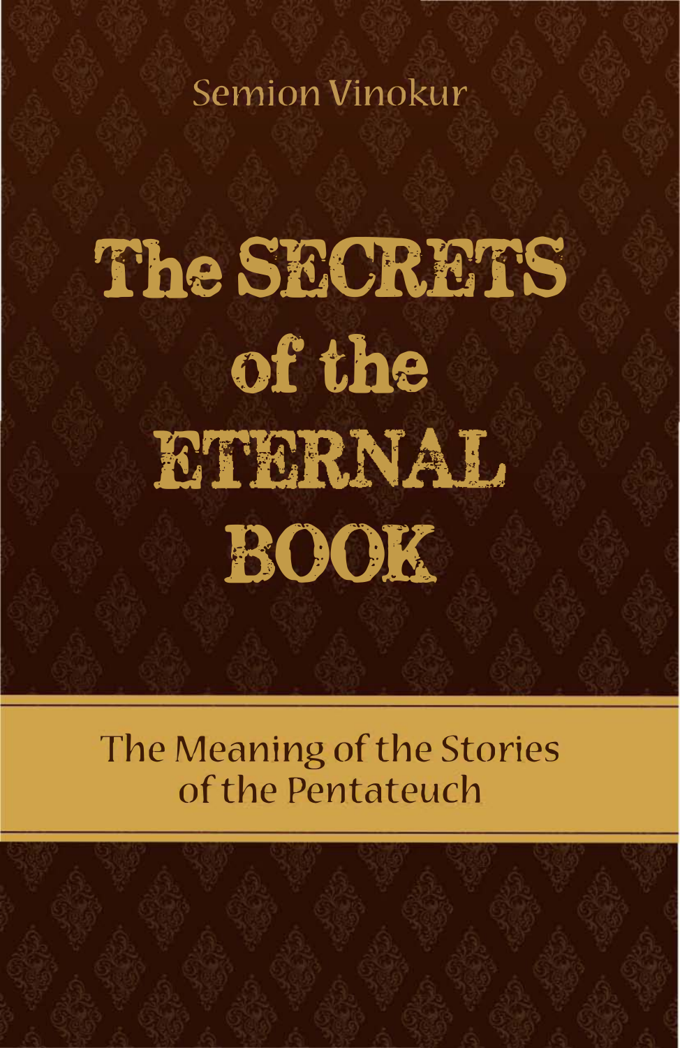Semion Vinokur

# The SECRETS of the ETERNAL BOOK

The Meaning of the Stories of the Pentateuch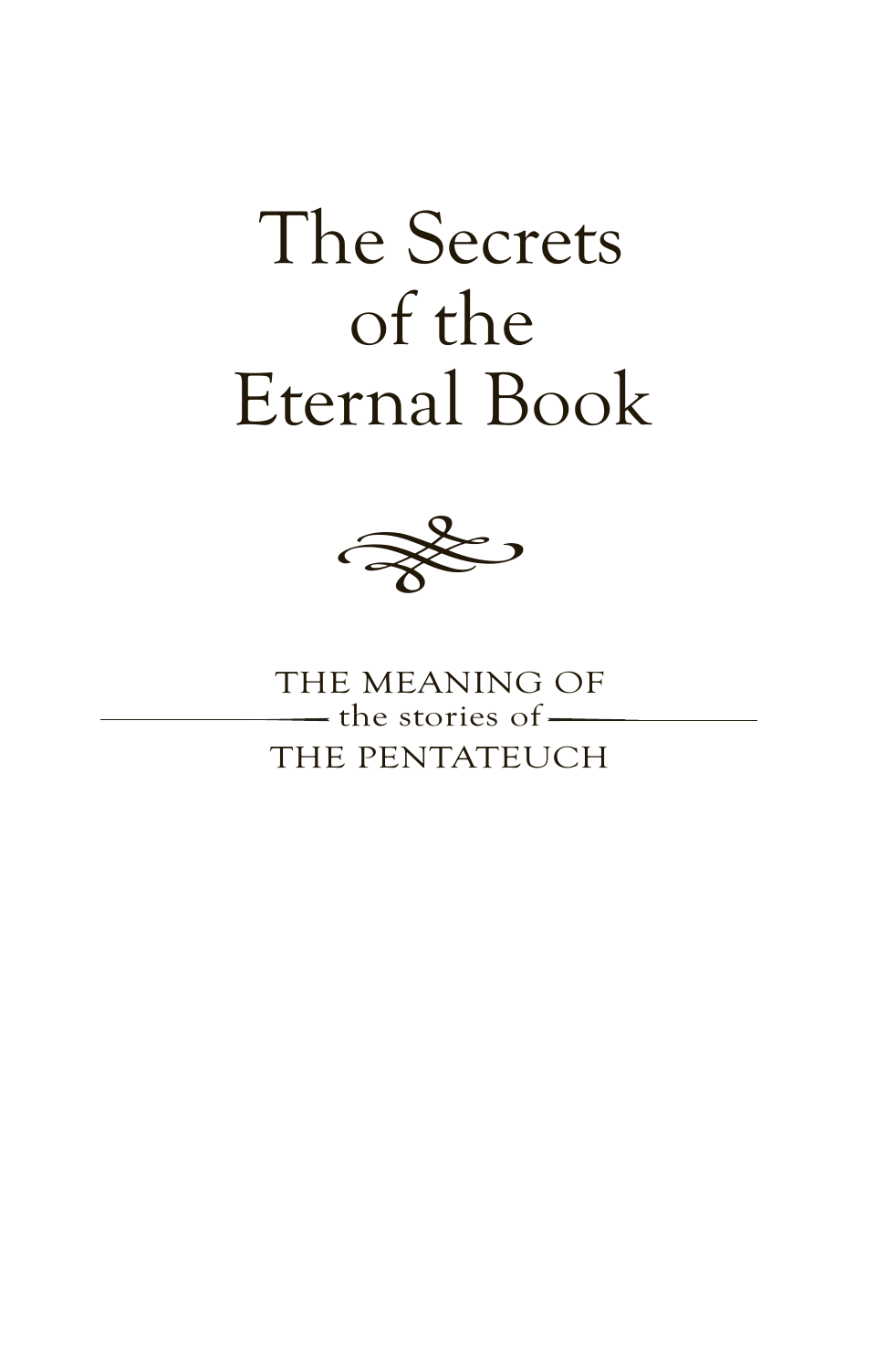# The Secrets of the Eternal Book

THE MEANING OF
the stories of
THE PENTATEUCH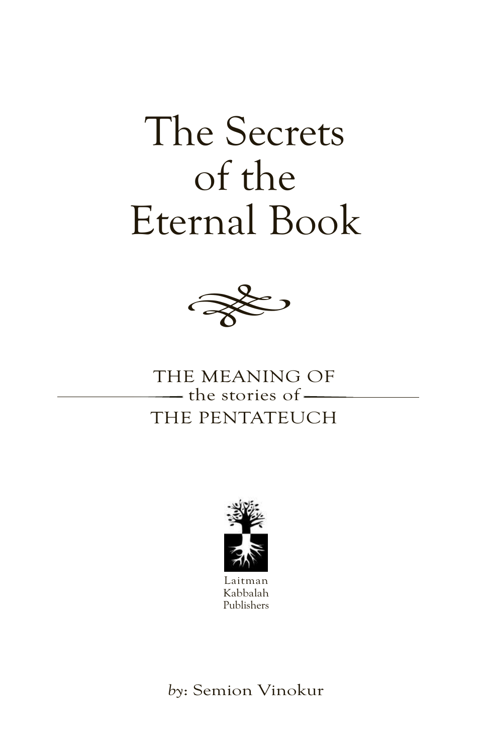# The Secrets of the Eternal Book

THE MEANING OF
the stories of
THE PENTATEUCH

Laitman
Kabbalah
Publishers

*by:* Semion Vinokur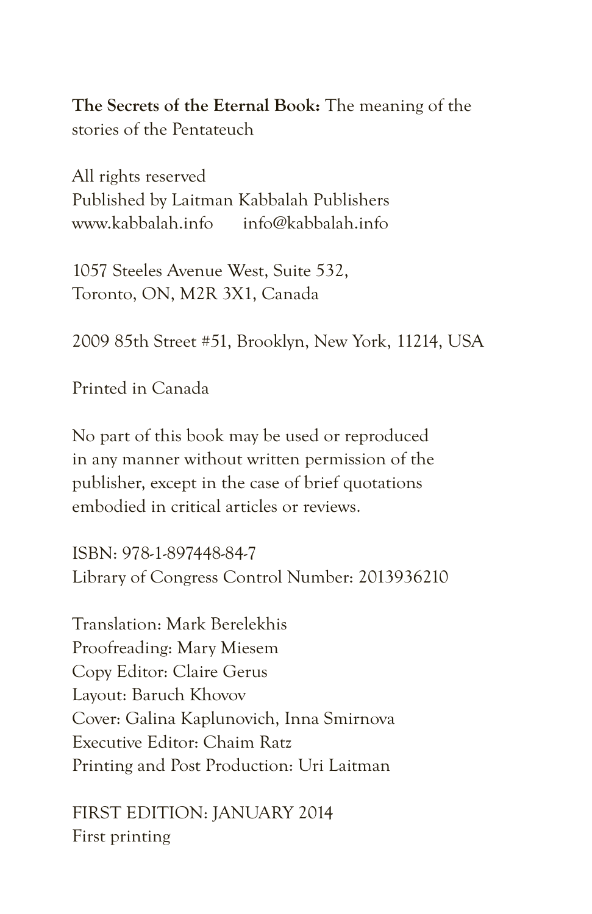**The Secrets of the Eternal Book:** The meaning of the stories of the Pentateuch

All rights reserved  
Published by Laitman Kabbalah Publishers  
www.kabbalah.info    info@kabbalah.info

1057 Steeles Avenue West, Suite 532,  
Toronto, ON, M2R 3X1, Canada

2009 85th Street #51, Brooklyn, New York, 11214, USA

Printed in Canada

No part of this book may be used or reproduced in any manner without written permission of the publisher, except in the case of brief quotations embodied in critical articles or reviews.

ISBN: 978-1-897448-84-7  
Library of Congress Control Number: 2013936210

Translation: Mark Berelekhis  
Proofreading: Mary Miesem  
Copy Editor: Claire Gerus  
Layout: Baruch Khovov  
Cover: Galina Kaplunovich, Inna Smirnova  
Executive Editor: Chaim Ratz  
Printing and Post Production: Uri Laitman

FIRST EDITION: JANUARY 2014  
First printing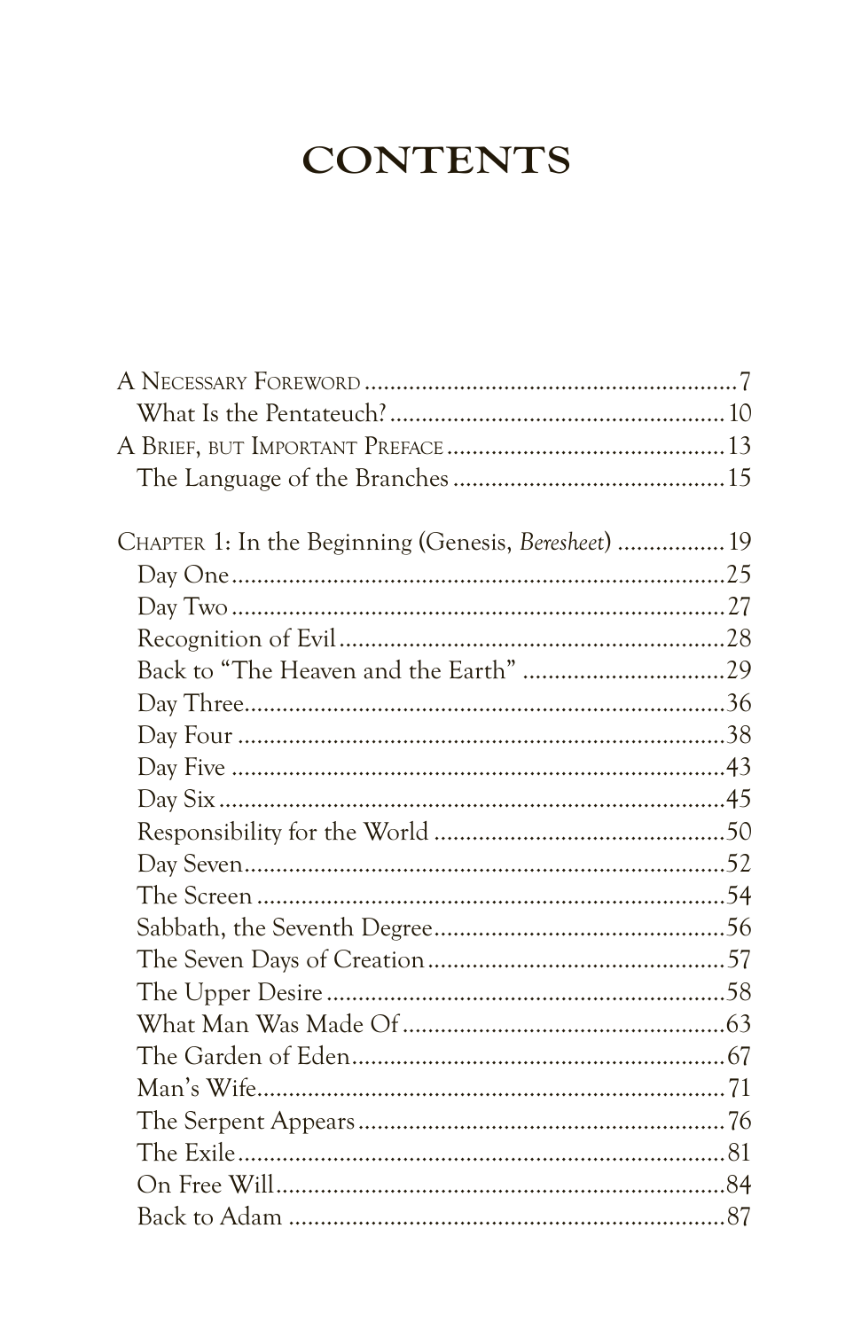# CONTENTS

A Necessary Foreword ........................................................ 7
  What Is the Pentateuch? ................................................... 10
A Brief, but Important Preface ........................................ 13
  The Language of the Branches ......................................... 15

Chapter 1: In the Beginning (Genesis, *Beresheet*) ................. 19
  Day One ........................................................................ 25
  Day Two ........................................................................ 27
  Recognition of Evil ......................................................... 28
  Back to "The Heaven and the Earth" ................................ 29
  Day Three ..................................................................... 36
  Day Four ....................................................................... 38
  Day Five ........................................................................ 43
  Day Six .......................................................................... 45
  Responsibility for the World ........................................... 50
  Day Seven ..................................................................... 52
  The Screen .................................................................... 54
  Sabbath, the Seventh Degree ........................................... 56
  The Seven Days of Creation ............................................ 57
  The Upper Desire ............................................................ 58
  What Man Was Made Of ................................................. 63
  The Garden of Eden ........................................................ 67
  Man's Wife .................................................................... 71
  The Serpent Appears ....................................................... 76
  The Exile ....................................................................... 81
  On Free Will .................................................................. 84
  Back to Adam ................................................................. 87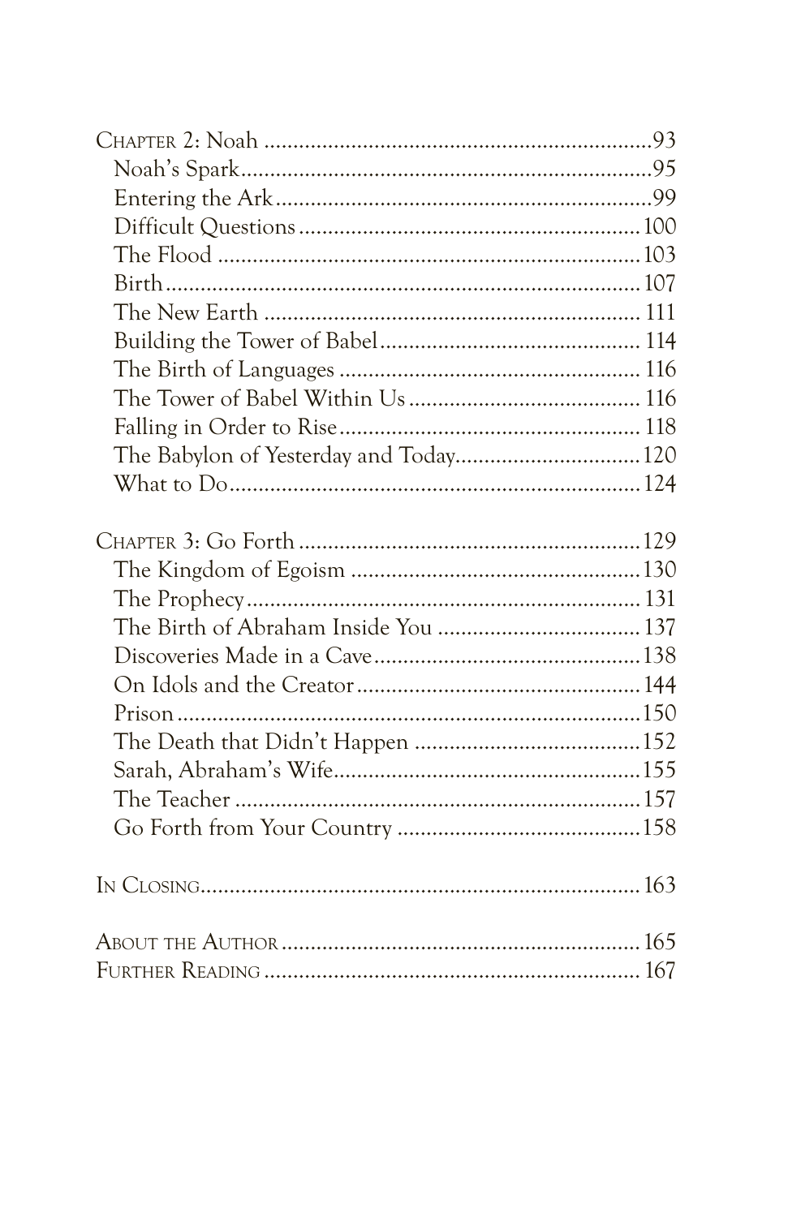Chapter 2: Noah ....................................................................93
Noah's Spark.......................................................................95
Entering the Ark.................................................................99
Difficult Questions ...........................................................100
The Flood ..........................................................................103
Birth...................................................................................107
The New Earth ................................................................. 111
Building the Tower of Babel............................................ 114
The Birth of Languages .................................................... 116
The Tower of Babel Within Us ........................................ 116
Falling in Order to Rise.................................................... 118
The Babylon of Yesterday and Today................................120
What to Do........................................................................124

Chapter 3: Go Forth ..........................................................129
The Kingdom of Egoism ..................................................130
The Prophecy.................................................................... 131
The Birth of Abraham Inside You ................................... 137
Discoveries Made in a Cave..............................................138
On Idols and the Creator.................................................144
Prison.................................................................................150
The Death that Didn't Happen .......................................152
Sarah, Abraham's Wife......................................................155
The Teacher ......................................................................157
Go Forth from Your Country ..........................................158

In Closing...........................................................................163

About the Author ..............................................................165
Further Reading ................................................................. 167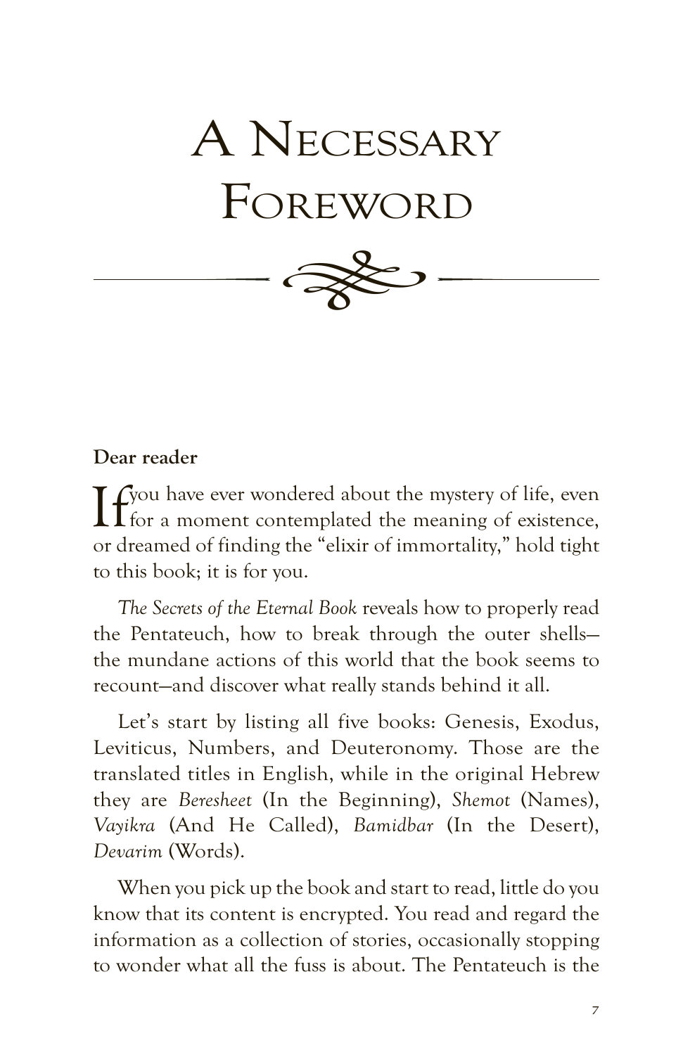# A Necessary Foreword

**Dear reader**

If you have ever wondered about the mystery of life, even for a moment contemplated the meaning of existence, or dreamed of finding the "elixir of immortality," hold tight to this book; it is for you.

*The Secrets of the Eternal Book* reveals how to properly read the Pentateuch, how to break through the outer shells—the mundane actions of this world that the book seems to recount—and discover what really stands behind it all.

Let's start by listing all five books: Genesis, Exodus, Leviticus, Numbers, and Deuteronomy. Those are the translated titles in English, while in the original Hebrew they are *Beresheet* (In the Beginning), *Shemot* (Names), *Vayikra* (And He Called), *Bamidbar* (In the Desert), *Devarim* (Words).

When you pick up the book and start to read, little do you know that its content is encrypted. You read and regard the information as a collection of stories, occasionally stopping to wonder what all the fuss is about. The Pentateuch is the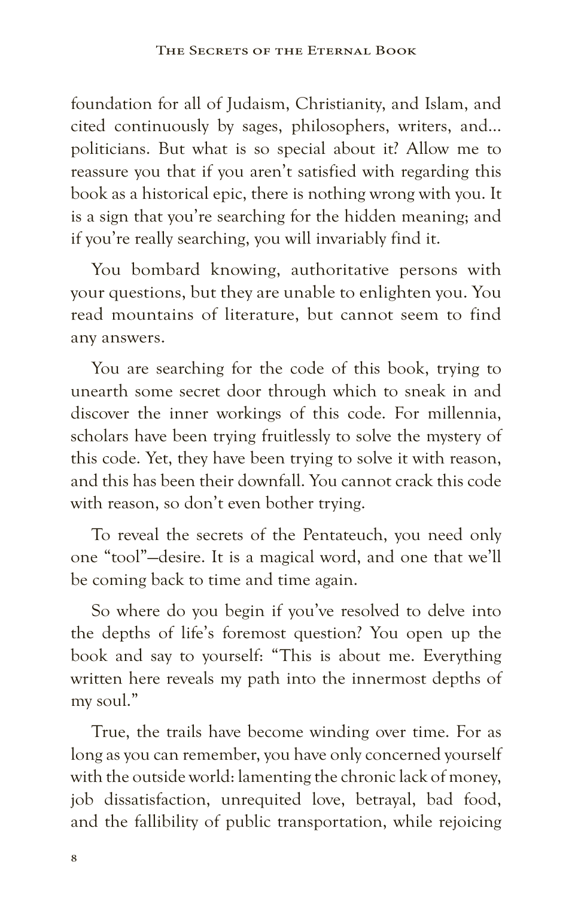foundation for all of Judaism, Christianity, and Islam, and cited continuously by sages, philosophers, writers, and... politicians. But what is so special about it? Allow me to reassure you that if you aren't satisfied with regarding this book as a historical epic, there is nothing wrong with you. It is a sign that you're searching for the hidden meaning; and if you're really searching, you will invariably find it.

You bombard knowing, authoritative persons with your questions, but they are unable to enlighten you. You read mountains of literature, but cannot seem to find any answers.

You are searching for the code of this book, trying to unearth some secret door through which to sneak in and discover the inner workings of this code. For millennia, scholars have been trying fruitlessly to solve the mystery of this code. Yet, they have been trying to solve it with reason, and this has been their downfall. You cannot crack this code with reason, so don't even bother trying.

To reveal the secrets of the Pentateuch, you need only one "tool"—desire. It is a magical word, and one that we'll be coming back to time and time again.

So where do you begin if you've resolved to delve into the depths of life's foremost question? You open up the book and say to yourself: "This is about me. Everything written here reveals my path into the innermost depths of my soul."

True, the trails have become winding over time. For as long as you can remember, you have only concerned yourself with the outside world: lamenting the chronic lack of money, job dissatisfaction, unrequited love, betrayal, bad food, and the fallibility of public transportation, while rejoicing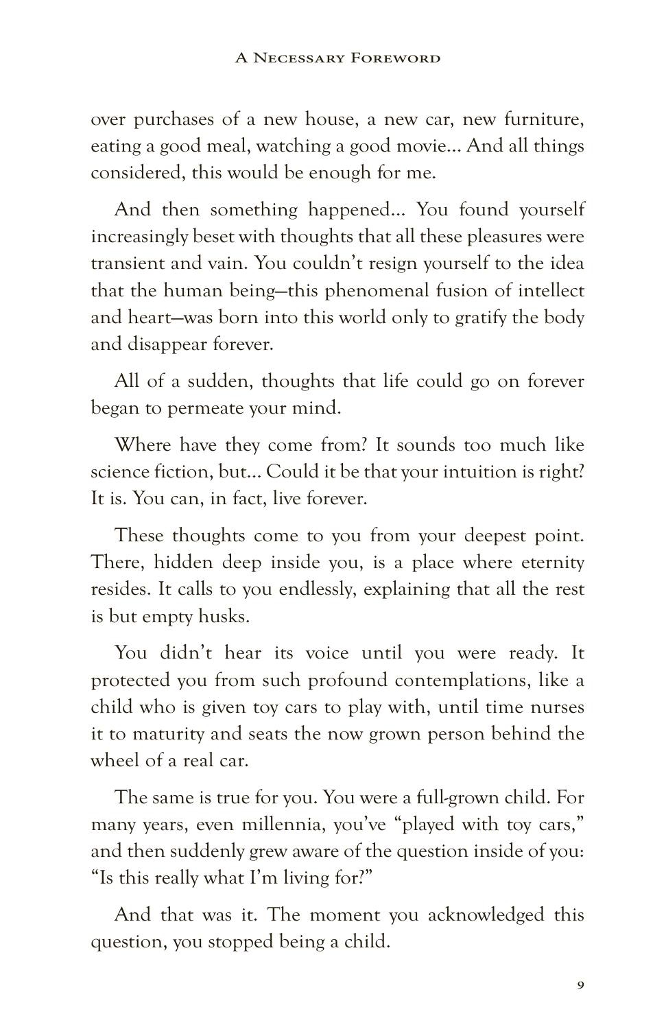over purchases of a new house, a new car, new furniture, eating a good meal, watching a good movie... And all things considered, this would be enough for me.

And then something happened... You found yourself increasingly beset with thoughts that all these pleasures were transient and vain. You couldn't resign yourself to the idea that the human being—this phenomenal fusion of intellect and heart—was born into this world only to gratify the body and disappear forever.

All of a sudden, thoughts that life could go on forever began to permeate your mind.

Where have they come from? It sounds too much like science fiction, but... Could it be that your intuition is right? It is. You can, in fact, live forever.

These thoughts come to you from your deepest point. There, hidden deep inside you, is a place where eternity resides. It calls to you endlessly, explaining that all the rest is but empty husks.

You didn't hear its voice until you were ready. It protected you from such profound contemplations, like a child who is given toy cars to play with, until time nurses it to maturity and seats the now grown person behind the wheel of a real car.

The same is true for you. You were a full-grown child. For many years, even millennia, you've "played with toy cars," and then suddenly grew aware of the question inside of you: "Is this really what I'm living for?"

And that was it. The moment you acknowledged this question, you stopped being a child.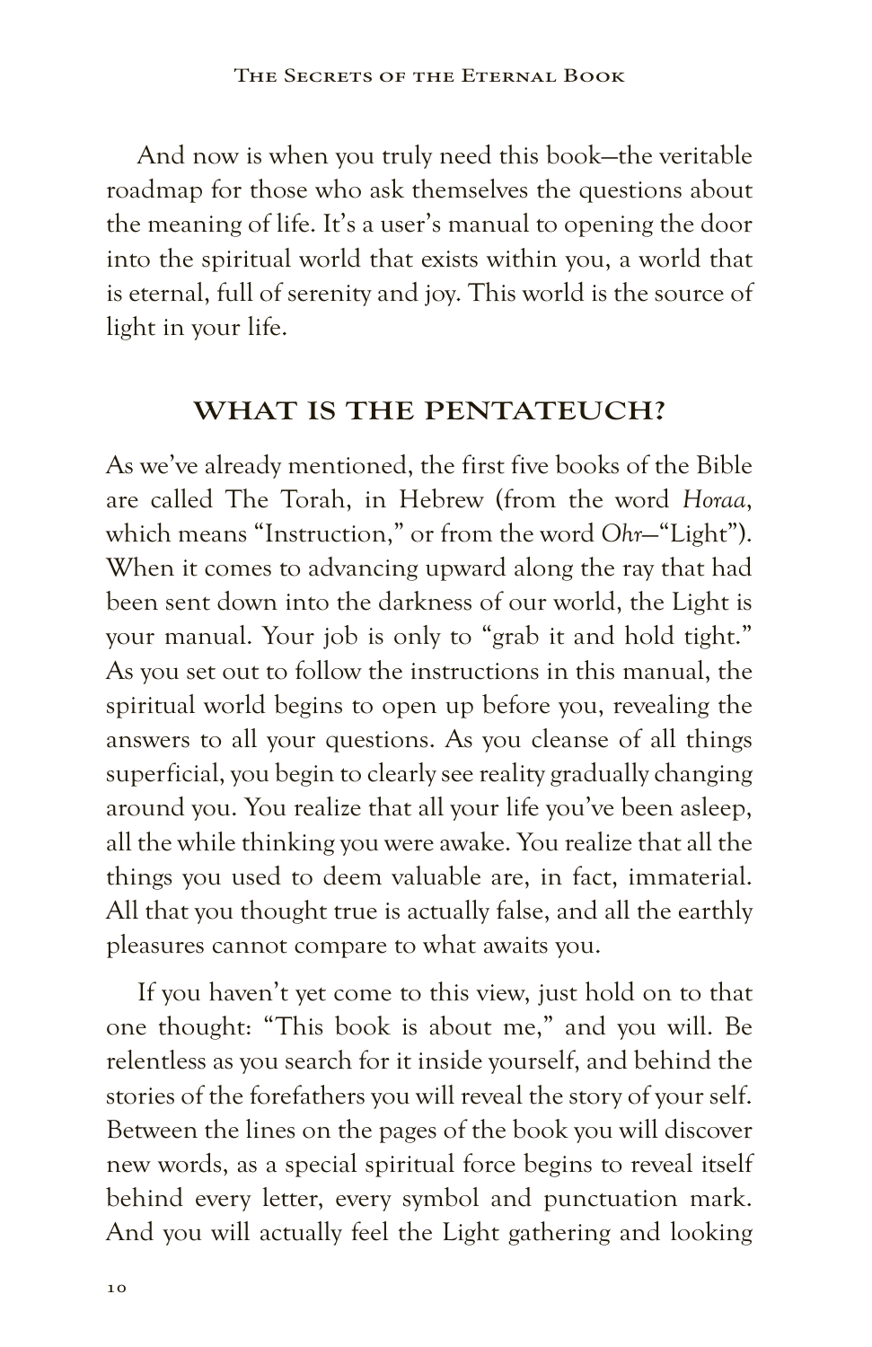And now is when you truly need this book—the veritable roadmap for those who ask themselves the questions about the meaning of life. It's a user's manual to opening the door into the spiritual world that exists within you, a world that is eternal, full of serenity and joy. This world is the source of light in your life.

## WHAT IS THE PENTATEUCH?

As we've already mentioned, the first five books of the Bible are called The Torah, in Hebrew (from the word *Horaa*, which means "Instruction," or from the word *Ohr*—"Light"). When it comes to advancing upward along the ray that had been sent down into the darkness of our world, the Light is your manual. Your job is only to "grab it and hold tight." As you set out to follow the instructions in this manual, the spiritual world begins to open up before you, revealing the answers to all your questions. As you cleanse of all things superficial, you begin to clearly see reality gradually changing around you. You realize that all your life you've been asleep, all the while thinking you were awake. You realize that all the things you used to deem valuable are, in fact, immaterial. All that you thought true is actually false, and all the earthly pleasures cannot compare to what awaits you.

If you haven't yet come to this view, just hold on to that one thought: "This book is about me," and you will. Be relentless as you search for it inside yourself, and behind the stories of the forefathers you will reveal the story of your self. Between the lines on the pages of the book you will discover new words, as a special spiritual force begins to reveal itself behind every letter, every symbol and punctuation mark. And you will actually feel the Light gathering and looking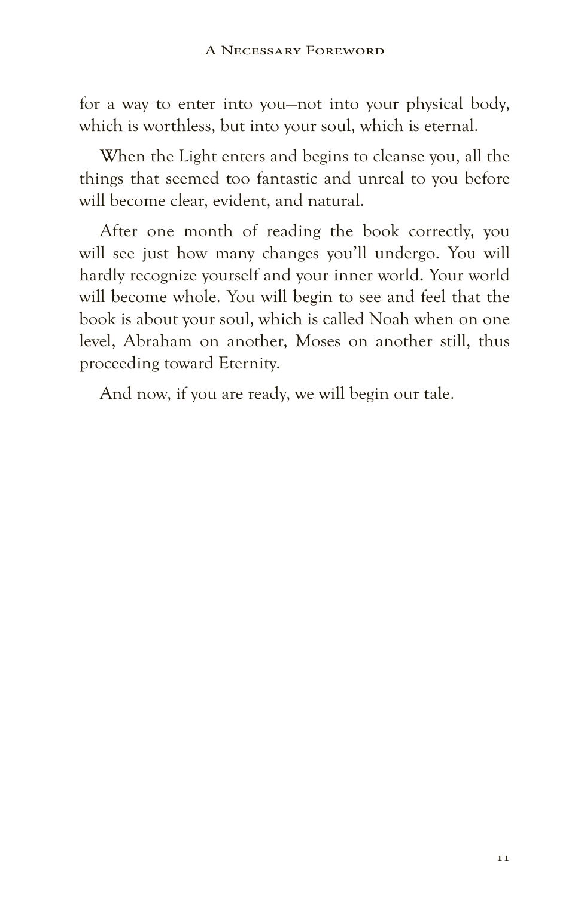for a way to enter into you—not into your physical body, which is worthless, but into your soul, which is eternal.

When the Light enters and begins to cleanse you, all the things that seemed too fantastic and unreal to you before will become clear, evident, and natural.

After one month of reading the book correctly, you will see just how many changes you'll undergo. You will hardly recognize yourself and your inner world. Your world will become whole. You will begin to see and feel that the book is about your soul, which is called Noah when on one level, Abraham on another, Moses on another still, thus proceeding toward Eternity.

And now, if you are ready, we will begin our tale.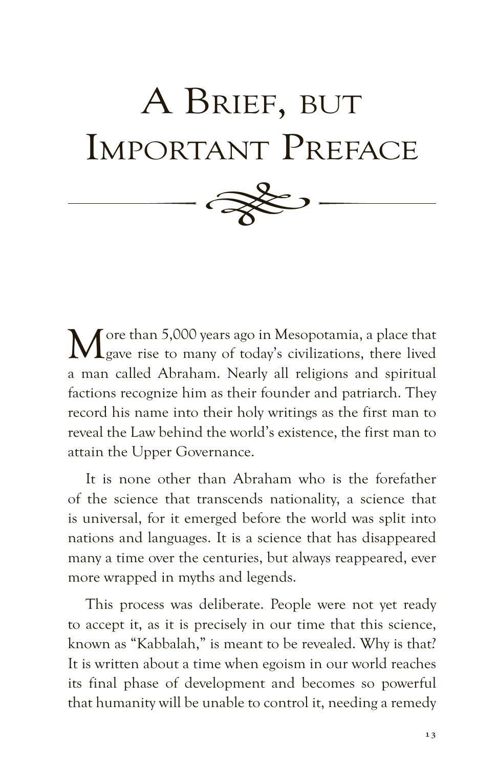# A Brief, but Important Preface

More than 5,000 years ago in Mesopotamia, a place that gave rise to many of today's civilizations, there lived a man called Abraham. Nearly all religions and spiritual factions recognize him as their founder and patriarch. They record his name into their holy writings as the first man to reveal the Law behind the world's existence, the first man to attain the Upper Governance.

It is none other than Abraham who is the forefather of the science that transcends nationality, a science that is universal, for it emerged before the world was split into nations and languages. It is a science that has disappeared many a time over the centuries, but always reappeared, ever more wrapped in myths and legends.

This process was deliberate. People were not yet ready to accept it, as it is precisely in our time that this science, known as "Kabbalah," is meant to be revealed. Why is that? It is written about a time when egoism in our world reaches its final phase of development and becomes so powerful that humanity will be unable to control it, needing a remedy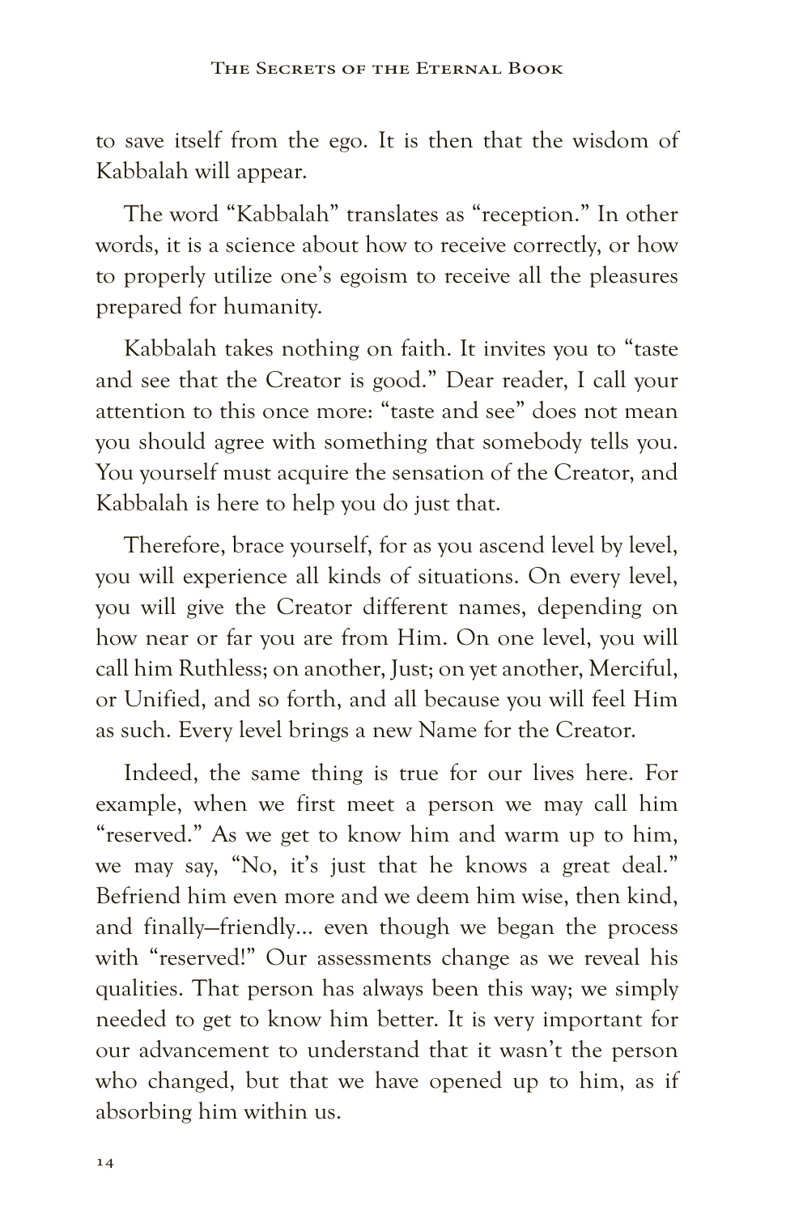to save itself from the ego. It is then that the wisdom of Kabbalah will appear.

The word "Kabbalah" translates as "reception." In other words, it is a science about how to receive correctly, or how to properly utilize one's egoism to receive all the pleasures prepared for humanity.

Kabbalah takes nothing on faith. It invites you to "taste and see that the Creator is good." Dear reader, I call your attention to this once more: "taste and see" does not mean you should agree with something that somebody tells you. You yourself must acquire the sensation of the Creator, and Kabbalah is here to help you do just that.

Therefore, brace yourself, for as you ascend level by level, you will experience all kinds of situations. On every level, you will give the Creator different names, depending on how near or far you are from Him. On one level, you will call him Ruthless; on another, Just; on yet another, Merciful, or Unified, and so forth, and all because you will feel Him as such. Every level brings a new Name for the Creator.

Indeed, the same thing is true for our lives here. For example, when we first meet a person we may call him "reserved." As we get to know him and warm up to him, we may say, "No, it's just that he knows a great deal." Befriend him even more and we deem him wise, then kind, and finally—friendly... even though we began the process with "reserved!" Our assessments change as we reveal his qualities. That person has always been this way; we simply needed to get to know him better. It is very important for our advancement to understand that it wasn't the person who changed, but that we have opened up to him, as if absorbing him within us.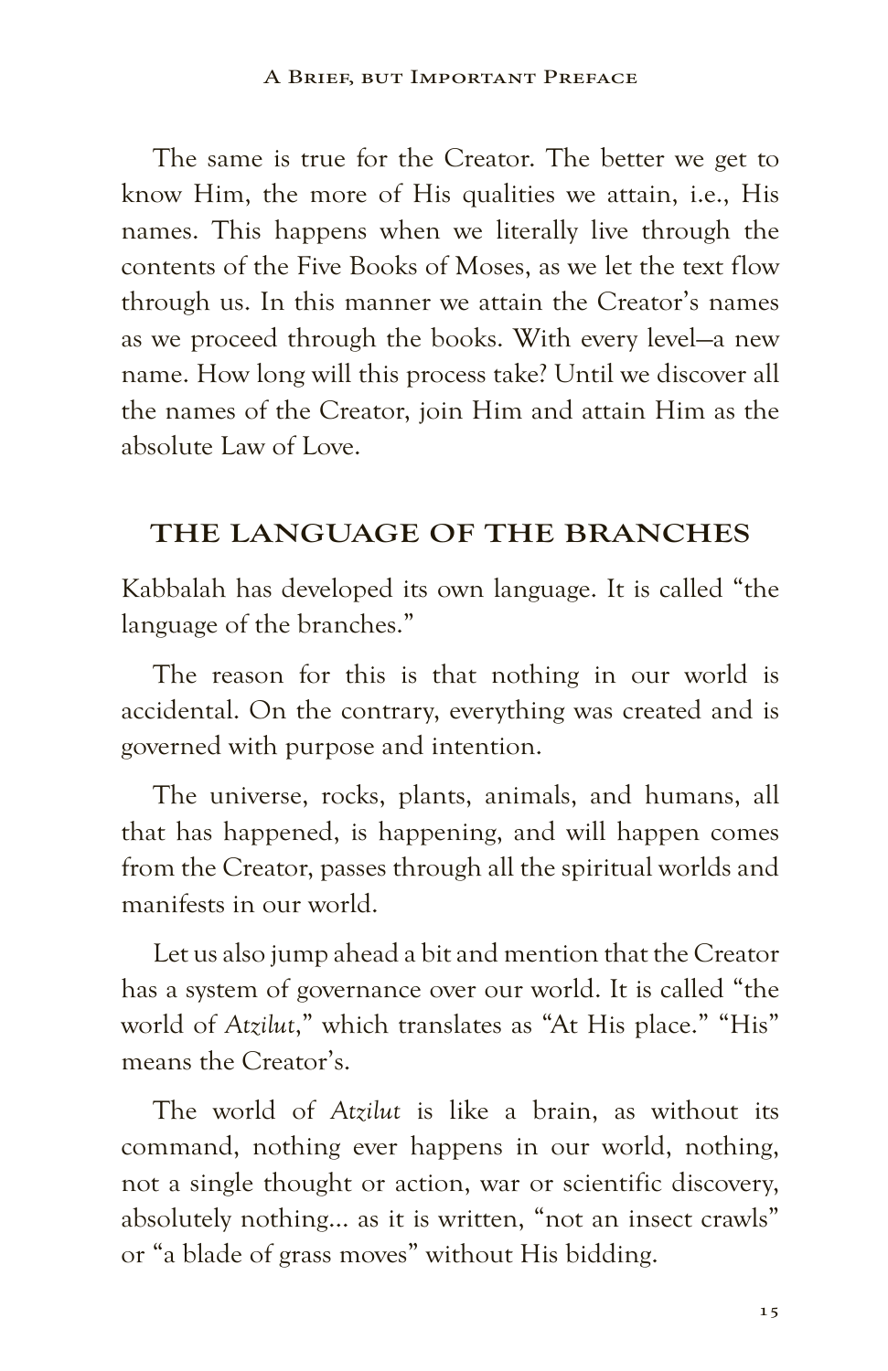The same is true for the Creator. The better we get to know Him, the more of His qualities we attain, i.e., His names. This happens when we literally live through the contents of the Five Books of Moses, as we let the text flow through us. In this manner we attain the Creator's names as we proceed through the books. With every level—a new name. How long will this process take? Until we discover all the names of the Creator, join Him and attain Him as the absolute Law of Love.

## THE LANGUAGE OF THE BRANCHES

Kabbalah has developed its own language. It is called "the language of the branches."

The reason for this is that nothing in our world is accidental. On the contrary, everything was created and is governed with purpose and intention.

The universe, rocks, plants, animals, and humans, all that has happened, is happening, and will happen comes from the Creator, passes through all the spiritual worlds and manifests in our world.

Let us also jump ahead a bit and mention that the Creator has a system of governance over our world. It is called "the world of *Atzilut*," which translates as "At His place." "His" means the Creator's.

The world of *Atzilut* is like a brain, as without its command, nothing ever happens in our world, nothing, not a single thought or action, war or scientific discovery, absolutely nothing... as it is written, "not an insect crawls" or "a blade of grass moves" without His bidding.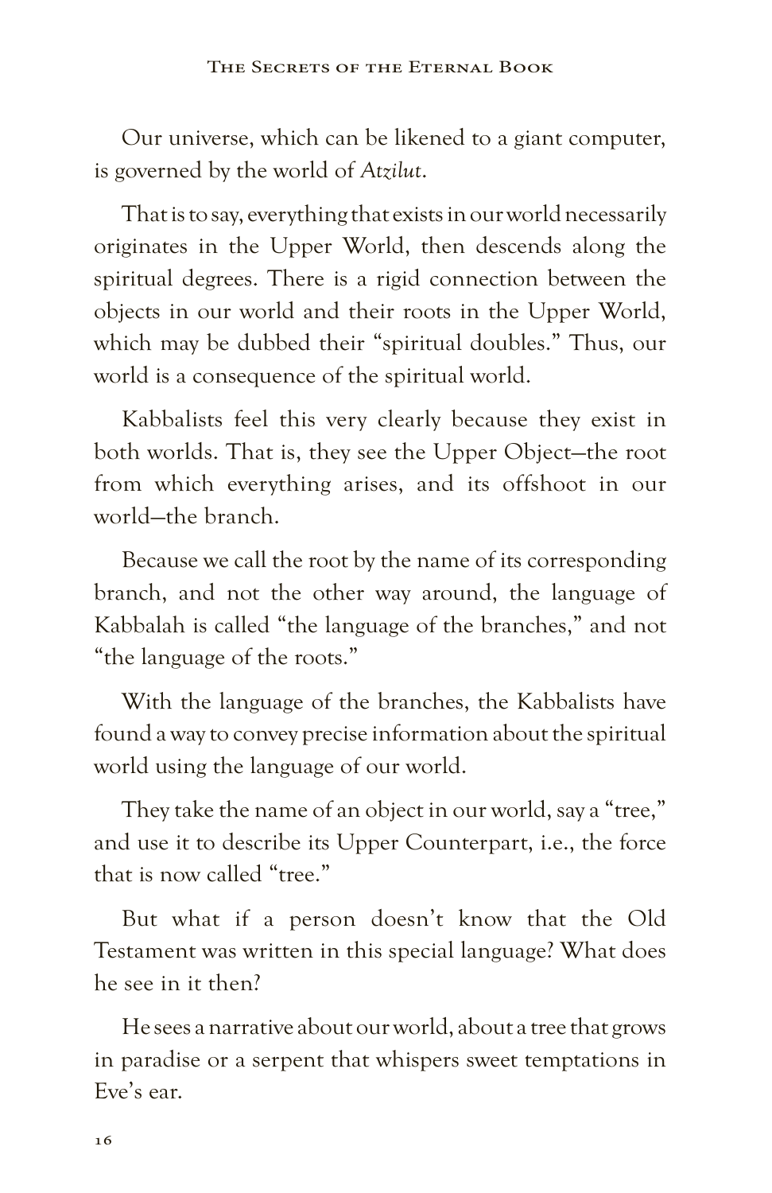Our universe, which can be likened to a giant computer, is governed by the world of *Atzilut*.

That is to say, everything that exists in our world necessarily originates in the Upper World, then descends along the spiritual degrees. There is a rigid connection between the objects in our world and their roots in the Upper World, which may be dubbed their "spiritual doubles." Thus, our world is a consequence of the spiritual world.

Kabbalists feel this very clearly because they exist in both worlds. That is, they see the Upper Object—the root from which everything arises, and its offshoot in our world—the branch.

Because we call the root by the name of its corresponding branch, and not the other way around, the language of Kabbalah is called "the language of the branches," and not "the language of the roots."

With the language of the branches, the Kabbalists have found a way to convey precise information about the spiritual world using the language of our world.

They take the name of an object in our world, say a "tree," and use it to describe its Upper Counterpart, i.e., the force that is now called "tree."

But what if a person doesn't know that the Old Testament was written in this special language? What does he see in it then?

He sees a narrative about our world, about a tree that grows in paradise or a serpent that whispers sweet temptations in Eve's ear.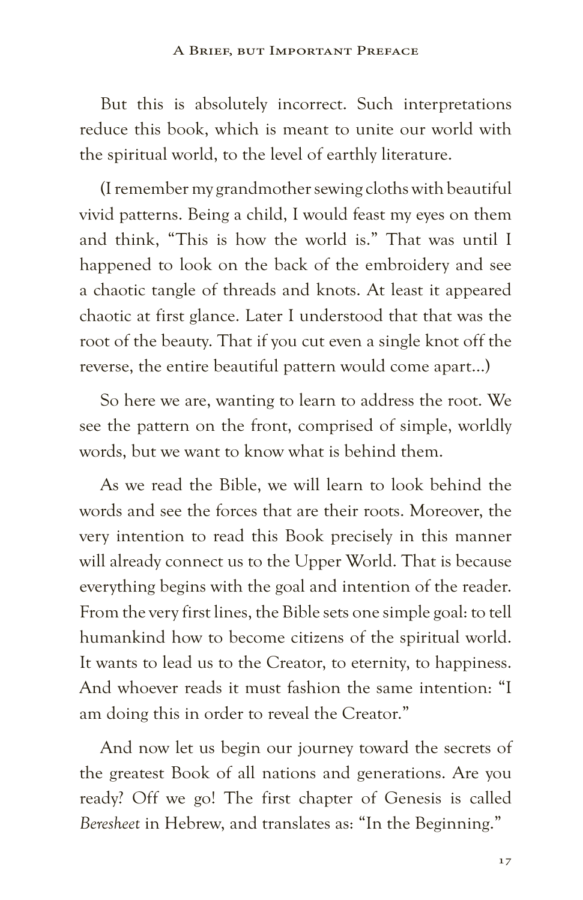But this is absolutely incorrect. Such interpretations reduce this book, which is meant to unite our world with the spiritual world, to the level of earthly literature.

(I remember my grandmother sewing cloths with beautiful vivid patterns. Being a child, I would feast my eyes on them and think, "This is how the world is." That was until I happened to look on the back of the embroidery and see a chaotic tangle of threads and knots. At least it appeared chaotic at first glance. Later I understood that that was the root of the beauty. That if you cut even a single knot off the reverse, the entire beautiful pattern would come apart...)

So here we are, wanting to learn to address the root. We see the pattern on the front, comprised of simple, worldly words, but we want to know what is behind them.

As we read the Bible, we will learn to look behind the words and see the forces that are their roots. Moreover, the very intention to read this Book precisely in this manner will already connect us to the Upper World. That is because everything begins with the goal and intention of the reader. From the very first lines, the Bible sets one simple goal: to tell humankind how to become citizens of the spiritual world. It wants to lead us to the Creator, to eternity, to happiness. And whoever reads it must fashion the same intention: "I am doing this in order to reveal the Creator."

And now let us begin our journey toward the secrets of the greatest Book of all nations and generations. Are you ready? Off we go! The first chapter of Genesis is called *Beresheet* in Hebrew, and translates as: "In the Beginning."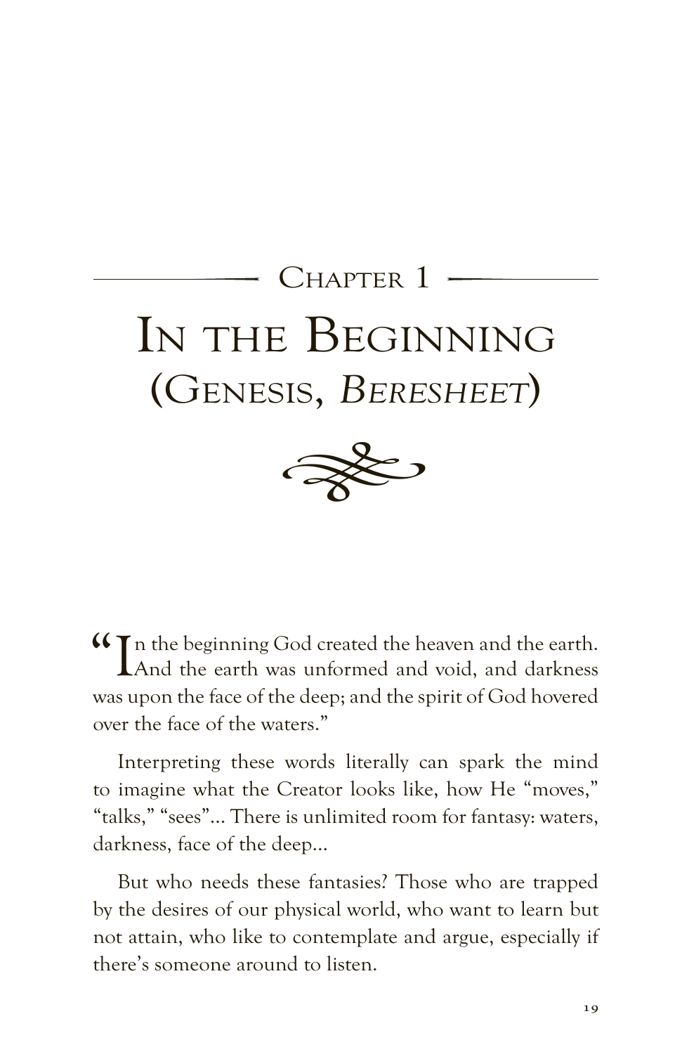## Chapter 1

# In the Beginning (Genesis, *Beresheet*)

"In the beginning God created the heaven and the earth. And the earth was unformed and void, and darkness was upon the face of the deep; and the spirit of God hovered over the face of the waters."

Interpreting these words literally can spark the mind to imagine what the Creator looks like, how He "moves," "talks," "sees"… There is unlimited room for fantasy: waters, darkness, face of the deep…

But who needs these fantasies? Those who are trapped by the desires of our physical world, who want to learn but not attain, who like to contemplate and argue, especially if there's someone around to listen.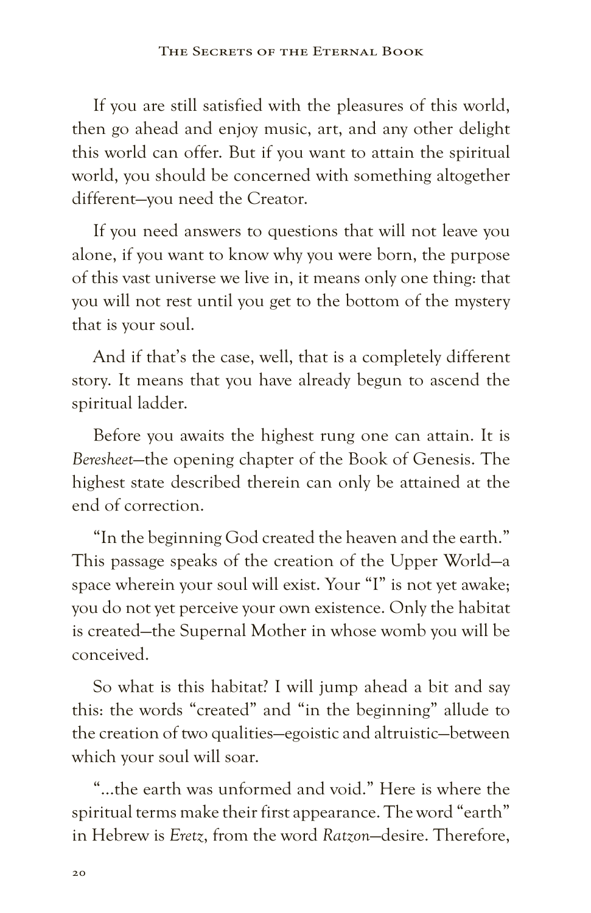If you are still satisfied with the pleasures of this world, then go ahead and enjoy music, art, and any other delight this world can offer. But if you want to attain the spiritual world, you should be concerned with something altogether different—you need the Creator.

If you need answers to questions that will not leave you alone, if you want to know why you were born, the purpose of this vast universe we live in, it means only one thing: that you will not rest until you get to the bottom of the mystery that is your soul.

And if that's the case, well, that is a completely different story. It means that you have already begun to ascend the spiritual ladder.

Before you awaits the highest rung one can attain. It is *Beresheet*—the opening chapter of the Book of Genesis. The highest state described therein can only be attained at the end of correction.

"In the beginning God created the heaven and the earth." This passage speaks of the creation of the Upper World—a space wherein your soul will exist. Your "I" is not yet awake; you do not yet perceive your own existence. Only the habitat is created—the Supernal Mother in whose womb you will be conceived.

So what is this habitat? I will jump ahead a bit and say this: the words "created" and "in the beginning" allude to the creation of two qualities—egoistic and altruistic—between which your soul will soar.

"...the earth was unformed and void." Here is where the spiritual terms make their first appearance. The word "earth" in Hebrew is *Eretz*, from the word *Ratzon*—desire. Therefore,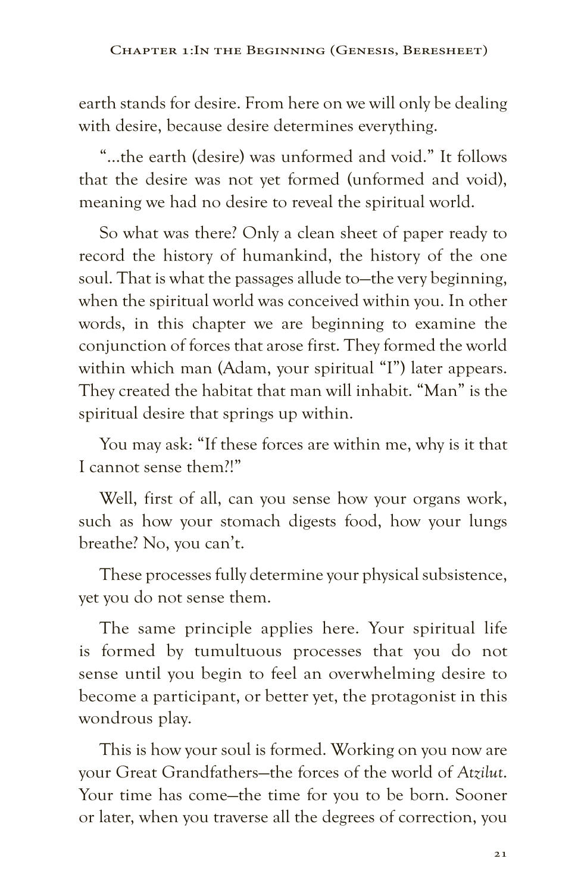earth stands for desire. From here on we will only be dealing with desire, because desire determines everything.

"...the earth (desire) was unformed and void." It follows that the desire was not yet formed (unformed and void), meaning we had no desire to reveal the spiritual world.

So what was there? Only a clean sheet of paper ready to record the history of humankind, the history of the one soul. That is what the passages allude to—the very beginning, when the spiritual world was conceived within you. In other words, in this chapter we are beginning to examine the conjunction of forces that arose first. They formed the world within which man (Adam, your spiritual "I") later appears. They created the habitat that man will inhabit. "Man" is the spiritual desire that springs up within.

You may ask: "If these forces are within me, why is it that I cannot sense them?!"

Well, first of all, can you sense how your organs work, such as how your stomach digests food, how your lungs breathe? No, you can't.

These processes fully determine your physical subsistence, yet you do not sense them.

The same principle applies here. Your spiritual life is formed by tumultuous processes that you do not sense until you begin to feel an overwhelming desire to become a participant, or better yet, the protagonist in this wondrous play.

This is how your soul is formed. Working on you now are your Great Grandfathers—the forces of the world of *Atzilut*. Your time has come—the time for you to be born. Sooner or later, when you traverse all the degrees of correction, you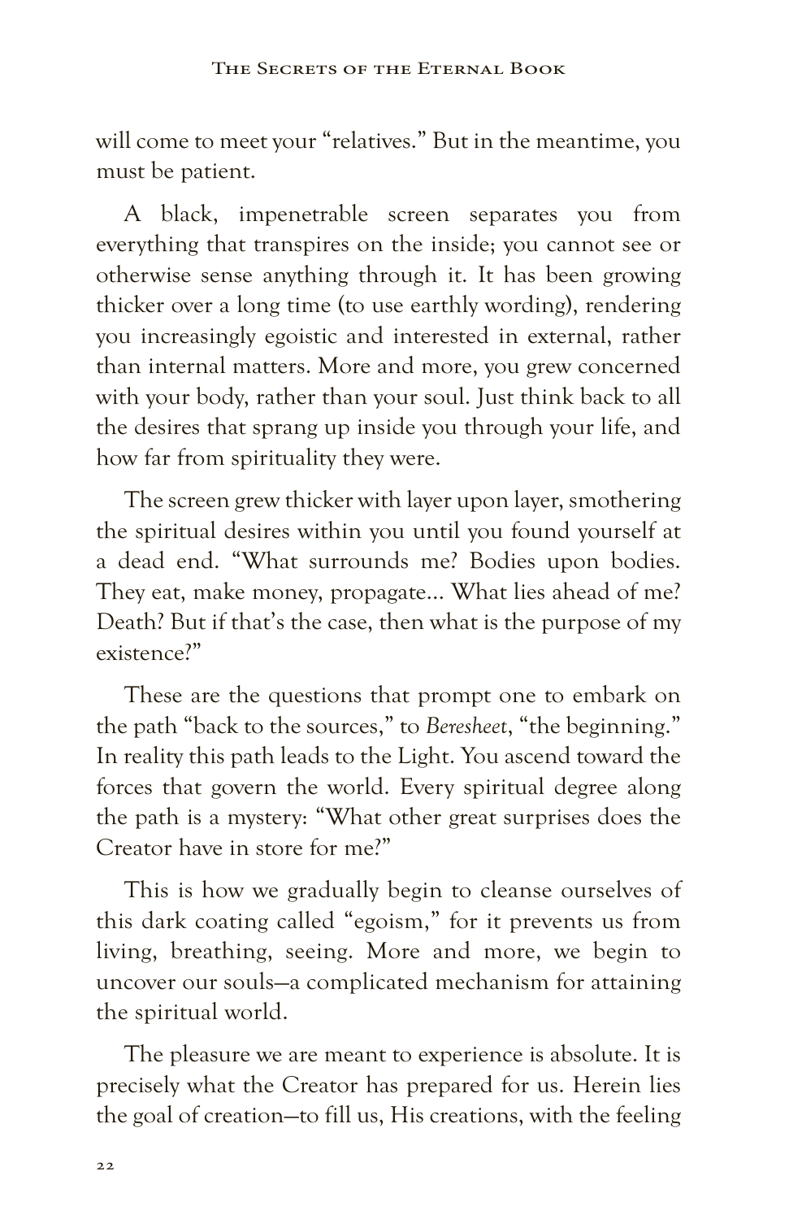will come to meet your "relatives." But in the meantime, you must be patient.

A black, impenetrable screen separates you from everything that transpires on the inside; you cannot see or otherwise sense anything through it. It has been growing thicker over a long time (to use earthly wording), rendering you increasingly egoistic and interested in external, rather than internal matters. More and more, you grew concerned with your body, rather than your soul. Just think back to all the desires that sprang up inside you through your life, and how far from spirituality they were.

The screen grew thicker with layer upon layer, smothering the spiritual desires within you until you found yourself at a dead end. "What surrounds me? Bodies upon bodies. They eat, make money, propagate… What lies ahead of me? Death? But if that's the case, then what is the purpose of my existence?"

These are the questions that prompt one to embark on the path "back to the sources," to *Beresheet*, "the beginning." In reality this path leads to the Light. You ascend toward the forces that govern the world. Every spiritual degree along the path is a mystery: "What other great surprises does the Creator have in store for me?"

This is how we gradually begin to cleanse ourselves of this dark coating called "egoism," for it prevents us from living, breathing, seeing. More and more, we begin to uncover our souls—a complicated mechanism for attaining the spiritual world.

The pleasure we are meant to experience is absolute. It is precisely what the Creator has prepared for us. Herein lies the goal of creation—to fill us, His creations, with the feeling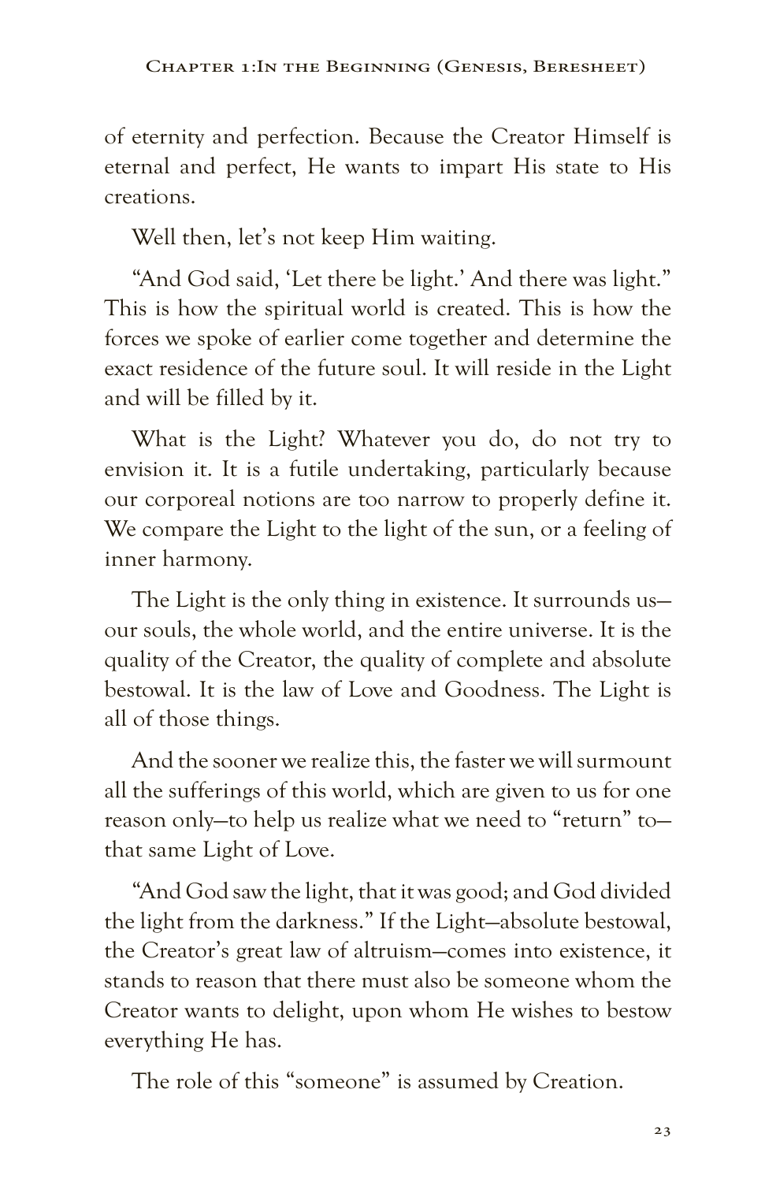of eternity and perfection. Because the Creator Himself is eternal and perfect, He wants to impart His state to His creations.

Well then, let's not keep Him waiting.

"And God said, 'Let there be light.' And there was light." This is how the spiritual world is created. This is how the forces we spoke of earlier come together and determine the exact residence of the future soul. It will reside in the Light and will be filled by it.

What is the Light? Whatever you do, do not try to envision it. It is a futile undertaking, particularly because our corporeal notions are too narrow to properly define it. We compare the Light to the light of the sun, or a feeling of inner harmony.

The Light is the only thing in existence. It surrounds us—our souls, the whole world, and the entire universe. It is the quality of the Creator, the quality of complete and absolute bestowal. It is the law of Love and Goodness. The Light is all of those things.

And the sooner we realize this, the faster we will surmount all the sufferings of this world, which are given to us for one reason only—to help us realize what we need to "return" to—that same Light of Love.

"And God saw the light, that it was good; and God divided the light from the darkness." If the Light—absolute bestowal, the Creator's great law of altruism—comes into existence, it stands to reason that there must also be someone whom the Creator wants to delight, upon whom He wishes to bestow everything He has.

The role of this "someone" is assumed by Creation.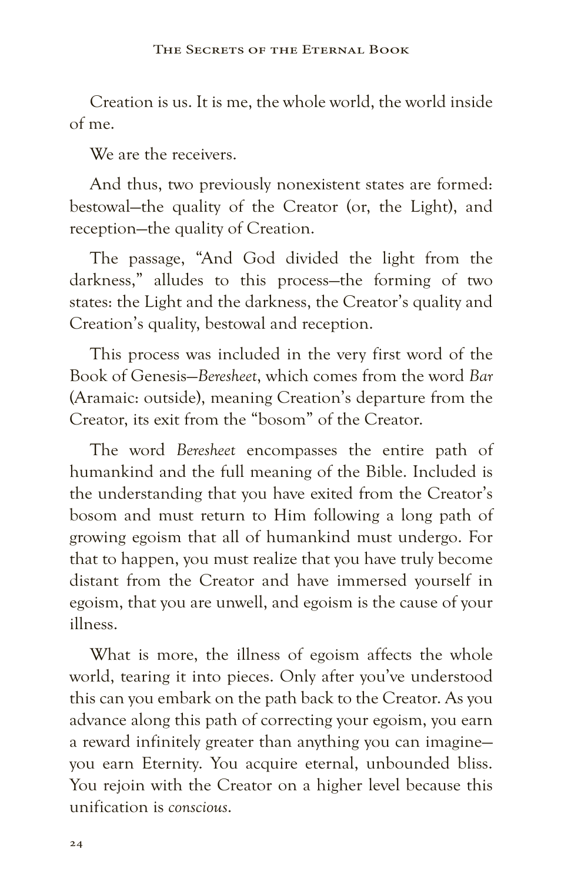Creation is us. It is me, the whole world, the world inside of me.

We are the receivers.

And thus, two previously nonexistent states are formed: bestowal—the quality of the Creator (or, the Light), and reception—the quality of Creation.

The passage, "And God divided the light from the darkness," alludes to this process—the forming of two states: the Light and the darkness, the Creator's quality and Creation's quality, bestowal and reception.

This process was included in the very first word of the Book of Genesis—*Beresheet*, which comes from the word *Bar* (Aramaic: outside), meaning Creation's departure from the Creator, its exit from the "bosom" of the Creator.

The word *Beresheet* encompasses the entire path of humankind and the full meaning of the Bible. Included is the understanding that you have exited from the Creator's bosom and must return to Him following a long path of growing egoism that all of humankind must undergo. For that to happen, you must realize that you have truly become distant from the Creator and have immersed yourself in egoism, that you are unwell, and egoism is the cause of your illness.

What is more, the illness of egoism affects the whole world, tearing it into pieces. Only after you've understood this can you embark on the path back to the Creator. As you advance along this path of correcting your egoism, you earn a reward infinitely greater than anything you can imagine—you earn Eternity. You acquire eternal, unbounded bliss. You rejoin with the Creator on a higher level because this unification is *conscious*.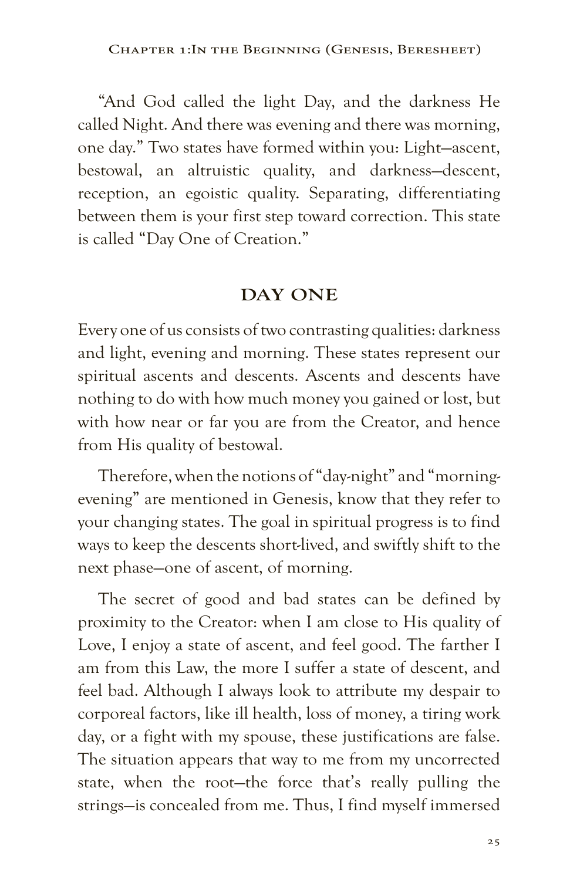"And God called the light Day, and the darkness He called Night. And there was evening and there was morning, one day." Two states have formed within you: Light—ascent, bestowal, an altruistic quality, and darkness—descent, reception, an egoistic quality. Separating, differentiating between them is your first step toward correction. This state is called "Day One of Creation."

## DAY ONE

Every one of us consists of two contrasting qualities: darkness and light, evening and morning. These states represent our spiritual ascents and descents. Ascents and descents have nothing to do with how much money you gained or lost, but with how near or far you are from the Creator, and hence from His quality of bestowal.

Therefore, when the notions of "day-night" and "morning-evening" are mentioned in Genesis, know that they refer to your changing states. The goal in spiritual progress is to find ways to keep the descents short-lived, and swiftly shift to the next phase—one of ascent, of morning.

The secret of good and bad states can be defined by proximity to the Creator: when I am close to His quality of Love, I enjoy a state of ascent, and feel good. The farther I am from this Law, the more I suffer a state of descent, and feel bad. Although I always look to attribute my despair to corporeal factors, like ill health, loss of money, a tiring work day, or a fight with my spouse, these justifications are false. The situation appears that way to me from my uncorrected state, when the root—the force that's really pulling the strings—is concealed from me. Thus, I find myself immersed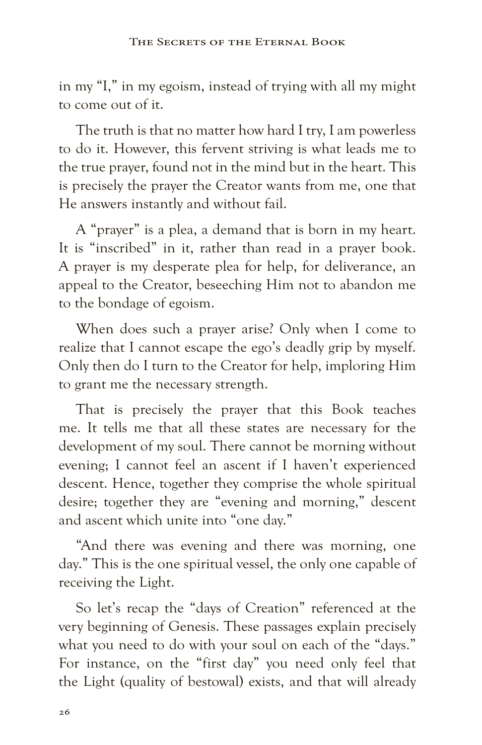in my "I," in my egoism, instead of trying with all my might to come out of it.

The truth is that no matter how hard I try, I am powerless to do it. However, this fervent striving is what leads me to the true prayer, found not in the mind but in the heart. This is precisely the prayer the Creator wants from me, one that He answers instantly and without fail.

A "prayer" is a plea, a demand that is born in my heart. It is "inscribed" in it, rather than read in a prayer book. A prayer is my desperate plea for help, for deliverance, an appeal to the Creator, beseeching Him not to abandon me to the bondage of egoism.

When does such a prayer arise? Only when I come to realize that I cannot escape the ego's deadly grip by myself. Only then do I turn to the Creator for help, imploring Him to grant me the necessary strength.

That is precisely the prayer that this Book teaches me. It tells me that all these states are necessary for the development of my soul. There cannot be morning without evening; I cannot feel an ascent if I haven't experienced descent. Hence, together they comprise the whole spiritual desire; together they are "evening and morning," descent and ascent which unite into "one day."

"And there was evening and there was morning, one day." This is the one spiritual vessel, the only one capable of receiving the Light.

So let's recap the "days of Creation" referenced at the very beginning of Genesis. These passages explain precisely what you need to do with your soul on each of the "days." For instance, on the "first day" you need only feel that the Light (quality of bestowal) exists, and that will already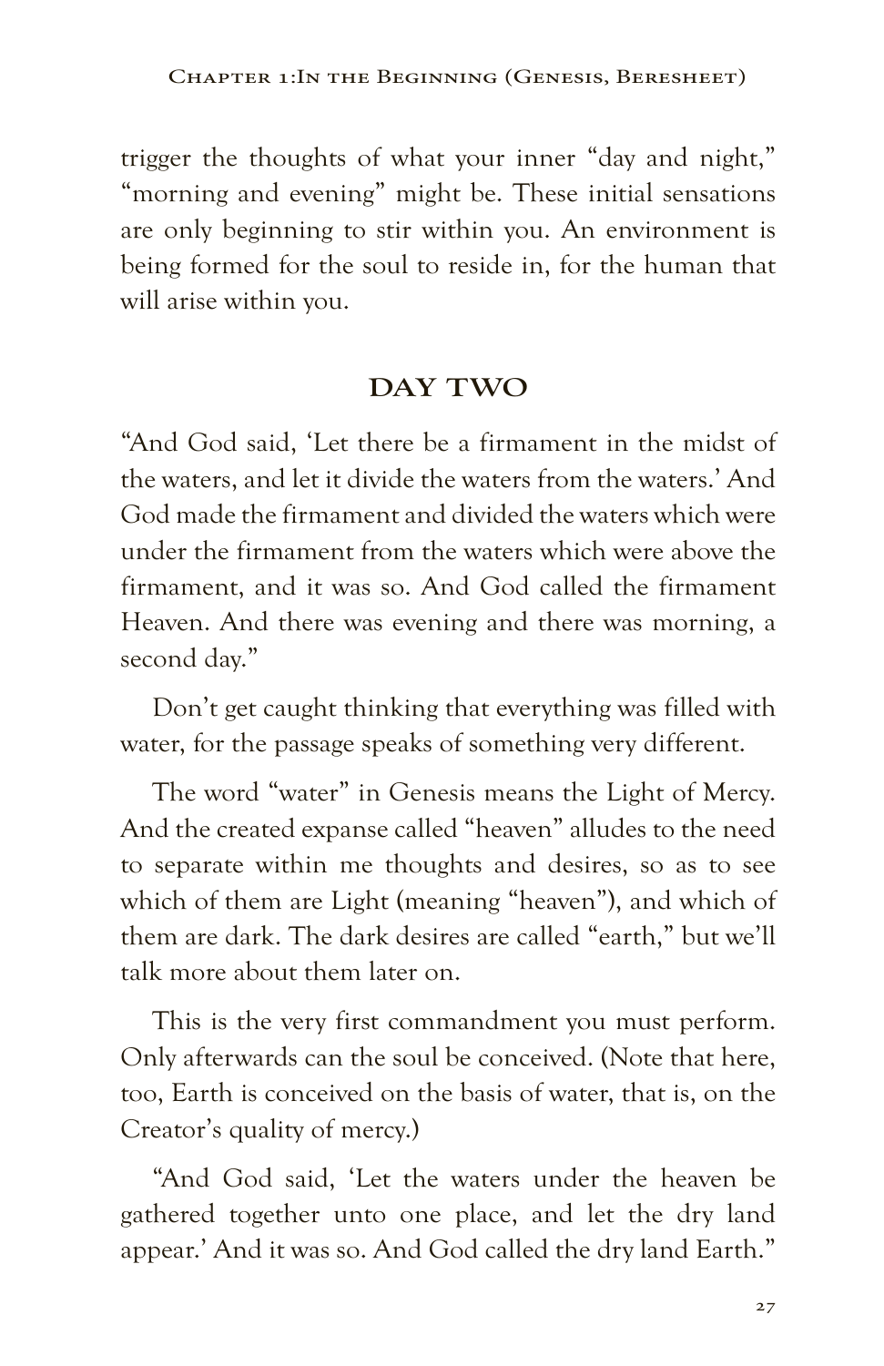trigger the thoughts of what your inner "day and night," "morning and evening" might be. These initial sensations are only beginning to stir within you. An environment is being formed for the soul to reside in, for the human that will arise within you.

## DAY TWO

"And God said, 'Let there be a firmament in the midst of the waters, and let it divide the waters from the waters.' And God made the firmament and divided the waters which were under the firmament from the waters which were above the firmament, and it was so. And God called the firmament Heaven. And there was evening and there was morning, a second day."

Don't get caught thinking that everything was filled with water, for the passage speaks of something very different.

The word "water" in Genesis means the Light of Mercy. And the created expanse called "heaven" alludes to the need to separate within me thoughts and desires, so as to see which of them are Light (meaning "heaven"), and which of them are dark. The dark desires are called "earth," but we'll talk more about them later on.

This is the very first commandment you must perform. Only afterwards can the soul be conceived. (Note that here, too, Earth is conceived on the basis of water, that is, on the Creator's quality of mercy.)

"And God said, 'Let the waters under the heaven be gathered together unto one place, and let the dry land appear.' And it was so. And God called the dry land Earth."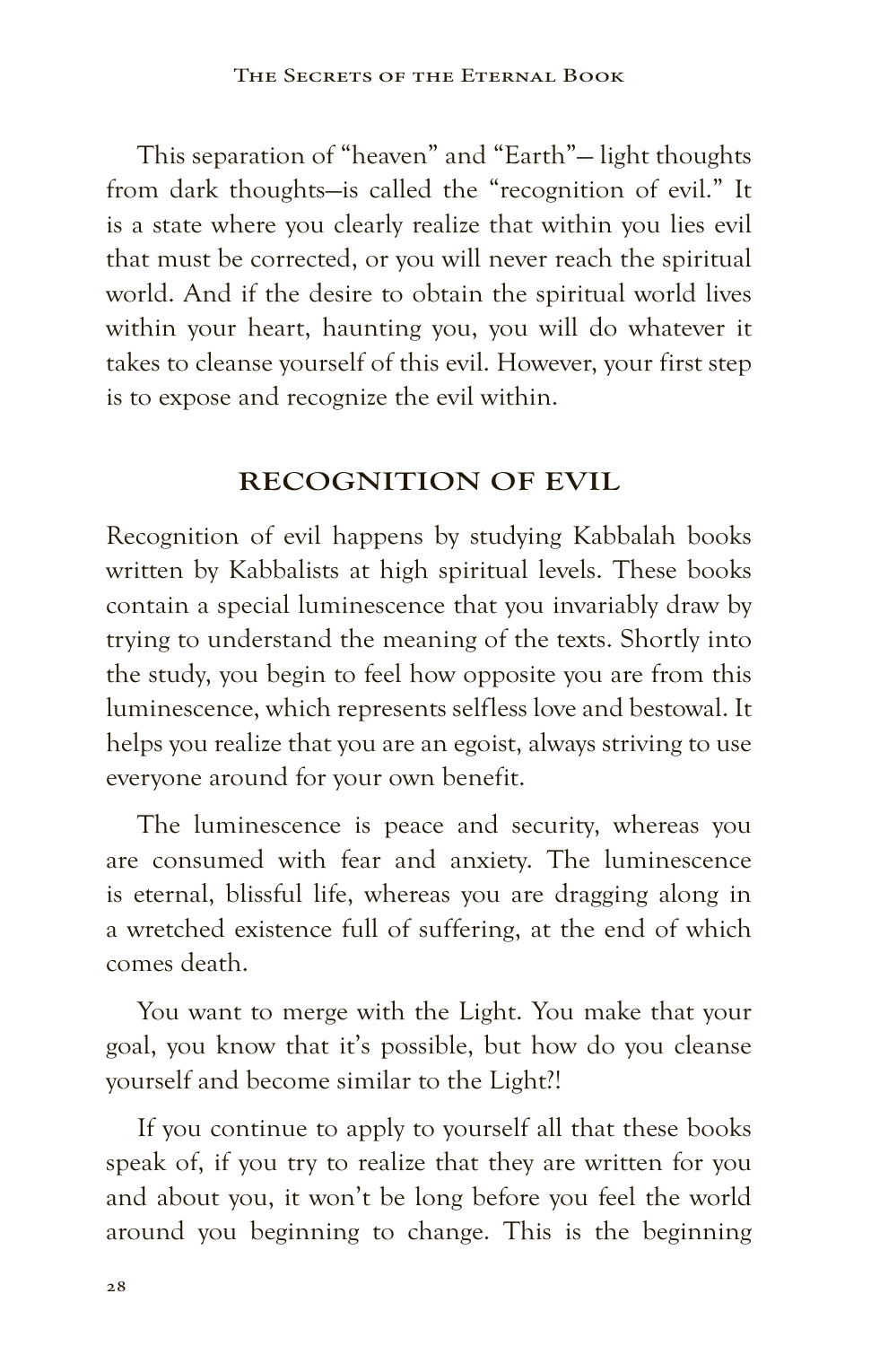This separation of "heaven" and "Earth"— light thoughts from dark thoughts—is called the "recognition of evil." It is a state where you clearly realize that within you lies evil that must be corrected, or you will never reach the spiritual world. And if the desire to obtain the spiritual world lives within your heart, haunting you, you will do whatever it takes to cleanse yourself of this evil. However, your first step is to expose and recognize the evil within.

## RECOGNITION OF EVIL

Recognition of evil happens by studying Kabbalah books written by Kabbalists at high spiritual levels. These books contain a special luminescence that you invariably draw by trying to understand the meaning of the texts. Shortly into the study, you begin to feel how opposite you are from this luminescence, which represents selfless love and bestowal. It helps you realize that you are an egoist, always striving to use everyone around for your own benefit.

The luminescence is peace and security, whereas you are consumed with fear and anxiety. The luminescence is eternal, blissful life, whereas you are dragging along in a wretched existence full of suffering, at the end of which comes death.

You want to merge with the Light. You make that your goal, you know that it's possible, but how do you cleanse yourself and become similar to the Light?!

If you continue to apply to yourself all that these books speak of, if you try to realize that they are written for you and about you, it won't be long before you feel the world around you beginning to change. This is the beginning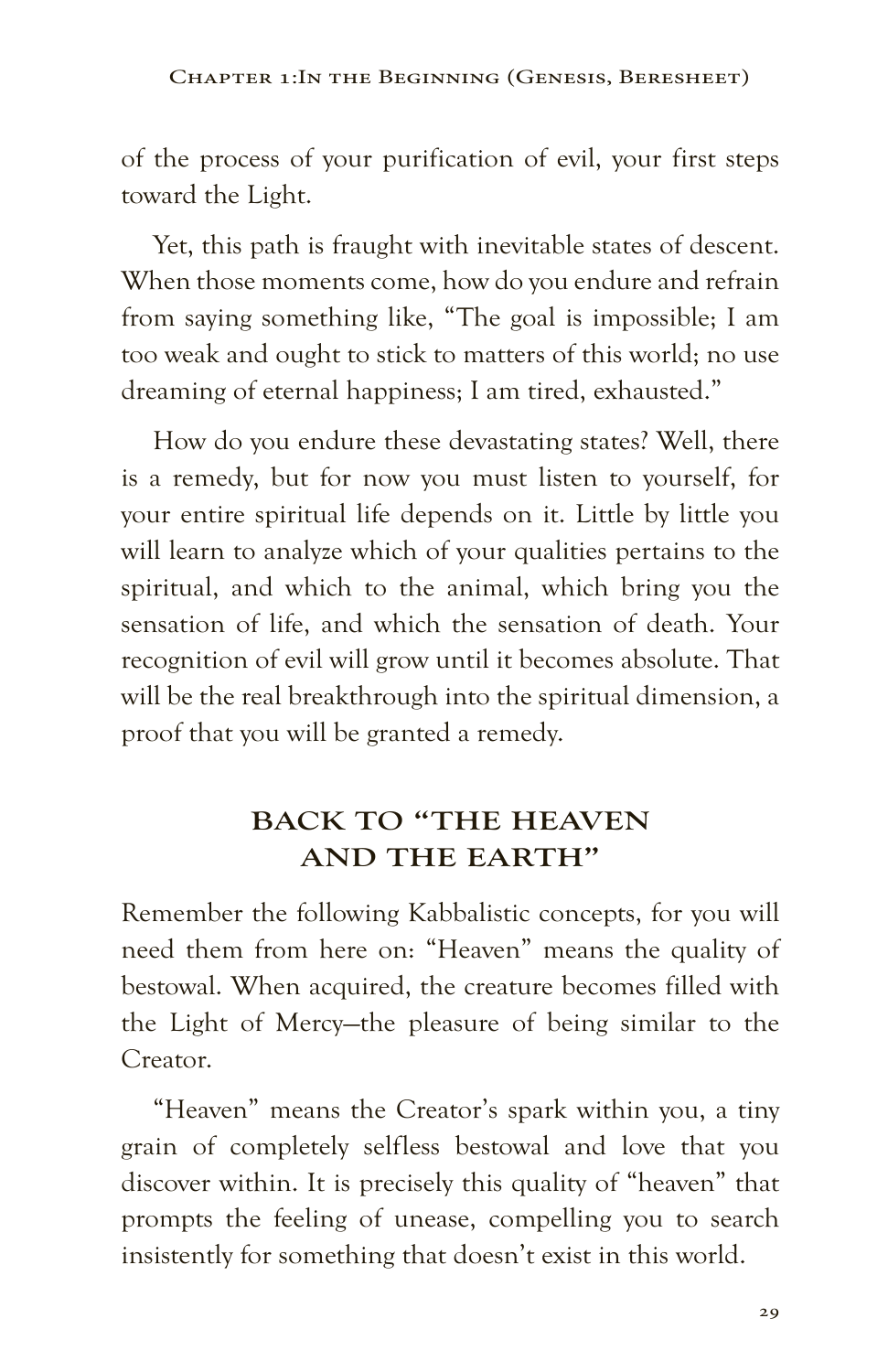of the process of your purification of evil, your first steps toward the Light.

Yet, this path is fraught with inevitable states of descent. When those moments come, how do you endure and refrain from saying something like, "The goal is impossible; I am too weak and ought to stick to matters of this world; no use dreaming of eternal happiness; I am tired, exhausted."

How do you endure these devastating states? Well, there is a remedy, but for now you must listen to yourself, for your entire spiritual life depends on it. Little by little you will learn to analyze which of your qualities pertains to the spiritual, and which to the animal, which bring you the sensation of life, and which the sensation of death. Your recognition of evil will grow until it becomes absolute. That will be the real breakthrough into the spiritual dimension, a proof that you will be granted a remedy.

## BACK TO "THE HEAVEN AND THE EARTH"

Remember the following Kabbalistic concepts, for you will need them from here on: "Heaven" means the quality of bestowal. When acquired, the creature becomes filled with the Light of Mercy—the pleasure of being similar to the Creator.

"Heaven" means the Creator's spark within you, a tiny grain of completely selfless bestowal and love that you discover within. It is precisely this quality of "heaven" that prompts the feeling of unease, compelling you to search insistently for something that doesn't exist in this world.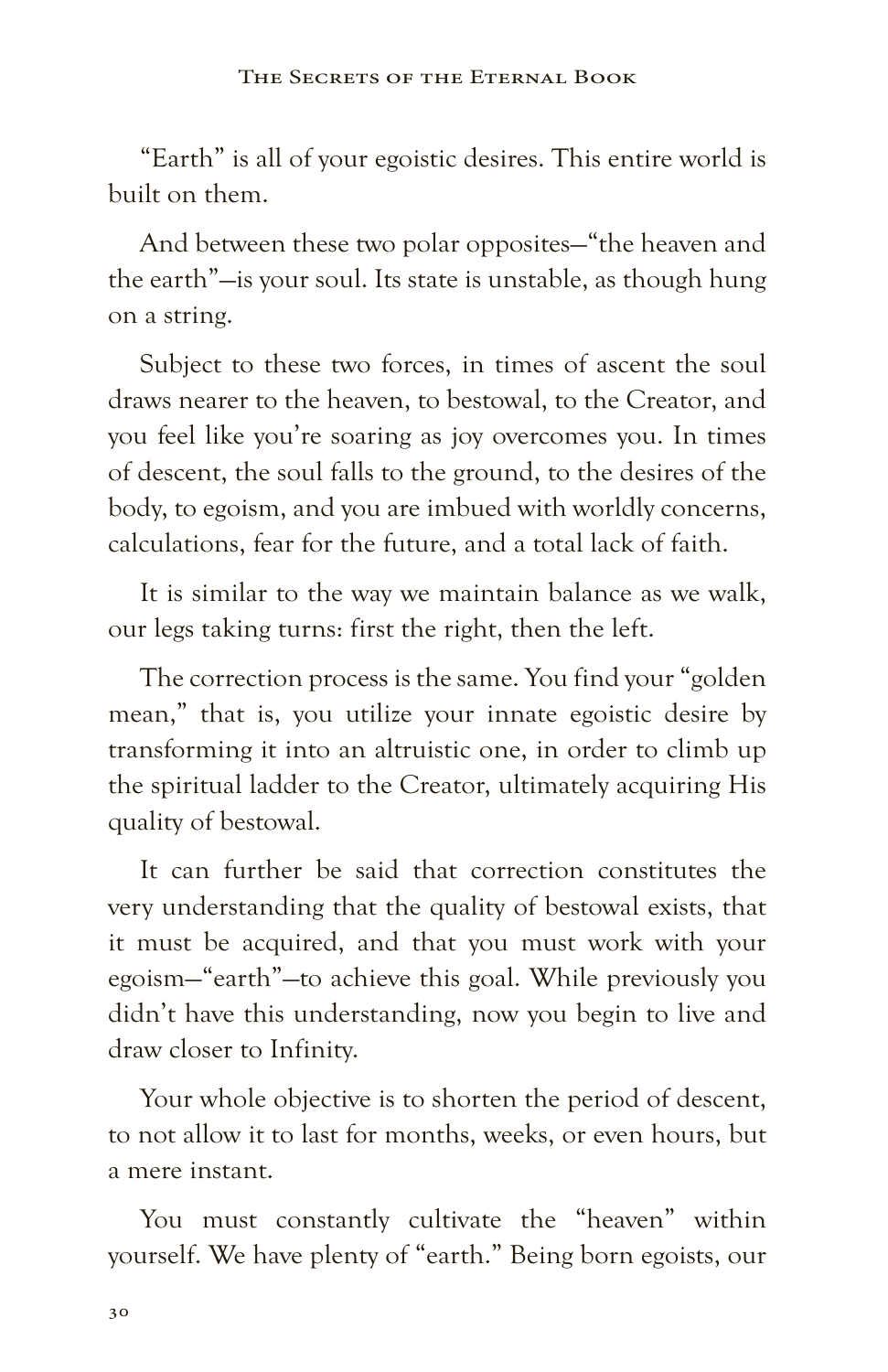"Earth" is all of your egoistic desires. This entire world is built on them.

And between these two polar opposites—"the heaven and the earth"—is your soul. Its state is unstable, as though hung on a string.

Subject to these two forces, in times of ascent the soul draws nearer to the heaven, to bestowal, to the Creator, and you feel like you're soaring as joy overcomes you. In times of descent, the soul falls to the ground, to the desires of the body, to egoism, and you are imbued with worldly concerns, calculations, fear for the future, and a total lack of faith.

It is similar to the way we maintain balance as we walk, our legs taking turns: first the right, then the left.

The correction process is the same. You find your "golden mean," that is, you utilize your innate egoistic desire by transforming it into an altruistic one, in order to climb up the spiritual ladder to the Creator, ultimately acquiring His quality of bestowal.

It can further be said that correction constitutes the very understanding that the quality of bestowal exists, that it must be acquired, and that you must work with your egoism—"earth"—to achieve this goal. While previously you didn't have this understanding, now you begin to live and draw closer to Infinity.

Your whole objective is to shorten the period of descent, to not allow it to last for months, weeks, or even hours, but a mere instant.

You must constantly cultivate the "heaven" within yourself. We have plenty of "earth." Being born egoists, our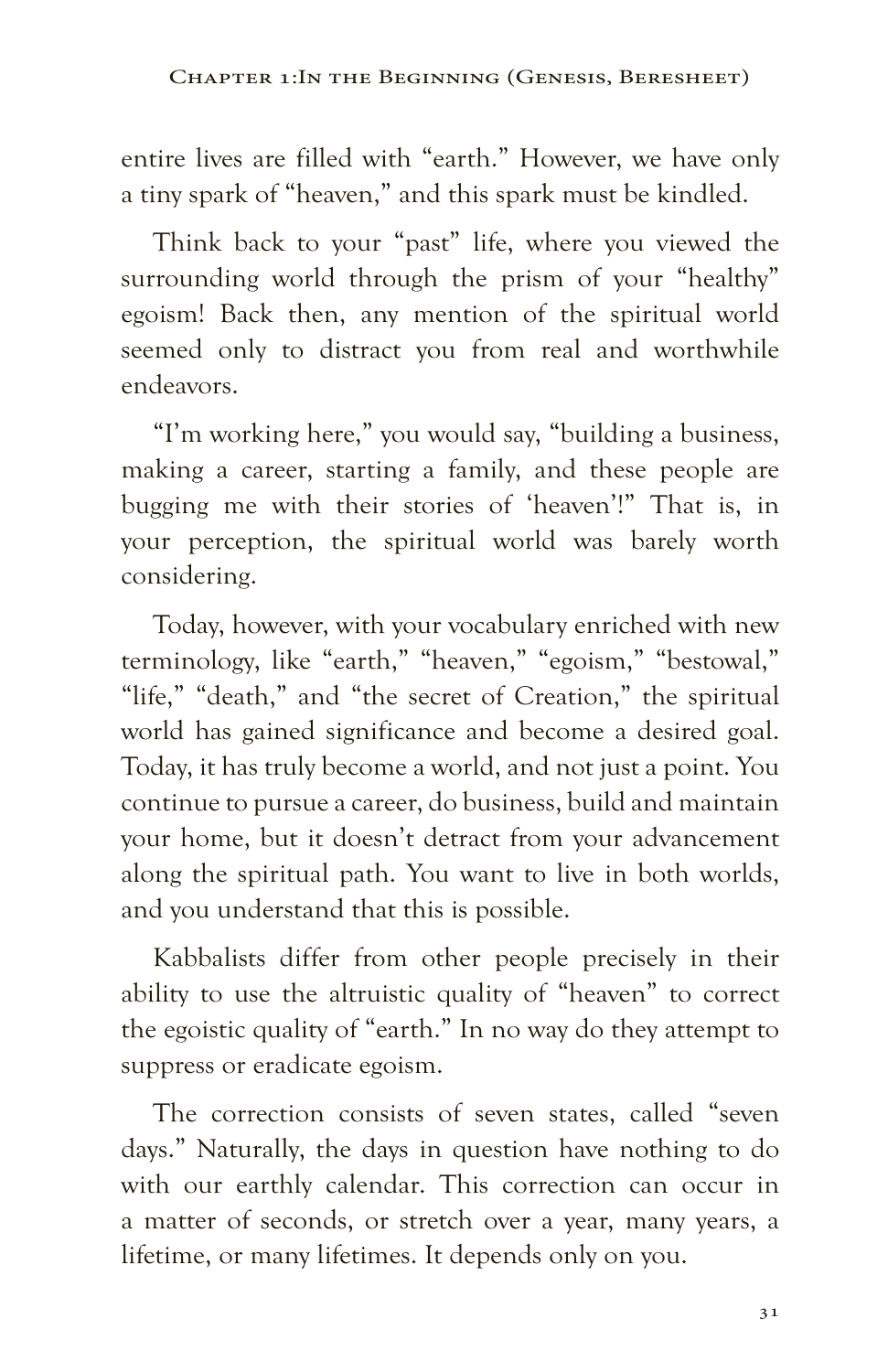entire lives are filled with "earth." However, we have only a tiny spark of "heaven," and this spark must be kindled.

Think back to your "past" life, where you viewed the surrounding world through the prism of your "healthy" egoism! Back then, any mention of the spiritual world seemed only to distract you from real and worthwhile endeavors.

"I'm working here," you would say, "building a business, making a career, starting a family, and these people are bugging me with their stories of 'heaven'!" That is, in your perception, the spiritual world was barely worth considering.

Today, however, with your vocabulary enriched with new terminology, like "earth," "heaven," "egoism," "bestowal," "life," "death," and "the secret of Creation," the spiritual world has gained significance and become a desired goal. Today, it has truly become a world, and not just a point. You continue to pursue a career, do business, build and maintain your home, but it doesn't detract from your advancement along the spiritual path. You want to live in both worlds, and you understand that this is possible.

Kabbalists differ from other people precisely in their ability to use the altruistic quality of "heaven" to correct the egoistic quality of "earth." In no way do they attempt to suppress or eradicate egoism.

The correction consists of seven states, called "seven days." Naturally, the days in question have nothing to do with our earthly calendar. This correction can occur in a matter of seconds, or stretch over a year, many years, a lifetime, or many lifetimes. It depends only on you.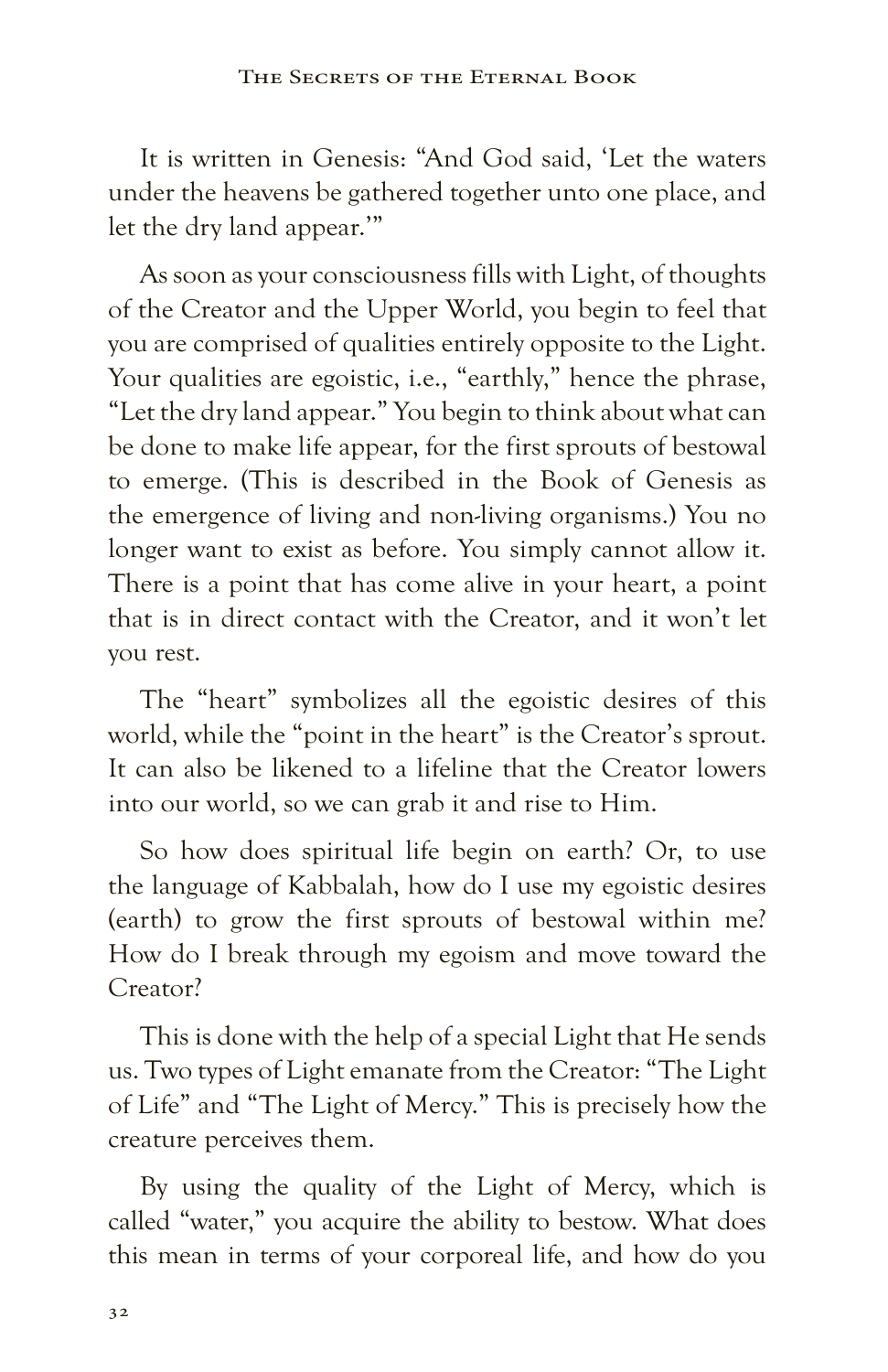It is written in Genesis: "And God said, 'Let the waters under the heavens be gathered together unto one place, and let the dry land appear.'"

As soon as your consciousness fills with Light, of thoughts of the Creator and the Upper World, you begin to feel that you are comprised of qualities entirely opposite to the Light. Your qualities are egoistic, i.e., "earthly," hence the phrase, "Let the dry land appear." You begin to think about what can be done to make life appear, for the first sprouts of bestowal to emerge. (This is described in the Book of Genesis as the emergence of living and non-living organisms.) You no longer want to exist as before. You simply cannot allow it. There is a point that has come alive in your heart, a point that is in direct contact with the Creator, and it won't let you rest.

The "heart" symbolizes all the egoistic desires of this world, while the "point in the heart" is the Creator's sprout. It can also be likened to a lifeline that the Creator lowers into our world, so we can grab it and rise to Him.

So how does spiritual life begin on earth? Or, to use the language of Kabbalah, how do I use my egoistic desires (earth) to grow the first sprouts of bestowal within me? How do I break through my egoism and move toward the Creator?

This is done with the help of a special Light that He sends us. Two types of Light emanate from the Creator: "The Light of Life" and "The Light of Mercy." This is precisely how the creature perceives them.

By using the quality of the Light of Mercy, which is called "water," you acquire the ability to bestow. What does this mean in terms of your corporeal life, and how do you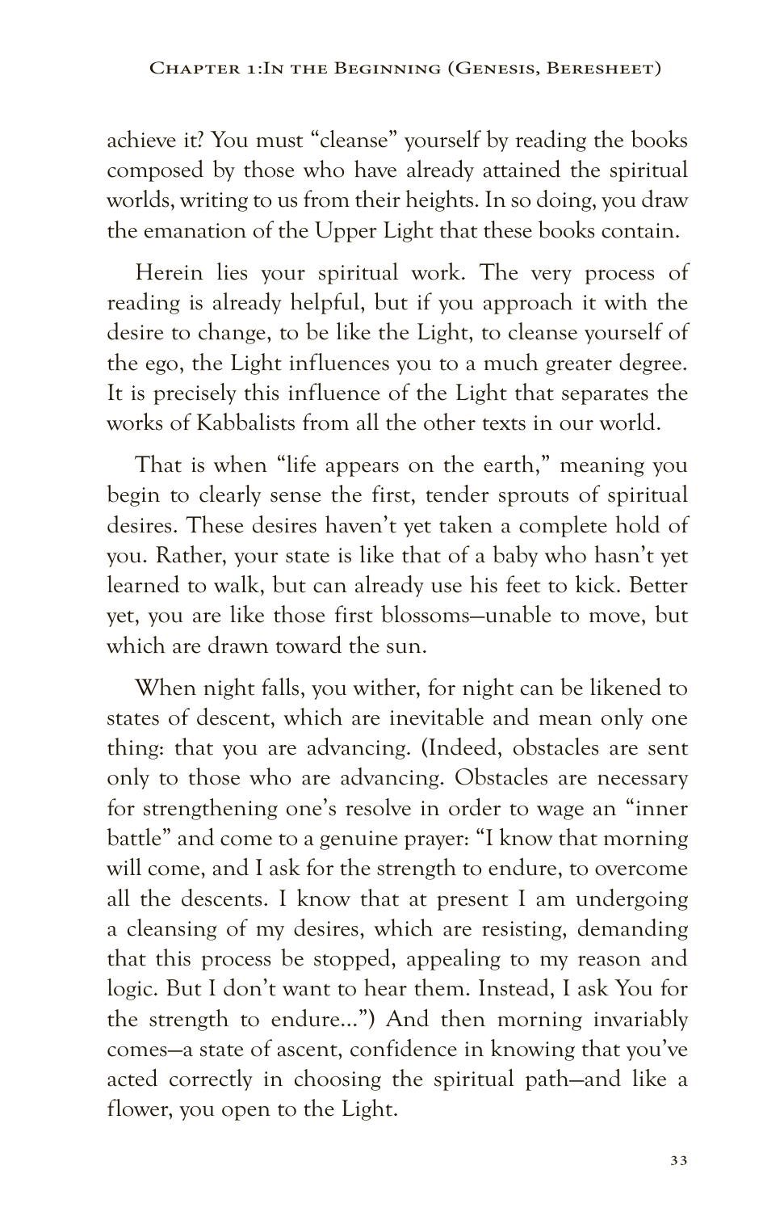achieve it? You must "cleanse" yourself by reading the books composed by those who have already attained the spiritual worlds, writing to us from their heights. In so doing, you draw the emanation of the Upper Light that these books contain.

Herein lies your spiritual work. The very process of reading is already helpful, but if you approach it with the desire to change, to be like the Light, to cleanse yourself of the ego, the Light influences you to a much greater degree. It is precisely this influence of the Light that separates the works of Kabbalists from all the other texts in our world.

That is when "life appears on the earth," meaning you begin to clearly sense the first, tender sprouts of spiritual desires. These desires haven't yet taken a complete hold of you. Rather, your state is like that of a baby who hasn't yet learned to walk, but can already use his feet to kick. Better yet, you are like those first blossoms—unable to move, but which are drawn toward the sun.

When night falls, you wither, for night can be likened to states of descent, which are inevitable and mean only one thing: that you are advancing. (Indeed, obstacles are sent only to those who are advancing. Obstacles are necessary for strengthening one's resolve in order to wage an "inner battle" and come to a genuine prayer: "I know that morning will come, and I ask for the strength to endure, to overcome all the descents. I know that at present I am undergoing a cleansing of my desires, which are resisting, demanding that this process be stopped, appealing to my reason and logic. But I don't want to hear them. Instead, I ask You for the strength to endure...") And then morning invariably comes—a state of ascent, confidence in knowing that you've acted correctly in choosing the spiritual path—and like a flower, you open to the Light.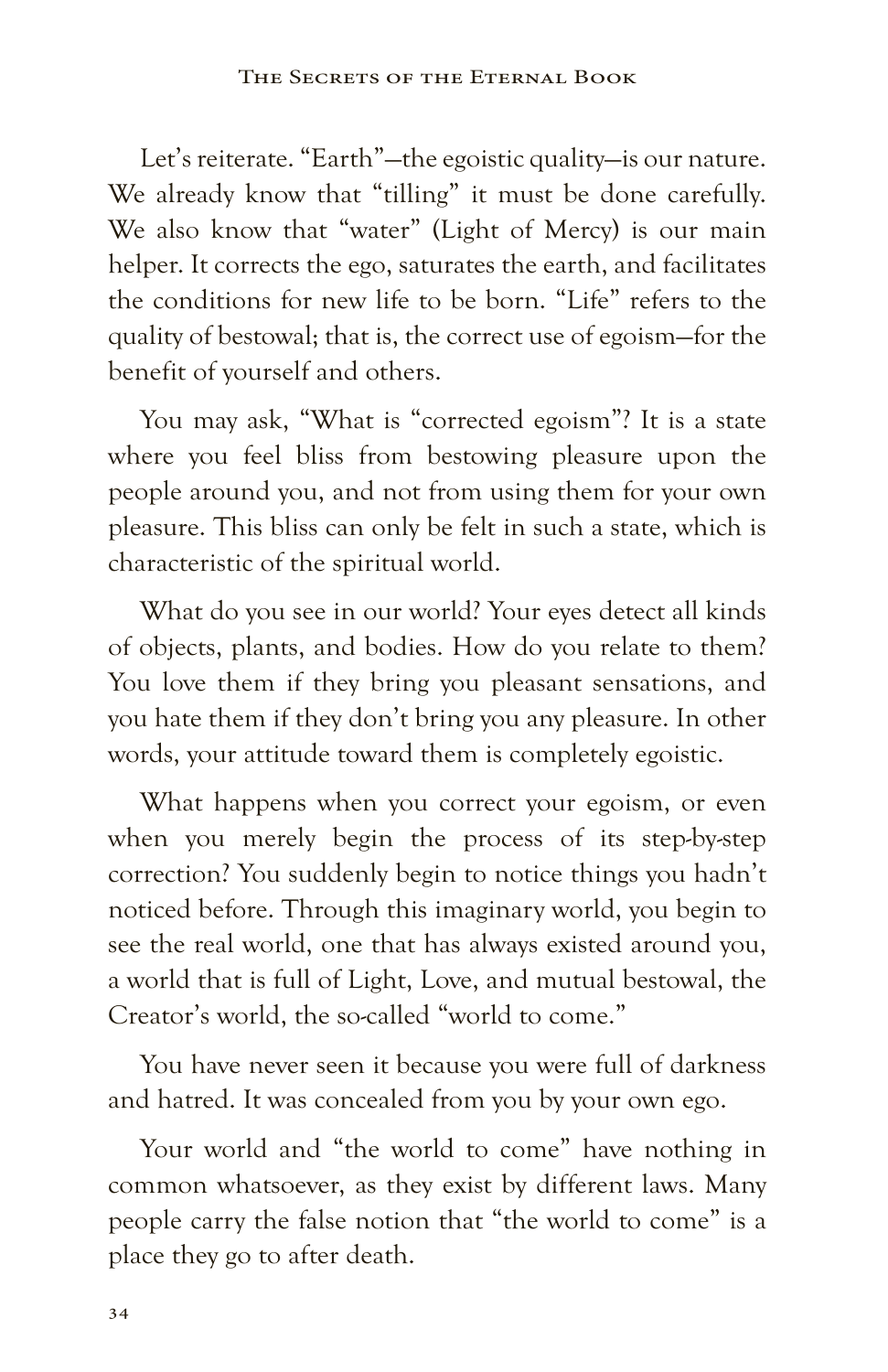Let's reiterate. "Earth"—the egoistic quality—is our nature. We already know that "tilling" it must be done carefully. We also know that "water" (Light of Mercy) is our main helper. It corrects the ego, saturates the earth, and facilitates the conditions for new life to be born. "Life" refers to the quality of bestowal; that is, the correct use of egoism—for the benefit of yourself and others.

You may ask, "What is "corrected egoism"? It is a state where you feel bliss from bestowing pleasure upon the people around you, and not from using them for your own pleasure. This bliss can only be felt in such a state, which is characteristic of the spiritual world.

What do you see in our world? Your eyes detect all kinds of objects, plants, and bodies. How do you relate to them? You love them if they bring you pleasant sensations, and you hate them if they don't bring you any pleasure. In other words, your attitude toward them is completely egoistic.

What happens when you correct your egoism, or even when you merely begin the process of its step-by-step correction? You suddenly begin to notice things you hadn't noticed before. Through this imaginary world, you begin to see the real world, one that has always existed around you, a world that is full of Light, Love, and mutual bestowal, the Creator's world, the so-called "world to come."

You have never seen it because you were full of darkness and hatred. It was concealed from you by your own ego.

Your world and "the world to come" have nothing in common whatsoever, as they exist by different laws. Many people carry the false notion that "the world to come" is a place they go to after death.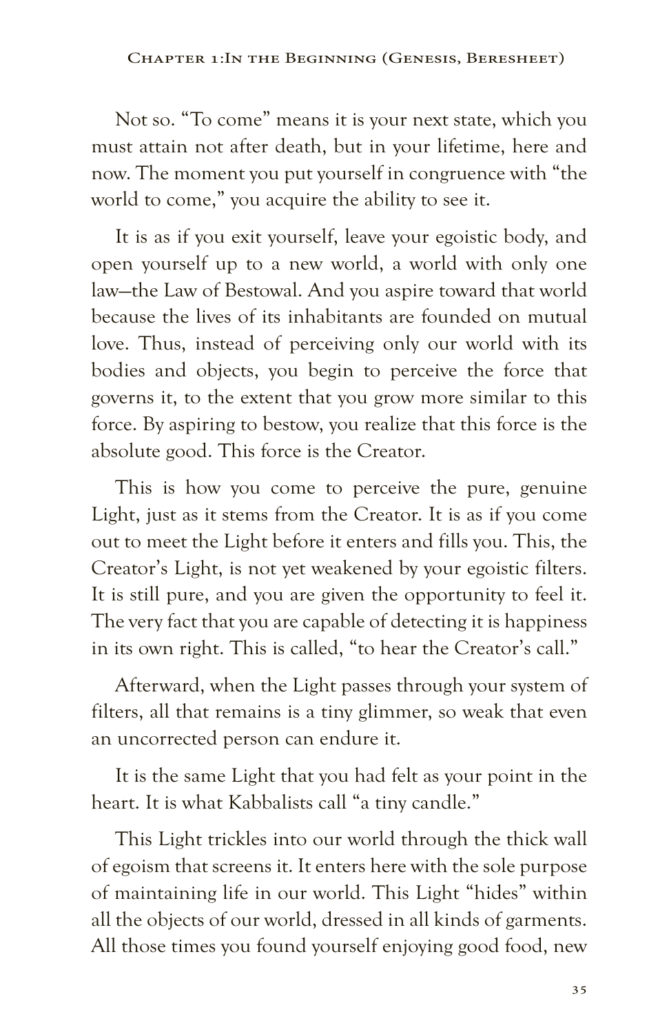Not so. "To come" means it is your next state, which you must attain not after death, but in your lifetime, here and now. The moment you put yourself in congruence with "the world to come," you acquire the ability to see it.

It is as if you exit yourself, leave your egoistic body, and open yourself up to a new world, a world with only one law—the Law of Bestowal. And you aspire toward that world because the lives of its inhabitants are founded on mutual love. Thus, instead of perceiving only our world with its bodies and objects, you begin to perceive the force that governs it, to the extent that you grow more similar to this force. By aspiring to bestow, you realize that this force is the absolute good. This force is the Creator.

This is how you come to perceive the pure, genuine Light, just as it stems from the Creator. It is as if you come out to meet the Light before it enters and fills you. This, the Creator's Light, is not yet weakened by your egoistic filters. It is still pure, and you are given the opportunity to feel it. The very fact that you are capable of detecting it is happiness in its own right. This is called, "to hear the Creator's call."

Afterward, when the Light passes through your system of filters, all that remains is a tiny glimmer, so weak that even an uncorrected person can endure it.

It is the same Light that you had felt as your point in the heart. It is what Kabbalists call "a tiny candle."

This Light trickles into our world through the thick wall of egoism that screens it. It enters here with the sole purpose of maintaining life in our world. This Light "hides" within all the objects of our world, dressed in all kinds of garments. All those times you found yourself enjoying good food, new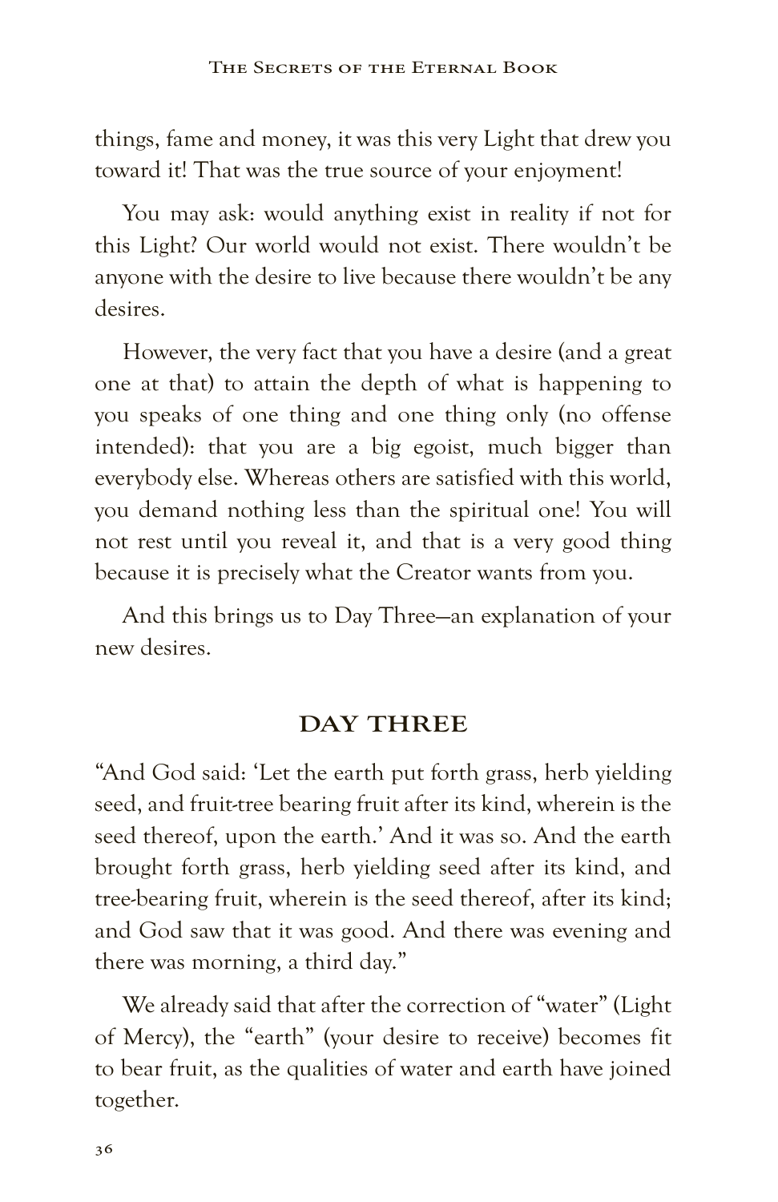things, fame and money, it was this very Light that drew you toward it! That was the true source of your enjoyment!

You may ask: would anything exist in reality if not for this Light? Our world would not exist. There wouldn't be anyone with the desire to live because there wouldn't be any desires.

However, the very fact that you have a desire (and a great one at that) to attain the depth of what is happening to you speaks of one thing and one thing only (no offense intended): that you are a big egoist, much bigger than everybody else. Whereas others are satisfied with this world, you demand nothing less than the spiritual one! You will not rest until you reveal it, and that is a very good thing because it is precisely what the Creator wants from you.

And this brings us to Day Three—an explanation of your new desires.

## DAY THREE

"And God said: 'Let the earth put forth grass, herb yielding seed, and fruit-tree bearing fruit after its kind, wherein is the seed thereof, upon the earth.' And it was so. And the earth brought forth grass, herb yielding seed after its kind, and tree-bearing fruit, wherein is the seed thereof, after its kind; and God saw that it was good. And there was evening and there was morning, a third day."

We already said that after the correction of "water" (Light of Mercy), the "earth" (your desire to receive) becomes fit to bear fruit, as the qualities of water and earth have joined together.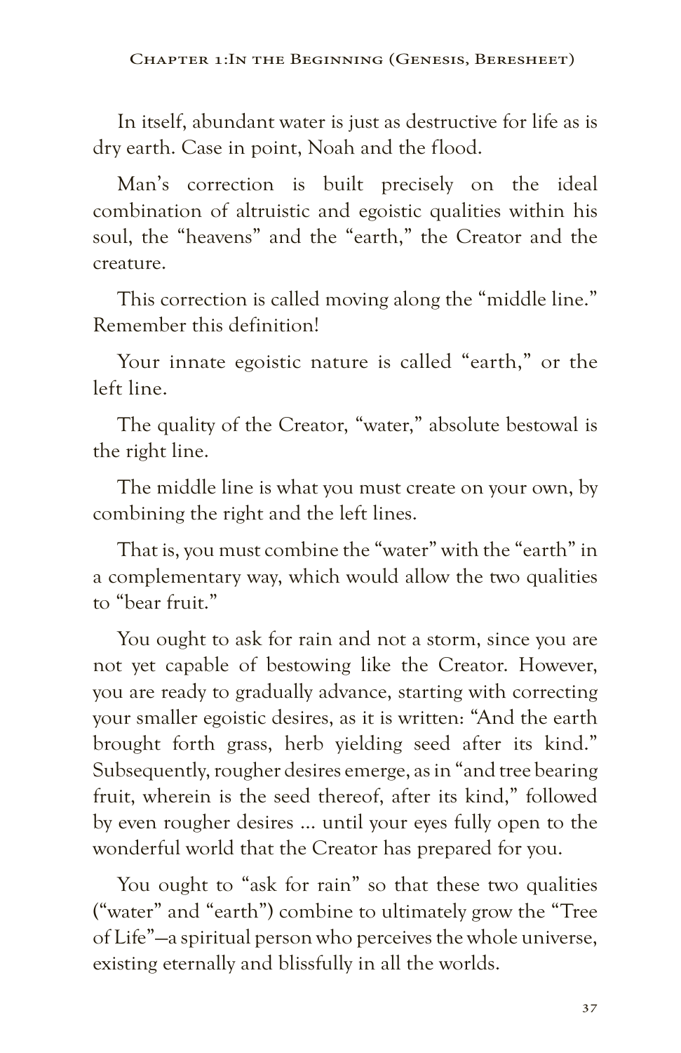In itself, abundant water is just as destructive for life as is dry earth. Case in point, Noah and the flood.

Man's correction is built precisely on the ideal combination of altruistic and egoistic qualities within his soul, the "heavens" and the "earth," the Creator and the creature.

This correction is called moving along the "middle line." Remember this definition!

Your innate egoistic nature is called "earth," or the left line.

The quality of the Creator, "water," absolute bestowal is the right line.

The middle line is what you must create on your own, by combining the right and the left lines.

That is, you must combine the "water" with the "earth" in a complementary way, which would allow the two qualities to "bear fruit."

You ought to ask for rain and not a storm, since you are not yet capable of bestowing like the Creator. However, you are ready to gradually advance, starting with correcting your smaller egoistic desires, as it is written: "And the earth brought forth grass, herb yielding seed after its kind." Subsequently, rougher desires emerge, as in "and tree bearing fruit, wherein is the seed thereof, after its kind," followed by even rougher desires ... until your eyes fully open to the wonderful world that the Creator has prepared for you.

You ought to "ask for rain" so that these two qualities ("water" and "earth") combine to ultimately grow the "Tree of Life"—a spiritual person who perceives the whole universe, existing eternally and blissfully in all the worlds.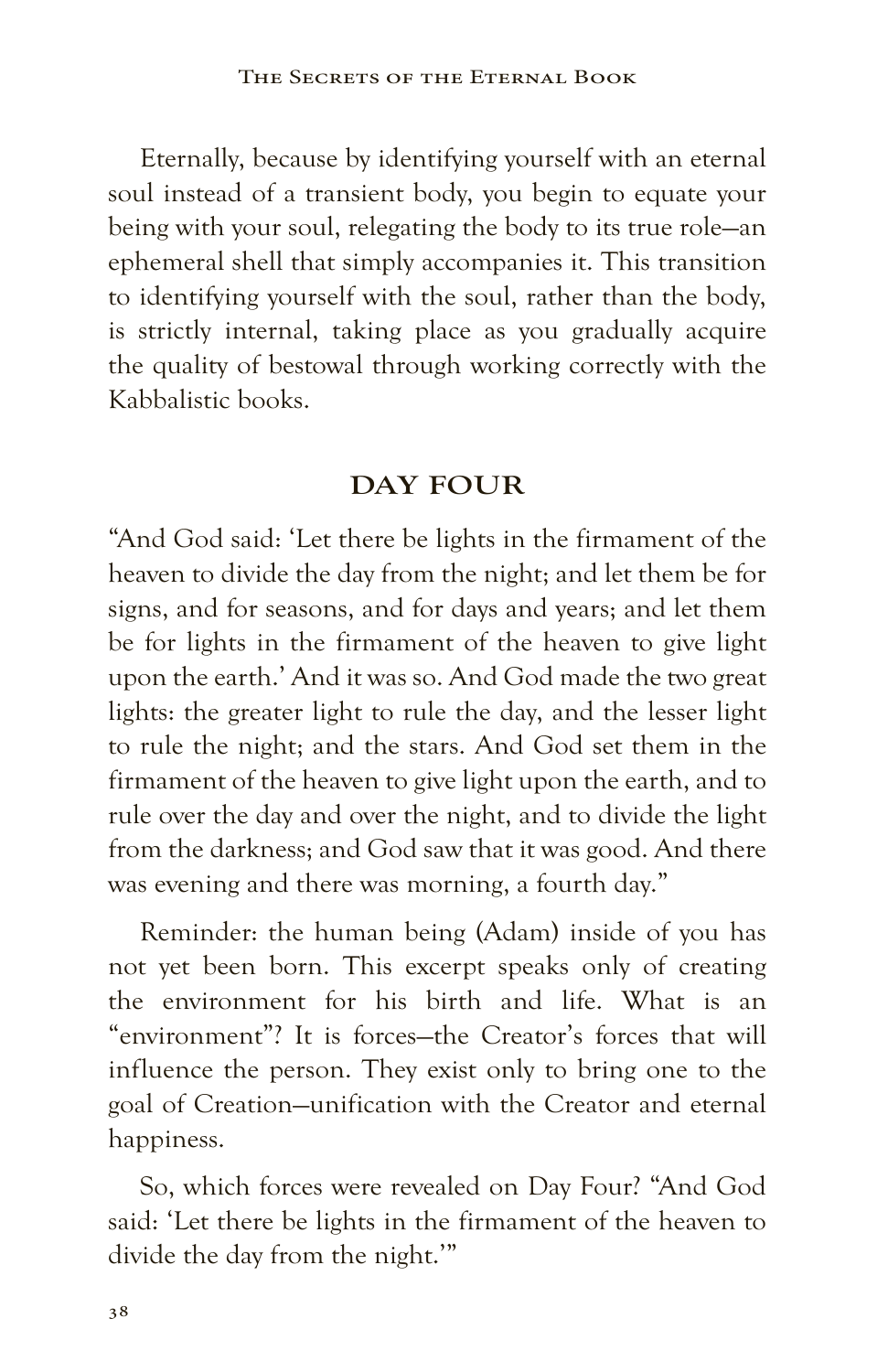Eternally, because by identifying yourself with an eternal soul instead of a transient body, you begin to equate your being with your soul, relegating the body to its true role—an ephemeral shell that simply accompanies it. This transition to identifying yourself with the soul, rather than the body, is strictly internal, taking place as you gradually acquire the quality of bestowal through working correctly with the Kabbalistic books.

## DAY FOUR

"And God said: 'Let there be lights in the firmament of the heaven to divide the day from the night; and let them be for signs, and for seasons, and for days and years; and let them be for lights in the firmament of the heaven to give light upon the earth.' And it was so. And God made the two great lights: the greater light to rule the day, and the lesser light to rule the night; and the stars. And God set them in the firmament of the heaven to give light upon the earth, and to rule over the day and over the night, and to divide the light from the darkness; and God saw that it was good. And there was evening and there was morning, a fourth day."

Reminder: the human being (Adam) inside of you has not yet been born. This excerpt speaks only of creating the environment for his birth and life. What is an "environment"? It is forces—the Creator's forces that will influence the person. They exist only to bring one to the goal of Creation—unification with the Creator and eternal happiness.

So, which forces were revealed on Day Four? "And God said: 'Let there be lights in the firmament of the heaven to divide the day from the night.'"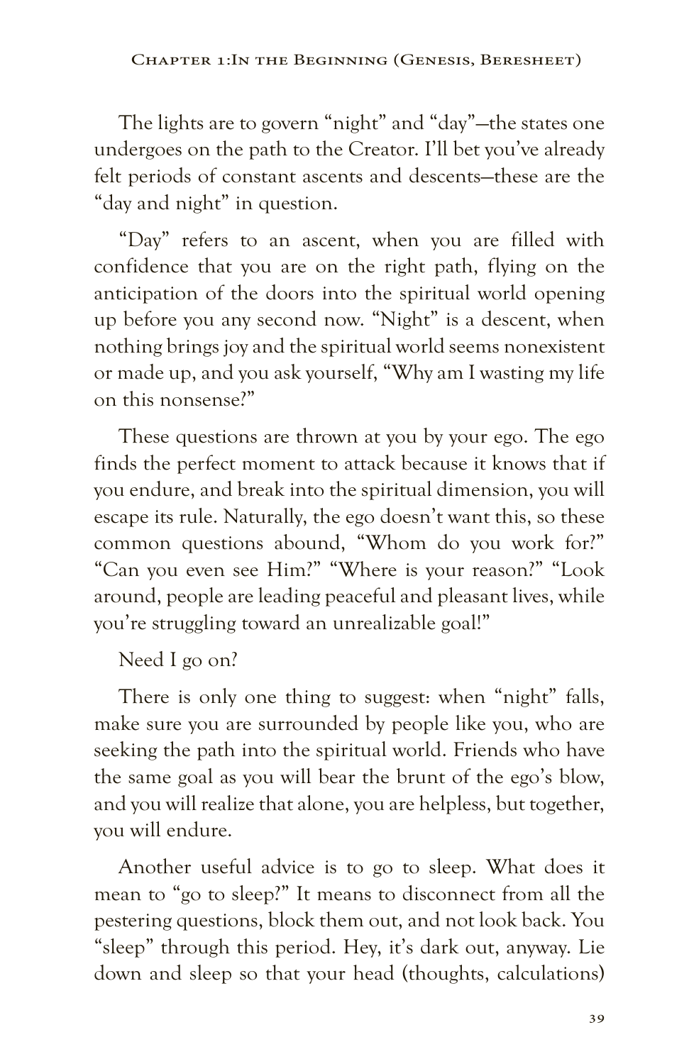The lights are to govern "night" and "day"—the states one undergoes on the path to the Creator. I'll bet you've already felt periods of constant ascents and descents—these are the "day and night" in question.

"Day" refers to an ascent, when you are filled with confidence that you are on the right path, flying on the anticipation of the doors into the spiritual world opening up before you any second now. "Night" is a descent, when nothing brings joy and the spiritual world seems nonexistent or made up, and you ask yourself, "Why am I wasting my life on this nonsense?"

These questions are thrown at you by your ego. The ego finds the perfect moment to attack because it knows that if you endure, and break into the spiritual dimension, you will escape its rule. Naturally, the ego doesn't want this, so these common questions abound, "Whom do you work for?" "Can you even see Him?" "Where is your reason?" "Look around, people are leading peaceful and pleasant lives, while you're struggling toward an unrealizable goal!"

Need I go on?

There is only one thing to suggest: when "night" falls, make sure you are surrounded by people like you, who are seeking the path into the spiritual world. Friends who have the same goal as you will bear the brunt of the ego's blow, and you will realize that alone, you are helpless, but together, you will endure.

Another useful advice is to go to sleep. What does it mean to "go to sleep?" It means to disconnect from all the pestering questions, block them out, and not look back. You "sleep" through this period. Hey, it's dark out, anyway. Lie down and sleep so that your head (thoughts, calculations)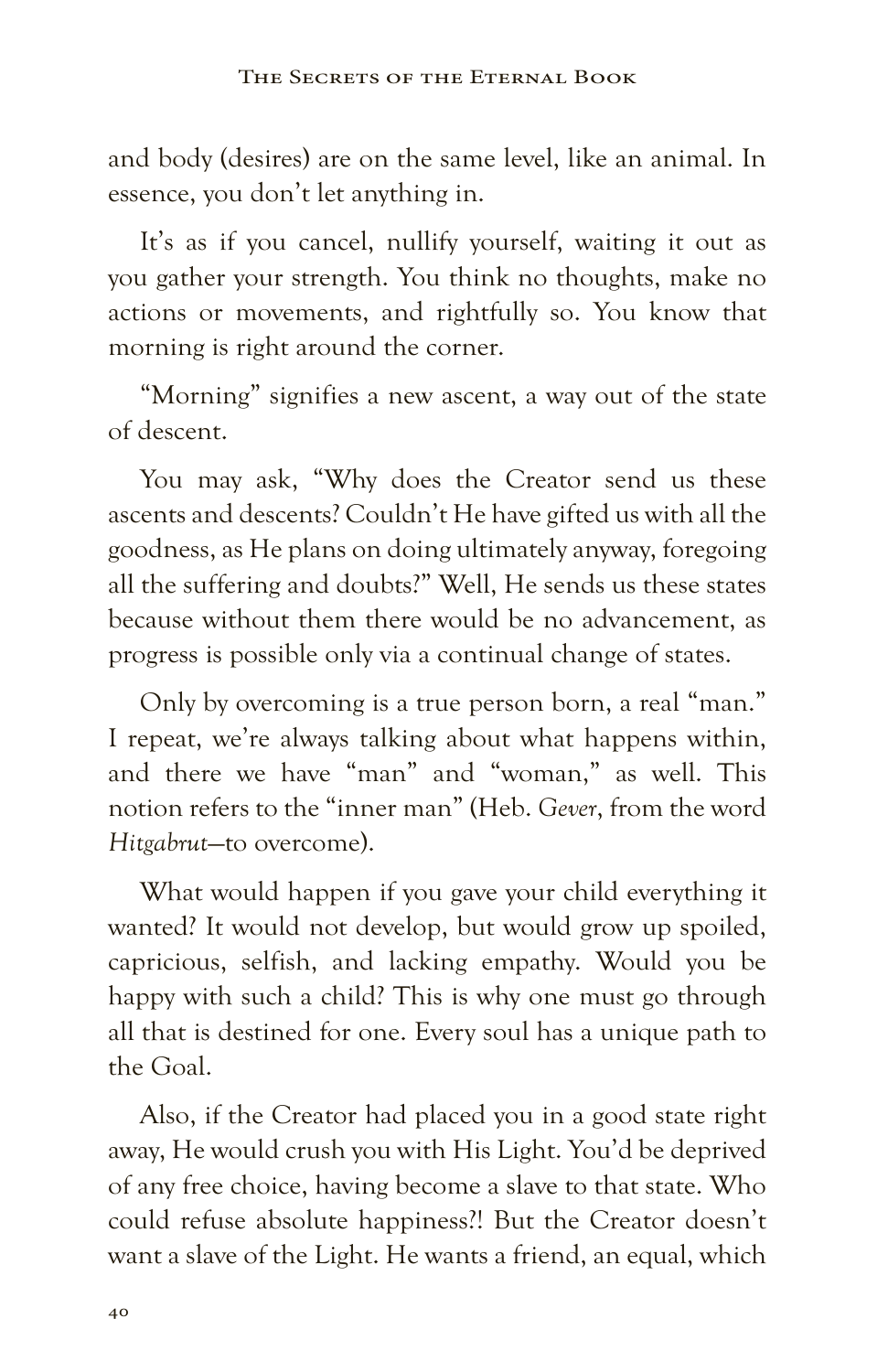and body (desires) are on the same level, like an animal. In essence, you don't let anything in.

It's as if you cancel, nullify yourself, waiting it out as you gather your strength. You think no thoughts, make no actions or movements, and rightfully so. You know that morning is right around the corner.

"Morning" signifies a new ascent, a way out of the state of descent.

You may ask, "Why does the Creator send us these ascents and descents? Couldn't He have gifted us with all the goodness, as He plans on doing ultimately anyway, foregoing all the suffering and doubts?" Well, He sends us these states because without them there would be no advancement, as progress is possible only via a continual change of states.

Only by overcoming is a true person born, a real "man." I repeat, we're always talking about what happens within, and there we have "man" and "woman," as well. This notion refers to the "inner man" (Heb. *Gever*, from the word *Hitgabrut*—to overcome).

What would happen if you gave your child everything it wanted? It would not develop, but would grow up spoiled, capricious, selfish, and lacking empathy. Would you be happy with such a child? This is why one must go through all that is destined for one. Every soul has a unique path to the Goal.

Also, if the Creator had placed you in a good state right away, He would crush you with His Light. You'd be deprived of any free choice, having become a slave to that state. Who could refuse absolute happiness?! But the Creator doesn't want a slave of the Light. He wants a friend, an equal, which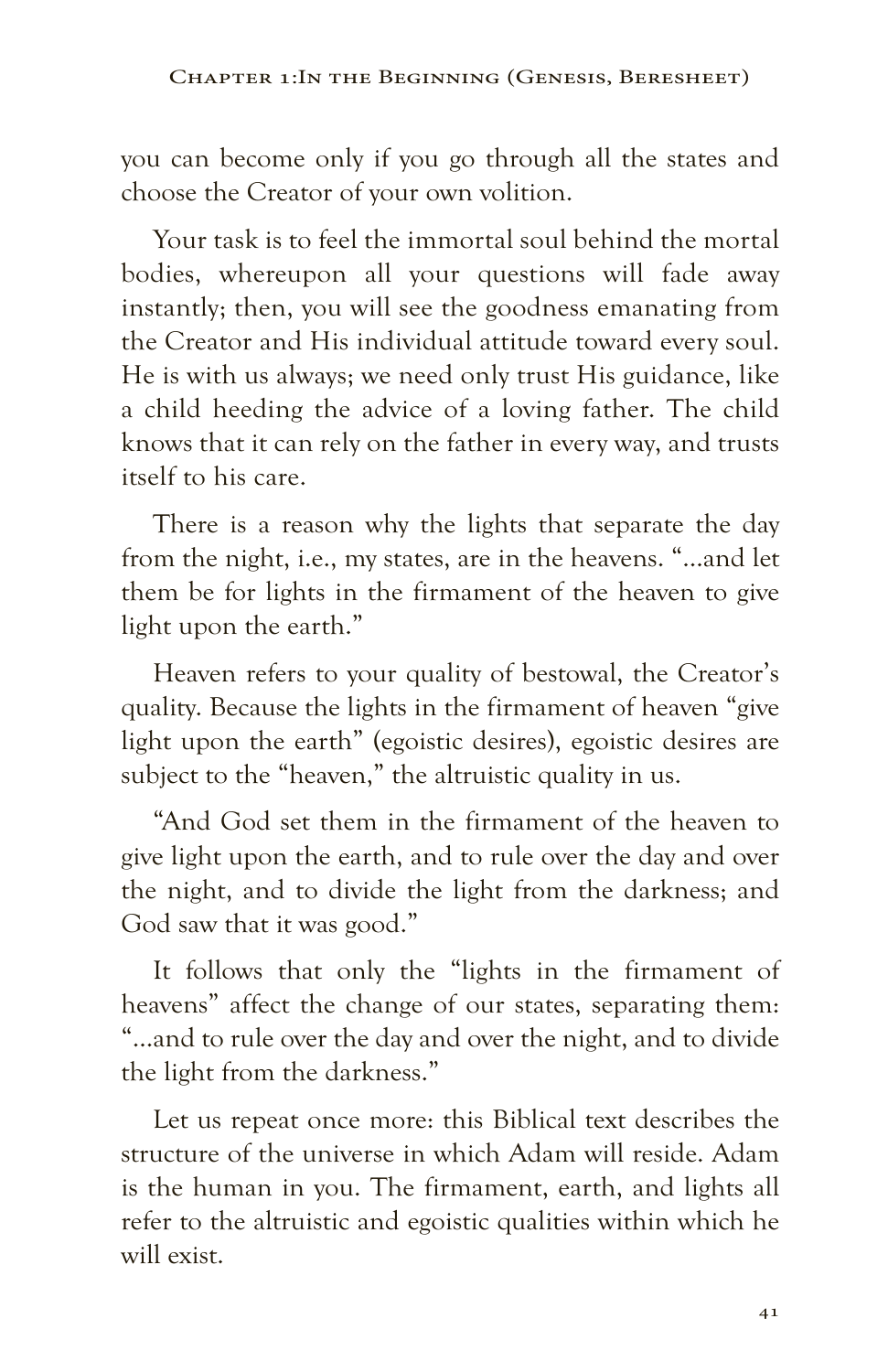you can become only if you go through all the states and choose the Creator of your own volition.

Your task is to feel the immortal soul behind the mortal bodies, whereupon all your questions will fade away instantly; then, you will see the goodness emanating from the Creator and His individual attitude toward every soul. He is with us always; we need only trust His guidance, like a child heeding the advice of a loving father. The child knows that it can rely on the father in every way, and trusts itself to his care.

There is a reason why the lights that separate the day from the night, i.e., my states, are in the heavens. "…and let them be for lights in the firmament of the heaven to give light upon the earth."

Heaven refers to your quality of bestowal, the Creator's quality. Because the lights in the firmament of heaven "give light upon the earth" (egoistic desires), egoistic desires are subject to the "heaven," the altruistic quality in us.

"And God set them in the firmament of the heaven to give light upon the earth, and to rule over the day and over the night, and to divide the light from the darkness; and God saw that it was good."

It follows that only the "lights in the firmament of heavens" affect the change of our states, separating them: "…and to rule over the day and over the night, and to divide the light from the darkness."

Let us repeat once more: this Biblical text describes the structure of the universe in which Adam will reside. Adam is the human in you. The firmament, earth, and lights all refer to the altruistic and egoistic qualities within which he will exist.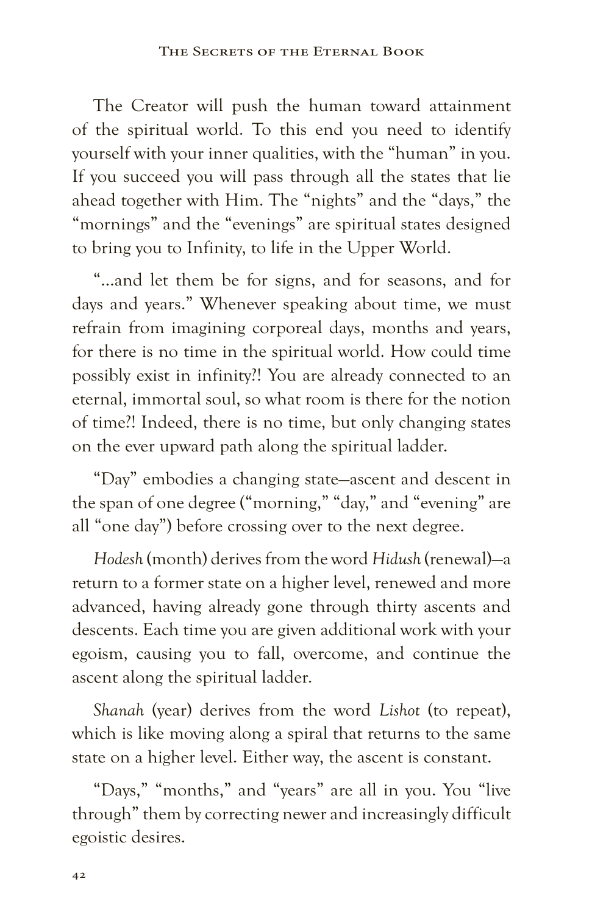The Creator will push the human toward attainment of the spiritual world. To this end you need to identify yourself with your inner qualities, with the "human" in you. If you succeed you will pass through all the states that lie ahead together with Him. The "nights" and the "days," the "mornings" and the "evenings" are spiritual states designed to bring you to Infinity, to life in the Upper World.

"...and let them be for signs, and for seasons, and for days and years." Whenever speaking about time, we must refrain from imagining corporeal days, months and years, for there is no time in the spiritual world. How could time possibly exist in infinity?! You are already connected to an eternal, immortal soul, so what room is there for the notion of time?! Indeed, there is no time, but only changing states on the ever upward path along the spiritual ladder.

"Day" embodies a changing state—ascent and descent in the span of one degree ("morning," "day," and "evening" are all "one day") before crossing over to the next degree.

*Hodesh* (month) derives from the word *Hidush* (renewal)—a return to a former state on a higher level, renewed and more advanced, having already gone through thirty ascents and descents. Each time you are given additional work with your egoism, causing you to fall, overcome, and continue the ascent along the spiritual ladder.

*Shanah* (year) derives from the word *Lishot* (to repeat), which is like moving along a spiral that returns to the same state on a higher level. Either way, the ascent is constant.

"Days," "months," and "years" are all in you. You "live through" them by correcting newer and increasingly difficult egoistic desires.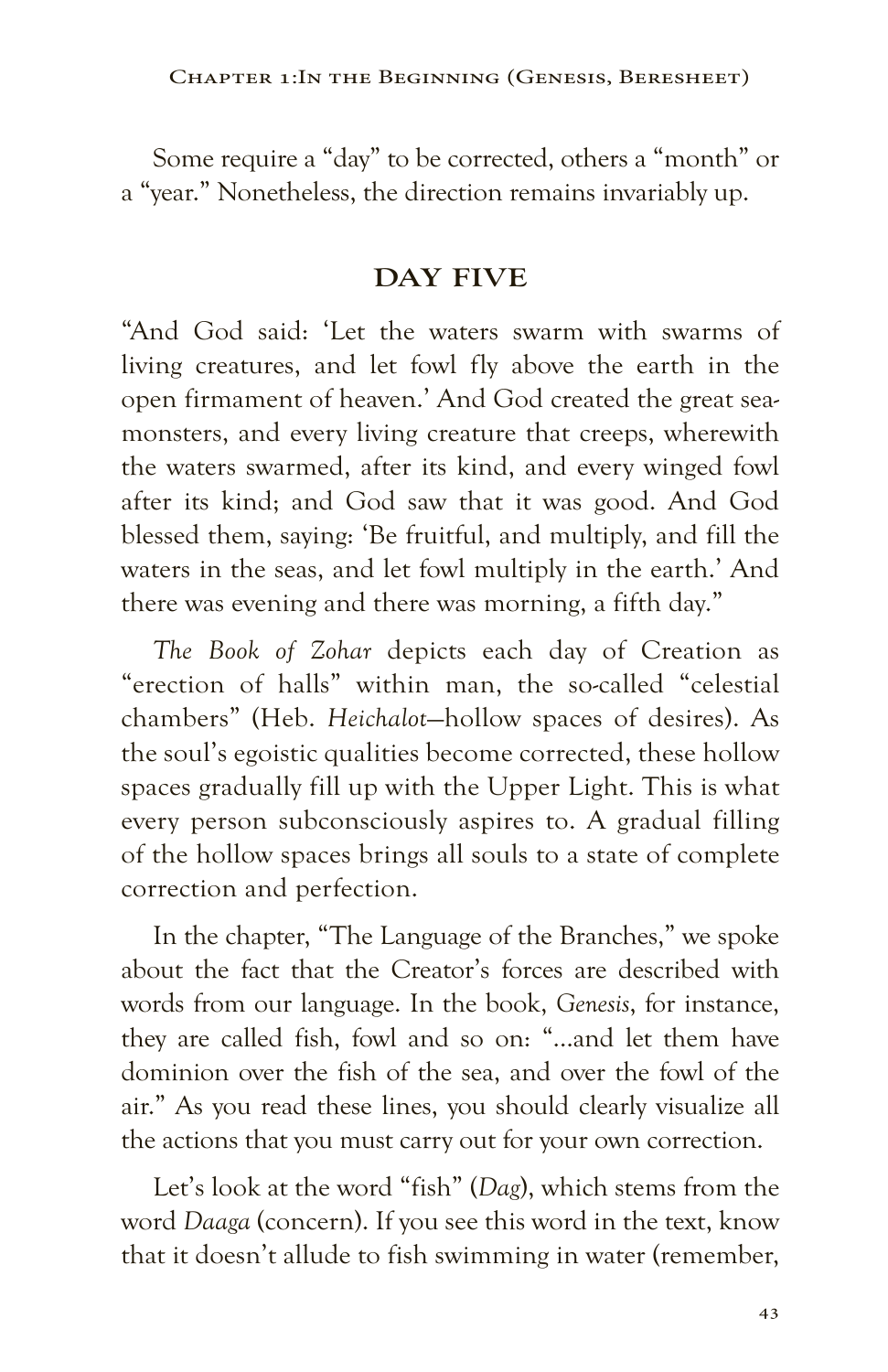Some require a "day" to be corrected, others a "month" or a "year." Nonetheless, the direction remains invariably up.

## DAY FIVE

"And God said: 'Let the waters swarm with swarms of living creatures, and let fowl fly above the earth in the open firmament of heaven.' And God created the great sea-monsters, and every living creature that creeps, wherewith the waters swarmed, after its kind, and every winged fowl after its kind; and God saw that it was good. And God blessed them, saying: 'Be fruitful, and multiply, and fill the waters in the seas, and let fowl multiply in the earth.' And there was evening and there was morning, a fifth day."

*The Book of Zohar* depicts each day of Creation as "erection of halls" within man, the so-called "celestial chambers" (Heb. *Heichalot*—hollow spaces of desires). As the soul's egoistic qualities become corrected, these hollow spaces gradually fill up with the Upper Light. This is what every person subconsciously aspires to. A gradual filling of the hollow spaces brings all souls to a state of complete correction and perfection.

In the chapter, "The Language of the Branches," we spoke about the fact that the Creator's forces are described with words from our language. In the book, *Genesis*, for instance, they are called fish, fowl and so on: "...and let them have dominion over the fish of the sea, and over the fowl of the air." As you read these lines, you should clearly visualize all the actions that you must carry out for your own correction.

Let's look at the word "fish" (*Dag*), which stems from the word *Daaga* (concern). If you see this word in the text, know that it doesn't allude to fish swimming in water (remember,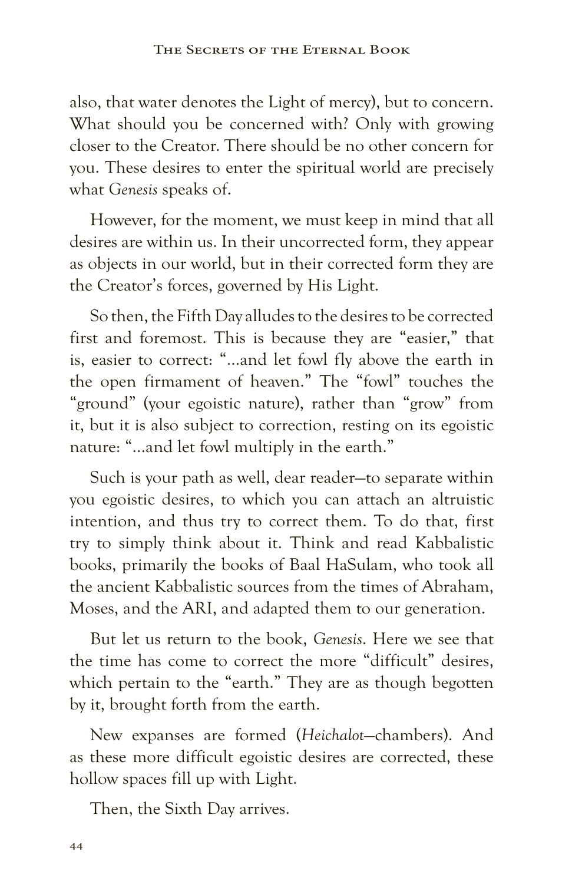also, that water denotes the Light of mercy), but to concern. What should you be concerned with? Only with growing closer to the Creator. There should be no other concern for you. These desires to enter the spiritual world are precisely what *Genesis* speaks of.

However, for the moment, we must keep in mind that all desires are within us. In their uncorrected form, they appear as objects in our world, but in their corrected form they are the Creator's forces, governed by His Light.

So then, the Fifth Day alludes to the desires to be corrected first and foremost. This is because they are "easier," that is, easier to correct: "…and let fowl fly above the earth in the open firmament of heaven." The "fowl" touches the "ground" (your egoistic nature), rather than "grow" from it, but it is also subject to correction, resting on its egoistic nature: "…and let fowl multiply in the earth."

Such is your path as well, dear reader—to separate within you egoistic desires, to which you can attach an altruistic intention, and thus try to correct them. To do that, first try to simply think about it. Think and read Kabbalistic books, primarily the books of Baal HaSulam, who took all the ancient Kabbalistic sources from the times of Abraham, Moses, and the ARI, and adapted them to our generation.

But let us return to the book, *Genesis*. Here we see that the time has come to correct the more "difficult" desires, which pertain to the "earth." They are as though begotten by it, brought forth from the earth.

New expanses are formed (*Heichalot*—chambers). And as these more difficult egoistic desires are corrected, these hollow spaces fill up with Light.

Then, the Sixth Day arrives.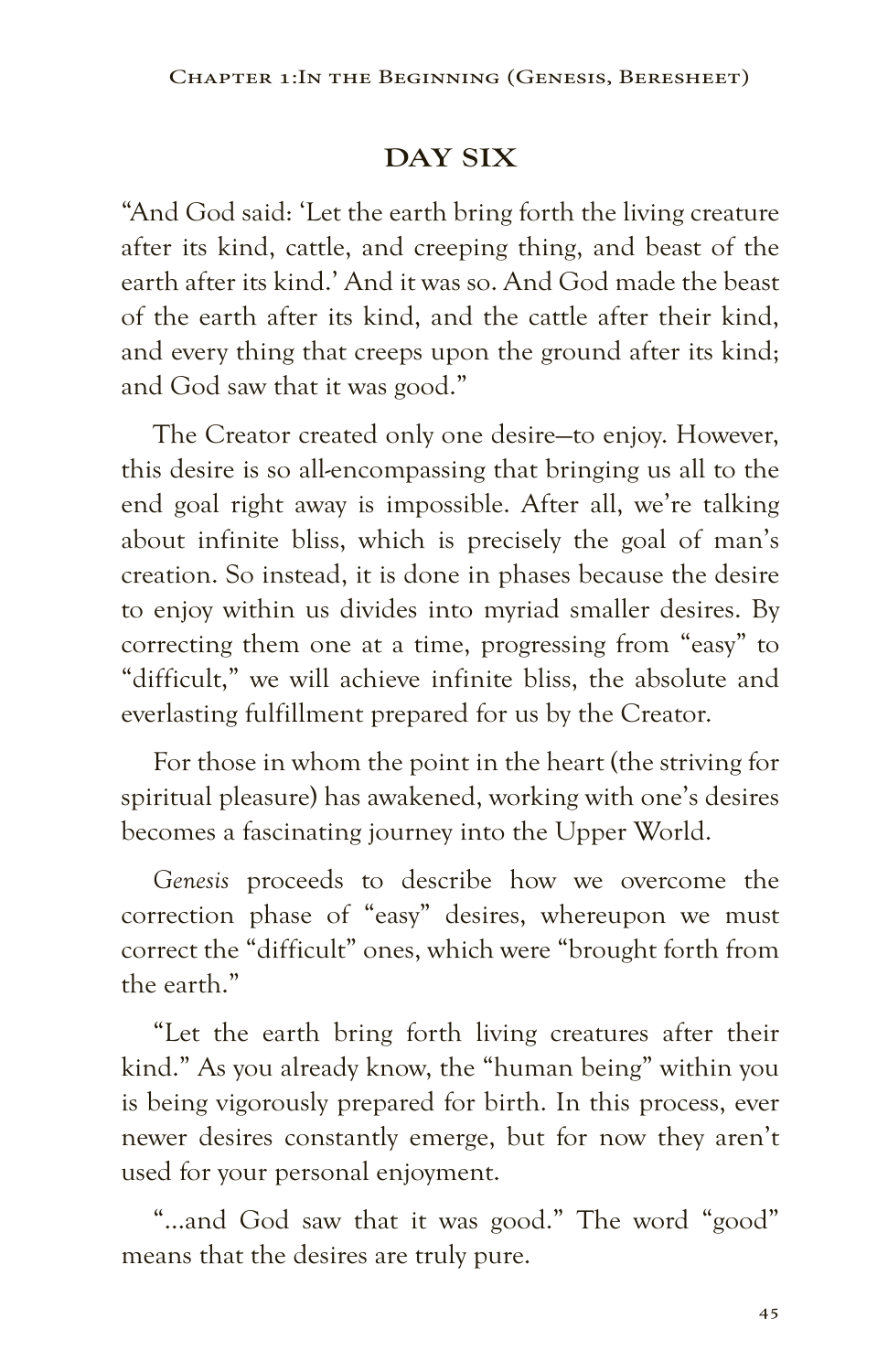## DAY SIX

"And God said: 'Let the earth bring forth the living creature after its kind, cattle, and creeping thing, and beast of the earth after its kind.' And it was so. And God made the beast of the earth after its kind, and the cattle after their kind, and every thing that creeps upon the ground after its kind; and God saw that it was good."

The Creator created only one desire—to enjoy. However, this desire is so all-encompassing that bringing us all to the end goal right away is impossible. After all, we're talking about infinite bliss, which is precisely the goal of man's creation. So instead, it is done in phases because the desire to enjoy within us divides into myriad smaller desires. By correcting them one at a time, progressing from "easy" to "difficult," we will achieve infinite bliss, the absolute and everlasting fulfillment prepared for us by the Creator.

For those in whom the point in the heart (the striving for spiritual pleasure) has awakened, working with one's desires becomes a fascinating journey into the Upper World.

*Genesis* proceeds to describe how we overcome the correction phase of "easy" desires, whereupon we must correct the "difficult" ones, which were "brought forth from the earth."

"Let the earth bring forth living creatures after their kind." As you already know, the "human being" within you is being vigorously prepared for birth. In this process, ever newer desires constantly emerge, but for now they aren't used for your personal enjoyment.

"...and God saw that it was good." The word "good" means that the desires are truly pure.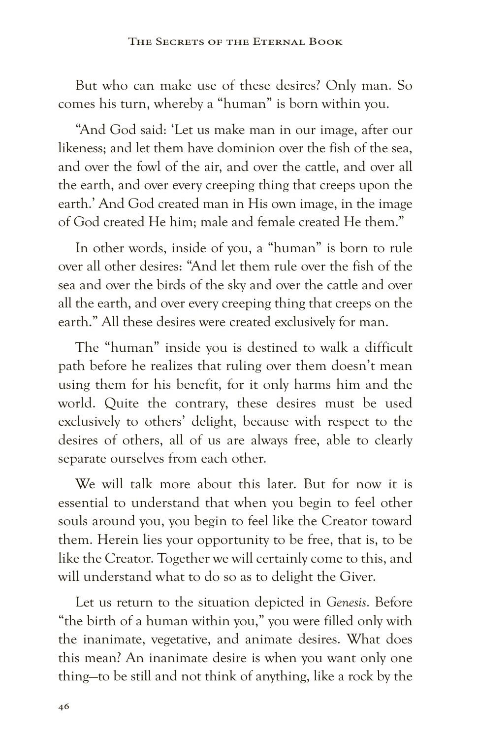But who can make use of these desires? Only man. So comes his turn, whereby a "human" is born within you.

"And God said: 'Let us make man in our image, after our likeness; and let them have dominion over the fish of the sea, and over the fowl of the air, and over the cattle, and over all the earth, and over every creeping thing that creeps upon the earth.' And God created man in His own image, in the image of God created He him; male and female created He them."

In other words, inside of you, a "human" is born to rule over all other desires: "And let them rule over the fish of the sea and over the birds of the sky and over the cattle and over all the earth, and over every creeping thing that creeps on the earth." All these desires were created exclusively for man.

The "human" inside you is destined to walk a difficult path before he realizes that ruling over them doesn't mean using them for his benefit, for it only harms him and the world. Quite the contrary, these desires must be used exclusively to others' delight, because with respect to the desires of others, all of us are always free, able to clearly separate ourselves from each other.

We will talk more about this later. But for now it is essential to understand that when you begin to feel other souls around you, you begin to feel like the Creator toward them. Herein lies your opportunity to be free, that is, to be like the Creator. Together we will certainly come to this, and will understand what to do so as to delight the Giver.

Let us return to the situation depicted in *Genesis*. Before "the birth of a human within you," you were filled only with the inanimate, vegetative, and animate desires. What does this mean? An inanimate desire is when you want only one thing—to be still and not think of anything, like a rock by the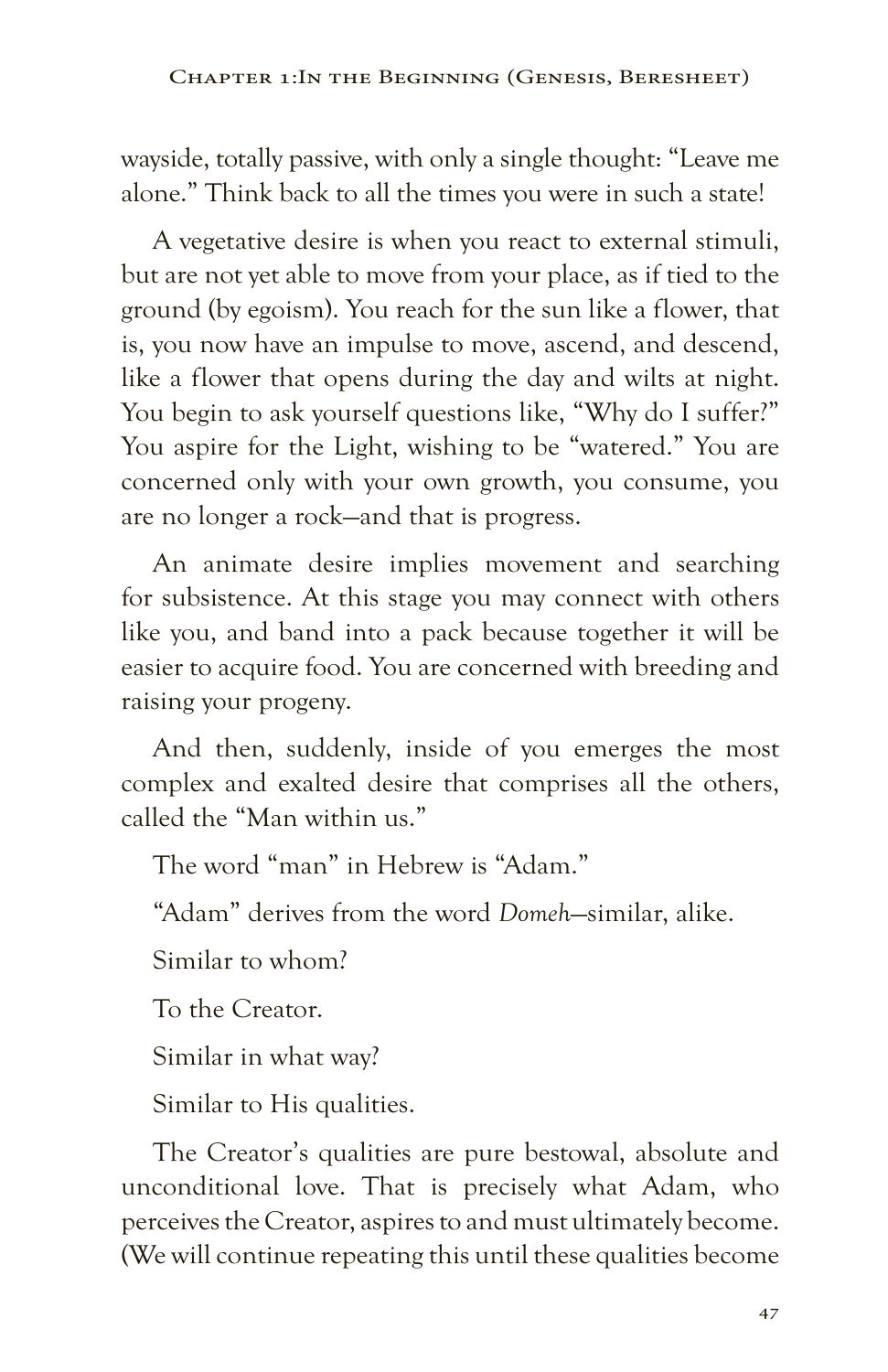wayside, totally passive, with only a single thought: "Leave me alone." Think back to all the times you were in such a state!

A vegetative desire is when you react to external stimuli, but are not yet able to move from your place, as if tied to the ground (by egoism). You reach for the sun like a flower, that is, you now have an impulse to move, ascend, and descend, like a flower that opens during the day and wilts at night. You begin to ask yourself questions like, "Why do I suffer?" You aspire for the Light, wishing to be "watered." You are concerned only with your own growth, you consume, you are no longer a rock—and that is progress.

An animate desire implies movement and searching for subsistence. At this stage you may connect with others like you, and band into a pack because together it will be easier to acquire food. You are concerned with breeding and raising your progeny.

And then, suddenly, inside of you emerges the most complex and exalted desire that comprises all the others, called the "Man within us."

The word "man" in Hebrew is "Adam."

"Adam" derives from the word *Domeh*—similar, alike.

Similar to whom?

To the Creator.

Similar in what way?

Similar to His qualities.

The Creator's qualities are pure bestowal, absolute and unconditional love. That is precisely what Adam, who perceives the Creator, aspires to and must ultimately become. (We will continue repeating this until these qualities become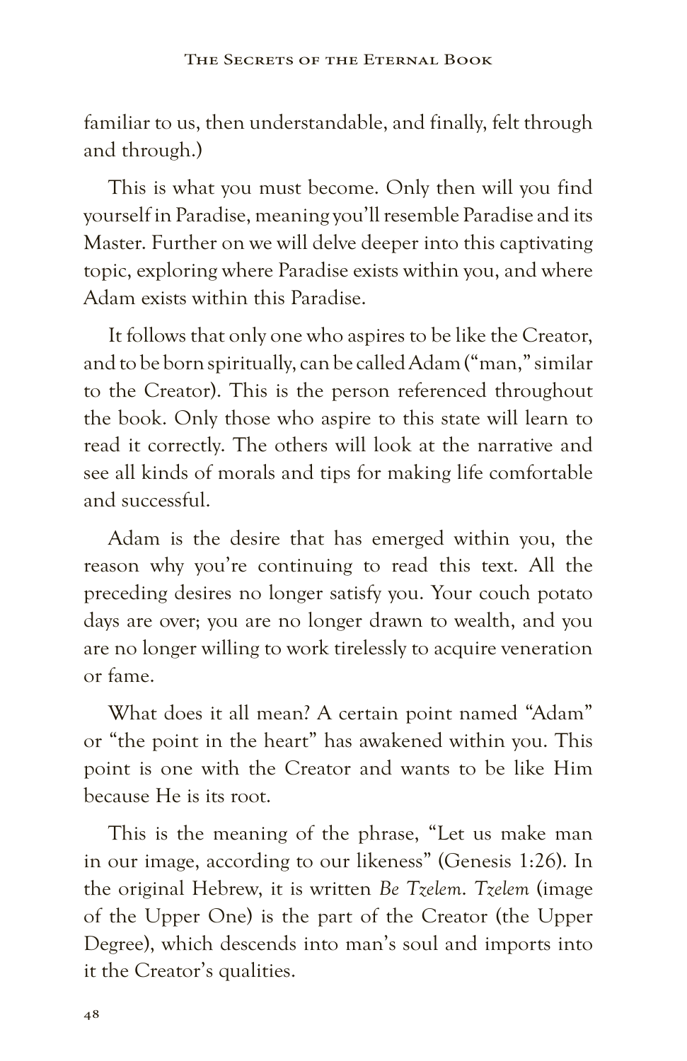familiar to us, then understandable, and finally, felt through and through.)

This is what you must become. Only then will you find yourself in Paradise, meaning you'll resemble Paradise and its Master. Further on we will delve deeper into this captivating topic, exploring where Paradise exists within you, and where Adam exists within this Paradise.

It follows that only one who aspires to be like the Creator, and to be born spiritually, can be called Adam ("man," similar to the Creator). This is the person referenced throughout the book. Only those who aspire to this state will learn to read it correctly. The others will look at the narrative and see all kinds of morals and tips for making life comfortable and successful.

Adam is the desire that has emerged within you, the reason why you're continuing to read this text. All the preceding desires no longer satisfy you. Your couch potato days are over; you are no longer drawn to wealth, and you are no longer willing to work tirelessly to acquire veneration or fame.

What does it all mean? A certain point named "Adam" or "the point in the heart" has awakened within you. This point is one with the Creator and wants to be like Him because He is its root.

This is the meaning of the phrase, "Let us make man in our image, according to our likeness" (Genesis 1:26). In the original Hebrew, it is written *Be Tzelem*. *Tzelem* (image of the Upper One) is the part of the Creator (the Upper Degree), which descends into man's soul and imports into it the Creator's qualities.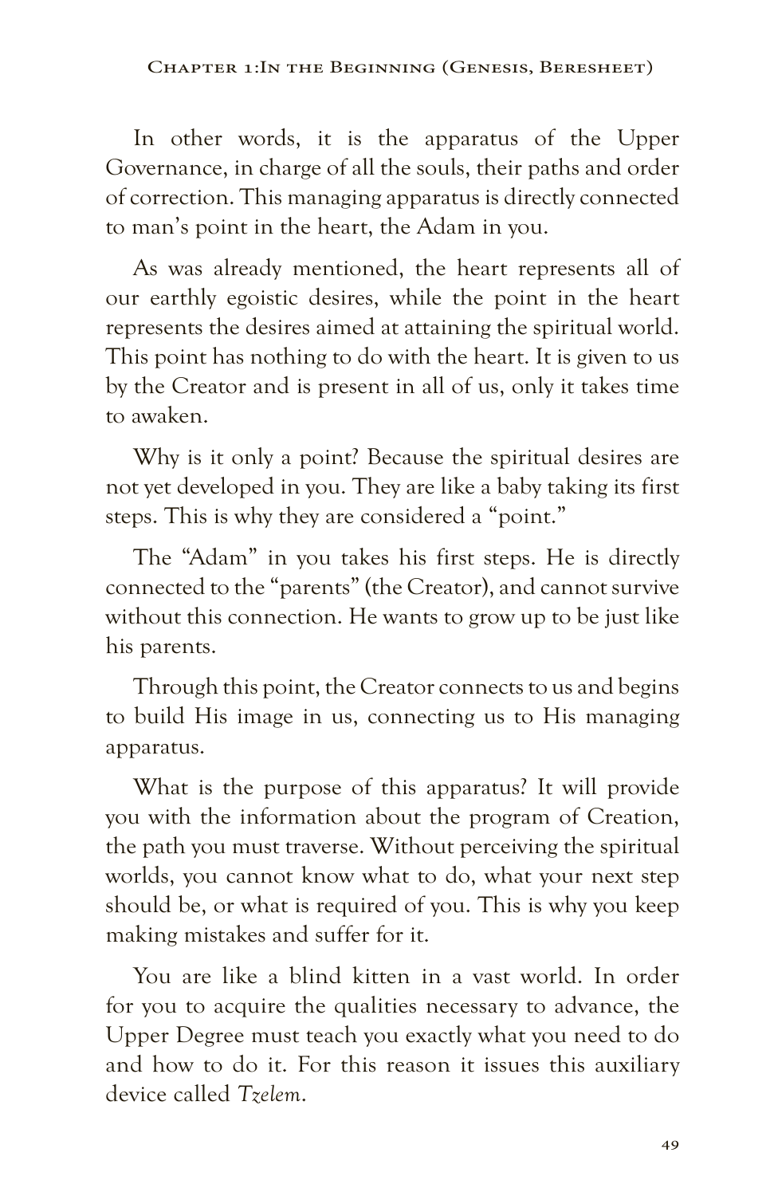In other words, it is the apparatus of the Upper Governance, in charge of all the souls, their paths and order of correction. This managing apparatus is directly connected to man's point in the heart, the Adam in you.

As was already mentioned, the heart represents all of our earthly egoistic desires, while the point in the heart represents the desires aimed at attaining the spiritual world. This point has nothing to do with the heart. It is given to us by the Creator and is present in all of us, only it takes time to awaken.

Why is it only a point? Because the spiritual desires are not yet developed in you. They are like a baby taking its first steps. This is why they are considered a "point."

The "Adam" in you takes his first steps. He is directly connected to the "parents" (the Creator), and cannot survive without this connection. He wants to grow up to be just like his parents.

Through this point, the Creator connects to us and begins to build His image in us, connecting us to His managing apparatus.

What is the purpose of this apparatus? It will provide you with the information about the program of Creation, the path you must traverse. Without perceiving the spiritual worlds, you cannot know what to do, what your next step should be, or what is required of you. This is why you keep making mistakes and suffer for it.

You are like a blind kitten in a vast world. In order for you to acquire the qualities necessary to advance, the Upper Degree must teach you exactly what you need to do and how to do it. For this reason it issues this auxiliary device called *Tzelem*.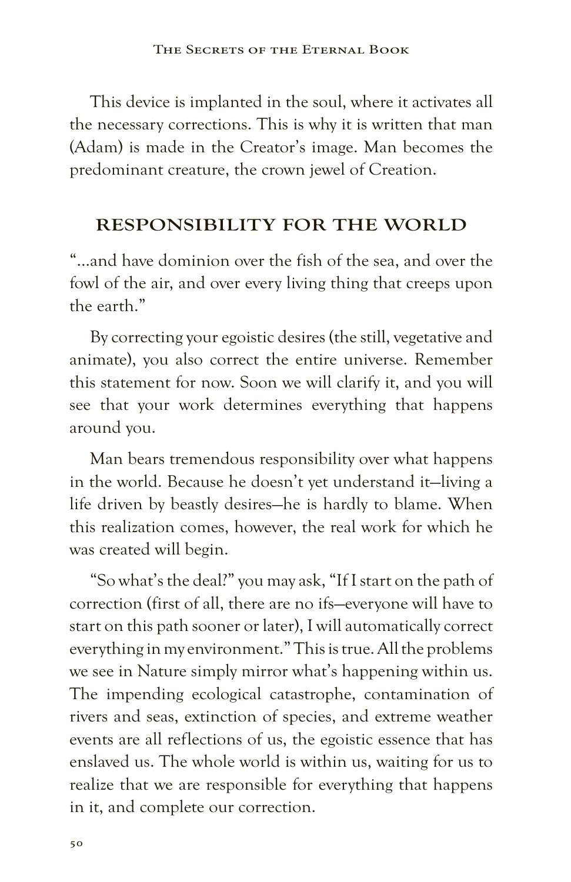This device is implanted in the soul, where it activates all the necessary corrections. This is why it is written that man (Adam) is made in the Creator's image. Man becomes the predominant creature, the crown jewel of Creation.

## RESPONSIBILITY FOR THE WORLD

"…and have dominion over the fish of the sea, and over the fowl of the air, and over every living thing that creeps upon the earth."

By correcting your egoistic desires (the still, vegetative and animate), you also correct the entire universe. Remember this statement for now. Soon we will clarify it, and you will see that your work determines everything that happens around you.

Man bears tremendous responsibility over what happens in the world. Because he doesn't yet understand it—living a life driven by beastly desires—he is hardly to blame. When this realization comes, however, the real work for which he was created will begin.

"So what's the deal?" you may ask, "If I start on the path of correction (first of all, there are no ifs—everyone will have to start on this path sooner or later), I will automatically correct everything in my environment." This is true. All the problems we see in Nature simply mirror what's happening within us. The impending ecological catastrophe, contamination of rivers and seas, extinction of species, and extreme weather events are all reflections of us, the egoistic essence that has enslaved us. The whole world is within us, waiting for us to realize that we are responsible for everything that happens in it, and complete our correction.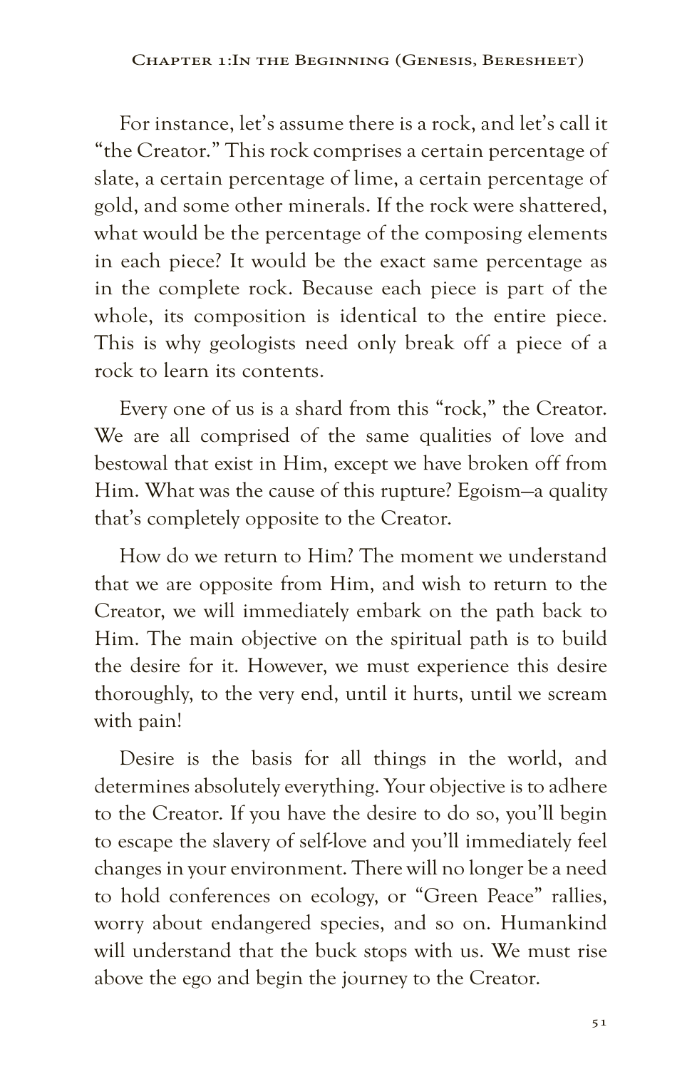For instance, let's assume there is a rock, and let's call it "the Creator." This rock comprises a certain percentage of slate, a certain percentage of lime, a certain percentage of gold, and some other minerals. If the rock were shattered, what would be the percentage of the composing elements in each piece? It would be the exact same percentage as in the complete rock. Because each piece is part of the whole, its composition is identical to the entire piece. This is why geologists need only break off a piece of a rock to learn its contents.

Every one of us is a shard from this "rock," the Creator. We are all comprised of the same qualities of love and bestowal that exist in Him, except we have broken off from Him. What was the cause of this rupture? Egoism—a quality that's completely opposite to the Creator.

How do we return to Him? The moment we understand that we are opposite from Him, and wish to return to the Creator, we will immediately embark on the path back to Him. The main objective on the spiritual path is to build the desire for it. However, we must experience this desire thoroughly, to the very end, until it hurts, until we scream with pain!

Desire is the basis for all things in the world, and determines absolutely everything. Your objective is to adhere to the Creator. If you have the desire to do so, you'll begin to escape the slavery of self-love and you'll immediately feel changes in your environment. There will no longer be a need to hold conferences on ecology, or "Green Peace" rallies, worry about endangered species, and so on. Humankind will understand that the buck stops with us. We must rise above the ego and begin the journey to the Creator.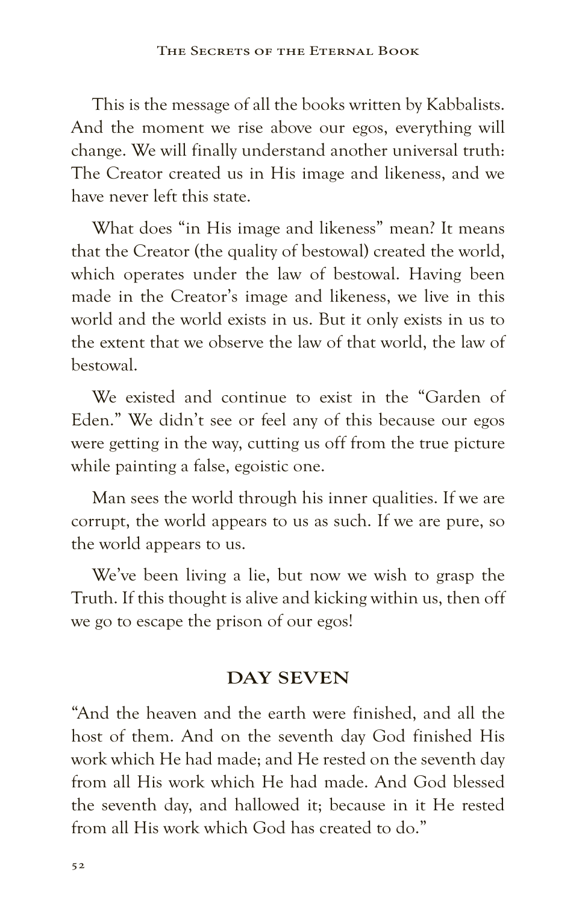This is the message of all the books written by Kabbalists. And the moment we rise above our egos, everything will change. We will finally understand another universal truth: The Creator created us in His image and likeness, and we have never left this state.

What does "in His image and likeness" mean? It means that the Creator (the quality of bestowal) created the world, which operates under the law of bestowal. Having been made in the Creator's image and likeness, we live in this world and the world exists in us. But it only exists in us to the extent that we observe the law of that world, the law of bestowal.

We existed and continue to exist in the "Garden of Eden." We didn't see or feel any of this because our egos were getting in the way, cutting us off from the true picture while painting a false, egoistic one.

Man sees the world through his inner qualities. If we are corrupt, the world appears to us as such. If we are pure, so the world appears to us.

We've been living a lie, but now we wish to grasp the Truth. If this thought is alive and kicking within us, then off we go to escape the prison of our egos!

## DAY SEVEN

"And the heaven and the earth were finished, and all the host of them. And on the seventh day God finished His work which He had made; and He rested on the seventh day from all His work which He had made. And God blessed the seventh day, and hallowed it; because in it He rested from all His work which God has created to do."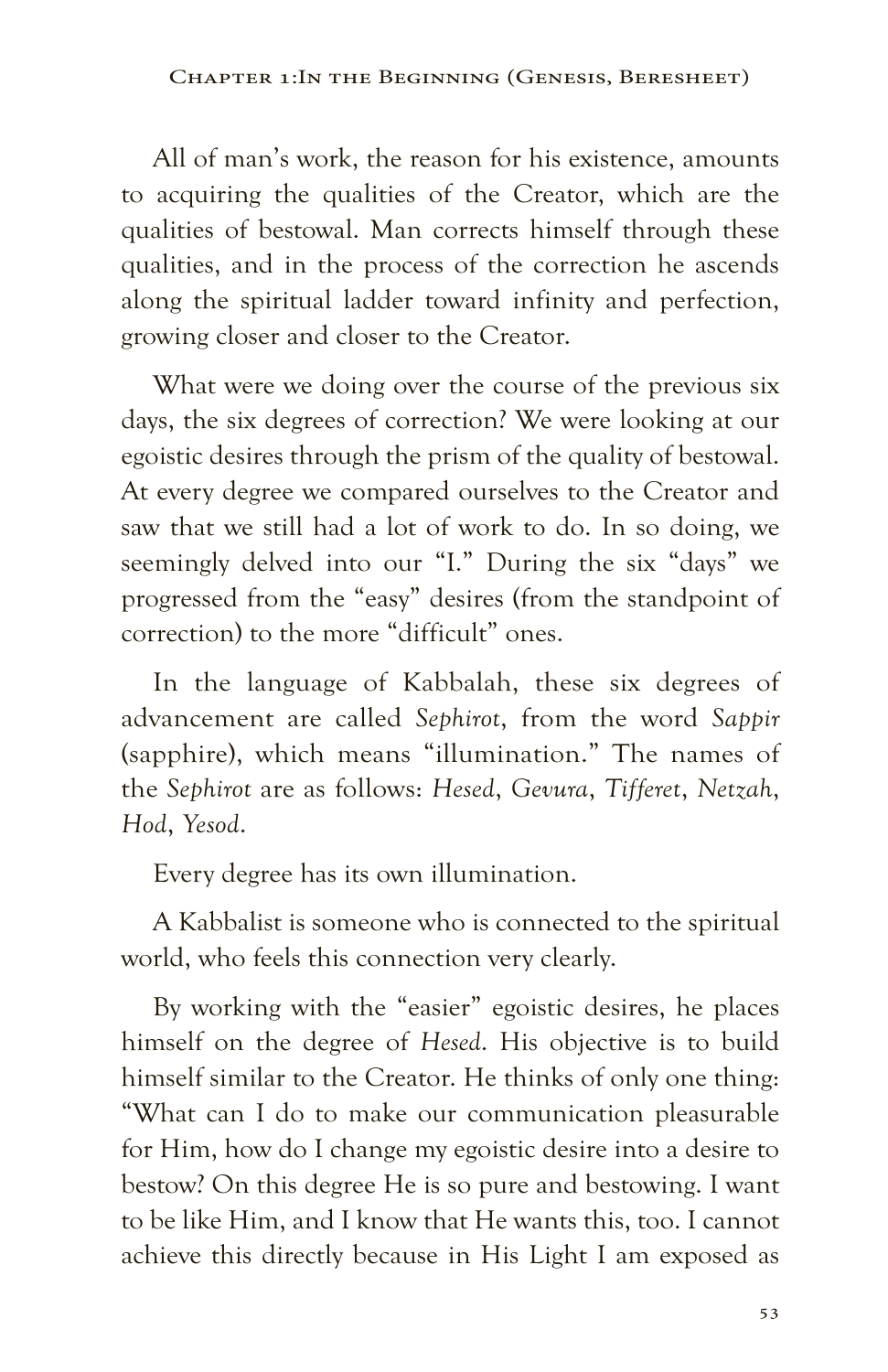All of man's work, the reason for his existence, amounts to acquiring the qualities of the Creator, which are the qualities of bestowal. Man corrects himself through these qualities, and in the process of the correction he ascends along the spiritual ladder toward infinity and perfection, growing closer and closer to the Creator.

What were we doing over the course of the previous six days, the six degrees of correction? We were looking at our egoistic desires through the prism of the quality of bestowal. At every degree we compared ourselves to the Creator and saw that we still had a lot of work to do. In so doing, we seemingly delved into our "I." During the six "days" we progressed from the "easy" desires (from the standpoint of correction) to the more "difficult" ones.

In the language of Kabbalah, these six degrees of advancement are called *Sephirot*, from the word *Sappir* (sapphire), which means "illumination." The names of the *Sephirot* are as follows: *Hesed*, *Gevura*, *Tifferet*, *Netzah*, *Hod*, *Yesod*.

Every degree has its own illumination.

A Kabbalist is someone who is connected to the spiritual world, who feels this connection very clearly.

By working with the "easier" egoistic desires, he places himself on the degree of *Hesed*. His objective is to build himself similar to the Creator. He thinks of only one thing: "What can I do to make our communication pleasurable for Him, how do I change my egoistic desire into a desire to bestow? On this degree He is so pure and bestowing. I want to be like Him, and I know that He wants this, too. I cannot achieve this directly because in His Light I am exposed as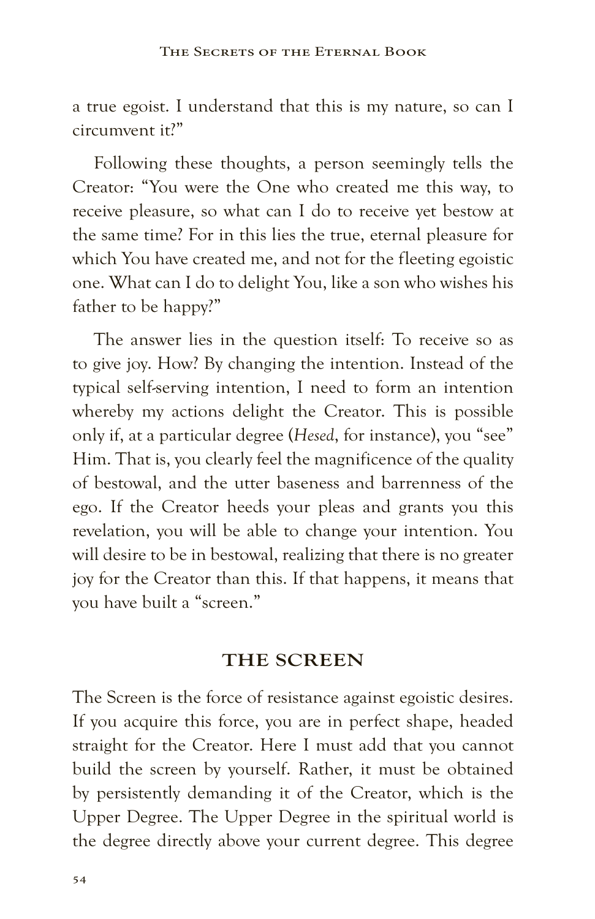a true egoist. I understand that this is my nature, so can I circumvent it?"

Following these thoughts, a person seemingly tells the Creator: "You were the One who created me this way, to receive pleasure, so what can I do to receive yet bestow at the same time? For in this lies the true, eternal pleasure for which You have created me, and not for the fleeting egoistic one. What can I do to delight You, like a son who wishes his father to be happy?"

The answer lies in the question itself: To receive so as to give joy. How? By changing the intention. Instead of the typical self-serving intention, I need to form an intention whereby my actions delight the Creator. This is possible only if, at a particular degree (*Hesed*, for instance), you "see" Him. That is, you clearly feel the magnificence of the quality of bestowal, and the utter baseness and barrenness of the ego. If the Creator heeds your pleas and grants you this revelation, you will be able to change your intention. You will desire to be in bestowal, realizing that there is no greater joy for the Creator than this. If that happens, it means that you have built a "screen."

## THE SCREEN

The Screen is the force of resistance against egoistic desires. If you acquire this force, you are in perfect shape, headed straight for the Creator. Here I must add that you cannot build the screen by yourself. Rather, it must be obtained by persistently demanding it of the Creator, which is the Upper Degree. The Upper Degree in the spiritual world is the degree directly above your current degree. This degree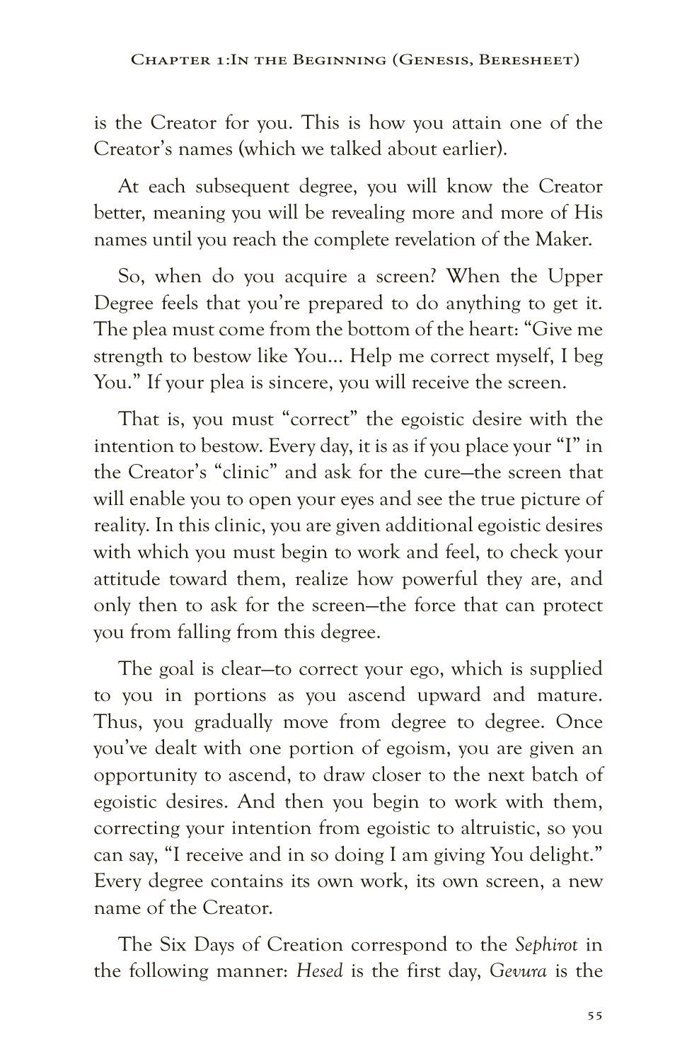is the Creator for you. This is how you attain one of the Creator's names (which we talked about earlier).

At each subsequent degree, you will know the Creator better, meaning you will be revealing more and more of His names until you reach the complete revelation of the Maker.

So, when do you acquire a screen? When the Upper Degree feels that you're prepared to do anything to get it. The plea must come from the bottom of the heart: "Give me strength to bestow like You… Help me correct myself, I beg You." If your plea is sincere, you will receive the screen.

That is, you must "correct" the egoistic desire with the intention to bestow. Every day, it is as if you place your "I" in the Creator's "clinic" and ask for the cure—the screen that will enable you to open your eyes and see the true picture of reality. In this clinic, you are given additional egoistic desires with which you must begin to work and feel, to check your attitude toward them, realize how powerful they are, and only then to ask for the screen—the force that can protect you from falling from this degree.

The goal is clear—to correct your ego, which is supplied to you in portions as you ascend upward and mature. Thus, you gradually move from degree to degree. Once you've dealt with one portion of egoism, you are given an opportunity to ascend, to draw closer to the next batch of egoistic desires. And then you begin to work with them, correcting your intention from egoistic to altruistic, so you can say, "I receive and in so doing I am giving You delight." Every degree contains its own work, its own screen, a new name of the Creator.

The Six Days of Creation correspond to the *Sephirot* in the following manner: *Hesed* is the first day, *Gevura* is the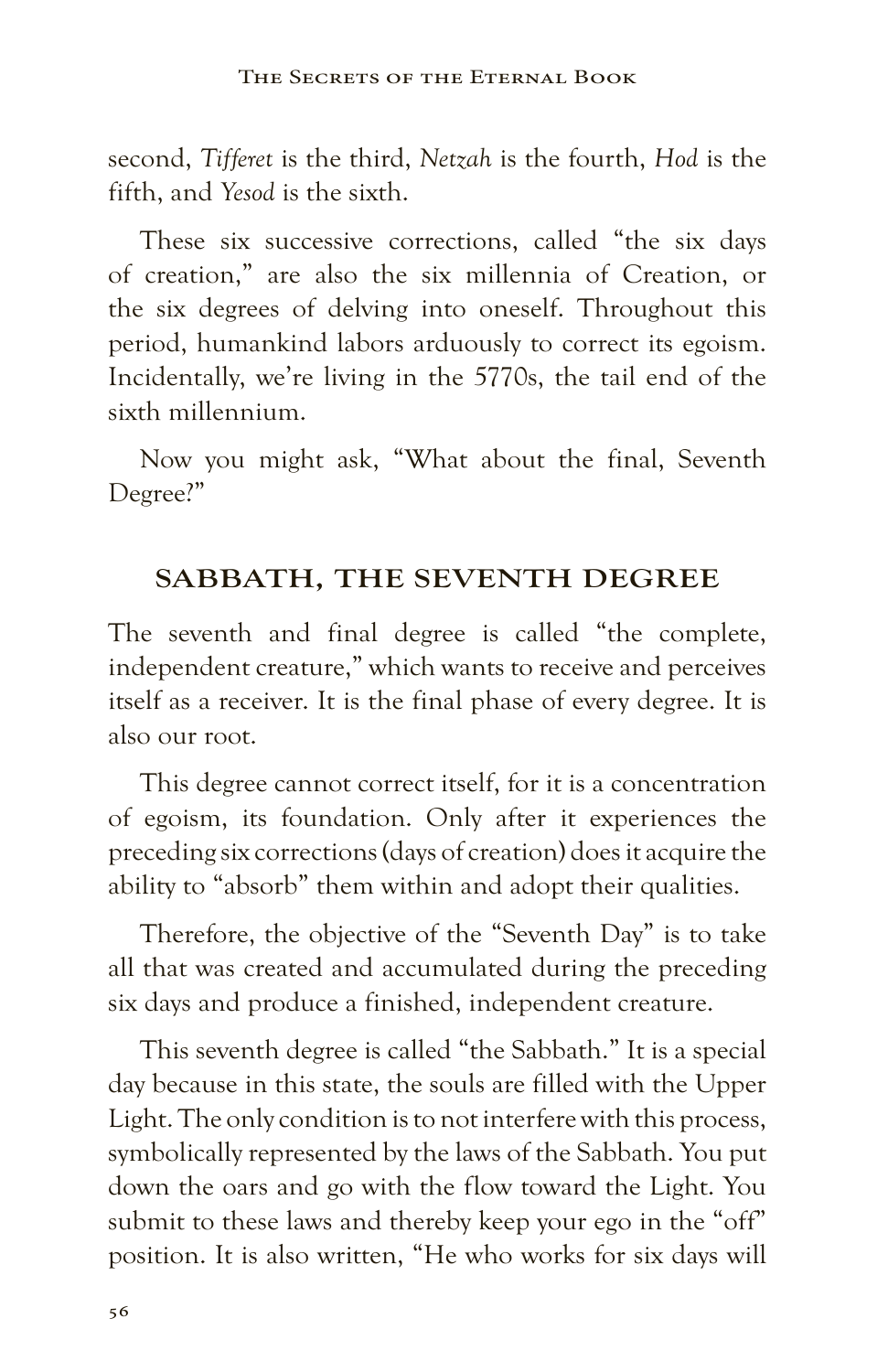second, *Tifferet* is the third, *Netzah* is the fourth, *Hod* is the fifth, and *Yesod* is the sixth.

These six successive corrections, called "the six days of creation," are also the six millennia of Creation, or the six degrees of delving into oneself. Throughout this period, humankind labors arduously to correct its egoism. Incidentally, we're living in the 5770s, the tail end of the sixth millennium.

Now you might ask, "What about the final, Seventh Degree?"

## SABBATH, THE SEVENTH DEGREE

The seventh and final degree is called "the complete, independent creature," which wants to receive and perceives itself as a receiver. It is the final phase of every degree. It is also our root.

This degree cannot correct itself, for it is a concentration of egoism, its foundation. Only after it experiences the preceding six corrections (days of creation) does it acquire the ability to "absorb" them within and adopt their qualities.

Therefore, the objective of the "Seventh Day" is to take all that was created and accumulated during the preceding six days and produce a finished, independent creature.

This seventh degree is called "the Sabbath." It is a special day because in this state, the souls are filled with the Upper Light. The only condition is to not interfere with this process, symbolically represented by the laws of the Sabbath. You put down the oars and go with the flow toward the Light. You submit to these laws and thereby keep your ego in the "off" position. It is also written, "He who works for six days will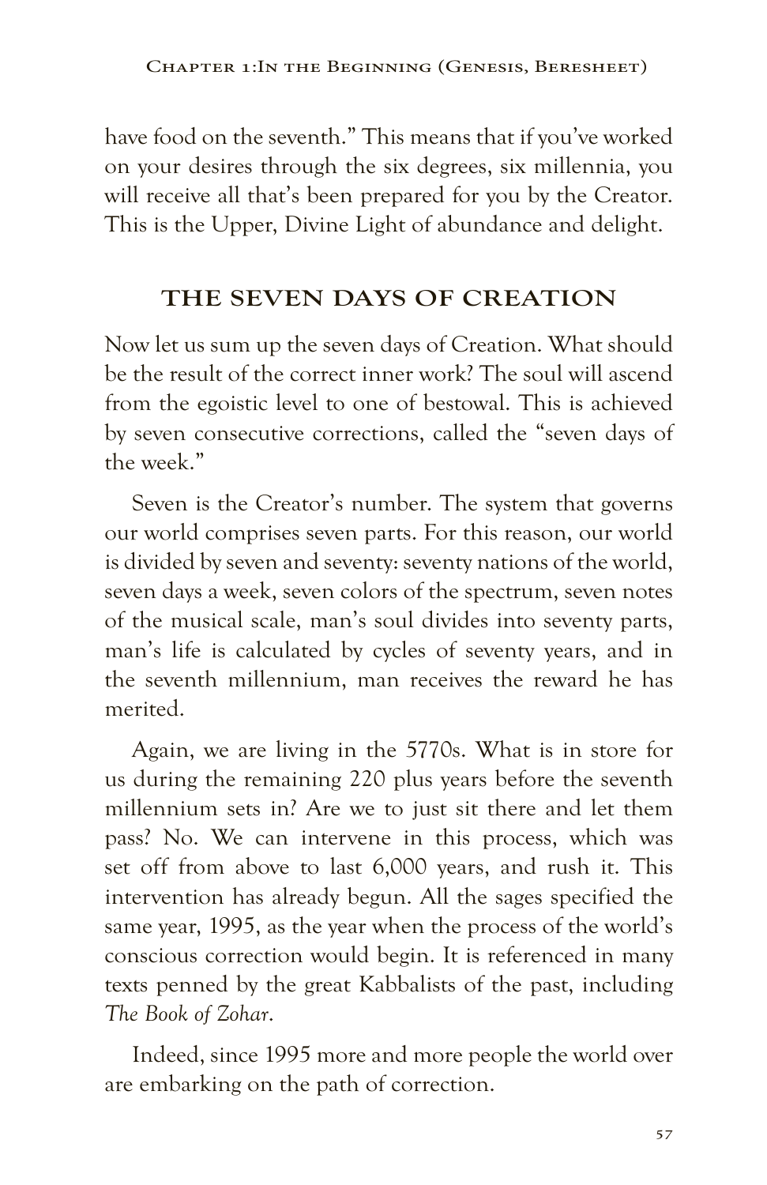have food on the seventh." This means that if you've worked on your desires through the six degrees, six millennia, you will receive all that's been prepared for you by the Creator. This is the Upper, Divine Light of abundance and delight.

## THE SEVEN DAYS OF CREATION

Now let us sum up the seven days of Creation. What should be the result of the correct inner work? The soul will ascend from the egoistic level to one of bestowal. This is achieved by seven consecutive corrections, called the "seven days of the week."

Seven is the Creator's number. The system that governs our world comprises seven parts. For this reason, our world is divided by seven and seventy: seventy nations of the world, seven days a week, seven colors of the spectrum, seven notes of the musical scale, man's soul divides into seventy parts, man's life is calculated by cycles of seventy years, and in the seventh millennium, man receives the reward he has merited.

Again, we are living in the 5770s. What is in store for us during the remaining 220 plus years before the seventh millennium sets in? Are we to just sit there and let them pass? No. We can intervene in this process, which was set off from above to last 6,000 years, and rush it. This intervention has already begun. All the sages specified the same year, 1995, as the year when the process of the world's conscious correction would begin. It is referenced in many texts penned by the great Kabbalists of the past, including *The Book of Zohar*.

Indeed, since 1995 more and more people the world over are embarking on the path of correction.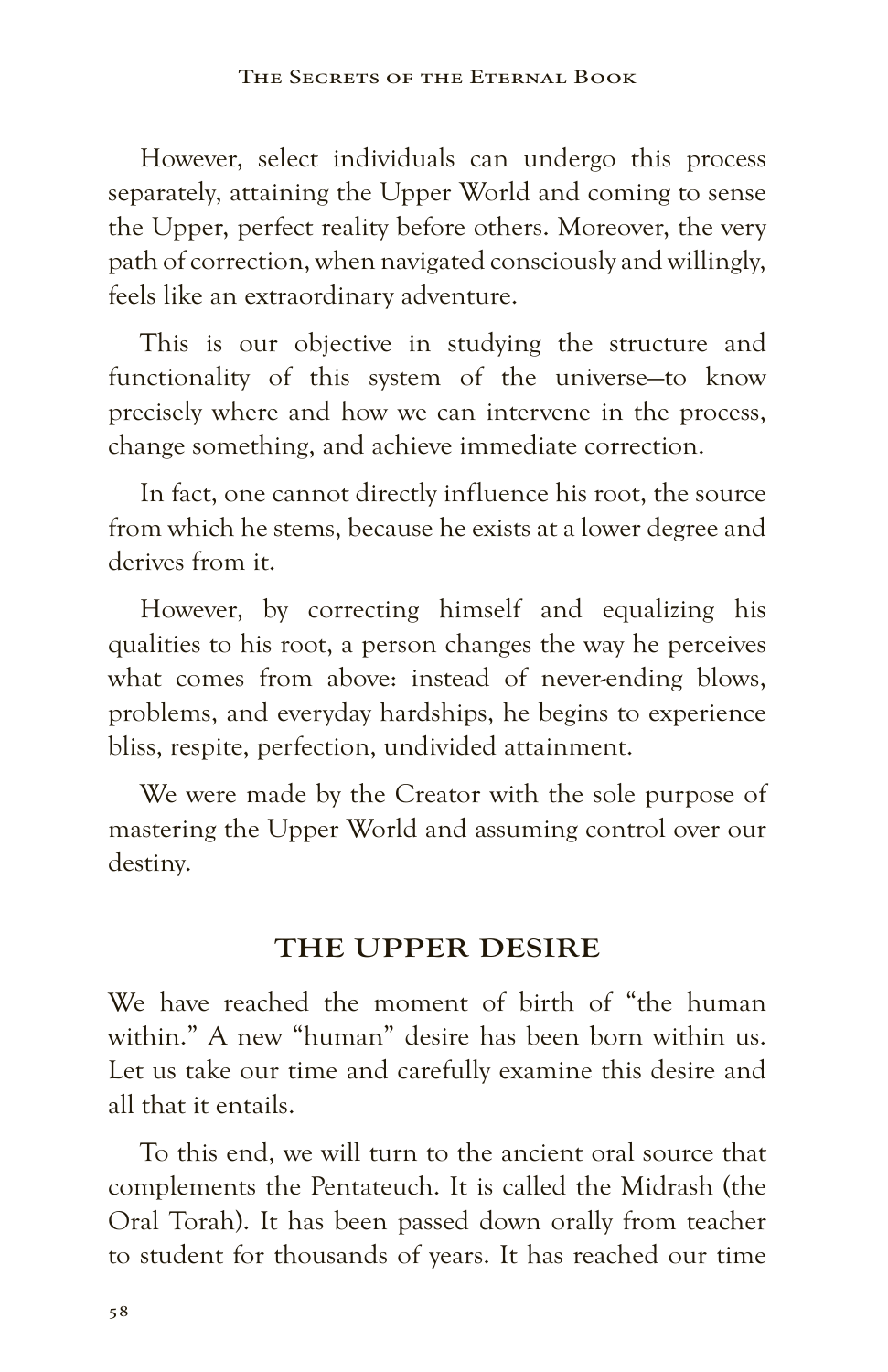However, select individuals can undergo this process separately, attaining the Upper World and coming to sense the Upper, perfect reality before others. Moreover, the very path of correction, when navigated consciously and willingly, feels like an extraordinary adventure.

This is our objective in studying the structure and functionality of this system of the universe—to know precisely where and how we can intervene in the process, change something, and achieve immediate correction.

In fact, one cannot directly influence his root, the source from which he stems, because he exists at a lower degree and derives from it.

However, by correcting himself and equalizing his qualities to his root, a person changes the way he perceives what comes from above: instead of never-ending blows, problems, and everyday hardships, he begins to experience bliss, respite, perfection, undivided attainment.

We were made by the Creator with the sole purpose of mastering the Upper World and assuming control over our destiny.

## THE UPPER DESIRE

We have reached the moment of birth of "the human within." A new "human" desire has been born within us. Let us take our time and carefully examine this desire and all that it entails.

To this end, we will turn to the ancient oral source that complements the Pentateuch. It is called the Midrash (the Oral Torah). It has been passed down orally from teacher to student for thousands of years. It has reached our time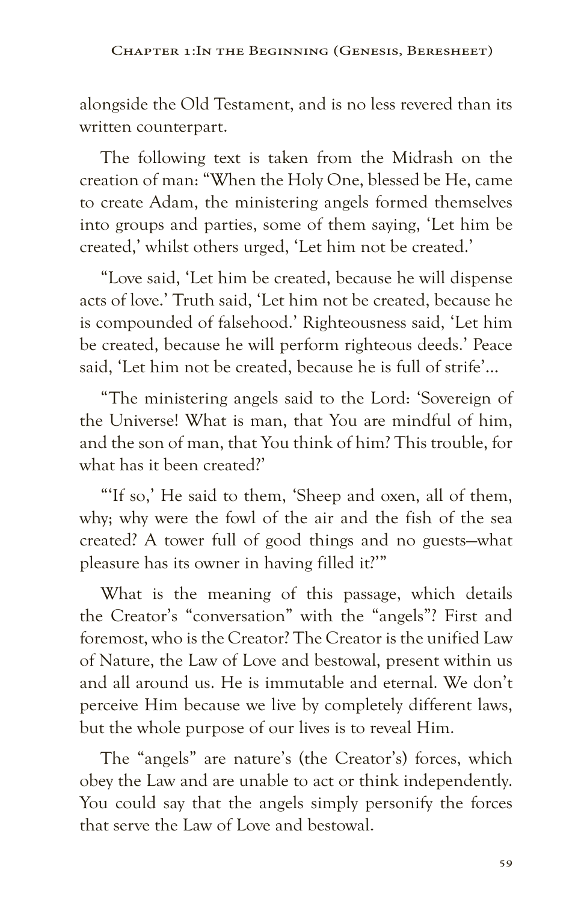alongside the Old Testament, and is no less revered than its written counterpart.

The following text is taken from the Midrash on the creation of man: "When the Holy One, blessed be He, came to create Adam, the ministering angels formed themselves into groups and parties, some of them saying, 'Let him be created,' whilst others urged, 'Let him not be created.'

"Love said, 'Let him be created, because he will dispense acts of love.' Truth said, 'Let him not be created, because he is compounded of falsehood.' Righteousness said, 'Let him be created, because he will perform righteous deeds.' Peace said, 'Let him not be created, because he is full of strife'...

"The ministering angels said to the Lord: 'Sovereign of the Universe! What is man, that You are mindful of him, and the son of man, that You think of him? This trouble, for what has it been created?'

"'If so,' He said to them, 'Sheep and oxen, all of them, why; why were the fowl of the air and the fish of the sea created? A tower full of good things and no guests—what pleasure has its owner in having filled it?'"

What is the meaning of this passage, which details the Creator's "conversation" with the "angels"? First and foremost, who is the Creator? The Creator is the unified Law of Nature, the Law of Love and bestowal, present within us and all around us. He is immutable and eternal. We don't perceive Him because we live by completely different laws, but the whole purpose of our lives is to reveal Him.

The "angels" are nature's (the Creator's) forces, which obey the Law and are unable to act or think independently. You could say that the angels simply personify the forces that serve the Law of Love and bestowal.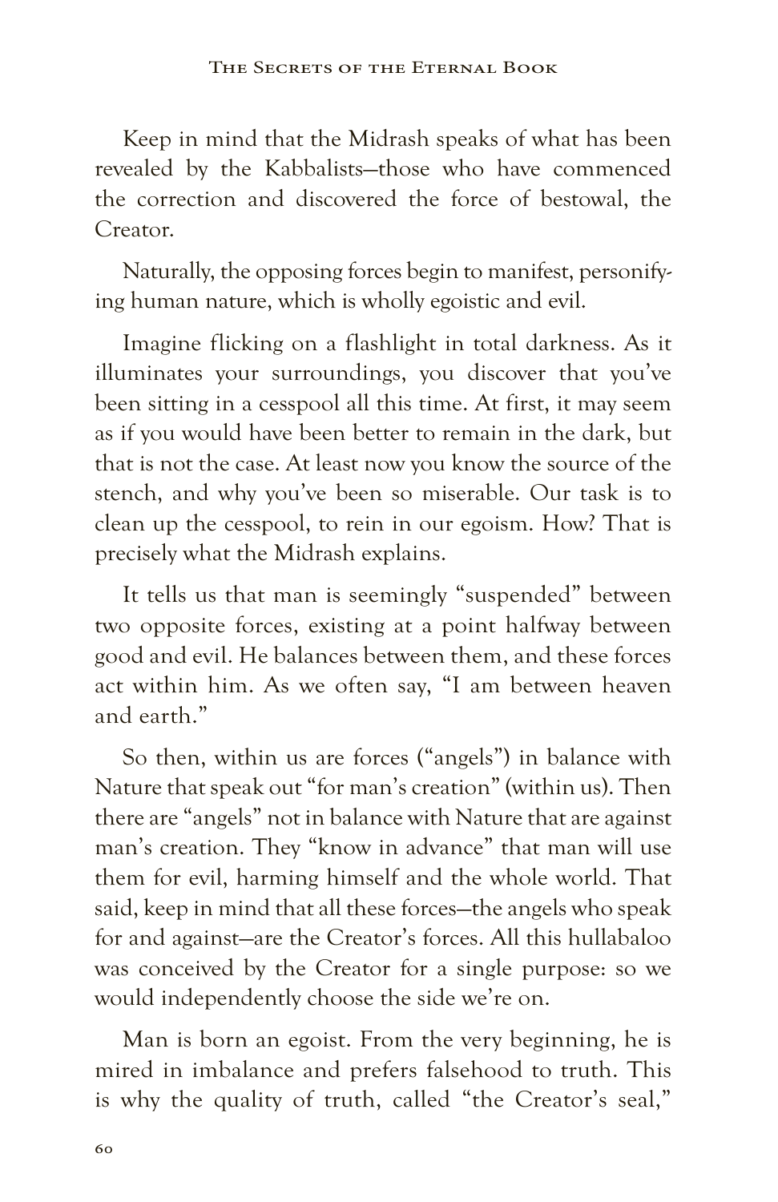Keep in mind that the Midrash speaks of what has been revealed by the Kabbalists—those who have commenced the correction and discovered the force of bestowal, the Creator.

Naturally, the opposing forces begin to manifest, personifying human nature, which is wholly egoistic and evil.

Imagine flicking on a flashlight in total darkness. As it illuminates your surroundings, you discover that you've been sitting in a cesspool all this time. At first, it may seem as if you would have been better to remain in the dark, but that is not the case. At least now you know the source of the stench, and why you've been so miserable. Our task is to clean up the cesspool, to rein in our egoism. How? That is precisely what the Midrash explains.

It tells us that man is seemingly "suspended" between two opposite forces, existing at a point halfway between good and evil. He balances between them, and these forces act within him. As we often say, "I am between heaven and earth."

So then, within us are forces ("angels") in balance with Nature that speak out "for man's creation" (within us). Then there are "angels" not in balance with Nature that are against man's creation. They "know in advance" that man will use them for evil, harming himself and the whole world. That said, keep in mind that all these forces—the angels who speak for and against—are the Creator's forces. All this hullabaloo was conceived by the Creator for a single purpose: so we would independently choose the side we're on.

Man is born an egoist. From the very beginning, he is mired in imbalance and prefers falsehood to truth. This is why the quality of truth, called "the Creator's seal,"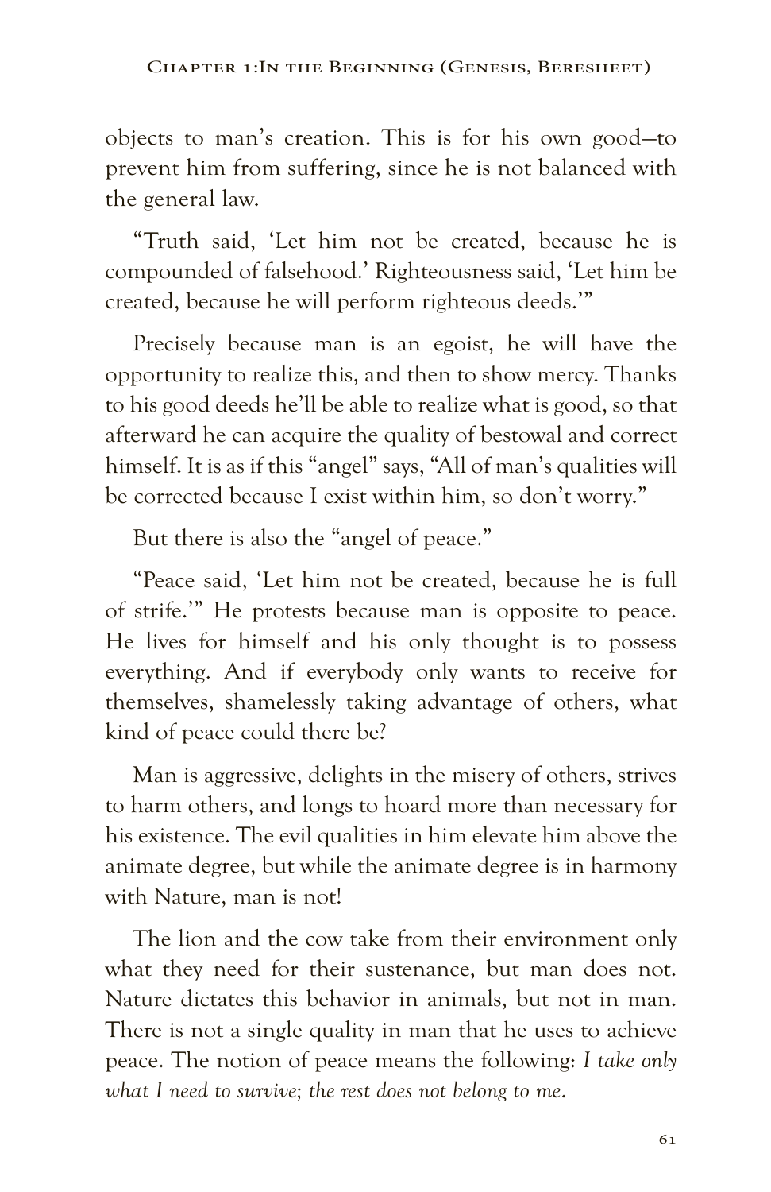objects to man's creation. This is for his own good—to prevent him from suffering, since he is not balanced with the general law.

"Truth said, 'Let him not be created, because he is compounded of falsehood.' Righteousness said, 'Let him be created, because he will perform righteous deeds.'"

Precisely because man is an egoist, he will have the opportunity to realize this, and then to show mercy. Thanks to his good deeds he'll be able to realize what is good, so that afterward he can acquire the quality of bestowal and correct himself. It is as if this "angel" says, "All of man's qualities will be corrected because I exist within him, so don't worry."

But there is also the "angel of peace."

"Peace said, 'Let him not be created, because he is full of strife.'" He protests because man is opposite to peace. He lives for himself and his only thought is to possess everything. And if everybody only wants to receive for themselves, shamelessly taking advantage of others, what kind of peace could there be?

Man is aggressive, delights in the misery of others, strives to harm others, and longs to hoard more than necessary for his existence. The evil qualities in him elevate him above the animate degree, but while the animate degree is in harmony with Nature, man is not!

The lion and the cow take from their environment only what they need for their sustenance, but man does not. Nature dictates this behavior in animals, but not in man. There is not a single quality in man that he uses to achieve peace. The notion of peace means the following: *I take only what I need to survive; the rest does not belong to me.*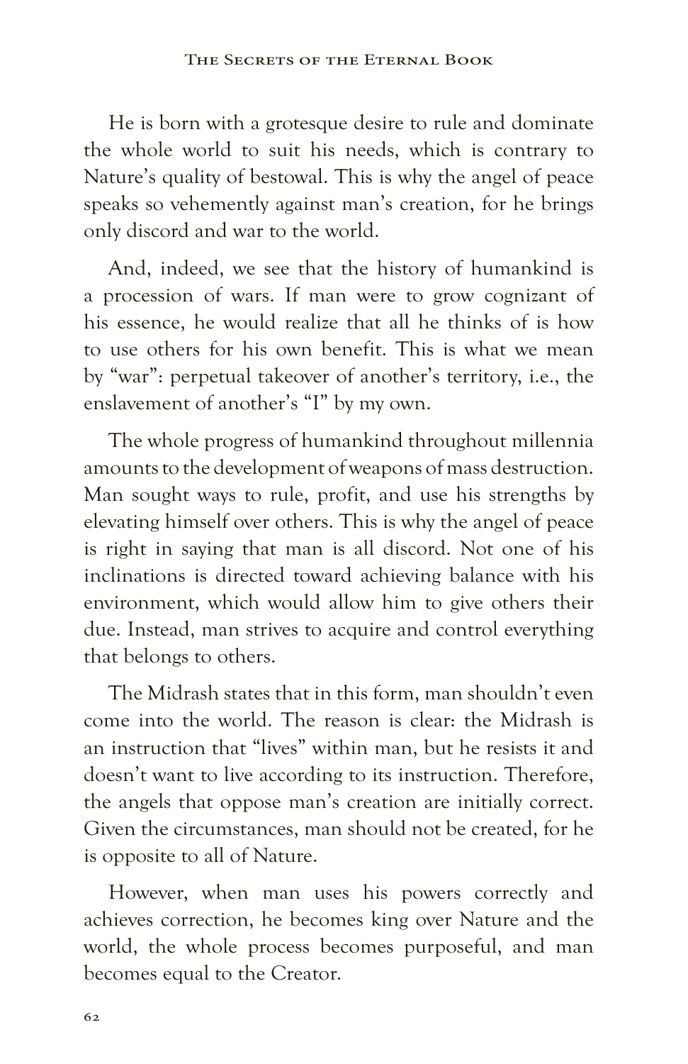He is born with a grotesque desire to rule and dominate the whole world to suit his needs, which is contrary to Nature's quality of bestowal. This is why the angel of peace speaks so vehemently against man's creation, for he brings only discord and war to the world.

And, indeed, we see that the history of humankind is a procession of wars. If man were to grow cognizant of his essence, he would realize that all he thinks of is how to use others for his own benefit. This is what we mean by "war": perpetual takeover of another's territory, i.e., the enslavement of another's "I" by my own.

The whole progress of humankind throughout millennia amounts to the development of weapons of mass destruction. Man sought ways to rule, profit, and use his strengths by elevating himself over others. This is why the angel of peace is right in saying that man is all discord. Not one of his inclinations is directed toward achieving balance with his environment, which would allow him to give others their due. Instead, man strives to acquire and control everything that belongs to others.

The Midrash states that in this form, man shouldn't even come into the world. The reason is clear: the Midrash is an instruction that "lives" within man, but he resists it and doesn't want to live according to its instruction. Therefore, the angels that oppose man's creation are initially correct. Given the circumstances, man should not be created, for he is opposite to all of Nature.

However, when man uses his powers correctly and achieves correction, he becomes king over Nature and the world, the whole process becomes purposeful, and man becomes equal to the Creator.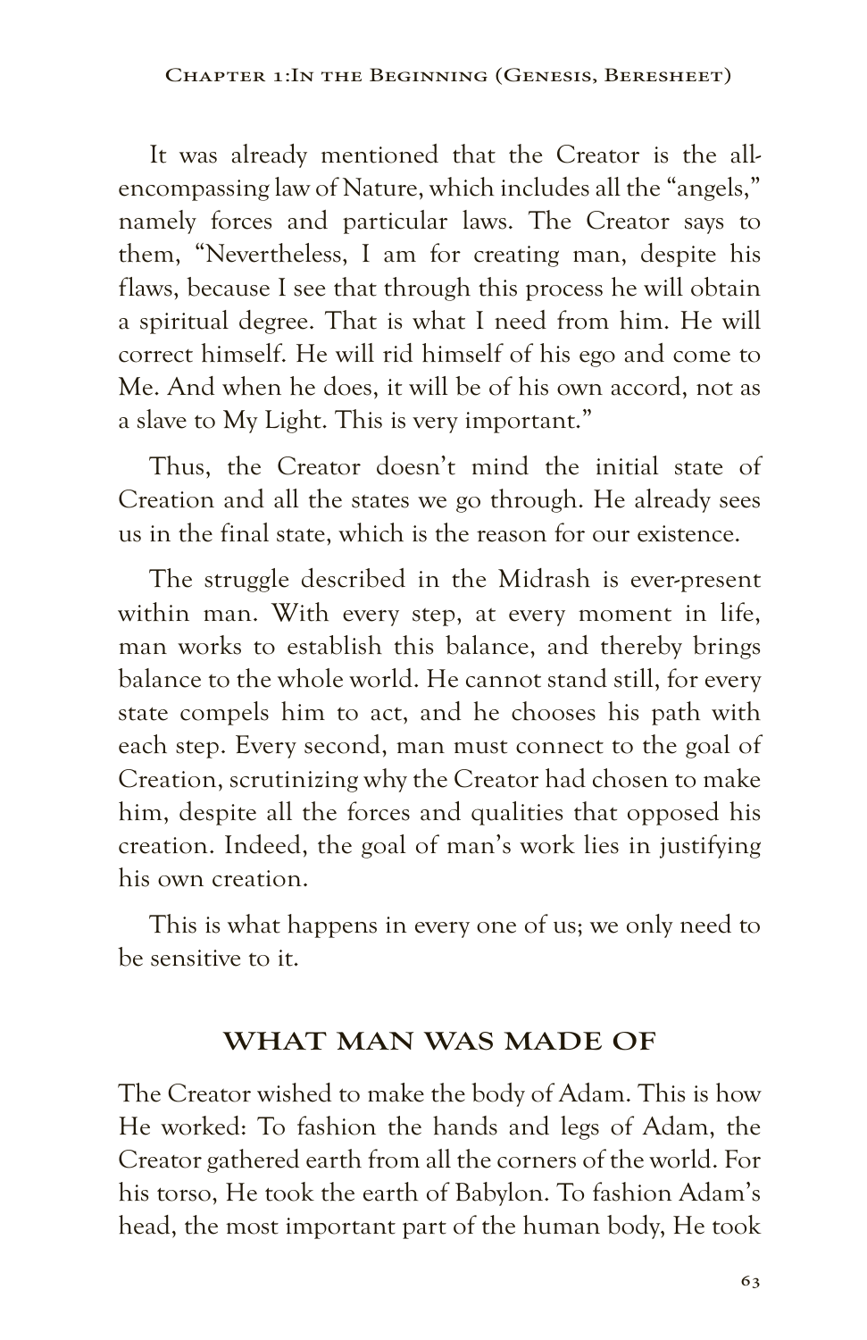It was already mentioned that the Creator is the all-encompassing law of Nature, which includes all the "angels," namely forces and particular laws. The Creator says to them, "Nevertheless, I am for creating man, despite his flaws, because I see that through this process he will obtain a spiritual degree. That is what I need from him. He will correct himself. He will rid himself of his ego and come to Me. And when he does, it will be of his own accord, not as a slave to My Light. This is very important."

Thus, the Creator doesn't mind the initial state of Creation and all the states we go through. He already sees us in the final state, which is the reason for our existence.

The struggle described in the Midrash is ever-present within man. With every step, at every moment in life, man works to establish this balance, and thereby brings balance to the whole world. He cannot stand still, for every state compels him to act, and he chooses his path with each step. Every second, man must connect to the goal of Creation, scrutinizing why the Creator had chosen to make him, despite all the forces and qualities that opposed his creation. Indeed, the goal of man's work lies in justifying his own creation.

This is what happens in every one of us; we only need to be sensitive to it.

## WHAT MAN WAS MADE OF

The Creator wished to make the body of Adam. This is how He worked: To fashion the hands and legs of Adam, the Creator gathered earth from all the corners of the world. For his torso, He took the earth of Babylon. To fashion Adam's head, the most important part of the human body, He took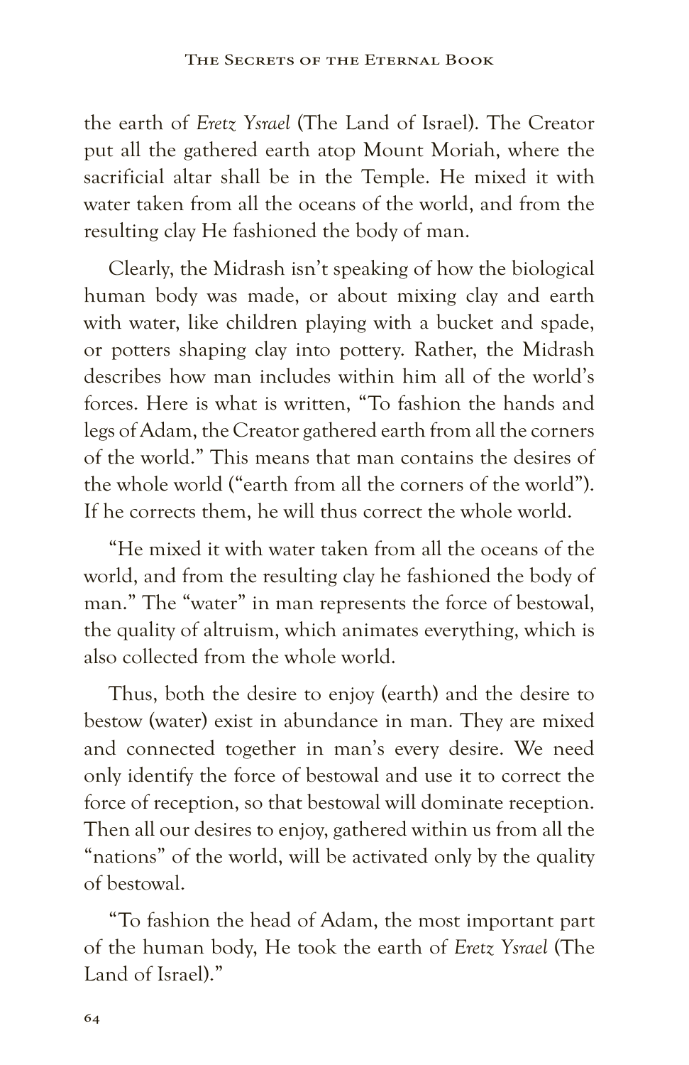the earth of *Eretz Ysrael* (The Land of Israel). The Creator put all the gathered earth atop Mount Moriah, where the sacrificial altar shall be in the Temple. He mixed it with water taken from all the oceans of the world, and from the resulting clay He fashioned the body of man.

Clearly, the Midrash isn't speaking of how the biological human body was made, or about mixing clay and earth with water, like children playing with a bucket and spade, or potters shaping clay into pottery. Rather, the Midrash describes how man includes within him all of the world's forces. Here is what is written, "To fashion the hands and legs of Adam, the Creator gathered earth from all the corners of the world." This means that man contains the desires of the whole world ("earth from all the corners of the world"). If he corrects them, he will thus correct the whole world.

"He mixed it with water taken from all the oceans of the world, and from the resulting clay he fashioned the body of man." The "water" in man represents the force of bestowal, the quality of altruism, which animates everything, which is also collected from the whole world.

Thus, both the desire to enjoy (earth) and the desire to bestow (water) exist in abundance in man. They are mixed and connected together in man's every desire. We need only identify the force of bestowal and use it to correct the force of reception, so that bestowal will dominate reception. Then all our desires to enjoy, gathered within us from all the "nations" of the world, will be activated only by the quality of bestowal.

"To fashion the head of Adam, the most important part of the human body, He took the earth of *Eretz Ysrael* (The Land of Israel)."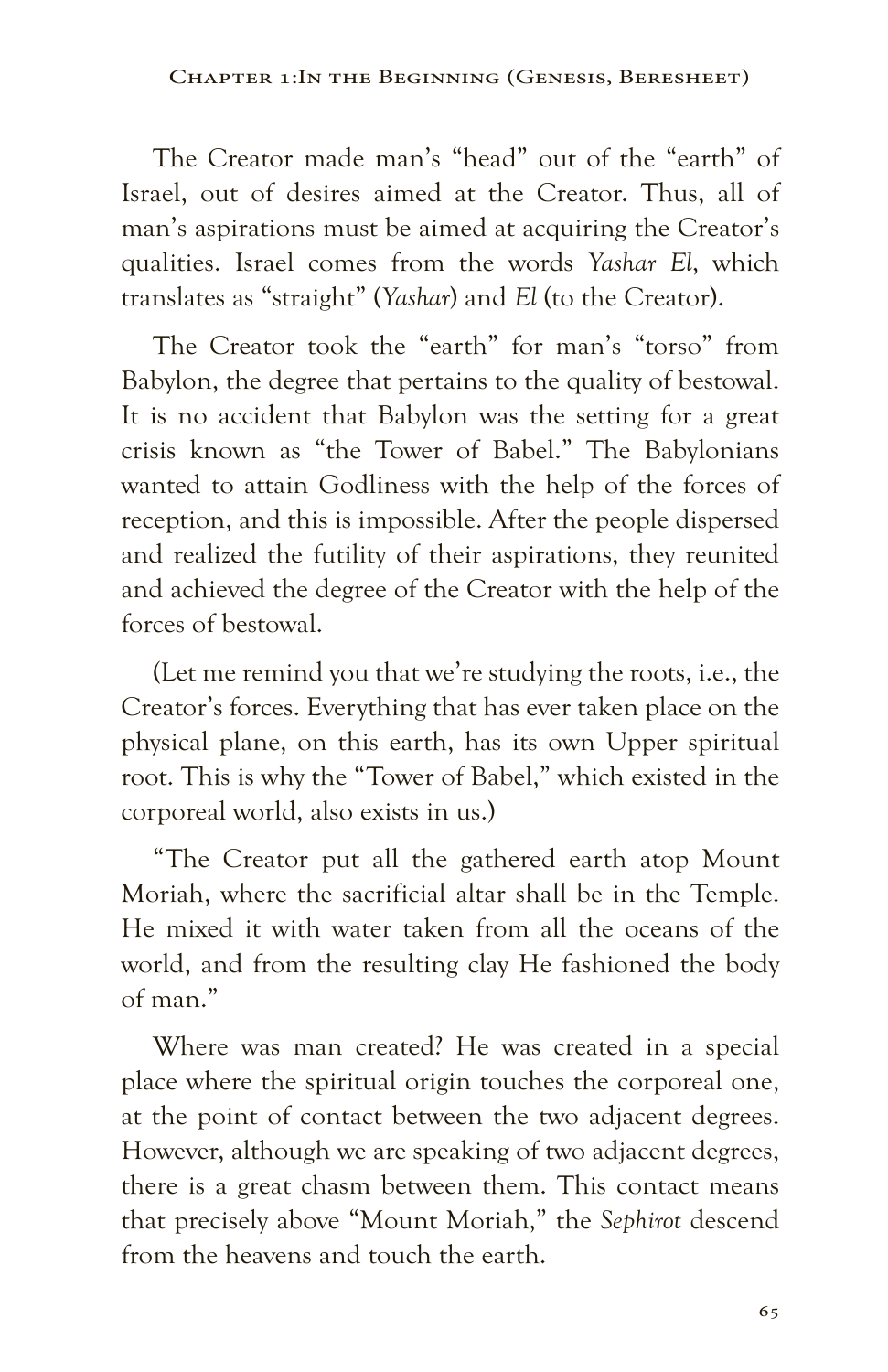The Creator made man's "head" out of the "earth" of Israel, out of desires aimed at the Creator. Thus, all of man's aspirations must be aimed at acquiring the Creator's qualities. Israel comes from the words *Yashar El*, which translates as "straight" (*Yashar*) and *El* (to the Creator).

The Creator took the "earth" for man's "torso" from Babylon, the degree that pertains to the quality of bestowal. It is no accident that Babylon was the setting for a great crisis known as "the Tower of Babel." The Babylonians wanted to attain Godliness with the help of the forces of reception, and this is impossible. After the people dispersed and realized the futility of their aspirations, they reunited and achieved the degree of the Creator with the help of the forces of bestowal.

(Let me remind you that we're studying the roots, i.e., the Creator's forces. Everything that has ever taken place on the physical plane, on this earth, has its own Upper spiritual root. This is why the "Tower of Babel," which existed in the corporeal world, also exists in us.)

"The Creator put all the gathered earth atop Mount Moriah, where the sacrificial altar shall be in the Temple. He mixed it with water taken from all the oceans of the world, and from the resulting clay He fashioned the body of man."

Where was man created? He was created in a special place where the spiritual origin touches the corporeal one, at the point of contact between the two adjacent degrees. However, although we are speaking of two adjacent degrees, there is a great chasm between them. This contact means that precisely above "Mount Moriah," the *Sephirot* descend from the heavens and touch the earth.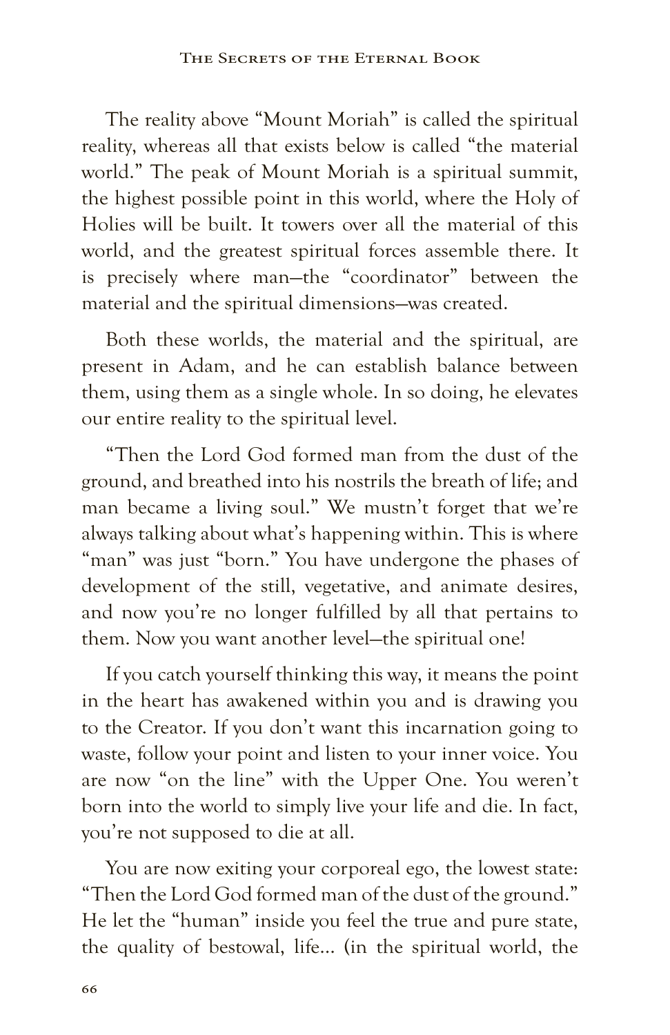The reality above "Mount Moriah" is called the spiritual reality, whereas all that exists below is called "the material world." The peak of Mount Moriah is a spiritual summit, the highest possible point in this world, where the Holy of Holies will be built. It towers over all the material of this world, and the greatest spiritual forces assemble there. It is precisely where man—the "coordinator" between the material and the spiritual dimensions—was created.

Both these worlds, the material and the spiritual, are present in Adam, and he can establish balance between them, using them as a single whole. In so doing, he elevates our entire reality to the spiritual level.

"Then the Lord God formed man from the dust of the ground, and breathed into his nostrils the breath of life; and man became a living soul." We mustn't forget that we're always talking about what's happening within. This is where "man" was just "born." You have undergone the phases of development of the still, vegetative, and animate desires, and now you're no longer fulfilled by all that pertains to them. Now you want another level—the spiritual one!

If you catch yourself thinking this way, it means the point in the heart has awakened within you and is drawing you to the Creator. If you don't want this incarnation going to waste, follow your point and listen to your inner voice. You are now "on the line" with the Upper One. You weren't born into the world to simply live your life and die. In fact, you're not supposed to die at all.

You are now exiting your corporeal ego, the lowest state: "Then the Lord God formed man of the dust of the ground." He let the "human" inside you feel the true and pure state, the quality of bestowal, life… (in the spiritual world, the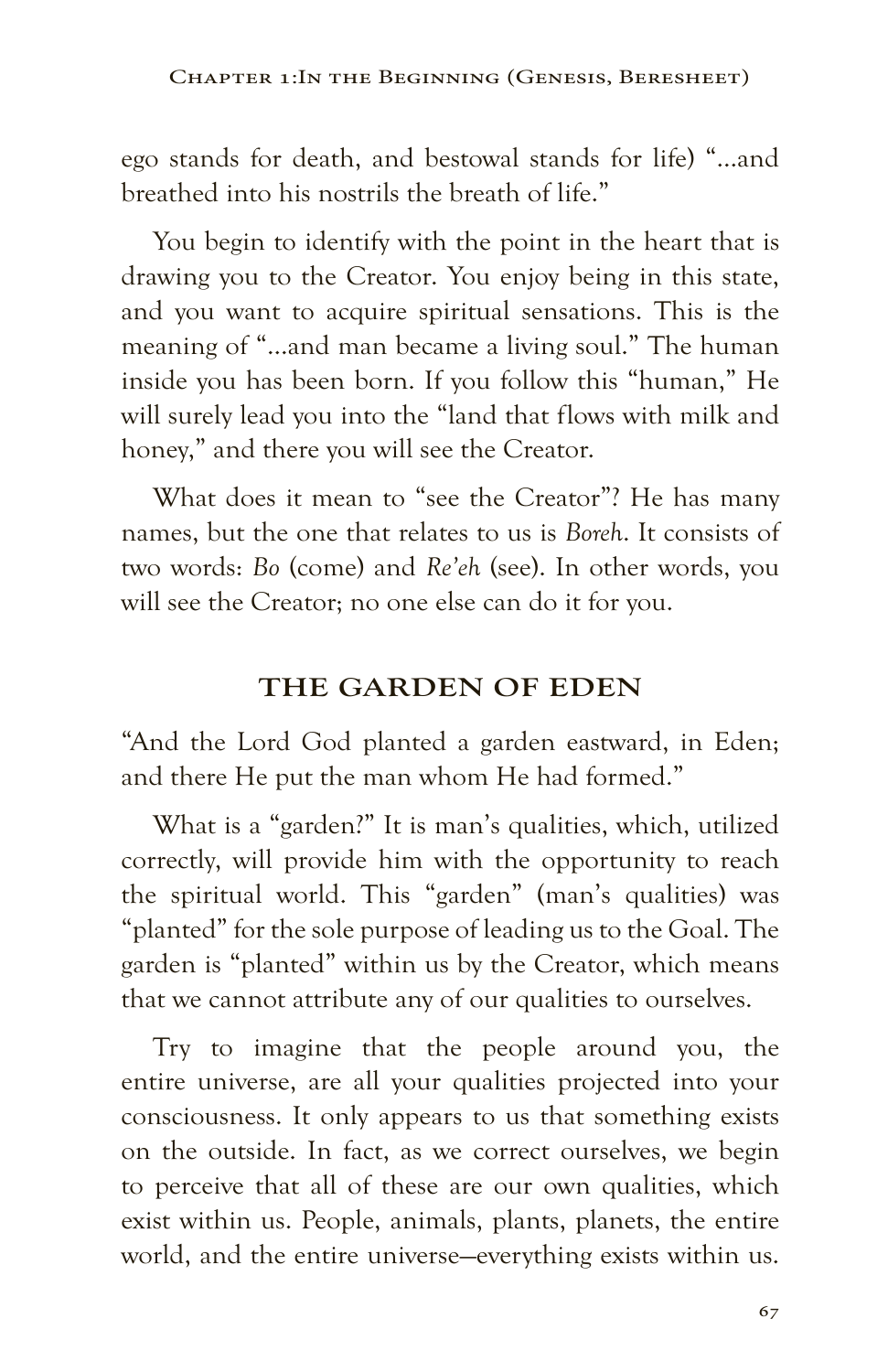ego stands for death, and bestowal stands for life) "…and breathed into his nostrils the breath of life."

You begin to identify with the point in the heart that is drawing you to the Creator. You enjoy being in this state, and you want to acquire spiritual sensations. This is the meaning of "…and man became a living soul." The human inside you has been born. If you follow this "human," He will surely lead you into the "land that flows with milk and honey," and there you will see the Creator.

What does it mean to "see the Creator"? He has many names, but the one that relates to us is *Boreh*. It consists of two words: *Bo* (come) and *Re'eh* (see). In other words, you will see the Creator; no one else can do it for you.

## THE GARDEN OF EDEN

"And the Lord God planted a garden eastward, in Eden; and there He put the man whom He had formed."

What is a "garden?" It is man's qualities, which, utilized correctly, will provide him with the opportunity to reach the spiritual world. This "garden" (man's qualities) was "planted" for the sole purpose of leading us to the Goal. The garden is "planted" within us by the Creator, which means that we cannot attribute any of our qualities to ourselves.

Try to imagine that the people around you, the entire universe, are all your qualities projected into your consciousness. It only appears to us that something exists on the outside. In fact, as we correct ourselves, we begin to perceive that all of these are our own qualities, which exist within us. People, animals, plants, planets, the entire world, and the entire universe—everything exists within us.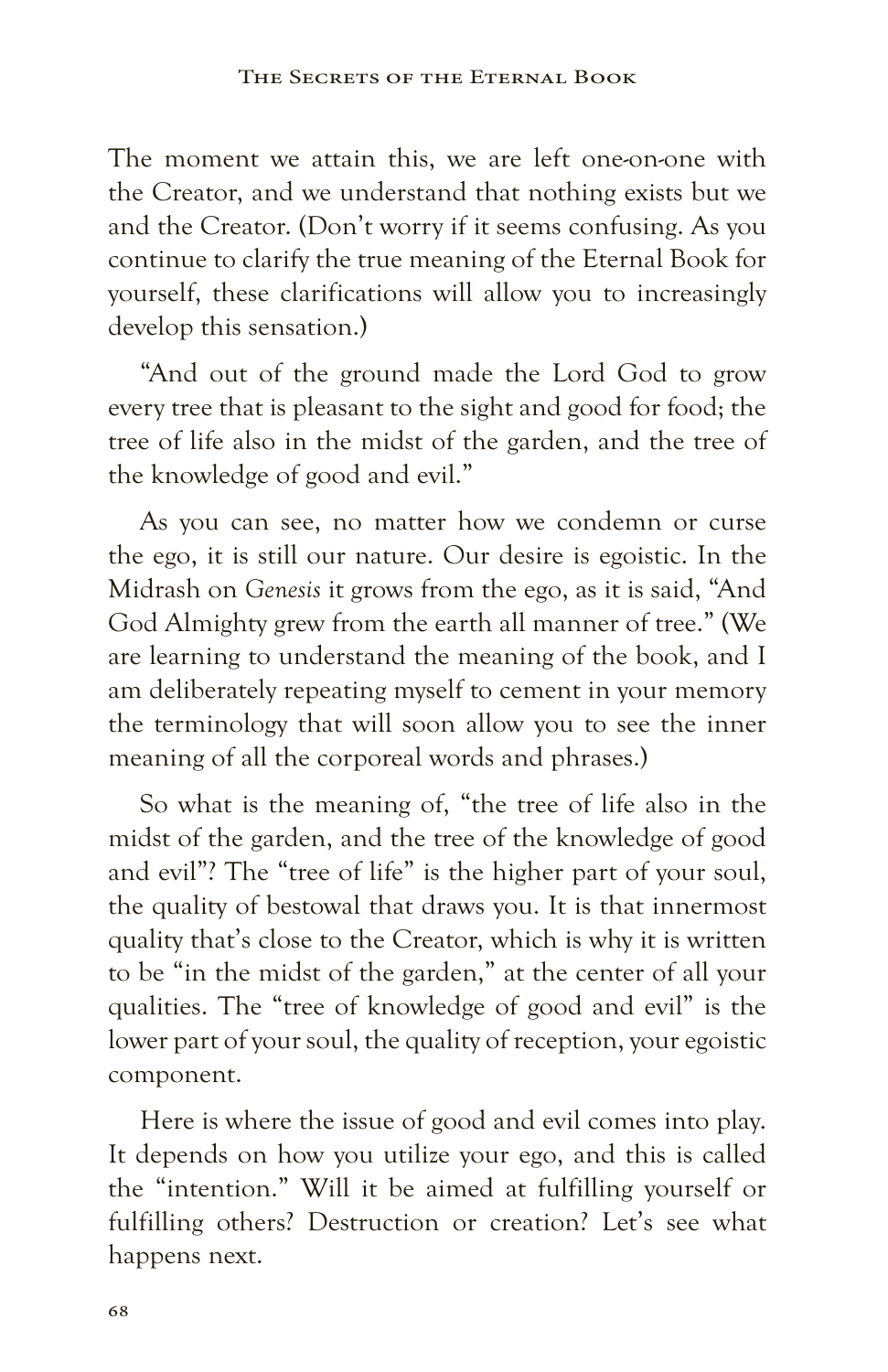The moment we attain this, we are left one-on-one with the Creator, and we understand that nothing exists but we and the Creator. (Don't worry if it seems confusing. As you continue to clarify the true meaning of the Eternal Book for yourself, these clarifications will allow you to increasingly develop this sensation.)

"And out of the ground made the Lord God to grow every tree that is pleasant to the sight and good for food; the tree of life also in the midst of the garden, and the tree of the knowledge of good and evil."

As you can see, no matter how we condemn or curse the ego, it is still our nature. Our desire is egoistic. In the Midrash on *Genesis* it grows from the ego, as it is said, "And God Almighty grew from the earth all manner of tree." (We are learning to understand the meaning of the book, and I am deliberately repeating myself to cement in your memory the terminology that will soon allow you to see the inner meaning of all the corporeal words and phrases.)

So what is the meaning of, "the tree of life also in the midst of the garden, and the tree of the knowledge of good and evil"? The "tree of life" is the higher part of your soul, the quality of bestowal that draws you. It is that innermost quality that's close to the Creator, which is why it is written to be "in the midst of the garden," at the center of all your qualities. The "tree of knowledge of good and evil" is the lower part of your soul, the quality of reception, your egoistic component.

Here is where the issue of good and evil comes into play. It depends on how you utilize your ego, and this is called the "intention." Will it be aimed at fulfilling yourself or fulfilling others? Destruction or creation? Let's see what happens next.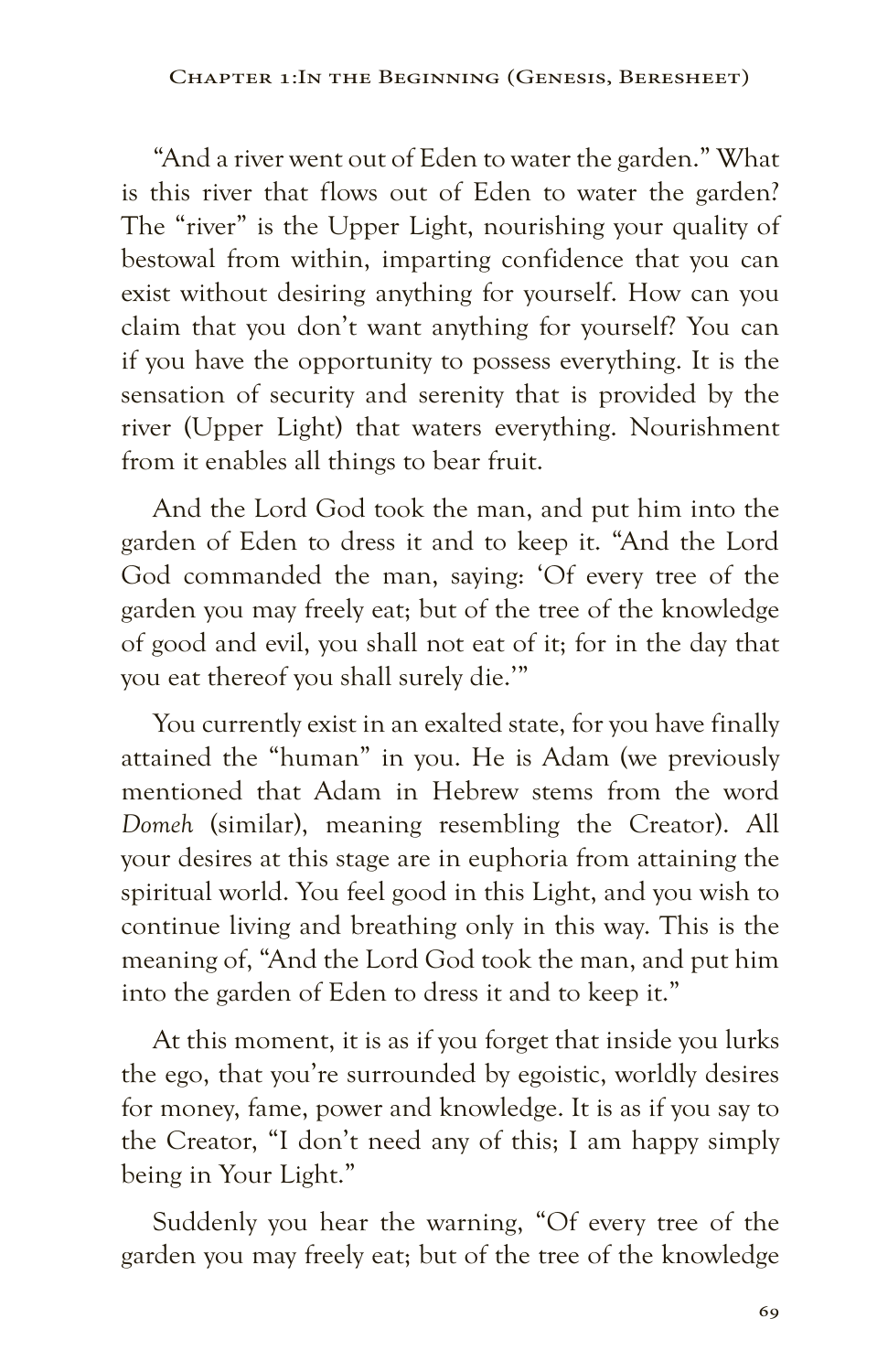"And a river went out of Eden to water the garden." What is this river that flows out of Eden to water the garden? The "river" is the Upper Light, nourishing your quality of bestowal from within, imparting confidence that you can exist without desiring anything for yourself. How can you claim that you don't want anything for yourself? You can if you have the opportunity to possess everything. It is the sensation of security and serenity that is provided by the river (Upper Light) that waters everything. Nourishment from it enables all things to bear fruit.

And the Lord God took the man, and put him into the garden of Eden to dress it and to keep it. "And the Lord God commanded the man, saying: 'Of every tree of the garden you may freely eat; but of the tree of the knowledge of good and evil, you shall not eat of it; for in the day that you eat thereof you shall surely die.'"

You currently exist in an exalted state, for you have finally attained the "human" in you. He is Adam (we previously mentioned that Adam in Hebrew stems from the word *Domeh* (similar), meaning resembling the Creator). All your desires at this stage are in euphoria from attaining the spiritual world. You feel good in this Light, and you wish to continue living and breathing only in this way. This is the meaning of, "And the Lord God took the man, and put him into the garden of Eden to dress it and to keep it."

At this moment, it is as if you forget that inside you lurks the ego, that you're surrounded by egoistic, worldly desires for money, fame, power and knowledge. It is as if you say to the Creator, "I don't need any of this; I am happy simply being in Your Light."

Suddenly you hear the warning, "Of every tree of the garden you may freely eat; but of the tree of the knowledge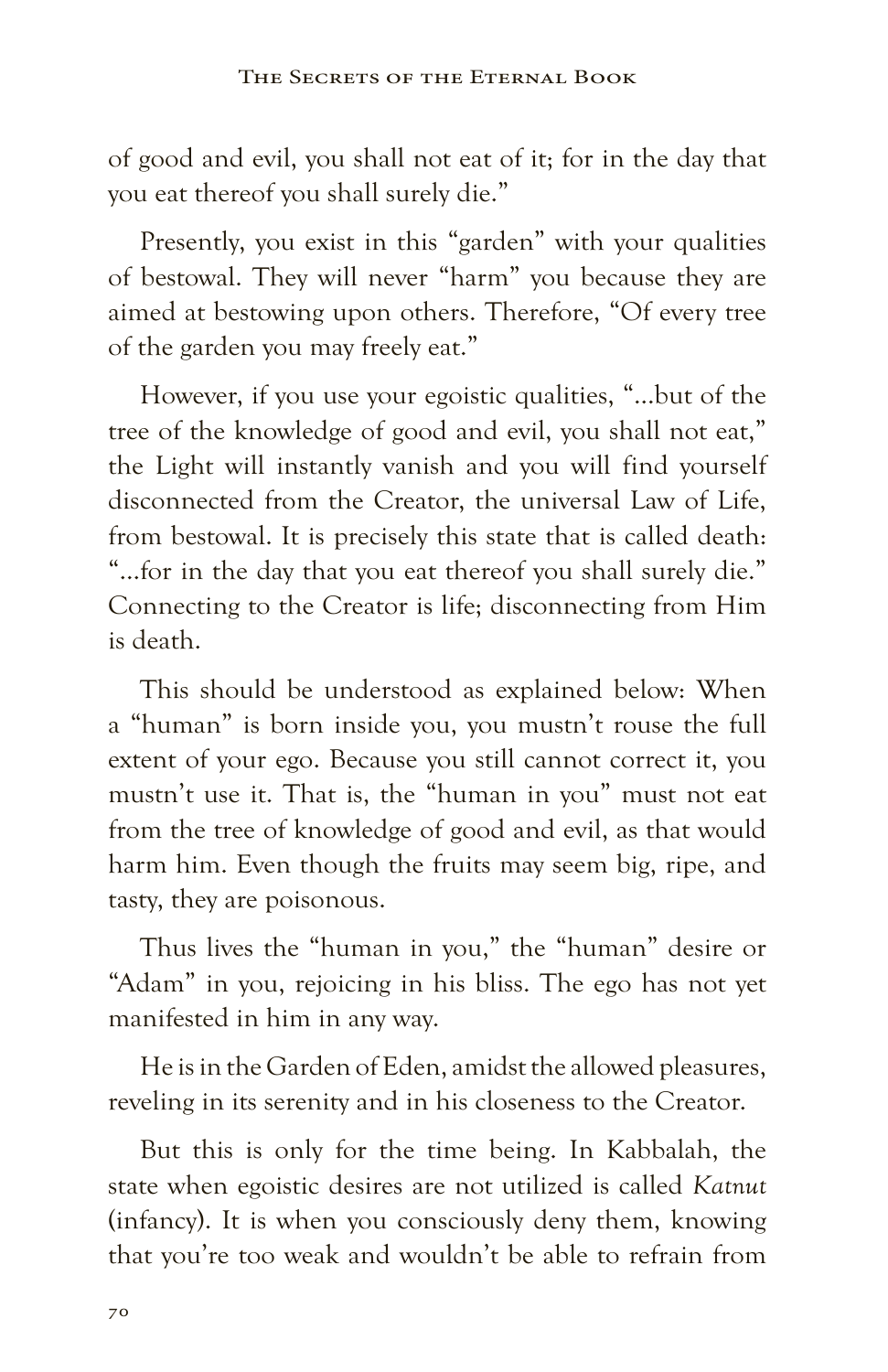of good and evil, you shall not eat of it; for in the day that you eat thereof you shall surely die."

Presently, you exist in this "garden" with your qualities of bestowal. They will never "harm" you because they are aimed at bestowing upon others. Therefore, "Of every tree of the garden you may freely eat."

However, if you use your egoistic qualities, "…but of the tree of the knowledge of good and evil, you shall not eat," the Light will instantly vanish and you will find yourself disconnected from the Creator, the universal Law of Life, from bestowal. It is precisely this state that is called death: "…for in the day that you eat thereof you shall surely die." Connecting to the Creator is life; disconnecting from Him is death.

This should be understood as explained below: When a "human" is born inside you, you mustn't rouse the full extent of your ego. Because you still cannot correct it, you mustn't use it. That is, the "human in you" must not eat from the tree of knowledge of good and evil, as that would harm him. Even though the fruits may seem big, ripe, and tasty, they are poisonous.

Thus lives the "human in you," the "human" desire or "Adam" in you, rejoicing in his bliss. The ego has not yet manifested in him in any way.

He is in the Garden of Eden, amidst the allowed pleasures, reveling in its serenity and in his closeness to the Creator.

But this is only for the time being. In Kabbalah, the state when egoistic desires are not utilized is called *Katnut* (infancy). It is when you consciously deny them, knowing that you're too weak and wouldn't be able to refrain from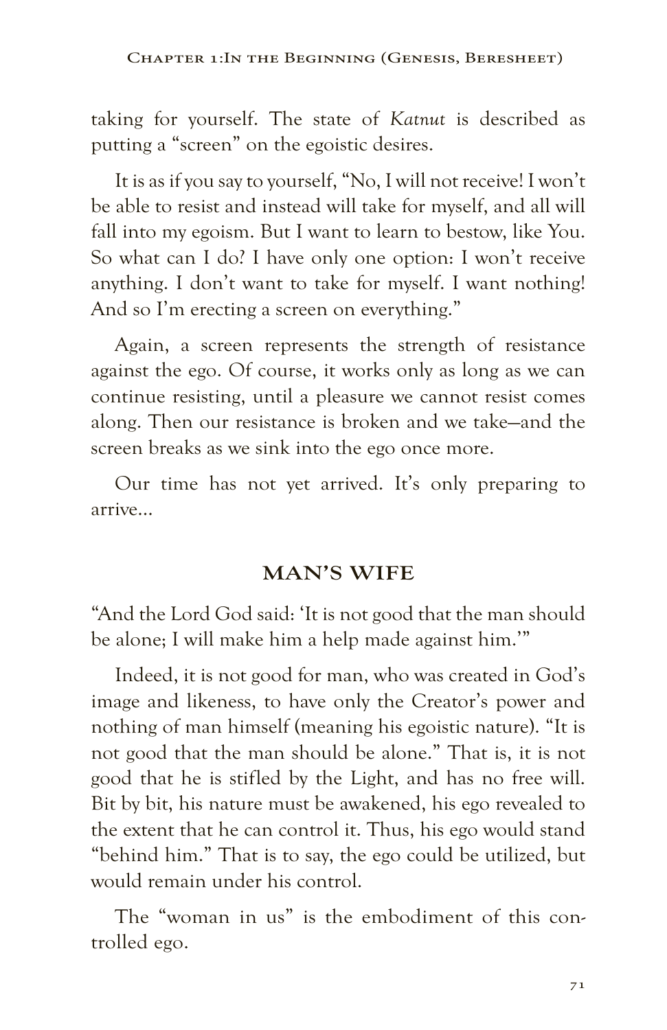taking for yourself. The state of *Katnut* is described as putting a "screen" on the egoistic desires.

It is as if you say to yourself, "No, I will not receive! I won't be able to resist and instead will take for myself, and all will fall into my egoism. But I want to learn to bestow, like You. So what can I do? I have only one option: I won't receive anything. I don't want to take for myself. I want nothing! And so I'm erecting a screen on everything."

Again, a screen represents the strength of resistance against the ego. Of course, it works only as long as we can continue resisting, until a pleasure we cannot resist comes along. Then our resistance is broken and we take—and the screen breaks as we sink into the ego once more.

Our time has not yet arrived. It's only preparing to arrive…

## MAN'S WIFE

"And the Lord God said: 'It is not good that the man should be alone; I will make him a help made against him.'"

Indeed, it is not good for man, who was created in God's image and likeness, to have only the Creator's power and nothing of man himself (meaning his egoistic nature). "It is not good that the man should be alone." That is, it is not good that he is stifled by the Light, and has no free will. Bit by bit, his nature must be awakened, his ego revealed to the extent that he can control it. Thus, his ego would stand "behind him." That is to say, the ego could be utilized, but would remain under his control.

The "woman in us" is the embodiment of this controlled ego.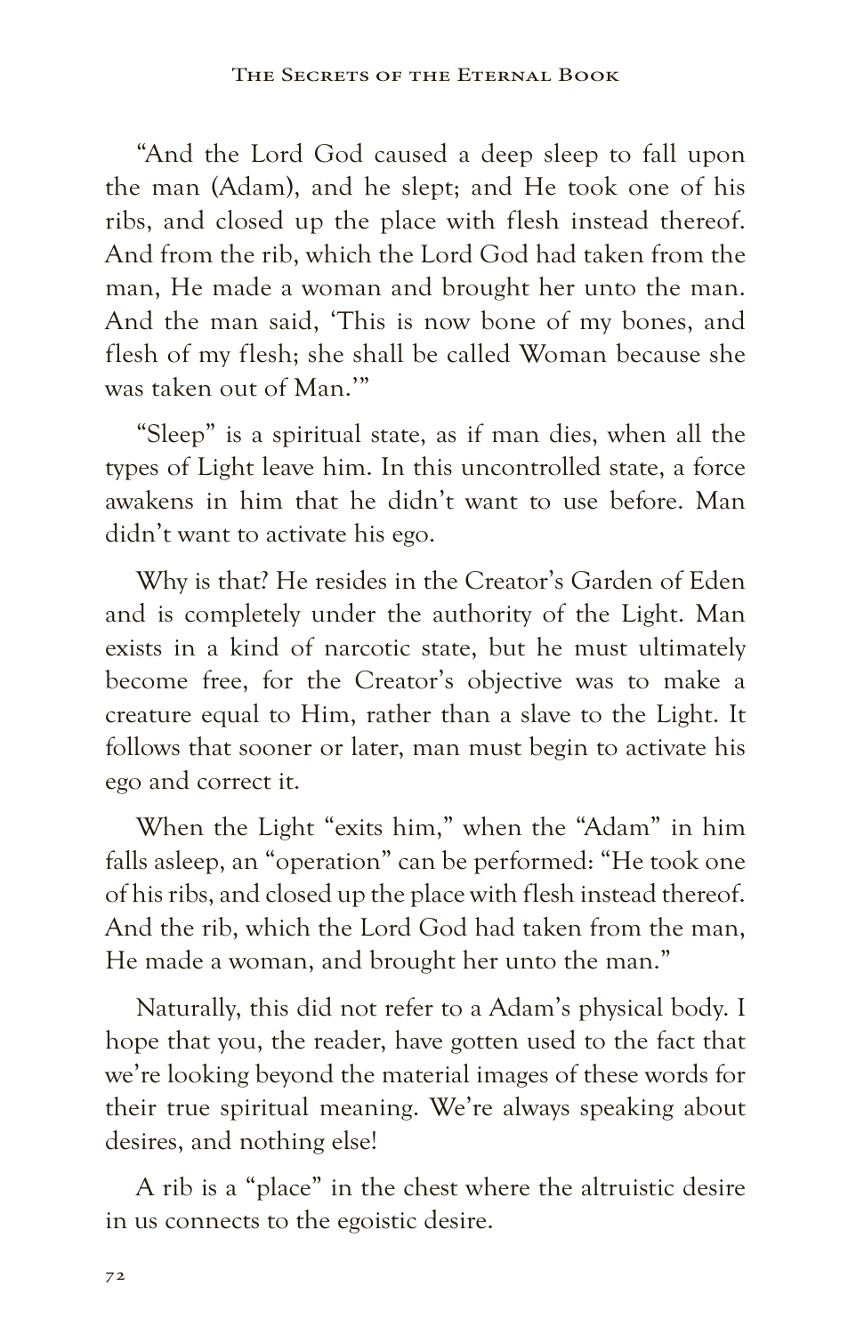"And the Lord God caused a deep sleep to fall upon the man (Adam), and he slept; and He took one of his ribs, and closed up the place with flesh instead thereof. And from the rib, which the Lord God had taken from the man, He made a woman and brought her unto the man. And the man said, 'This is now bone of my bones, and flesh of my flesh; she shall be called Woman because she was taken out of Man.'"

"Sleep" is a spiritual state, as if man dies, when all the types of Light leave him. In this uncontrolled state, a force awakens in him that he didn't want to use before. Man didn't want to activate his ego.

Why is that? He resides in the Creator's Garden of Eden and is completely under the authority of the Light. Man exists in a kind of narcotic state, but he must ultimately become free, for the Creator's objective was to make a creature equal to Him, rather than a slave to the Light. It follows that sooner or later, man must begin to activate his ego and correct it.

When the Light "exits him," when the "Adam" in him falls asleep, an "operation" can be performed: "He took one of his ribs, and closed up the place with flesh instead thereof. And the rib, which the Lord God had taken from the man, He made a woman, and brought her unto the man."

Naturally, this did not refer to a Adam's physical body. I hope that you, the reader, have gotten used to the fact that we're looking beyond the material images of these words for their true spiritual meaning. We're always speaking about desires, and nothing else!

A rib is a "place" in the chest where the altruistic desire in us connects to the egoistic desire.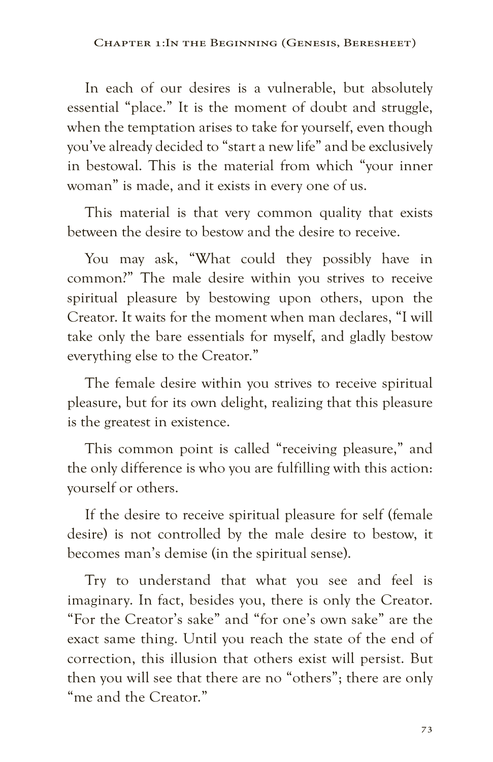In each of our desires is a vulnerable, but absolutely essential "place." It is the moment of doubt and struggle, when the temptation arises to take for yourself, even though you've already decided to "start a new life" and be exclusively in bestowal. This is the material from which "your inner woman" is made, and it exists in every one of us.

This material is that very common quality that exists between the desire to bestow and the desire to receive.

You may ask, "What could they possibly have in common?" The male desire within you strives to receive spiritual pleasure by bestowing upon others, upon the Creator. It waits for the moment when man declares, "I will take only the bare essentials for myself, and gladly bestow everything else to the Creator."

The female desire within you strives to receive spiritual pleasure, but for its own delight, realizing that this pleasure is the greatest in existence.

This common point is called "receiving pleasure," and the only difference is who you are fulfilling with this action: yourself or others.

If the desire to receive spiritual pleasure for self (female desire) is not controlled by the male desire to bestow, it becomes man's demise (in the spiritual sense).

Try to understand that what you see and feel is imaginary. In fact, besides you, there is only the Creator. "For the Creator's sake" and "for one's own sake" are the exact same thing. Until you reach the state of the end of correction, this illusion that others exist will persist. But then you will see that there are no "others"; there are only "me and the Creator."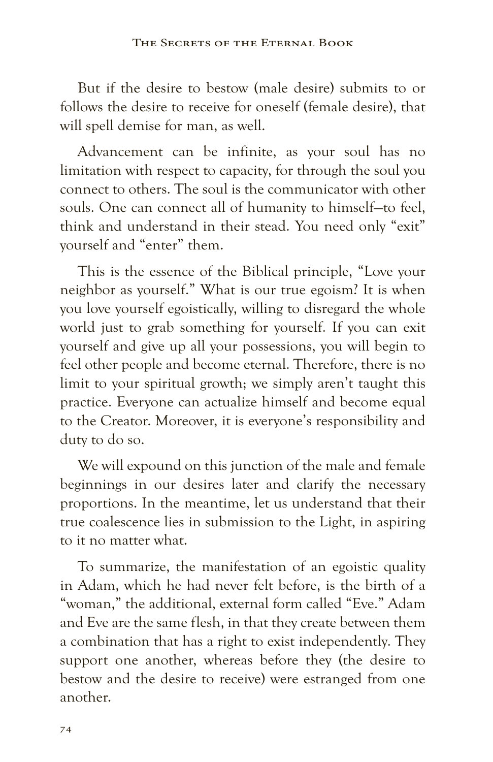But if the desire to bestow (male desire) submits to or follows the desire to receive for oneself (female desire), that will spell demise for man, as well.

Advancement can be infinite, as your soul has no limitation with respect to capacity, for through the soul you connect to others. The soul is the communicator with other souls. One can connect all of humanity to himself—to feel, think and understand in their stead. You need only "exit" yourself and "enter" them.

This is the essence of the Biblical principle, "Love your neighbor as yourself." What is our true egoism? It is when you love yourself egoistically, willing to disregard the whole world just to grab something for yourself. If you can exit yourself and give up all your possessions, you will begin to feel other people and become eternal. Therefore, there is no limit to your spiritual growth; we simply aren't taught this practice. Everyone can actualize himself and become equal to the Creator. Moreover, it is everyone's responsibility and duty to do so.

We will expound on this junction of the male and female beginnings in our desires later and clarify the necessary proportions. In the meantime, let us understand that their true coalescence lies in submission to the Light, in aspiring to it no matter what.

To summarize, the manifestation of an egoistic quality in Adam, which he had never felt before, is the birth of a "woman," the additional, external form called "Eve." Adam and Eve are the same flesh, in that they create between them a combination that has a right to exist independently. They support one another, whereas before they (the desire to bestow and the desire to receive) were estranged from one another.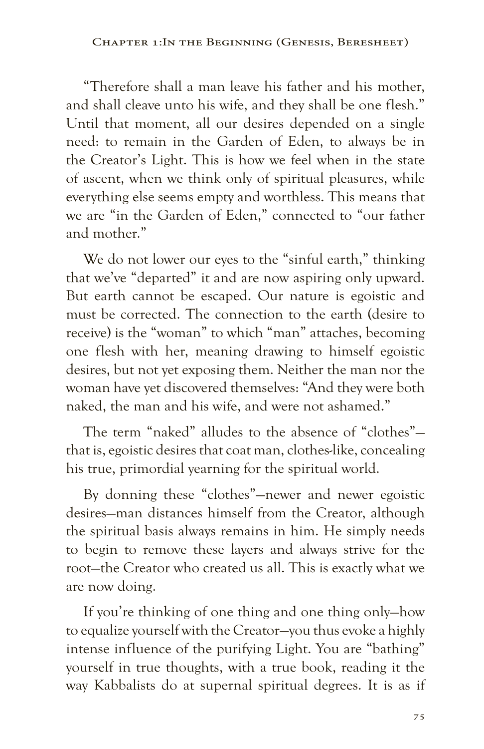"Therefore shall a man leave his father and his mother, and shall cleave unto his wife, and they shall be one flesh." Until that moment, all our desires depended on a single need: to remain in the Garden of Eden, to always be in the Creator's Light. This is how we feel when in the state of ascent, when we think only of spiritual pleasures, while everything else seems empty and worthless. This means that we are "in the Garden of Eden," connected to "our father and mother."

We do not lower our eyes to the "sinful earth," thinking that we've "departed" it and are now aspiring only upward. But earth cannot be escaped. Our nature is egoistic and must be corrected. The connection to the earth (desire to receive) is the "woman" to which "man" attaches, becoming one flesh with her, meaning drawing to himself egoistic desires, but not yet exposing them. Neither the man nor the woman have yet discovered themselves: "And they were both naked, the man and his wife, and were not ashamed."

The term "naked" alludes to the absence of "clothes"—that is, egoistic desires that coat man, clothes-like, concealing his true, primordial yearning for the spiritual world.

By donning these "clothes"—newer and newer egoistic desires—man distances himself from the Creator, although the spiritual basis always remains in him. He simply needs to begin to remove these layers and always strive for the root—the Creator who created us all. This is exactly what we are now doing.

If you're thinking of one thing and one thing only—how to equalize yourself with the Creator—you thus evoke a highly intense influence of the purifying Light. You are "bathing" yourself in true thoughts, with a true book, reading it the way Kabbalists do at supernal spiritual degrees. It is as if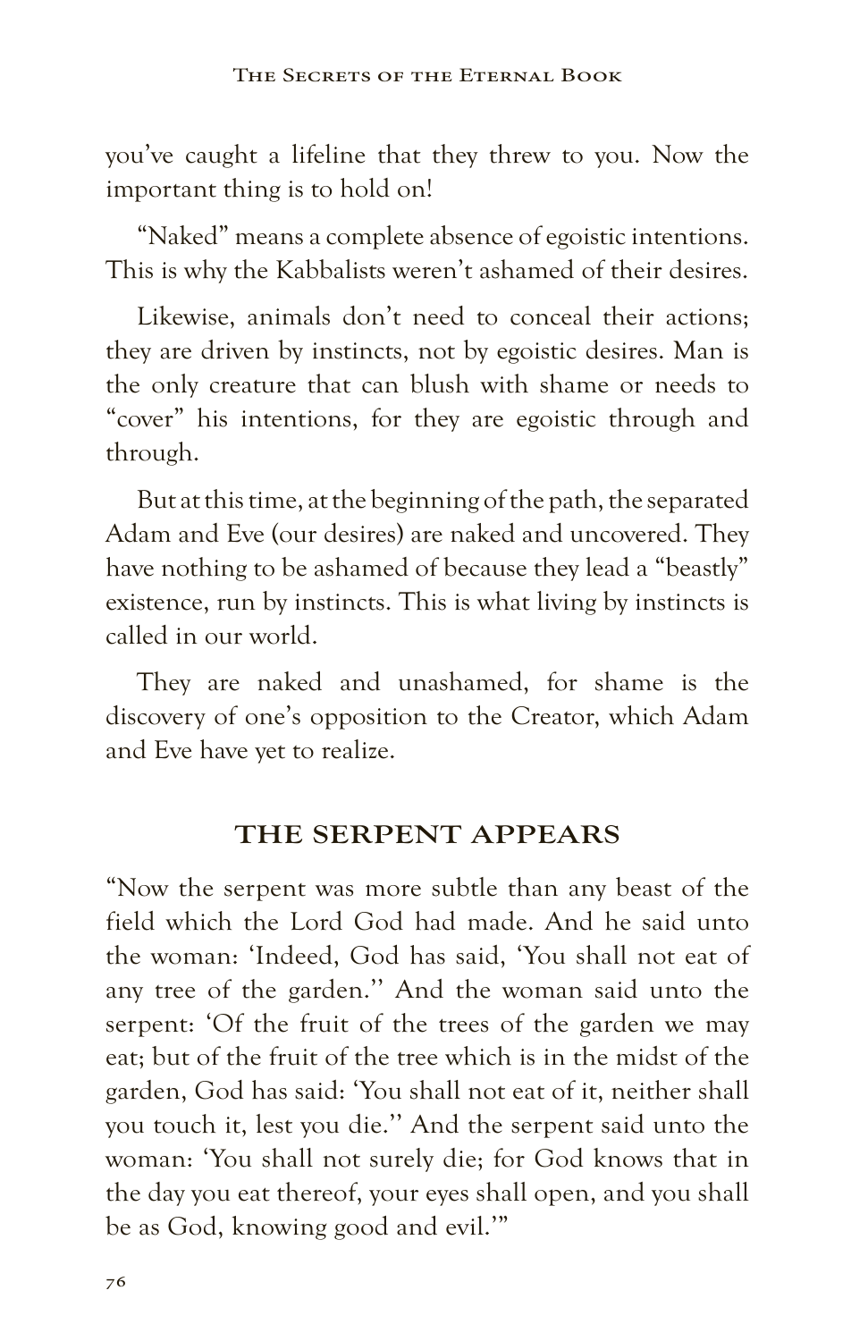you've caught a lifeline that they threw to you. Now the important thing is to hold on!

"Naked" means a complete absence of egoistic intentions. This is why the Kabbalists weren't ashamed of their desires.

Likewise, animals don't need to conceal their actions; they are driven by instincts, not by egoistic desires. Man is the only creature that can blush with shame or needs to "cover" his intentions, for they are egoistic through and through.

But at this time, at the beginning of the path, the separated Adam and Eve (our desires) are naked and uncovered. They have nothing to be ashamed of because they lead a "beastly" existence, run by instincts. This is what living by instincts is called in our world.

They are naked and unashamed, for shame is the discovery of one's opposition to the Creator, which Adam and Eve have yet to realize.

## THE SERPENT APPEARS

"Now the serpent was more subtle than any beast of the field which the Lord God had made. And he said unto the woman: 'Indeed, God has said, 'You shall not eat of any tree of the garden.'' And the woman said unto the serpent: 'Of the fruit of the trees of the garden we may eat; but of the fruit of the tree which is in the midst of the garden, God has said: 'You shall not eat of it, neither shall you touch it, lest you die.'' And the serpent said unto the woman: 'You shall not surely die; for God knows that in the day you eat thereof, your eyes shall open, and you shall be as God, knowing good and evil.'"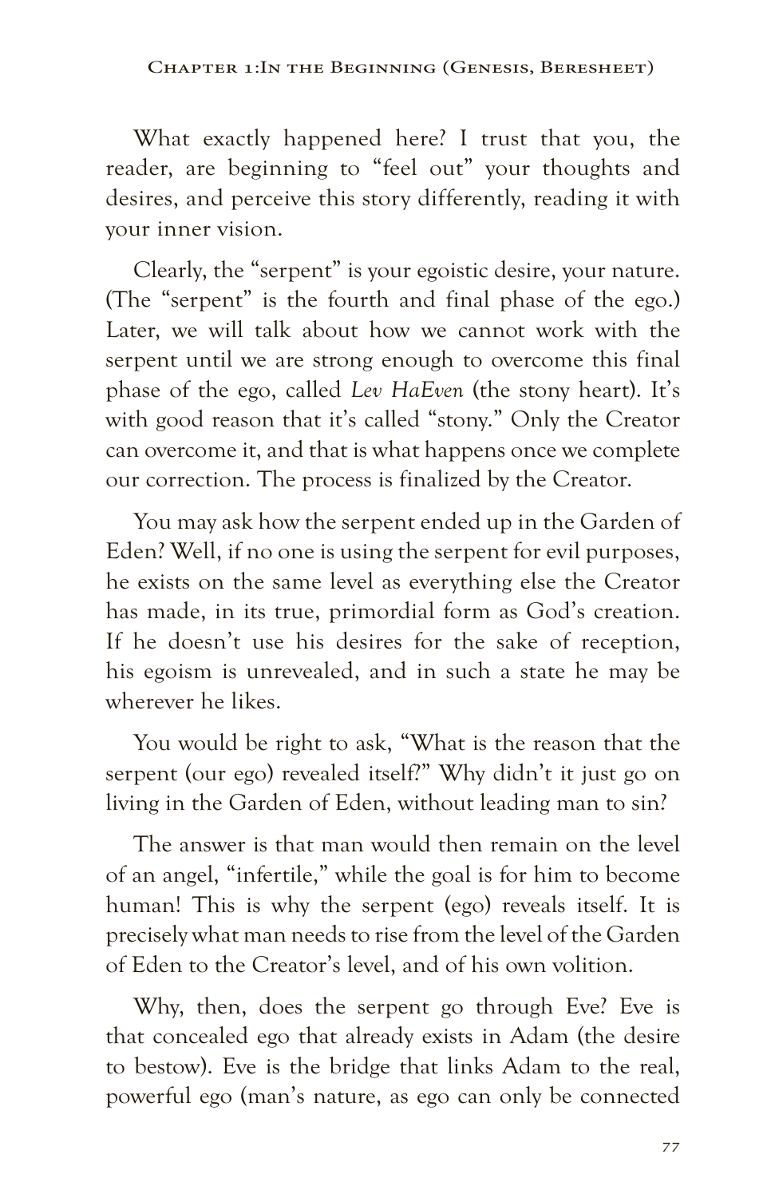What exactly happened here? I trust that you, the reader, are beginning to "feel out" your thoughts and desires, and perceive this story differently, reading it with your inner vision.

Clearly, the "serpent" is your egoistic desire, your nature. (The "serpent" is the fourth and final phase of the ego.) Later, we will talk about how we cannot work with the serpent until we are strong enough to overcome this final phase of the ego, called *Lev HaEven* (the stony heart). It's with good reason that it's called "stony." Only the Creator can overcome it, and that is what happens once we complete our correction. The process is finalized by the Creator.

You may ask how the serpent ended up in the Garden of Eden? Well, if no one is using the serpent for evil purposes, he exists on the same level as everything else the Creator has made, in its true, primordial form as God's creation. If he doesn't use his desires for the sake of reception, his egoism is unrevealed, and in such a state he may be wherever he likes.

You would be right to ask, "What is the reason that the serpent (our ego) revealed itself?" Why didn't it just go on living in the Garden of Eden, without leading man to sin?

The answer is that man would then remain on the level of an angel, "infertile," while the goal is for him to become human! This is why the serpent (ego) reveals itself. It is precisely what man needs to rise from the level of the Garden of Eden to the Creator's level, and of his own volition.

Why, then, does the serpent go through Eve? Eve is that concealed ego that already exists in Adam (the desire to bestow). Eve is the bridge that links Adam to the real, powerful ego (man's nature, as ego can only be connected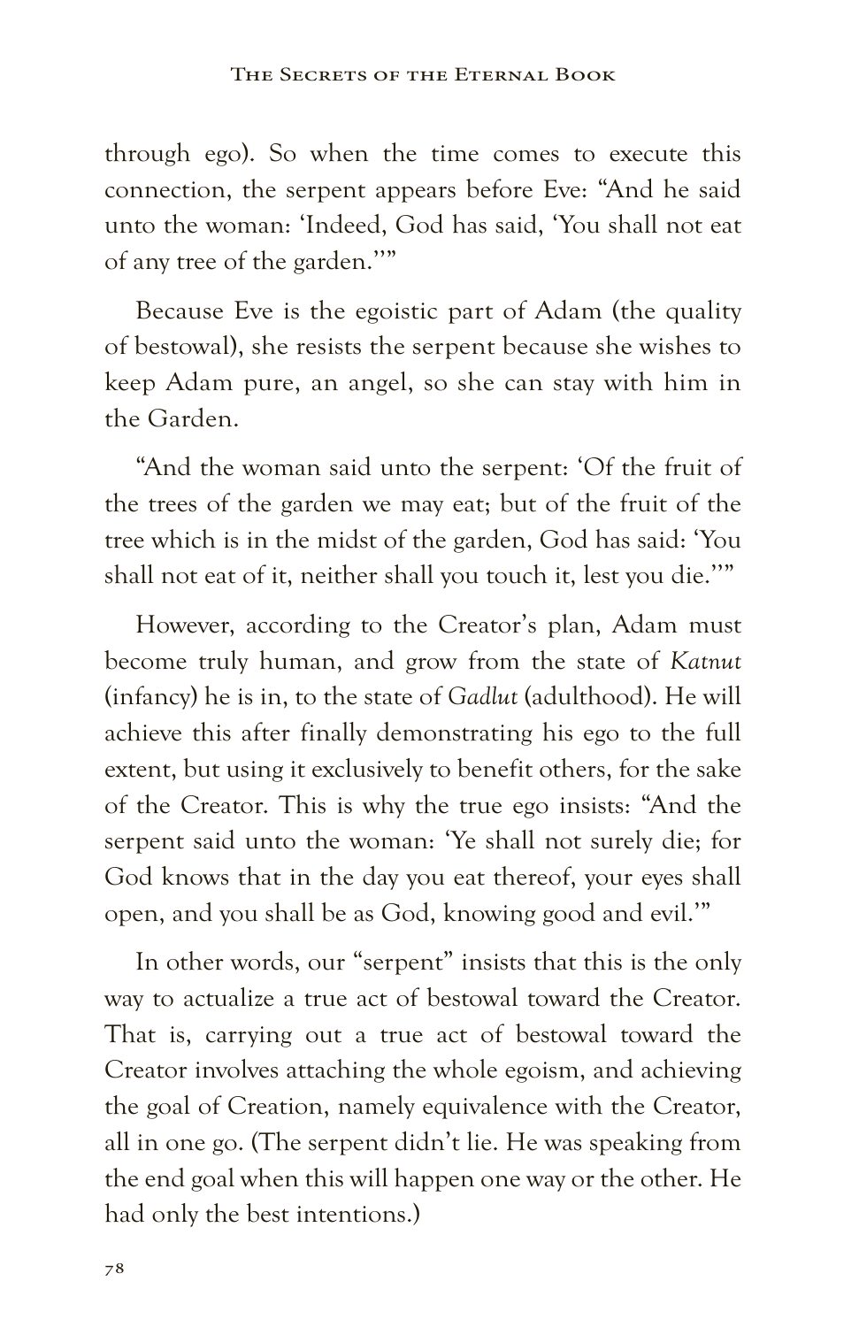through ego). So when the time comes to execute this connection, the serpent appears before Eve: "And he said unto the woman: 'Indeed, God has said, 'You shall not eat of any tree of the garden.''"

Because Eve is the egoistic part of Adam (the quality of bestowal), she resists the serpent because she wishes to keep Adam pure, an angel, so she can stay with him in the Garden.

"And the woman said unto the serpent: 'Of the fruit of the trees of the garden we may eat; but of the fruit of the tree which is in the midst of the garden, God has said: 'You shall not eat of it, neither shall you touch it, lest you die.''"

However, according to the Creator's plan, Adam must become truly human, and grow from the state of *Katnut* (infancy) he is in, to the state of *Gadlut* (adulthood). He will achieve this after finally demonstrating his ego to the full extent, but using it exclusively to benefit others, for the sake of the Creator. This is why the true ego insists: "And the serpent said unto the woman: 'Ye shall not surely die; for God knows that in the day you eat thereof, your eyes shall open, and you shall be as God, knowing good and evil.'"

In other words, our "serpent" insists that this is the only way to actualize a true act of bestowal toward the Creator. That is, carrying out a true act of bestowal toward the Creator involves attaching the whole egoism, and achieving the goal of Creation, namely equivalence with the Creator, all in one go. (The serpent didn't lie. He was speaking from the end goal when this will happen one way or the other. He had only the best intentions.)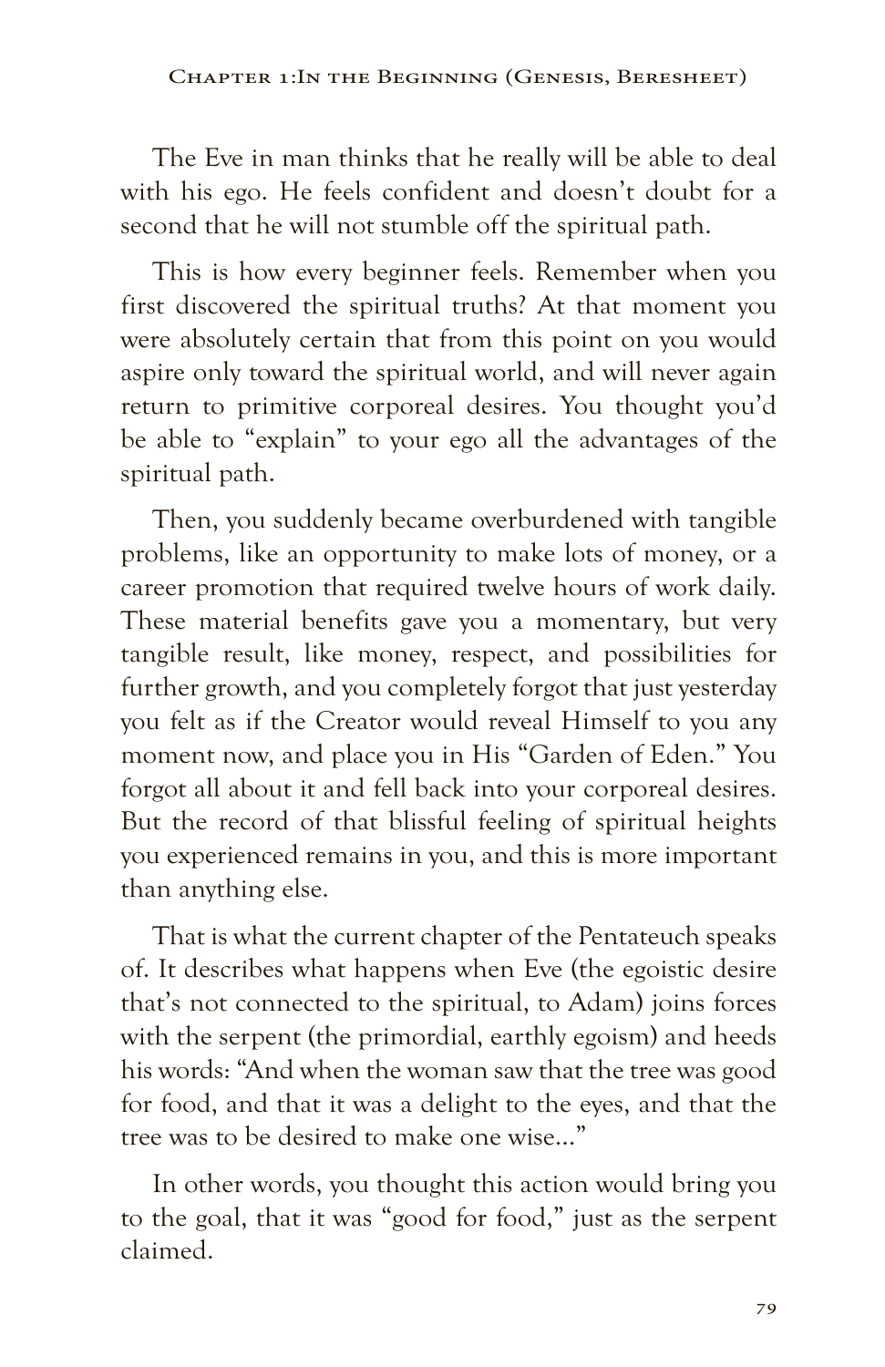The Eve in man thinks that he really will be able to deal with his ego. He feels confident and doesn't doubt for a second that he will not stumble off the spiritual path.

This is how every beginner feels. Remember when you first discovered the spiritual truths? At that moment you were absolutely certain that from this point on you would aspire only toward the spiritual world, and will never again return to primitive corporeal desires. You thought you'd be able to "explain" to your ego all the advantages of the spiritual path.

Then, you suddenly became overburdened with tangible problems, like an opportunity to make lots of money, or a career promotion that required twelve hours of work daily. These material benefits gave you a momentary, but very tangible result, like money, respect, and possibilities for further growth, and you completely forgot that just yesterday you felt as if the Creator would reveal Himself to you any moment now, and place you in His "Garden of Eden." You forgot all about it and fell back into your corporeal desires. But the record of that blissful feeling of spiritual heights you experienced remains in you, and this is more important than anything else.

That is what the current chapter of the Pentateuch speaks of. It describes what happens when Eve (the egoistic desire that's not connected to the spiritual, to Adam) joins forces with the serpent (the primordial, earthly egoism) and heeds his words: "And when the woman saw that the tree was good for food, and that it was a delight to the eyes, and that the tree was to be desired to make one wise..."

In other words, you thought this action would bring you to the goal, that it was "good for food," just as the serpent claimed.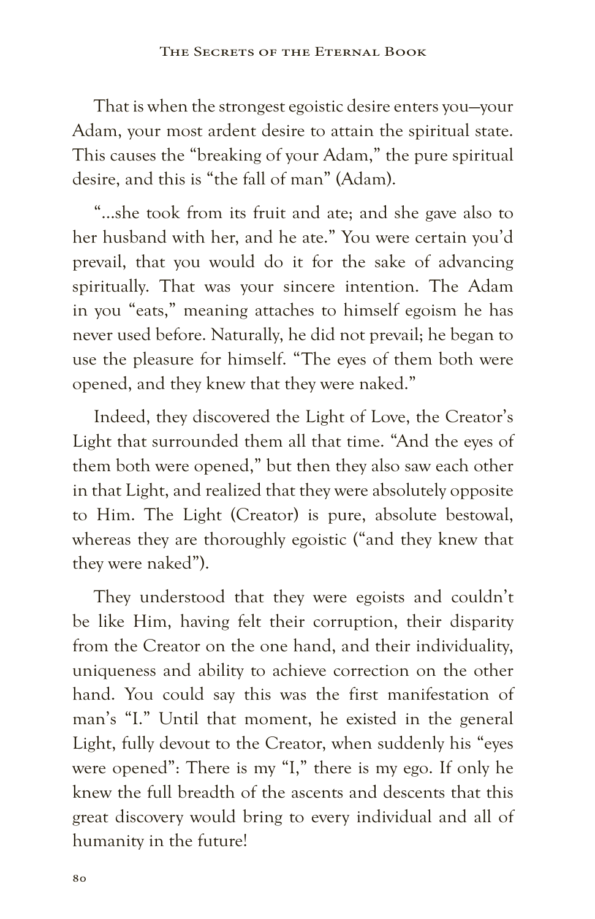That is when the strongest egoistic desire enters you—your Adam, your most ardent desire to attain the spiritual state. This causes the "breaking of your Adam," the pure spiritual desire, and this is "the fall of man" (Adam).

"...she took from its fruit and ate; and she gave also to her husband with her, and he ate." You were certain you'd prevail, that you would do it for the sake of advancing spiritually. That was your sincere intention. The Adam in you "eats," meaning attaches to himself egoism he has never used before. Naturally, he did not prevail; he began to use the pleasure for himself. "The eyes of them both were opened, and they knew that they were naked."

Indeed, they discovered the Light of Love, the Creator's Light that surrounded them all that time. "And the eyes of them both were opened," but then they also saw each other in that Light, and realized that they were absolutely opposite to Him. The Light (Creator) is pure, absolute bestowal, whereas they are thoroughly egoistic ("and they knew that they were naked").

They understood that they were egoists and couldn't be like Him, having felt their corruption, their disparity from the Creator on the one hand, and their individuality, uniqueness and ability to achieve correction on the other hand. You could say this was the first manifestation of man's "I." Until that moment, he existed in the general Light, fully devout to the Creator, when suddenly his "eyes were opened": There is my "I," there is my ego. If only he knew the full breadth of the ascents and descents that this great discovery would bring to every individual and all of humanity in the future!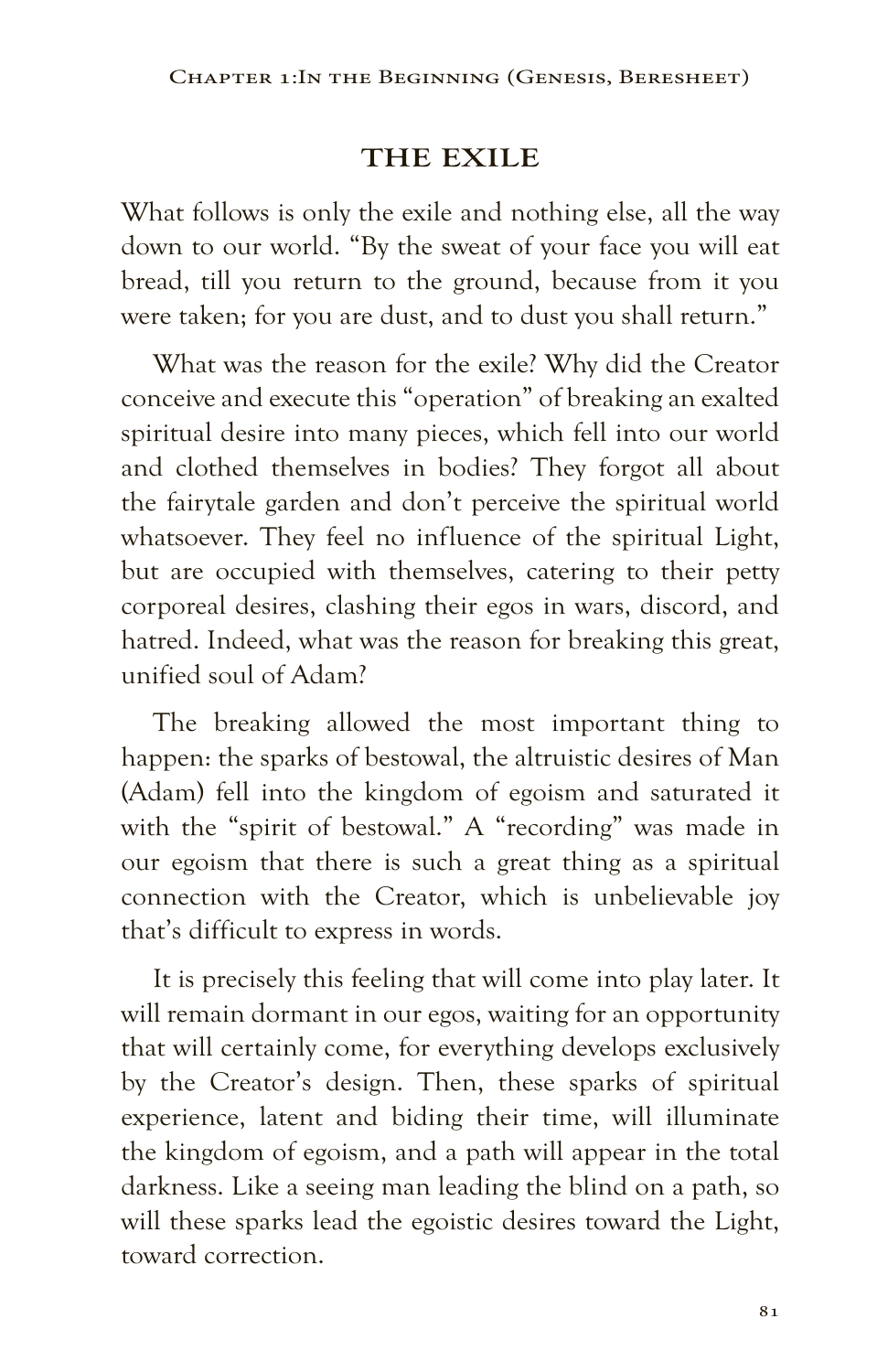## THE EXILE

What follows is only the exile and nothing else, all the way down to our world. "By the sweat of your face you will eat bread, till you return to the ground, because from it you were taken; for you are dust, and to dust you shall return."

What was the reason for the exile? Why did the Creator conceive and execute this "operation" of breaking an exalted spiritual desire into many pieces, which fell into our world and clothed themselves in bodies? They forgot all about the fairytale garden and don't perceive the spiritual world whatsoever. They feel no influence of the spiritual Light, but are occupied with themselves, catering to their petty corporeal desires, clashing their egos in wars, discord, and hatred. Indeed, what was the reason for breaking this great, unified soul of Adam?

The breaking allowed the most important thing to happen: the sparks of bestowal, the altruistic desires of Man (Adam) fell into the kingdom of egoism and saturated it with the "spirit of bestowal." A "recording" was made in our egoism that there is such a great thing as a spiritual connection with the Creator, which is unbelievable joy that's difficult to express in words.

It is precisely this feeling that will come into play later. It will remain dormant in our egos, waiting for an opportunity that will certainly come, for everything develops exclusively by the Creator's design. Then, these sparks of spiritual experience, latent and biding their time, will illuminate the kingdom of egoism, and a path will appear in the total darkness. Like a seeing man leading the blind on a path, so will these sparks lead the egoistic desires toward the Light, toward correction.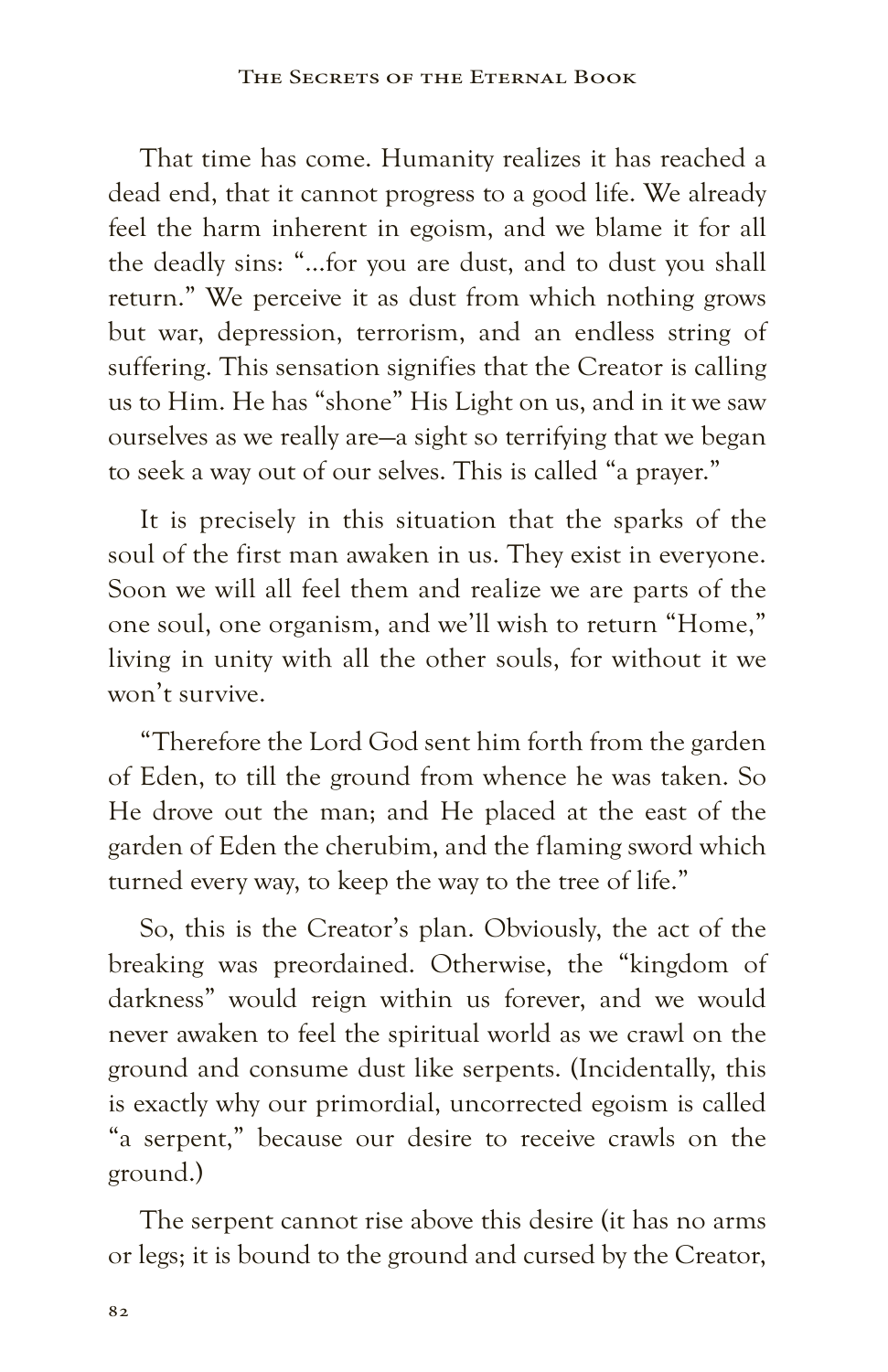That time has come. Humanity realizes it has reached a dead end, that it cannot progress to a good life. We already feel the harm inherent in egoism, and we blame it for all the deadly sins: "…for you are dust, and to dust you shall return." We perceive it as dust from which nothing grows but war, depression, terrorism, and an endless string of suffering. This sensation signifies that the Creator is calling us to Him. He has "shone" His Light on us, and in it we saw ourselves as we really are—a sight so terrifying that we began to seek a way out of our selves. This is called "a prayer."

It is precisely in this situation that the sparks of the soul of the first man awaken in us. They exist in everyone. Soon we will all feel them and realize we are parts of the one soul, one organism, and we'll wish to return "Home," living in unity with all the other souls, for without it we won't survive.

"Therefore the Lord God sent him forth from the garden of Eden, to till the ground from whence he was taken. So He drove out the man; and He placed at the east of the garden of Eden the cherubim, and the flaming sword which turned every way, to keep the way to the tree of life."

So, this is the Creator's plan. Obviously, the act of the breaking was preordained. Otherwise, the "kingdom of darkness" would reign within us forever, and we would never awaken to feel the spiritual world as we crawl on the ground and consume dust like serpents. (Incidentally, this is exactly why our primordial, uncorrected egoism is called "a serpent," because our desire to receive crawls on the ground.)

The serpent cannot rise above this desire (it has no arms or legs; it is bound to the ground and cursed by the Creator,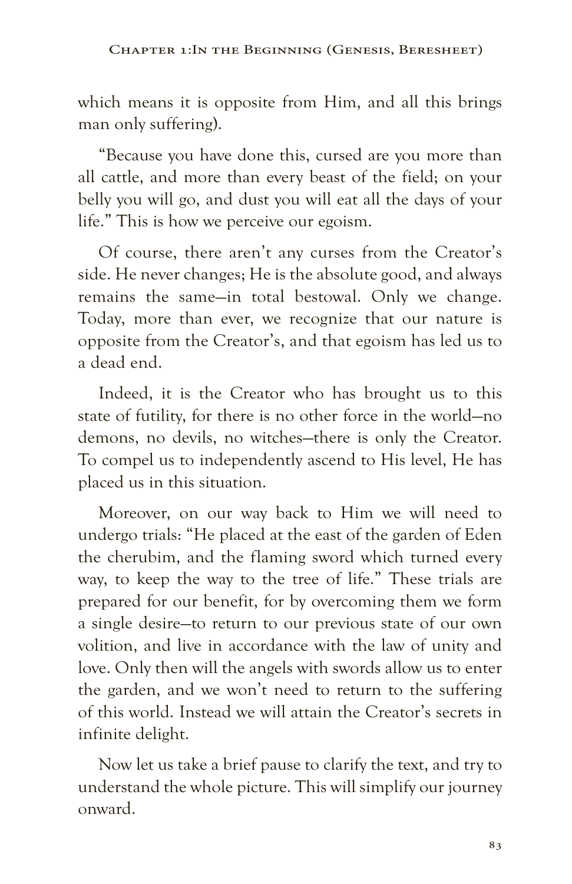which means it is opposite from Him, and all this brings man only suffering).

"Because you have done this, cursed are you more than all cattle, and more than every beast of the field; on your belly you will go, and dust you will eat all the days of your life." This is how we perceive our egoism.

Of course, there aren't any curses from the Creator's side. He never changes; He is the absolute good, and always remains the same—in total bestowal. Only we change. Today, more than ever, we recognize that our nature is opposite from the Creator's, and that egoism has led us to a dead end.

Indeed, it is the Creator who has brought us to this state of futility, for there is no other force in the world—no demons, no devils, no witches—there is only the Creator. To compel us to independently ascend to His level, He has placed us in this situation.

Moreover, on our way back to Him we will need to undergo trials: "He placed at the east of the garden of Eden the cherubim, and the flaming sword which turned every way, to keep the way to the tree of life." These trials are prepared for our benefit, for by overcoming them we form a single desire—to return to our previous state of our own volition, and live in accordance with the law of unity and love. Only then will the angels with swords allow us to enter the garden, and we won't need to return to the suffering of this world. Instead we will attain the Creator's secrets in infinite delight.

Now let us take a brief pause to clarify the text, and try to understand the whole picture. This will simplify our journey onward.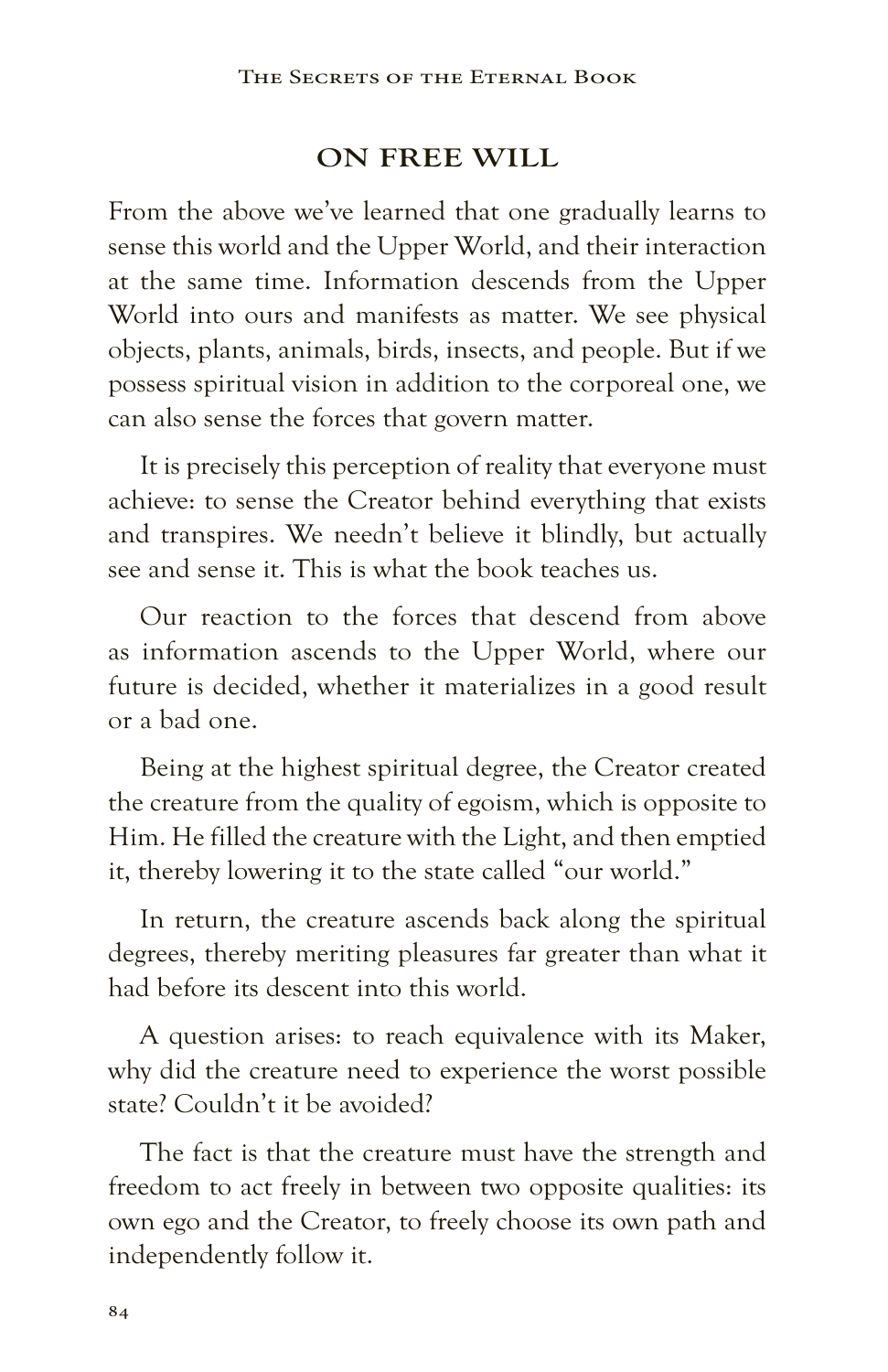## ON FREE WILL

From the above we've learned that one gradually learns to sense this world and the Upper World, and their interaction at the same time. Information descends from the Upper World into ours and manifests as matter. We see physical objects, plants, animals, birds, insects, and people. But if we possess spiritual vision in addition to the corporeal one, we can also sense the forces that govern matter.

It is precisely this perception of reality that everyone must achieve: to sense the Creator behind everything that exists and transpires. We needn't believe it blindly, but actually see and sense it. This is what the book teaches us.

Our reaction to the forces that descend from above as information ascends to the Upper World, where our future is decided, whether it materializes in a good result or a bad one.

Being at the highest spiritual degree, the Creator created the creature from the quality of egoism, which is opposite to Him. He filled the creature with the Light, and then emptied it, thereby lowering it to the state called "our world."

In return, the creature ascends back along the spiritual degrees, thereby meriting pleasures far greater than what it had before its descent into this world.

A question arises: to reach equivalence with its Maker, why did the creature need to experience the worst possible state? Couldn't it be avoided?

The fact is that the creature must have the strength and freedom to act freely in between two opposite qualities: its own ego and the Creator, to freely choose its own path and independently follow it.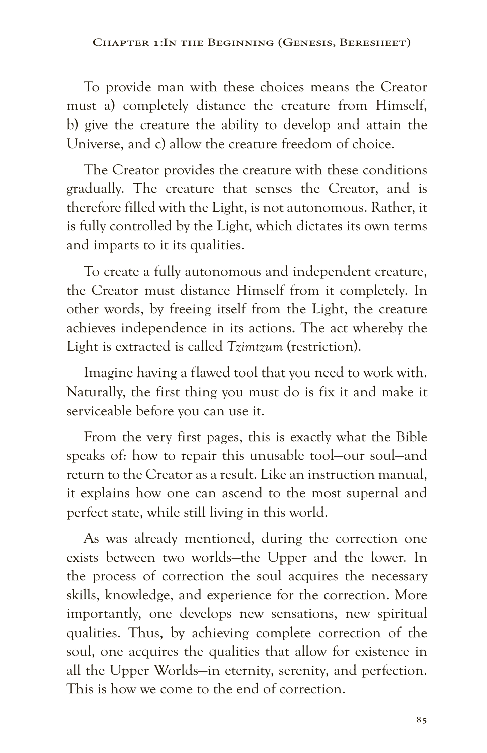To provide man with these choices means the Creator must a) completely distance the creature from Himself, b) give the creature the ability to develop and attain the Universe, and c) allow the creature freedom of choice.

The Creator provides the creature with these conditions gradually. The creature that senses the Creator, and is therefore filled with the Light, is not autonomous. Rather, it is fully controlled by the Light, which dictates its own terms and imparts to it its qualities.

To create a fully autonomous and independent creature, the Creator must distance Himself from it completely. In other words, by freeing itself from the Light, the creature achieves independence in its actions. The act whereby the Light is extracted is called *Tzimtzum* (restriction).

Imagine having a flawed tool that you need to work with. Naturally, the first thing you must do is fix it and make it serviceable before you can use it.

From the very first pages, this is exactly what the Bible speaks of: how to repair this unusable tool—our soul—and return to the Creator as a result. Like an instruction manual, it explains how one can ascend to the most supernal and perfect state, while still living in this world.

As was already mentioned, during the correction one exists between two worlds—the Upper and the lower. In the process of correction the soul acquires the necessary skills, knowledge, and experience for the correction. More importantly, one develops new sensations, new spiritual qualities. Thus, by achieving complete correction of the soul, one acquires the qualities that allow for existence in all the Upper Worlds—in eternity, serenity, and perfection. This is how we come to the end of correction.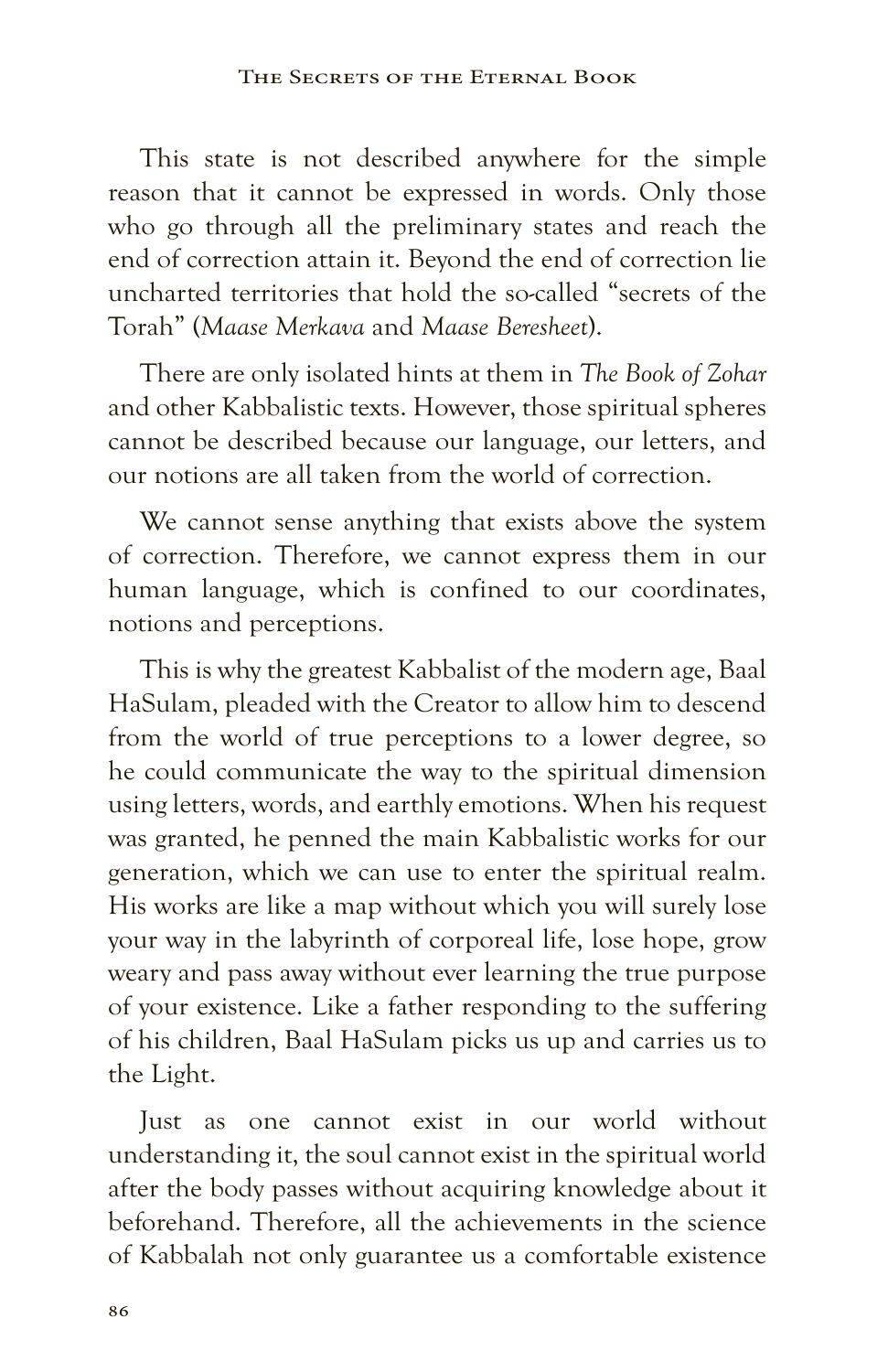This state is not described anywhere for the simple reason that it cannot be expressed in words. Only those who go through all the preliminary states and reach the end of correction attain it. Beyond the end of correction lie uncharted territories that hold the so-called "secrets of the Torah" (*Maase Merkava* and *Maase Beresheet*).

There are only isolated hints at them in *The Book of Zohar* and other Kabbalistic texts. However, those spiritual spheres cannot be described because our language, our letters, and our notions are all taken from the world of correction.

We cannot sense anything that exists above the system of correction. Therefore, we cannot express them in our human language, which is confined to our coordinates, notions and perceptions.

This is why the greatest Kabbalist of the modern age, Baal HaSulam, pleaded with the Creator to allow him to descend from the world of true perceptions to a lower degree, so he could communicate the way to the spiritual dimension using letters, words, and earthly emotions. When his request was granted, he penned the main Kabbalistic works for our generation, which we can use to enter the spiritual realm. His works are like a map without which you will surely lose your way in the labyrinth of corporeal life, lose hope, grow weary and pass away without ever learning the true purpose of your existence. Like a father responding to the suffering of his children, Baal HaSulam picks us up and carries us to the Light.

Just as one cannot exist in our world without understanding it, the soul cannot exist in the spiritual world after the body passes without acquiring knowledge about it beforehand. Therefore, all the achievements in the science of Kabbalah not only guarantee us a comfortable existence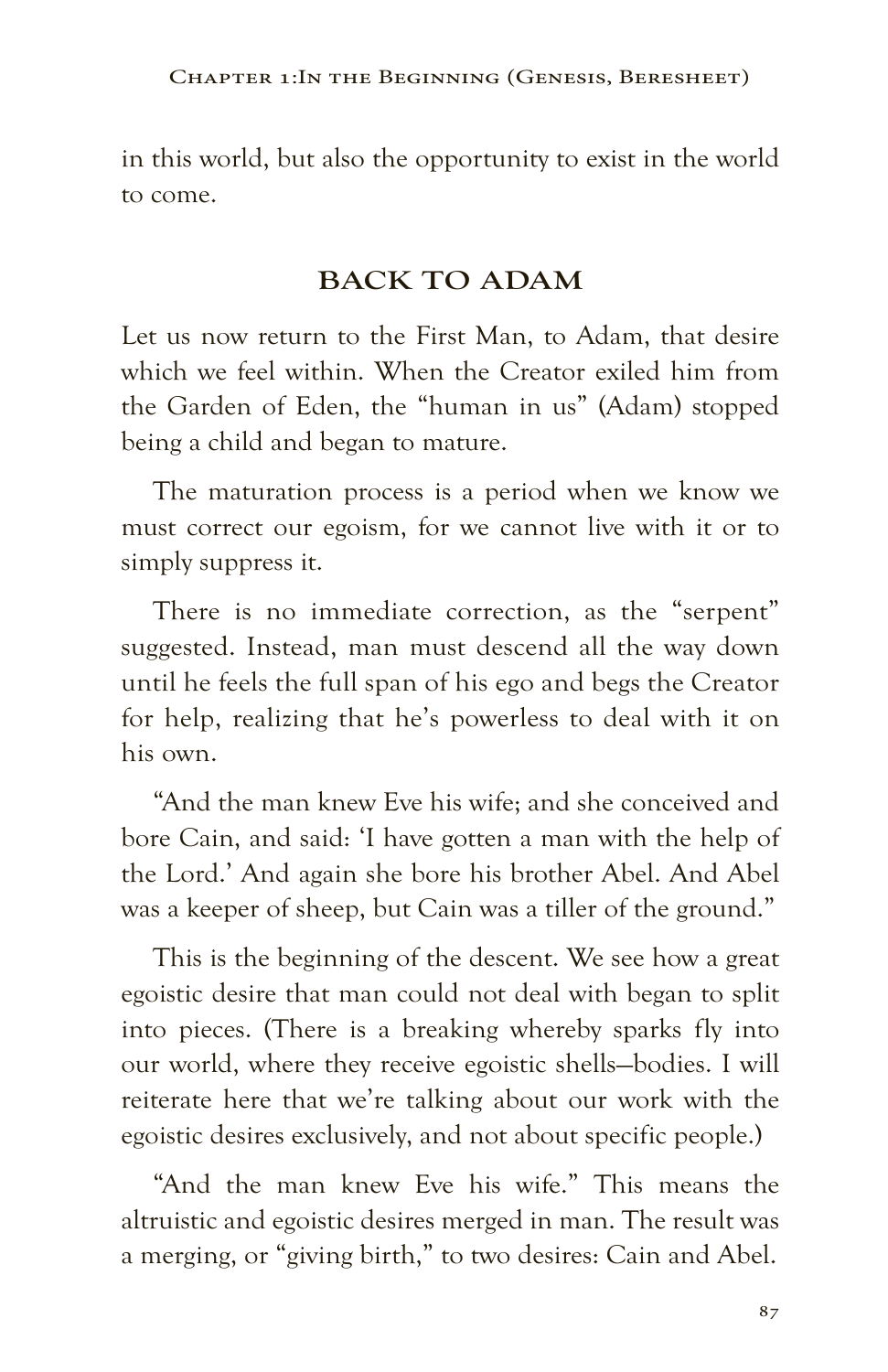in this world, but also the opportunity to exist in the world to come.

## BACK TO ADAM

Let us now return to the First Man, to Adam, that desire which we feel within. When the Creator exiled him from the Garden of Eden, the "human in us" (Adam) stopped being a child and began to mature.

The maturation process is a period when we know we must correct our egoism, for we cannot live with it or to simply suppress it.

There is no immediate correction, as the "serpent" suggested. Instead, man must descend all the way down until he feels the full span of his ego and begs the Creator for help, realizing that he's powerless to deal with it on his own.

"And the man knew Eve his wife; and she conceived and bore Cain, and said: 'I have gotten a man with the help of the Lord.' And again she bore his brother Abel. And Abel was a keeper of sheep, but Cain was a tiller of the ground."

This is the beginning of the descent. We see how a great egoistic desire that man could not deal with began to split into pieces. (There is a breaking whereby sparks fly into our world, where they receive egoistic shells—bodies. I will reiterate here that we're talking about our work with the egoistic desires exclusively, and not about specific people.)

"And the man knew Eve his wife." This means the altruistic and egoistic desires merged in man. The result was a merging, or "giving birth," to two desires: Cain and Abel.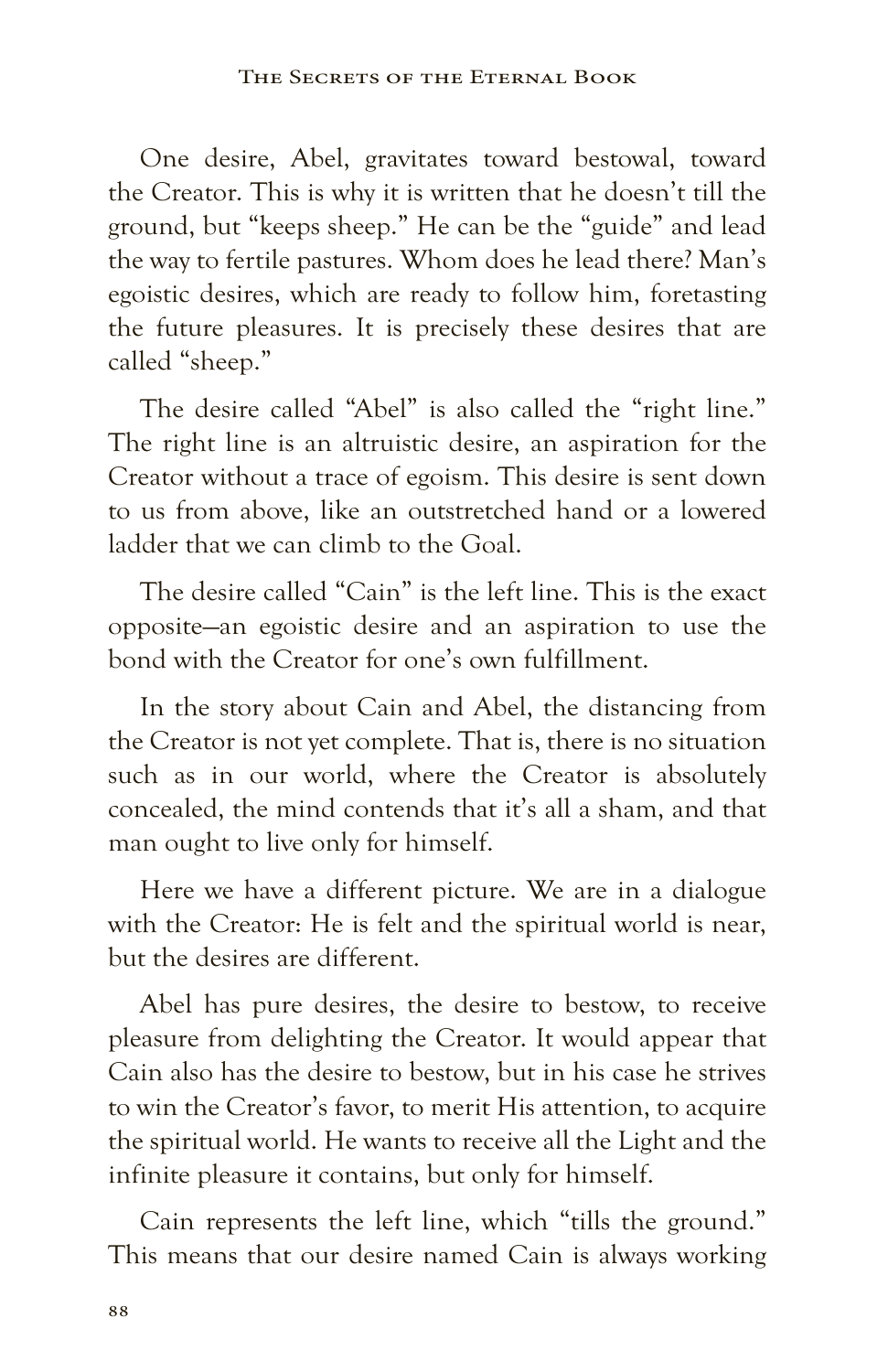One desire, Abel, gravitates toward bestowal, toward the Creator. This is why it is written that he doesn't till the ground, but "keeps sheep." He can be the "guide" and lead the way to fertile pastures. Whom does he lead there? Man's egoistic desires, which are ready to follow him, foretasting the future pleasures. It is precisely these desires that are called "sheep."

The desire called "Abel" is also called the "right line." The right line is an altruistic desire, an aspiration for the Creator without a trace of egoism. This desire is sent down to us from above, like an outstretched hand or a lowered ladder that we can climb to the Goal.

The desire called "Cain" is the left line. This is the exact opposite—an egoistic desire and an aspiration to use the bond with the Creator for one's own fulfillment.

In the story about Cain and Abel, the distancing from the Creator is not yet complete. That is, there is no situation such as in our world, where the Creator is absolutely concealed, the mind contends that it's all a sham, and that man ought to live only for himself.

Here we have a different picture. We are in a dialogue with the Creator: He is felt and the spiritual world is near, but the desires are different.

Abel has pure desires, the desire to bestow, to receive pleasure from delighting the Creator. It would appear that Cain also has the desire to bestow, but in his case he strives to win the Creator's favor, to merit His attention, to acquire the spiritual world. He wants to receive all the Light and the infinite pleasure it contains, but only for himself.

Cain represents the left line, which "tills the ground." This means that our desire named Cain is always working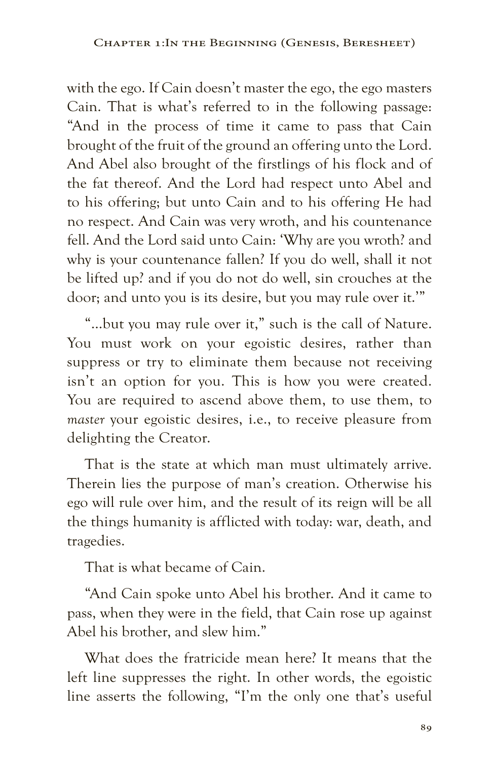with the ego. If Cain doesn't master the ego, the ego masters Cain. That is what's referred to in the following passage: "And in the process of time it came to pass that Cain brought of the fruit of the ground an offering unto the Lord. And Abel also brought of the firstlings of his flock and of the fat thereof. And the Lord had respect unto Abel and to his offering; but unto Cain and to his offering He had no respect. And Cain was very wroth, and his countenance fell. And the Lord said unto Cain: 'Why are you wroth? and why is your countenance fallen? If you do well, shall it not be lifted up? and if you do not do well, sin crouches at the door; and unto you is its desire, but you may rule over it.'"

"...but you may rule over it," such is the call of Nature. You must work on your egoistic desires, rather than suppress or try to eliminate them because not receiving isn't an option for you. This is how you were created. You are required to ascend above them, to use them, to *master* your egoistic desires, i.e., to receive pleasure from delighting the Creator.

That is the state at which man must ultimately arrive. Therein lies the purpose of man's creation. Otherwise his ego will rule over him, and the result of its reign will be all the things humanity is afflicted with today: war, death, and tragedies.

That is what became of Cain.

"And Cain spoke unto Abel his brother. And it came to pass, when they were in the field, that Cain rose up against Abel his brother, and slew him."

What does the fratricide mean here? It means that the left line suppresses the right. In other words, the egoistic line asserts the following, "I'm the only one that's useful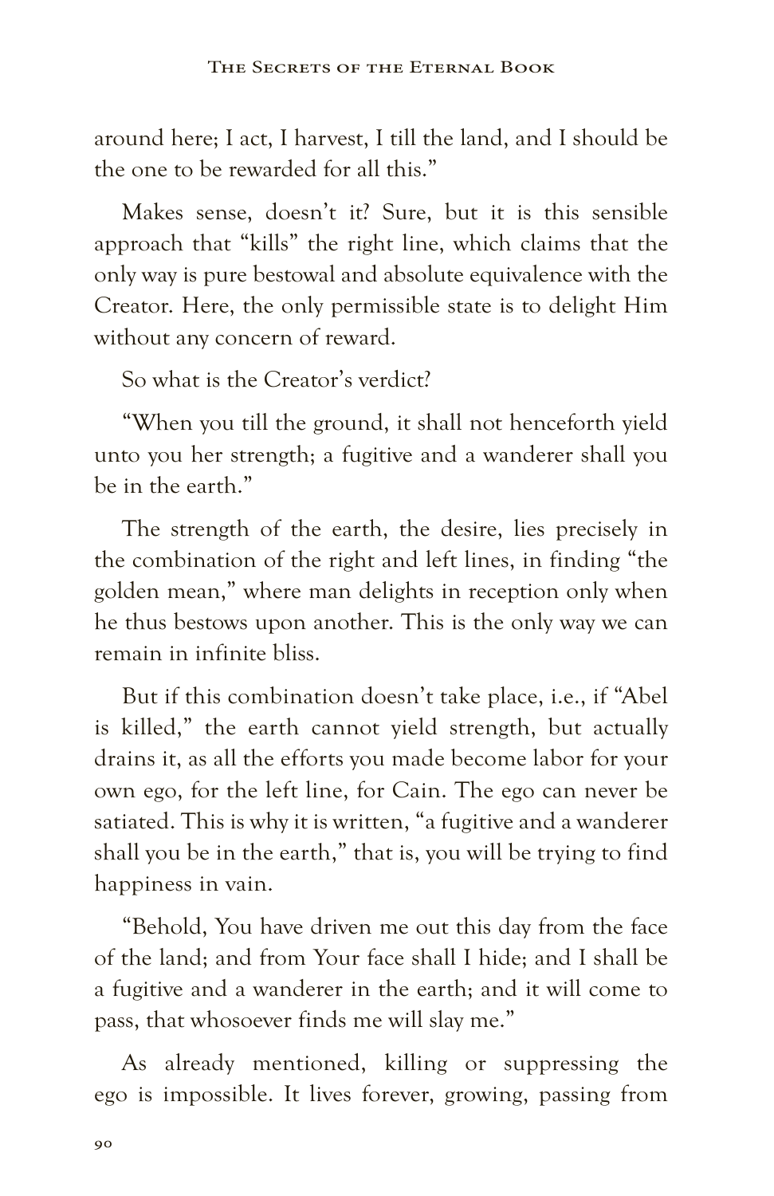around here; I act, I harvest, I till the land, and I should be the one to be rewarded for all this."

Makes sense, doesn't it? Sure, but it is this sensible approach that "kills" the right line, which claims that the only way is pure bestowal and absolute equivalence with the Creator. Here, the only permissible state is to delight Him without any concern of reward.

So what is the Creator's verdict?

"When you till the ground, it shall not henceforth yield unto you her strength; a fugitive and a wanderer shall you be in the earth."

The strength of the earth, the desire, lies precisely in the combination of the right and left lines, in finding "the golden mean," where man delights in reception only when he thus bestows upon another. This is the only way we can remain in infinite bliss.

But if this combination doesn't take place, i.e., if "Abel is killed," the earth cannot yield strength, but actually drains it, as all the efforts you made become labor for your own ego, for the left line, for Cain. The ego can never be satiated. This is why it is written, "a fugitive and a wanderer shall you be in the earth," that is, you will be trying to find happiness in vain.

"Behold, You have driven me out this day from the face of the land; and from Your face shall I hide; and I shall be a fugitive and a wanderer in the earth; and it will come to pass, that whosoever finds me will slay me."

As already mentioned, killing or suppressing the ego is impossible. It lives forever, growing, passing from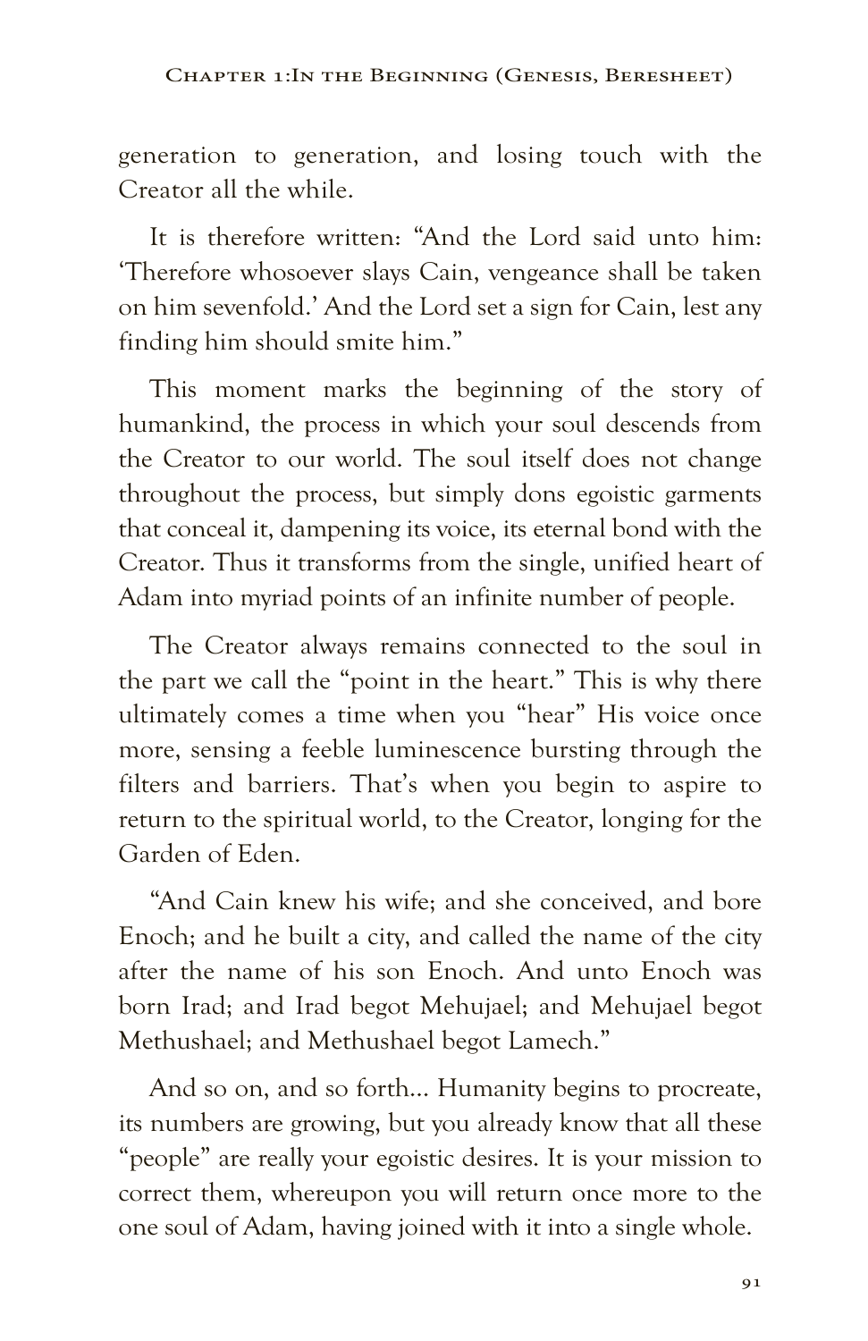generation to generation, and losing touch with the Creator all the while.

It is therefore written: "And the Lord said unto him: 'Therefore whosoever slays Cain, vengeance shall be taken on him sevenfold.' And the Lord set a sign for Cain, lest any finding him should smite him."

This moment marks the beginning of the story of humankind, the process in which your soul descends from the Creator to our world. The soul itself does not change throughout the process, but simply dons egoistic garments that conceal it, dampening its voice, its eternal bond with the Creator. Thus it transforms from the single, unified heart of Adam into myriad points of an infinite number of people.

The Creator always remains connected to the soul in the part we call the "point in the heart." This is why there ultimately comes a time when you "hear" His voice once more, sensing a feeble luminescence bursting through the filters and barriers. That's when you begin to aspire to return to the spiritual world, to the Creator, longing for the Garden of Eden.

"And Cain knew his wife; and she conceived, and bore Enoch; and he built a city, and called the name of the city after the name of his son Enoch. And unto Enoch was born Irad; and Irad begot Mehujael; and Mehujael begot Methushael; and Methushael begot Lamech."

And so on, and so forth… Humanity begins to procreate, its numbers are growing, but you already know that all these "people" are really your egoistic desires. It is your mission to correct them, whereupon you will return once more to the one soul of Adam, having joined with it into a single whole.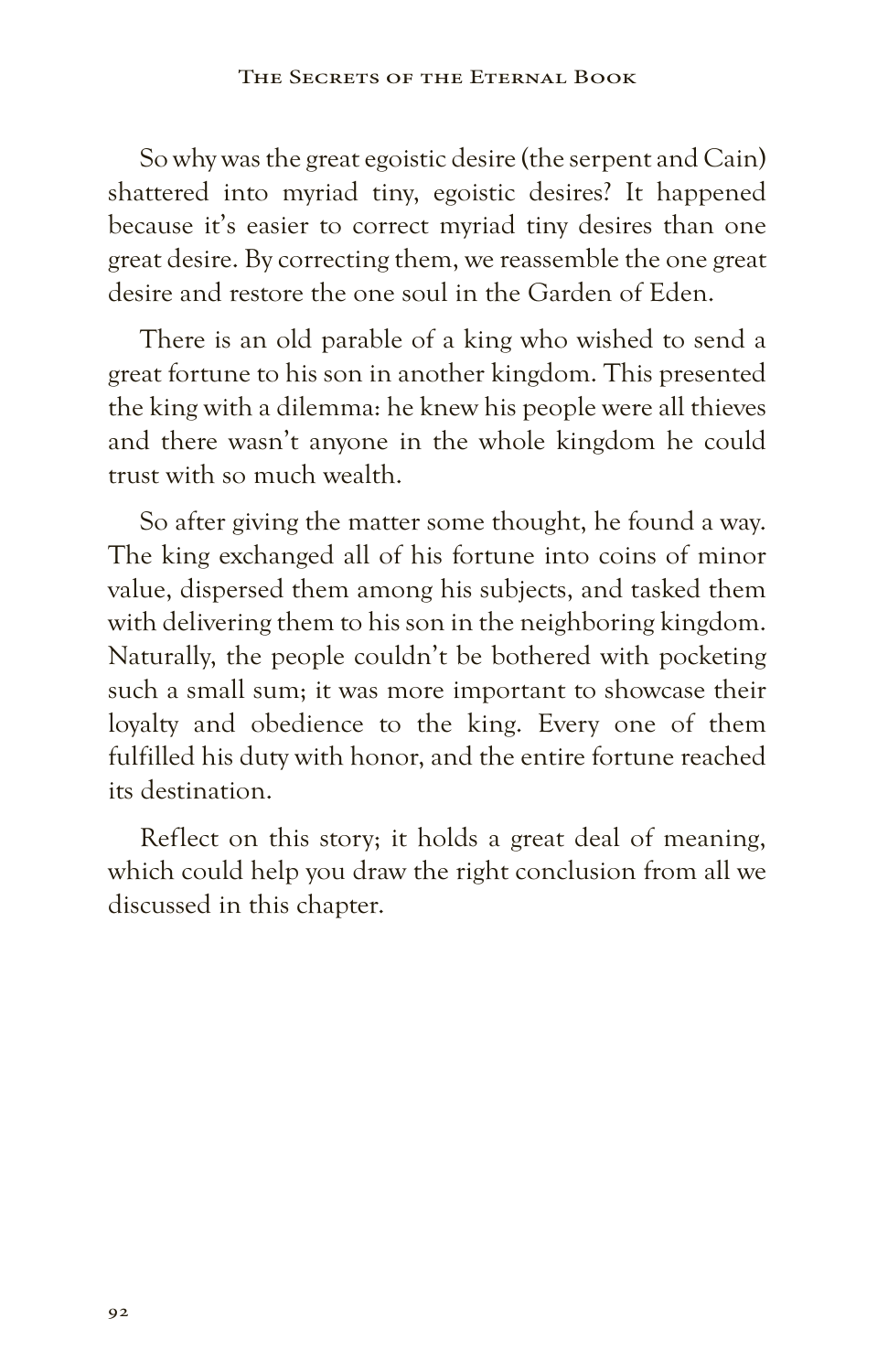So why was the great egoistic desire (the serpent and Cain) shattered into myriad tiny, egoistic desires? It happened because it's easier to correct myriad tiny desires than one great desire. By correcting them, we reassemble the one great desire and restore the one soul in the Garden of Eden.

There is an old parable of a king who wished to send a great fortune to his son in another kingdom. This presented the king with a dilemma: he knew his people were all thieves and there wasn't anyone in the whole kingdom he could trust with so much wealth.

So after giving the matter some thought, he found a way. The king exchanged all of his fortune into coins of minor value, dispersed them among his subjects, and tasked them with delivering them to his son in the neighboring kingdom. Naturally, the people couldn't be bothered with pocketing such a small sum; it was more important to showcase their loyalty and obedience to the king. Every one of them fulfilled his duty with honor, and the entire fortune reached its destination.

Reflect on this story; it holds a great deal of meaning, which could help you draw the right conclusion from all we discussed in this chapter.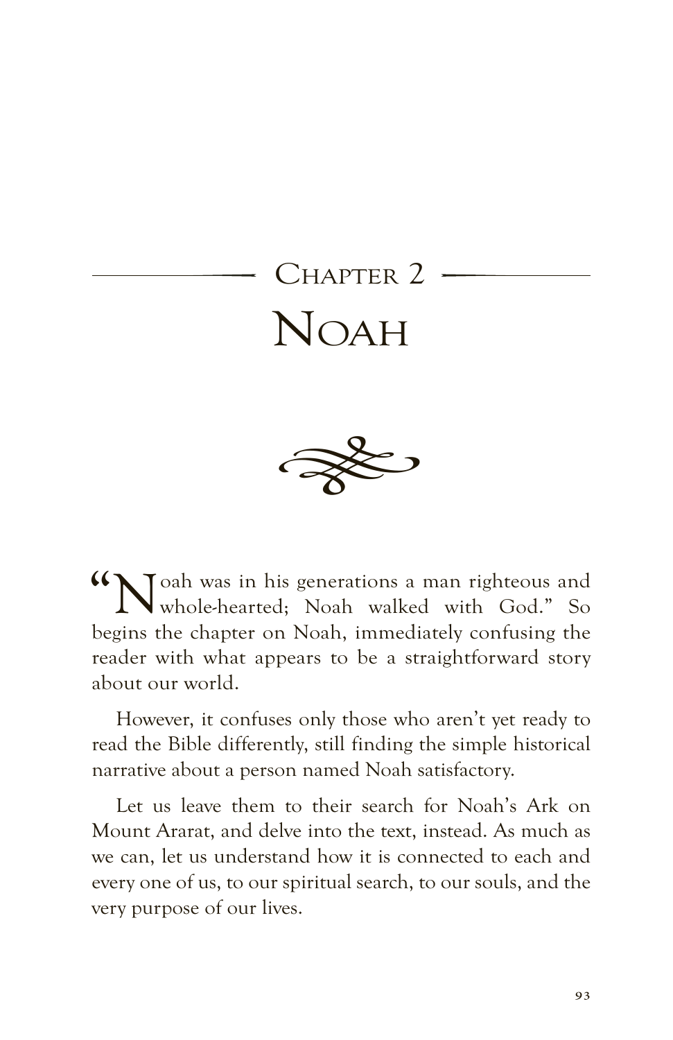# Chapter 2
# Noah

"Noah was in his generations a man righteous and whole-hearted; Noah walked with God." So begins the chapter on Noah, immediately confusing the reader with what appears to be a straightforward story about our world.

However, it confuses only those who aren't yet ready to read the Bible differently, still finding the simple historical narrative about a person named Noah satisfactory.

Let us leave them to their search for Noah's Ark on Mount Ararat, and delve into the text, instead. As much as we can, let us understand how it is connected to each and every one of us, to our spiritual search, to our souls, and the very purpose of our lives.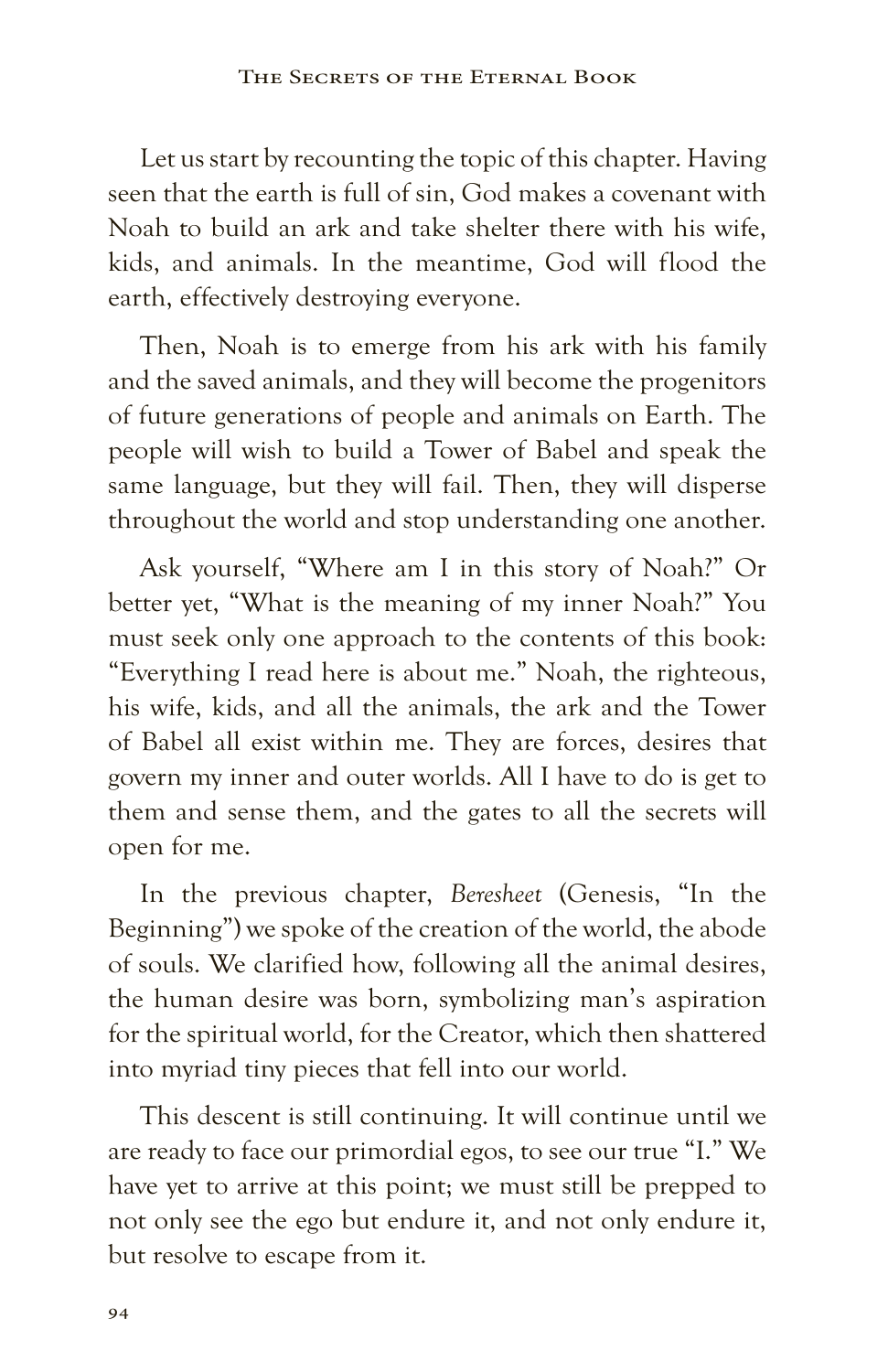Let us start by recounting the topic of this chapter. Having seen that the earth is full of sin, God makes a covenant with Noah to build an ark and take shelter there with his wife, kids, and animals. In the meantime, God will flood the earth, effectively destroying everyone.

Then, Noah is to emerge from his ark with his family and the saved animals, and they will become the progenitors of future generations of people and animals on Earth. The people will wish to build a Tower of Babel and speak the same language, but they will fail. Then, they will disperse throughout the world and stop understanding one another.

Ask yourself, "Where am I in this story of Noah?" Or better yet, "What is the meaning of my inner Noah?" You must seek only one approach to the contents of this book: "Everything I read here is about me." Noah, the righteous, his wife, kids, and all the animals, the ark and the Tower of Babel all exist within me. They are forces, desires that govern my inner and outer worlds. All I have to do is get to them and sense them, and the gates to all the secrets will open for me.

In the previous chapter, *Beresheet* (Genesis, "In the Beginning") we spoke of the creation of the world, the abode of souls. We clarified how, following all the animal desires, the human desire was born, symbolizing man's aspiration for the spiritual world, for the Creator, which then shattered into myriad tiny pieces that fell into our world.

This descent is still continuing. It will continue until we are ready to face our primordial egos, to see our true "I." We have yet to arrive at this point; we must still be prepped to not only see the ego but endure it, and not only endure it, but resolve to escape from it.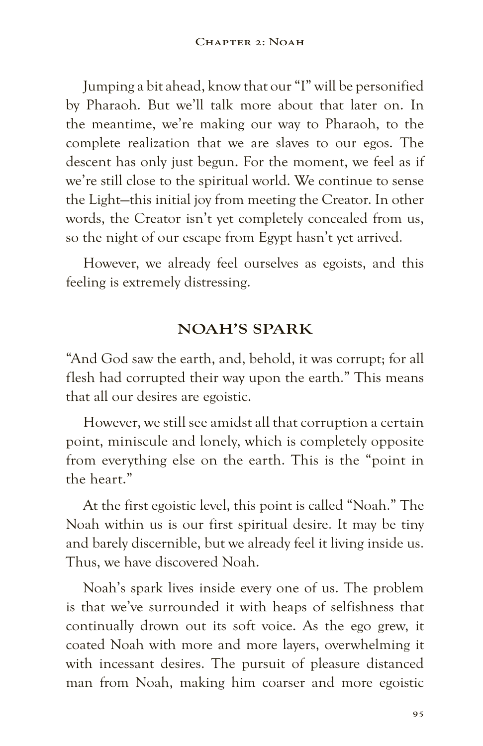Jumping a bit ahead, know that our "I" will be personified by Pharaoh. But we'll talk more about that later on. In the meantime, we're making our way to Pharaoh, to the complete realization that we are slaves to our egos. The descent has only just begun. For the moment, we feel as if we're still close to the spiritual world. We continue to sense the Light—this initial joy from meeting the Creator. In other words, the Creator isn't yet completely concealed from us, so the night of our escape from Egypt hasn't yet arrived.

However, we already feel ourselves as egoists, and this feeling is extremely distressing.

## NOAH'S SPARK

"And God saw the earth, and, behold, it was corrupt; for all flesh had corrupted their way upon the earth." This means that all our desires are egoistic.

However, we still see amidst all that corruption a certain point, miniscule and lonely, which is completely opposite from everything else on the earth. This is the "point in the heart."

At the first egoistic level, this point is called "Noah." The Noah within us is our first spiritual desire. It may be tiny and barely discernible, but we already feel it living inside us. Thus, we have discovered Noah.

Noah's spark lives inside every one of us. The problem is that we've surrounded it with heaps of selfishness that continually drown out its soft voice. As the ego grew, it coated Noah with more and more layers, overwhelming it with incessant desires. The pursuit of pleasure distanced man from Noah, making him coarser and more egoistic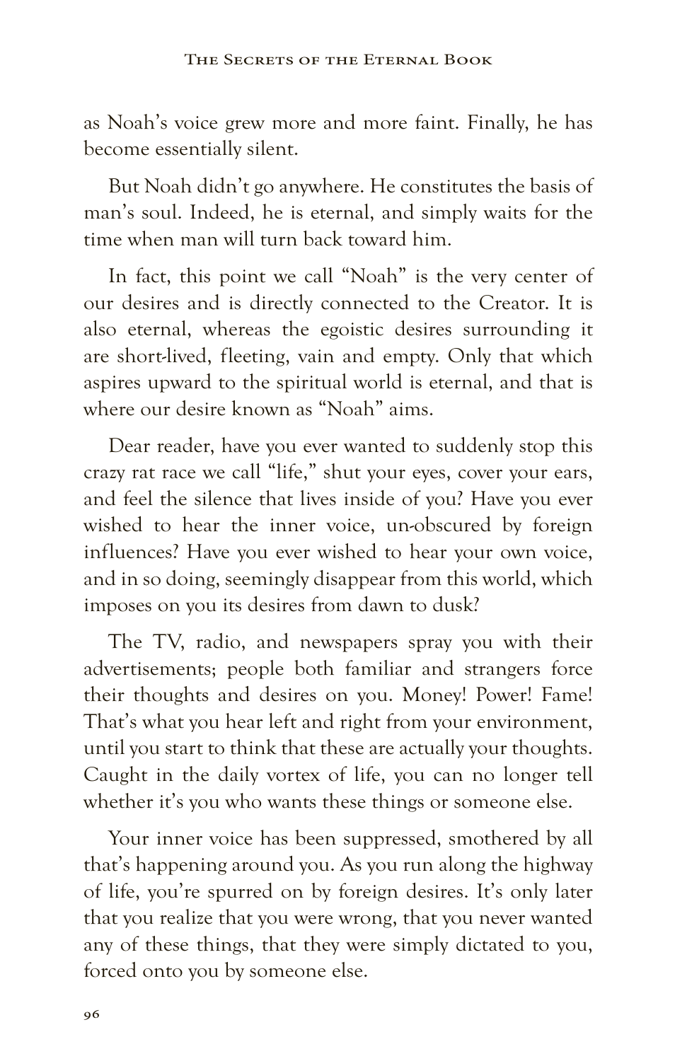as Noah's voice grew more and more faint. Finally, he has become essentially silent.

But Noah didn't go anywhere. He constitutes the basis of man's soul. Indeed, he is eternal, and simply waits for the time when man will turn back toward him.

In fact, this point we call "Noah" is the very center of our desires and is directly connected to the Creator. It is also eternal, whereas the egoistic desires surrounding it are short-lived, fleeting, vain and empty. Only that which aspires upward to the spiritual world is eternal, and that is where our desire known as "Noah" aims.

Dear reader, have you ever wanted to suddenly stop this crazy rat race we call "life," shut your eyes, cover your ears, and feel the silence that lives inside of you? Have you ever wished to hear the inner voice, un-obscured by foreign influences? Have you ever wished to hear your own voice, and in so doing, seemingly disappear from this world, which imposes on you its desires from dawn to dusk?

The TV, radio, and newspapers spray you with their advertisements; people both familiar and strangers force their thoughts and desires on you. Money! Power! Fame! That's what you hear left and right from your environment, until you start to think that these are actually your thoughts. Caught in the daily vortex of life, you can no longer tell whether it's you who wants these things or someone else.

Your inner voice has been suppressed, smothered by all that's happening around you. As you run along the highway of life, you're spurred on by foreign desires. It's only later that you realize that you were wrong, that you never wanted any of these things, that they were simply dictated to you, forced onto you by someone else.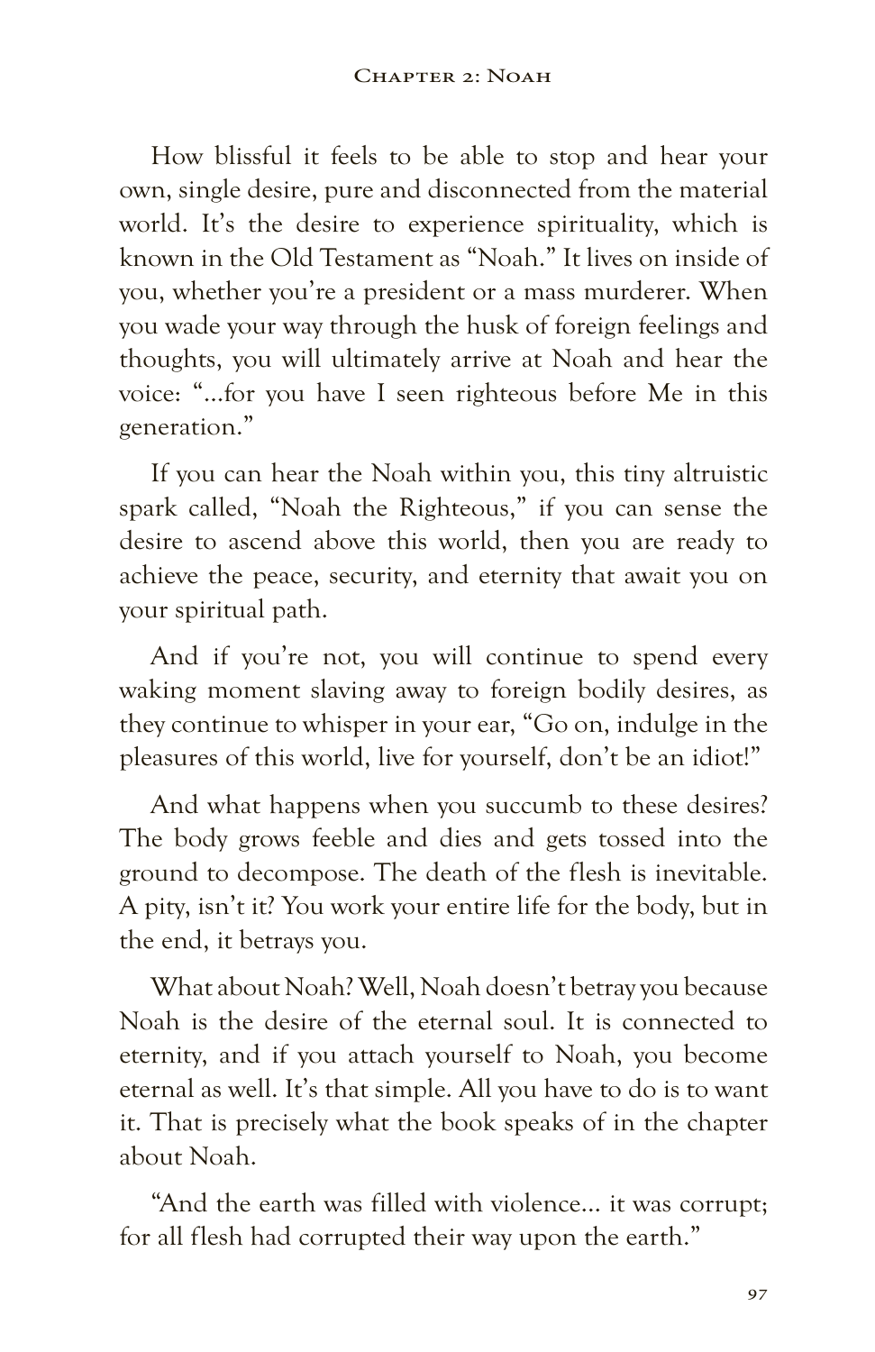How blissful it feels to be able to stop and hear your own, single desire, pure and disconnected from the material world. It's the desire to experience spirituality, which is known in the Old Testament as "Noah." It lives on inside of you, whether you're a president or a mass murderer. When you wade your way through the husk of foreign feelings and thoughts, you will ultimately arrive at Noah and hear the voice: "…for you have I seen righteous before Me in this generation."

If you can hear the Noah within you, this tiny altruistic spark called, "Noah the Righteous," if you can sense the desire to ascend above this world, then you are ready to achieve the peace, security, and eternity that await you on your spiritual path.

And if you're not, you will continue to spend every waking moment slaving away to foreign bodily desires, as they continue to whisper in your ear, "Go on, indulge in the pleasures of this world, live for yourself, don't be an idiot!"

And what happens when you succumb to these desires? The body grows feeble and dies and gets tossed into the ground to decompose. The death of the flesh is inevitable. A pity, isn't it? You work your entire life for the body, but in the end, it betrays you.

What about Noah? Well, Noah doesn't betray you because Noah is the desire of the eternal soul. It is connected to eternity, and if you attach yourself to Noah, you become eternal as well. It's that simple. All you have to do is to want it. That is precisely what the book speaks of in the chapter about Noah.

"And the earth was filled with violence… it was corrupt; for all flesh had corrupted their way upon the earth."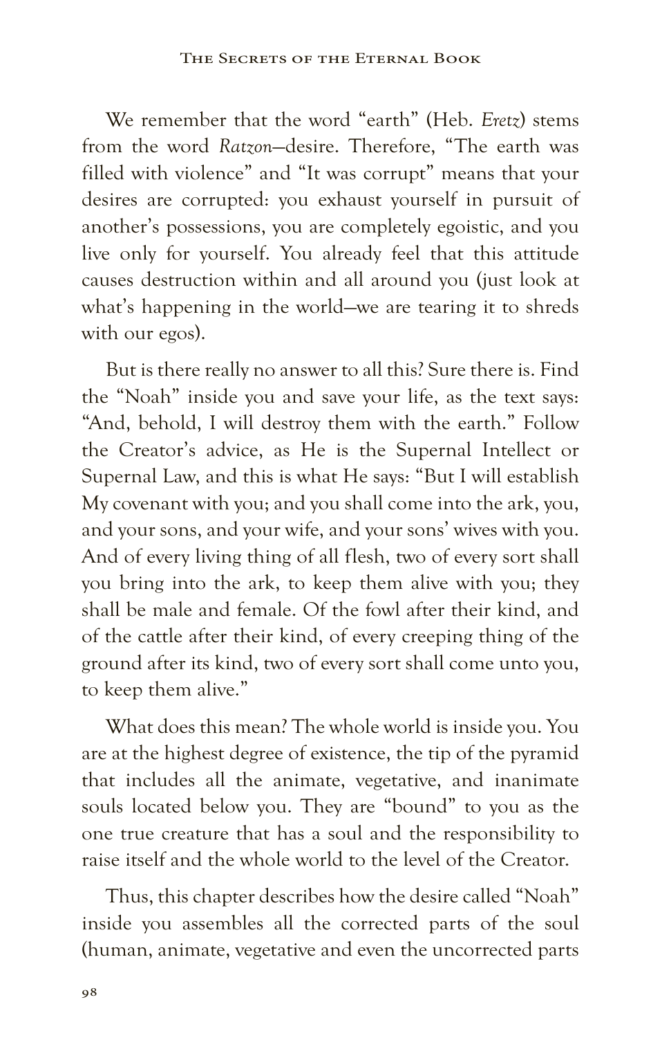We remember that the word "earth" (Heb. *Eretz*) stems from the word *Ratzon*—desire. Therefore, "The earth was filled with violence" and "It was corrupt" means that your desires are corrupted: you exhaust yourself in pursuit of another's possessions, you are completely egoistic, and you live only for yourself. You already feel that this attitude causes destruction within and all around you (just look at what's happening in the world—we are tearing it to shreds with our egos).

But is there really no answer to all this? Sure there is. Find the "Noah" inside you and save your life, as the text says: "And, behold, I will destroy them with the earth." Follow the Creator's advice, as He is the Supernal Intellect or Supernal Law, and this is what He says: "But I will establish My covenant with you; and you shall come into the ark, you, and your sons, and your wife, and your sons' wives with you. And of every living thing of all flesh, two of every sort shall you bring into the ark, to keep them alive with you; they shall be male and female. Of the fowl after their kind, and of the cattle after their kind, of every creeping thing of the ground after its kind, two of every sort shall come unto you, to keep them alive."

What does this mean? The whole world is inside you. You are at the highest degree of existence, the tip of the pyramid that includes all the animate, vegetative, and inanimate souls located below you. They are "bound" to you as the one true creature that has a soul and the responsibility to raise itself and the whole world to the level of the Creator.

Thus, this chapter describes how the desire called "Noah" inside you assembles all the corrected parts of the soul (human, animate, vegetative and even the uncorrected parts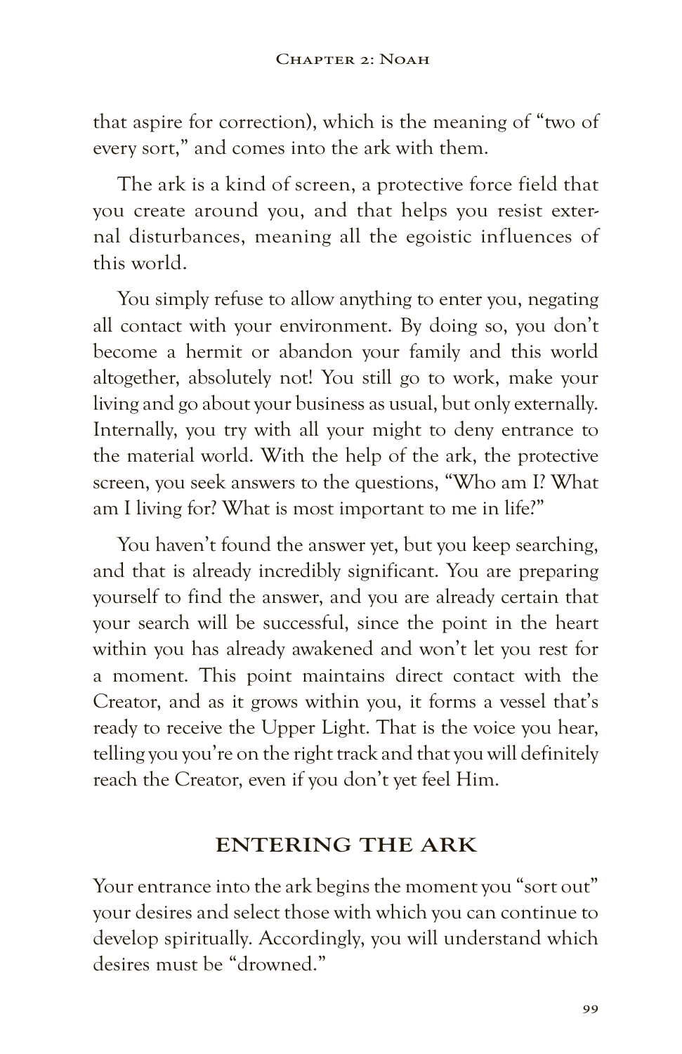that aspire for correction), which is the meaning of "two of every sort," and comes into the ark with them.

The ark is a kind of screen, a protective force field that you create around you, and that helps you resist external disturbances, meaning all the egoistic influences of this world.

You simply refuse to allow anything to enter you, negating all contact with your environment. By doing so, you don't become a hermit or abandon your family and this world altogether, absolutely not! You still go to work, make your living and go about your business as usual, but only externally. Internally, you try with all your might to deny entrance to the material world. With the help of the ark, the protective screen, you seek answers to the questions, "Who am I? What am I living for? What is most important to me in life?"

You haven't found the answer yet, but you keep searching, and that is already incredibly significant. You are preparing yourself to find the answer, and you are already certain that your search will be successful, since the point in the heart within you has already awakened and won't let you rest for a moment. This point maintains direct contact with the Creator, and as it grows within you, it forms a vessel that's ready to receive the Upper Light. That is the voice you hear, telling you you're on the right track and that you will definitely reach the Creator, even if you don't yet feel Him.

## ENTERING THE ARK

Your entrance into the ark begins the moment you "sort out" your desires and select those with which you can continue to develop spiritually. Accordingly, you will understand which desires must be "drowned."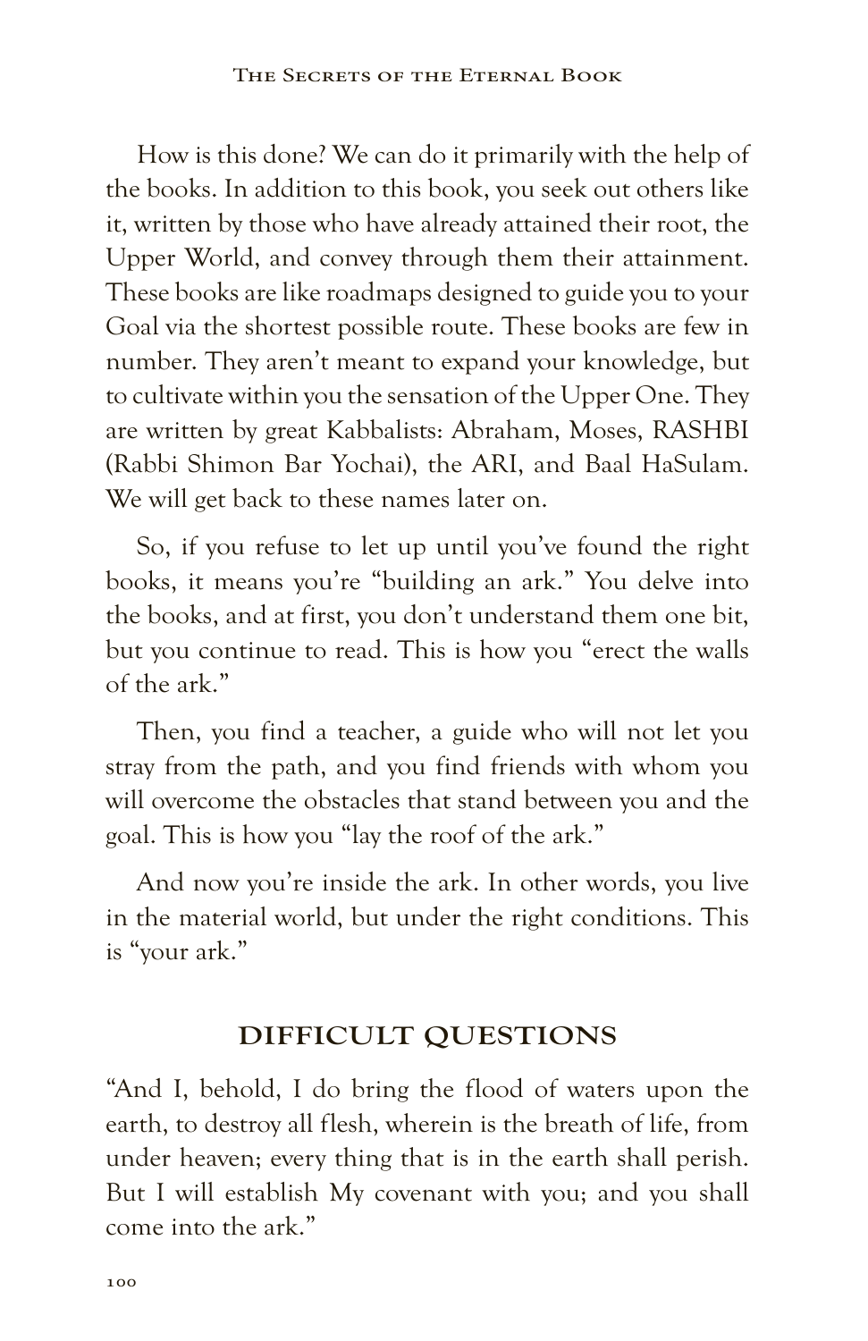How is this done? We can do it primarily with the help of the books. In addition to this book, you seek out others like it, written by those who have already attained their root, the Upper World, and convey through them their attainment. These books are like roadmaps designed to guide you to your Goal via the shortest possible route. These books are few in number. They aren't meant to expand your knowledge, but to cultivate within you the sensation of the Upper One. They are written by great Kabbalists: Abraham, Moses, RASHBI (Rabbi Shimon Bar Yochai), the ARI, and Baal HaSulam. We will get back to these names later on.

So, if you refuse to let up until you've found the right books, it means you're "building an ark." You delve into the books, and at first, you don't understand them one bit, but you continue to read. This is how you "erect the walls of the ark."

Then, you find a teacher, a guide who will not let you stray from the path, and you find friends with whom you will overcome the obstacles that stand between you and the goal. This is how you "lay the roof of the ark."

And now you're inside the ark. In other words, you live in the material world, but under the right conditions. This is "your ark."

## DIFFICULT QUESTIONS

"And I, behold, I do bring the flood of waters upon the earth, to destroy all flesh, wherein is the breath of life, from under heaven; every thing that is in the earth shall perish. But I will establish My covenant with you; and you shall come into the ark."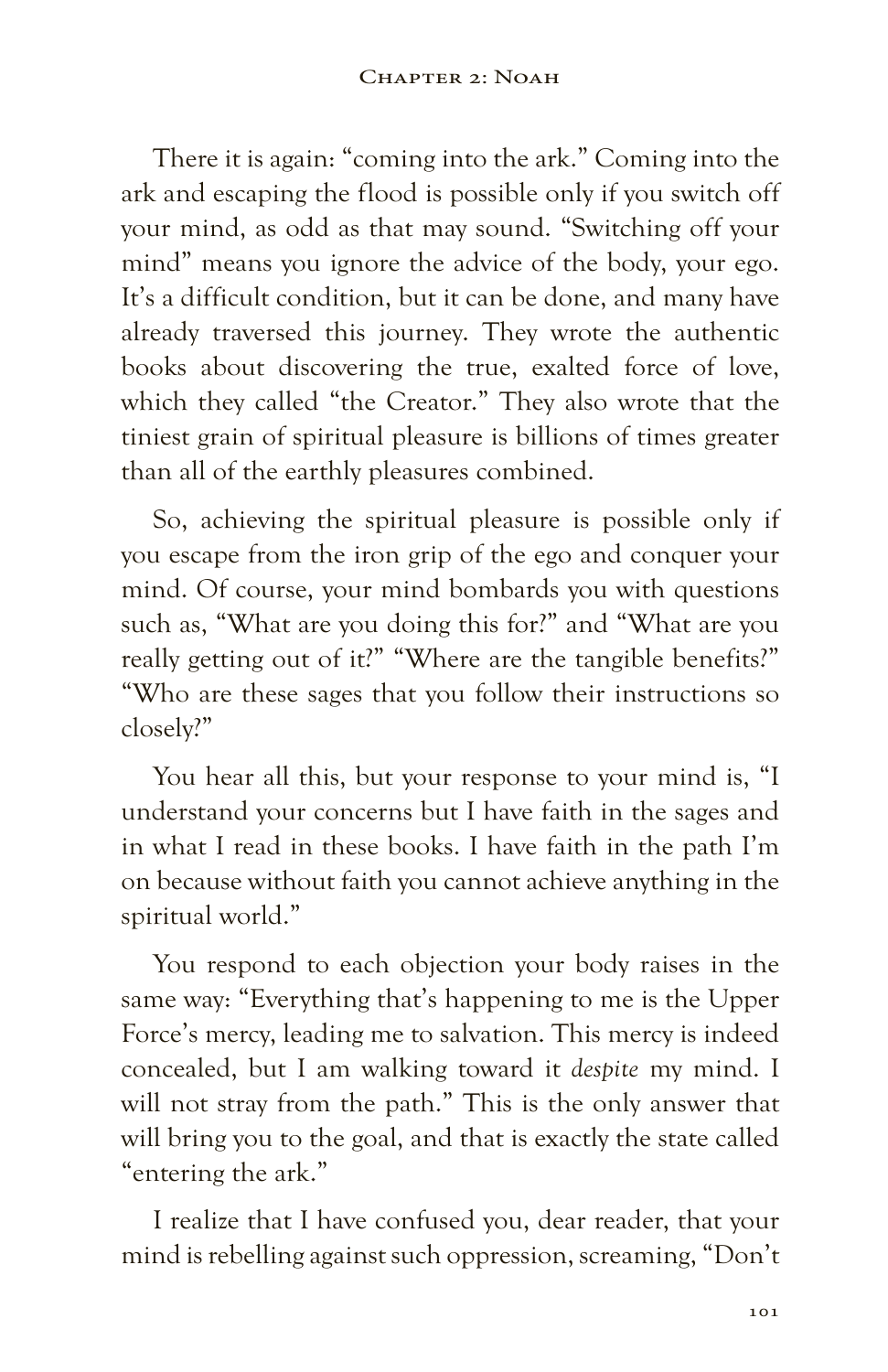There it is again: “coming into the ark.” Coming into the ark and escaping the flood is possible only if you switch off your mind, as odd as that may sound. “Switching off your mind” means you ignore the advice of the body, your ego. It’s a difficult condition, but it can be done, and many have already traversed this journey. They wrote the authentic books about discovering the true, exalted force of love, which they called “the Creator.” They also wrote that the tiniest grain of spiritual pleasure is billions of times greater than all of the earthly pleasures combined.

So, achieving the spiritual pleasure is possible only if you escape from the iron grip of the ego and conquer your mind. Of course, your mind bombards you with questions such as, “What are you doing this for?” and “What are you really getting out of it?” “Where are the tangible benefits?” “Who are these sages that you follow their instructions so closely?”

You hear all this, but your response to your mind is, “I understand your concerns but I have faith in the sages and in what I read in these books. I have faith in the path I’m on because without faith you cannot achieve anything in the spiritual world.”

You respond to each objection your body raises in the same way: “Everything that’s happening to me is the Upper Force’s mercy, leading me to salvation. This mercy is indeed concealed, but I am walking toward it *despite* my mind. I will not stray from the path.” This is the only answer that will bring you to the goal, and that is exactly the state called “entering the ark.”

I realize that I have confused you, dear reader, that your mind is rebelling against such oppression, screaming, “Don’t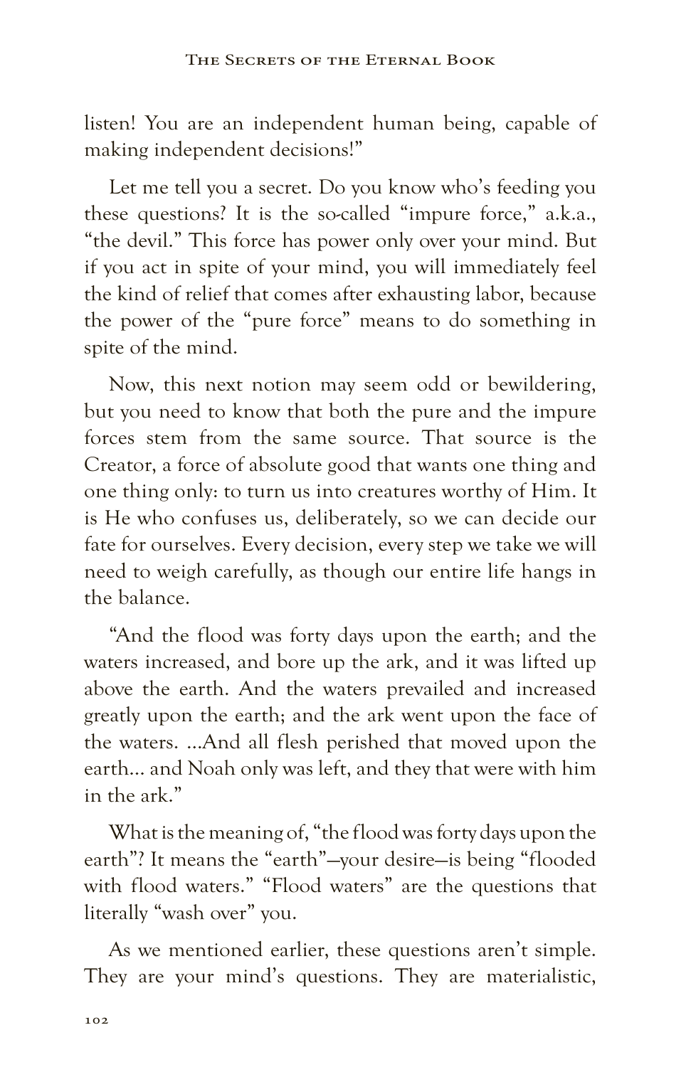listen! You are an independent human being, capable of making independent decisions!"

Let me tell you a secret. Do you know who's feeding you these questions? It is the so-called "impure force," a.k.a., "the devil." This force has power only over your mind. But if you act in spite of your mind, you will immediately feel the kind of relief that comes after exhausting labor, because the power of the "pure force" means to do something in spite of the mind.

Now, this next notion may seem odd or bewildering, but you need to know that both the pure and the impure forces stem from the same source. That source is the Creator, a force of absolute good that wants one thing and one thing only: to turn us into creatures worthy of Him. It is He who confuses us, deliberately, so we can decide our fate for ourselves. Every decision, every step we take we will need to weigh carefully, as though our entire life hangs in the balance.

"And the flood was forty days upon the earth; and the waters increased, and bore up the ark, and it was lifted up above the earth. And the waters prevailed and increased greatly upon the earth; and the ark went upon the face of the waters. …And all flesh perished that moved upon the earth… and Noah only was left, and they that were with him in the ark."

What is the meaning of, "the flood was forty days upon the earth"? It means the "earth"—your desire—is being "flooded with flood waters." "Flood waters" are the questions that literally "wash over" you.

As we mentioned earlier, these questions aren't simple. They are your mind's questions. They are materialistic,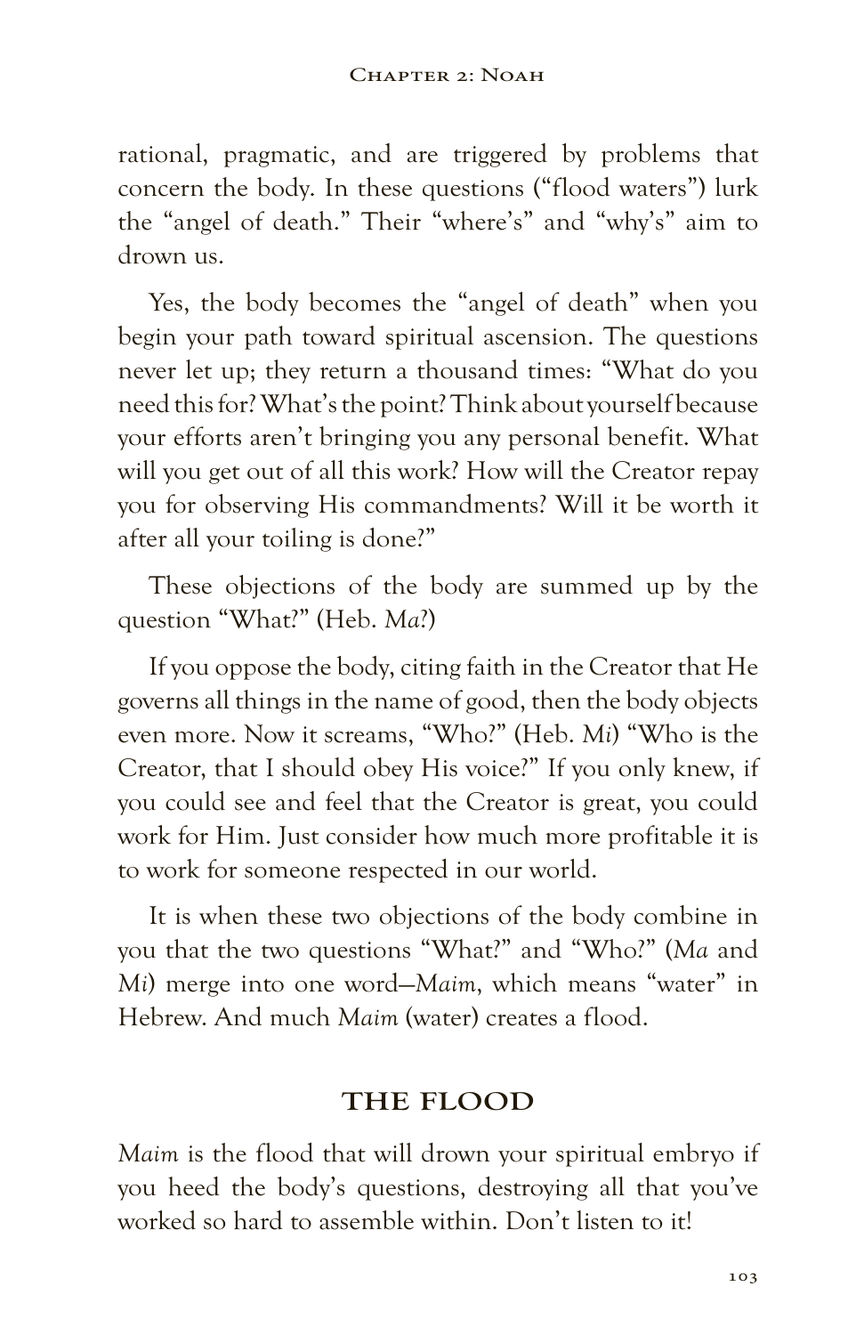rational, pragmatic, and are triggered by problems that concern the body. In these questions ("flood waters") lurk the "angel of death." Their "where's" and "why's" aim to drown us.

Yes, the body becomes the "angel of death" when you begin your path toward spiritual ascension. The questions never let up; they return a thousand times: "What do you need this for? What's the point? Think about yourself because your efforts aren't bringing you any personal benefit. What will you get out of all this work? How will the Creator repay you for observing His commandments? Will it be worth it after all your toiling is done?"

These objections of the body are summed up by the question "What?" (Heb. *Ma*?)

If you oppose the body, citing faith in the Creator that He governs all things in the name of good, then the body objects even more. Now it screams, "Who?" (Heb. *Mi*) "Who is the Creator, that I should obey His voice?" If you only knew, if you could see and feel that the Creator is great, you could work for Him. Just consider how much more profitable it is to work for someone respected in our world.

It is when these two objections of the body combine in you that the two questions "What?" and "Who?" (*Ma* and *Mi*) merge into one word—*Maim*, which means "water" in Hebrew. And much *Maim* (water) creates a flood.

## THE FLOOD

*Maim* is the flood that will drown your spiritual embryo if you heed the body's questions, destroying all that you've worked so hard to assemble within. Don't listen to it!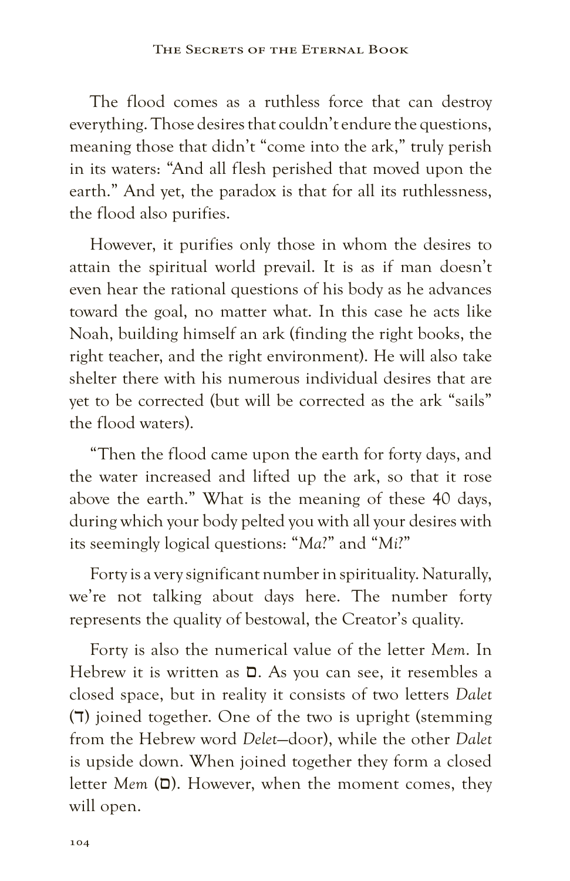The flood comes as a ruthless force that can destroy everything. Those desires that couldn't endure the questions, meaning those that didn't "come into the ark," truly perish in its waters: "And all flesh perished that moved upon the earth." And yet, the paradox is that for all its ruthlessness, the flood also purifies.

However, it purifies only those in whom the desires to attain the spiritual world prevail. It is as if man doesn't even hear the rational questions of his body as he advances toward the goal, no matter what. In this case he acts like Noah, building himself an ark (finding the right books, the right teacher, and the right environment). He will also take shelter there with his numerous individual desires that are yet to be corrected (but will be corrected as the ark "sails" the flood waters).

"Then the flood came upon the earth for forty days, and the water increased and lifted up the ark, so that it rose above the earth." What is the meaning of these 40 days, during which your body pelted you with all your desires with its seemingly logical questions: "*Ma*?" and "*Mi*?"

Forty is a very significant number in spirituality. Naturally, we're not talking about days here. The number forty represents the quality of bestowal, the Creator's quality.

Forty is also the numerical value of the letter *Mem*. In Hebrew it is written as ם. As you can see, it resembles a closed space, but in reality it consists of two letters *Dalet* (ד) joined together. One of the two is upright (stemming from the Hebrew word *Delet*—door), while the other *Dalet* is upside down. When joined together they form a closed letter *Mem* (ם). However, when the moment comes, they will open.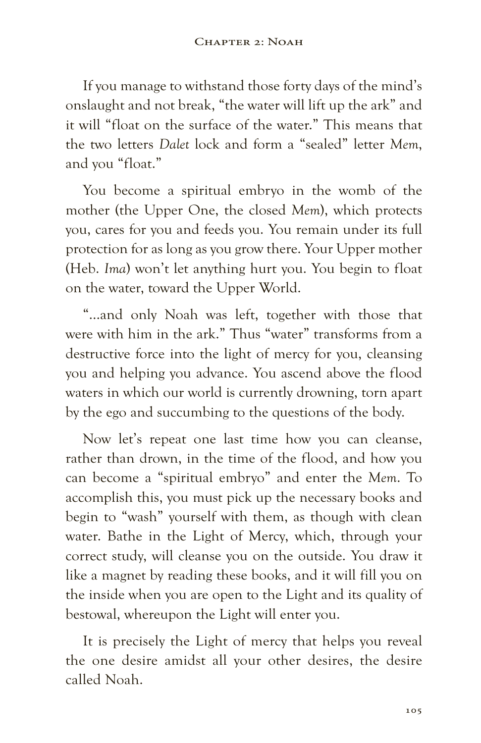If you manage to withstand those forty days of the mind's onslaught and not break, "the water will lift up the ark" and it will "float on the surface of the water." This means that the two letters *Dalet* lock and form a "sealed" letter *Mem*, and you "float."

You become a spiritual embryo in the womb of the mother (the Upper One, the closed *Mem*), which protects you, cares for you and feeds you. You remain under its full protection for as long as you grow there. Your Upper mother (Heb. *Ima*) won't let anything hurt you. You begin to float on the water, toward the Upper World.

"...and only Noah was left, together with those that were with him in the ark." Thus "water" transforms from a destructive force into the light of mercy for you, cleansing you and helping you advance. You ascend above the flood waters in which our world is currently drowning, torn apart by the ego and succumbing to the questions of the body.

Now let's repeat one last time how you can cleanse, rather than drown, in the time of the flood, and how you can become a "spiritual embryo" and enter the *Mem*. To accomplish this, you must pick up the necessary books and begin to "wash" yourself with them, as though with clean water. Bathe in the Light of Mercy, which, through your correct study, will cleanse you on the outside. You draw it like a magnet by reading these books, and it will fill you on the inside when you are open to the Light and its quality of bestowal, whereupon the Light will enter you.

It is precisely the Light of mercy that helps you reveal the one desire amidst all your other desires, the desire called Noah.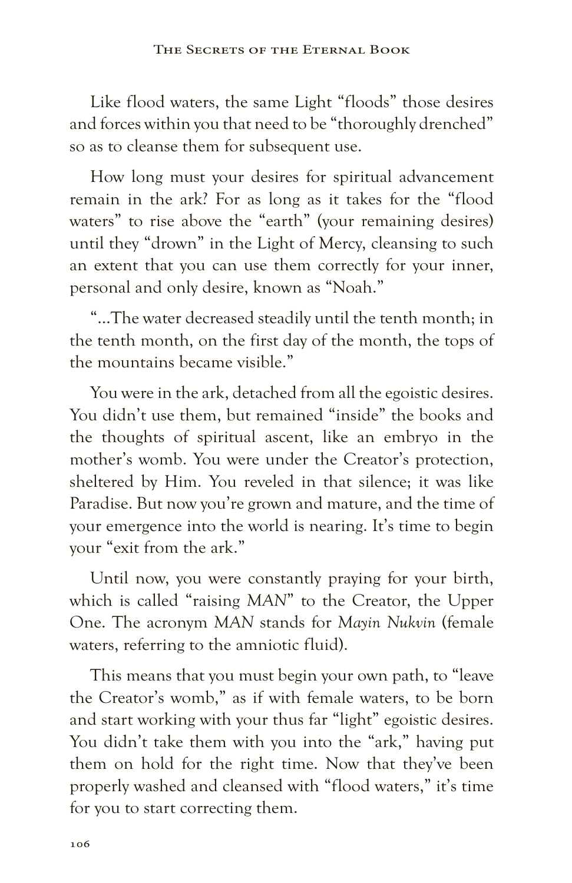Like flood waters, the same Light "floods" those desires and forces within you that need to be "thoroughly drenched" so as to cleanse them for subsequent use.

How long must your desires for spiritual advancement remain in the ark? For as long as it takes for the "flood waters" to rise above the "earth" (your remaining desires) until they "drown" in the Light of Mercy, cleansing to such an extent that you can use them correctly for your inner, personal and only desire, known as "Noah."

"…The water decreased steadily until the tenth month; in the tenth month, on the first day of the month, the tops of the mountains became visible."

You were in the ark, detached from all the egoistic desires. You didn't use them, but remained "inside" the books and the thoughts of spiritual ascent, like an embryo in the mother's womb. You were under the Creator's protection, sheltered by Him. You reveled in that silence; it was like Paradise. But now you're grown and mature, and the time of your emergence into the world is nearing. It's time to begin your "exit from the ark."

Until now, you were constantly praying for your birth, which is called "raising *MAN*" to the Creator, the Upper One. The acronym *MAN* stands for *Mayin Nukvin* (female waters, referring to the amniotic fluid).

This means that you must begin your own path, to "leave the Creator's womb," as if with female waters, to be born and start working with your thus far "light" egoistic desires. You didn't take them with you into the "ark," having put them on hold for the right time. Now that they've been properly washed and cleansed with "flood waters," it's time for you to start correcting them.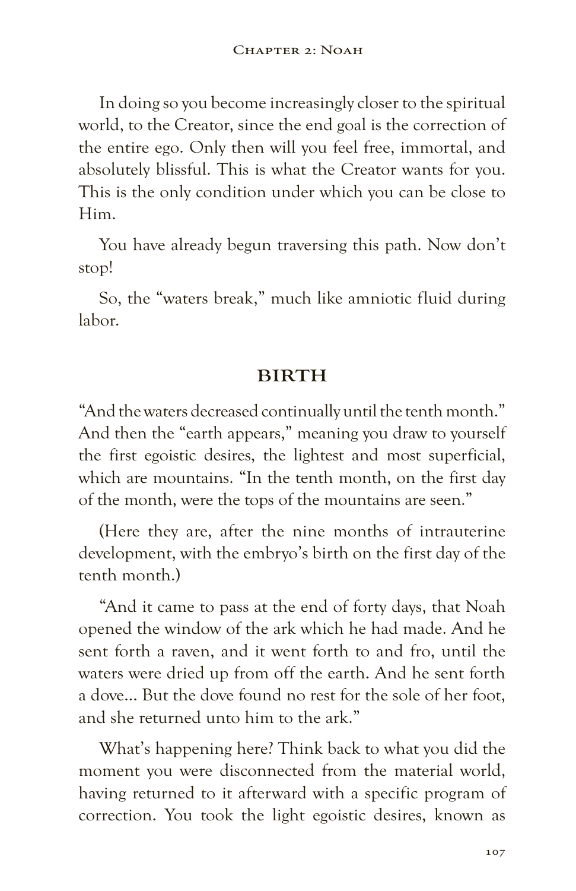In doing so you become increasingly closer to the spiritual world, to the Creator, since the end goal is the correction of the entire ego. Only then will you feel free, immortal, and absolutely blissful. This is what the Creator wants for you. This is the only condition under which you can be close to Him.

You have already begun traversing this path. Now don't stop!

So, the "waters break," much like amniotic fluid during labor.

## BIRTH

"And the waters decreased continually until the tenth month." And then the "earth appears," meaning you draw to yourself the first egoistic desires, the lightest and most superficial, which are mountains. "In the tenth month, on the first day of the month, were the tops of the mountains are seen."

(Here they are, after the nine months of intrauterine development, with the embryo's birth on the first day of the tenth month.)

"And it came to pass at the end of forty days, that Noah opened the window of the ark which he had made. And he sent forth a raven, and it went forth to and fro, until the waters were dried up from off the earth. And he sent forth a dove... But the dove found no rest for the sole of her foot, and she returned unto him to the ark."

What's happening here? Think back to what you did the moment you were disconnected from the material world, having returned to it afterward with a specific program of correction. You took the light egoistic desires, known as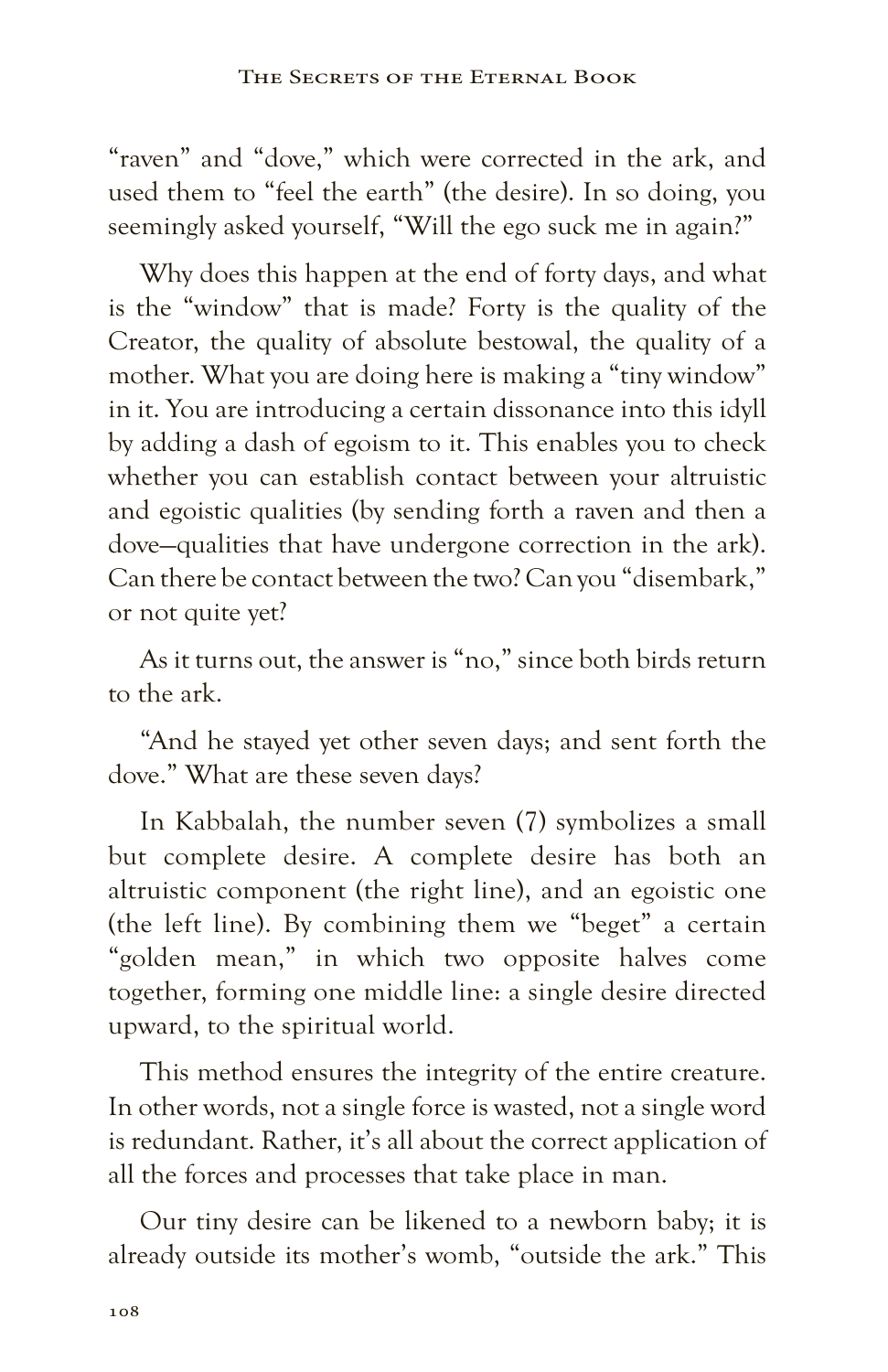"raven" and "dove," which were corrected in the ark, and used them to "feel the earth" (the desire). In so doing, you seemingly asked yourself, "Will the ego suck me in again?"

Why does this happen at the end of forty days, and what is the "window" that is made? Forty is the quality of the Creator, the quality of absolute bestowal, the quality of a mother. What you are doing here is making a "tiny window" in it. You are introducing a certain dissonance into this idyll by adding a dash of egoism to it. This enables you to check whether you can establish contact between your altruistic and egoistic qualities (by sending forth a raven and then a dove—qualities that have undergone correction in the ark). Can there be contact between the two? Can you "disembark," or not quite yet?

As it turns out, the answer is "no," since both birds return to the ark.

"And he stayed yet other seven days; and sent forth the dove." What are these seven days?

In Kabbalah, the number seven (7) symbolizes a small but complete desire. A complete desire has both an altruistic component (the right line), and an egoistic one (the left line). By combining them we "beget" a certain "golden mean," in which two opposite halves come together, forming one middle line: a single desire directed upward, to the spiritual world.

This method ensures the integrity of the entire creature. In other words, not a single force is wasted, not a single word is redundant. Rather, it's all about the correct application of all the forces and processes that take place in man.

Our tiny desire can be likened to a newborn baby; it is already outside its mother's womb, "outside the ark." This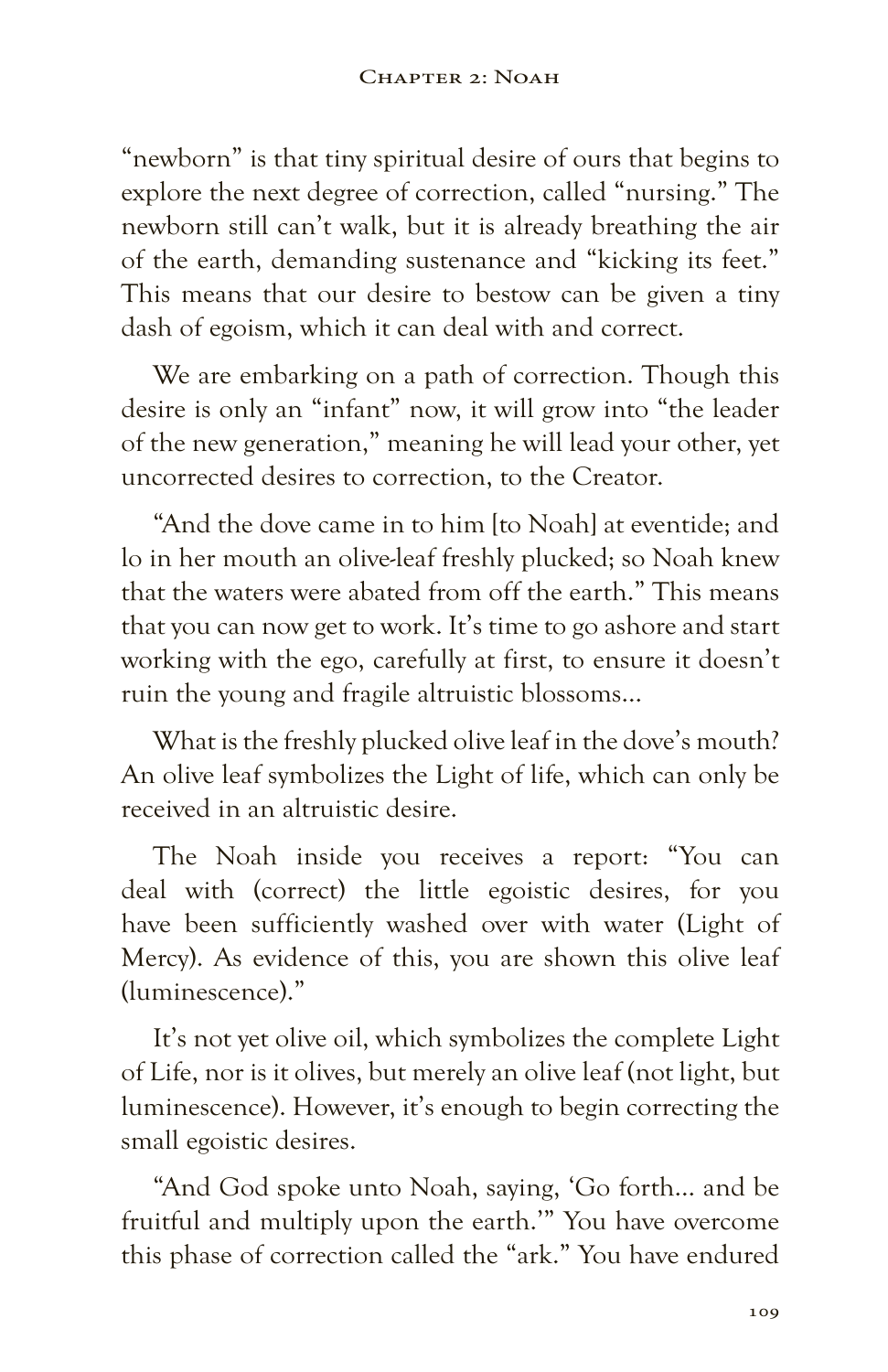"newborn" is that tiny spiritual desire of ours that begins to explore the next degree of correction, called "nursing." The newborn still can't walk, but it is already breathing the air of the earth, demanding sustenance and "kicking its feet." This means that our desire to bestow can be given a tiny dash of egoism, which it can deal with and correct.

We are embarking on a path of correction. Though this desire is only an "infant" now, it will grow into "the leader of the new generation," meaning he will lead your other, yet uncorrected desires to correction, to the Creator.

"And the dove came in to him [to Noah] at eventide; and lo in her mouth an olive-leaf freshly plucked; so Noah knew that the waters were abated from off the earth." This means that you can now get to work. It's time to go ashore and start working with the ego, carefully at first, to ensure it doesn't ruin the young and fragile altruistic blossoms…

What is the freshly plucked olive leaf in the dove's mouth? An olive leaf symbolizes the Light of life, which can only be received in an altruistic desire.

The Noah inside you receives a report: "You can deal with (correct) the little egoistic desires, for you have been sufficiently washed over with water (Light of Mercy). As evidence of this, you are shown this olive leaf (luminescence)."

It's not yet olive oil, which symbolizes the complete Light of Life, nor is it olives, but merely an olive leaf (not light, but luminescence). However, it's enough to begin correcting the small egoistic desires.

"And God spoke unto Noah, saying, 'Go forth… and be fruitful and multiply upon the earth.'" You have overcome this phase of correction called the "ark." You have endured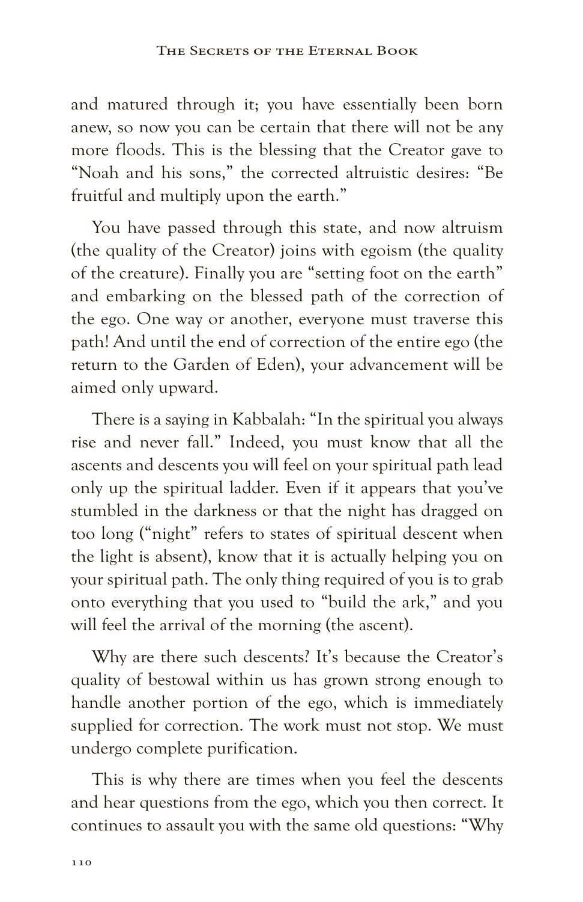and matured through it; you have essentially been born anew, so now you can be certain that there will not be any more floods. This is the blessing that the Creator gave to "Noah and his sons," the corrected altruistic desires: "Be fruitful and multiply upon the earth."

You have passed through this state, and now altruism (the quality of the Creator) joins with egoism (the quality of the creature). Finally you are "setting foot on the earth" and embarking on the blessed path of the correction of the ego. One way or another, everyone must traverse this path! And until the end of correction of the entire ego (the return to the Garden of Eden), your advancement will be aimed only upward.

There is a saying in Kabbalah: "In the spiritual you always rise and never fall." Indeed, you must know that all the ascents and descents you will feel on your spiritual path lead only up the spiritual ladder. Even if it appears that you've stumbled in the darkness or that the night has dragged on too long ("night" refers to states of spiritual descent when the light is absent), know that it is actually helping you on your spiritual path. The only thing required of you is to grab onto everything that you used to "build the ark," and you will feel the arrival of the morning (the ascent).

Why are there such descents? It's because the Creator's quality of bestowal within us has grown strong enough to handle another portion of the ego, which is immediately supplied for correction. The work must not stop. We must undergo complete purification.

This is why there are times when you feel the descents and hear questions from the ego, which you then correct. It continues to assault you with the same old questions: "Why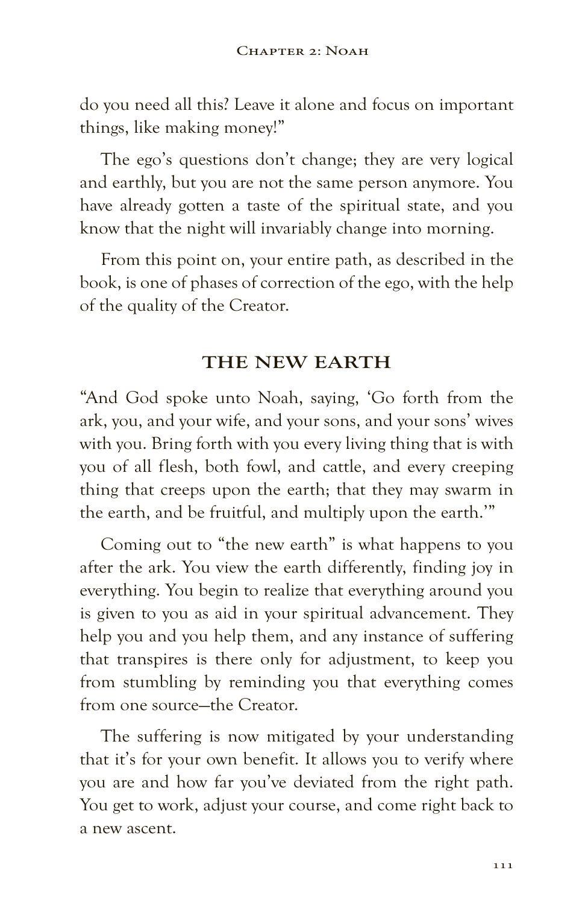do you need all this? Leave it alone and focus on important things, like making money!"

The ego's questions don't change; they are very logical and earthly, but you are not the same person anymore. You have already gotten a taste of the spiritual state, and you know that the night will invariably change into morning.

From this point on, your entire path, as described in the book, is one of phases of correction of the ego, with the help of the quality of the Creator.

## THE NEW EARTH

"And God spoke unto Noah, saying, 'Go forth from the ark, you, and your wife, and your sons, and your sons' wives with you. Bring forth with you every living thing that is with you of all flesh, both fowl, and cattle, and every creeping thing that creeps upon the earth; that they may swarm in the earth, and be fruitful, and multiply upon the earth.'"

Coming out to "the new earth" is what happens to you after the ark. You view the earth differently, finding joy in everything. You begin to realize that everything around you is given to you as aid in your spiritual advancement. They help you and you help them, and any instance of suffering that transpires is there only for adjustment, to keep you from stumbling by reminding you that everything comes from one source—the Creator.

The suffering is now mitigated by your understanding that it's for your own benefit. It allows you to verify where you are and how far you've deviated from the right path. You get to work, adjust your course, and come right back to a new ascent.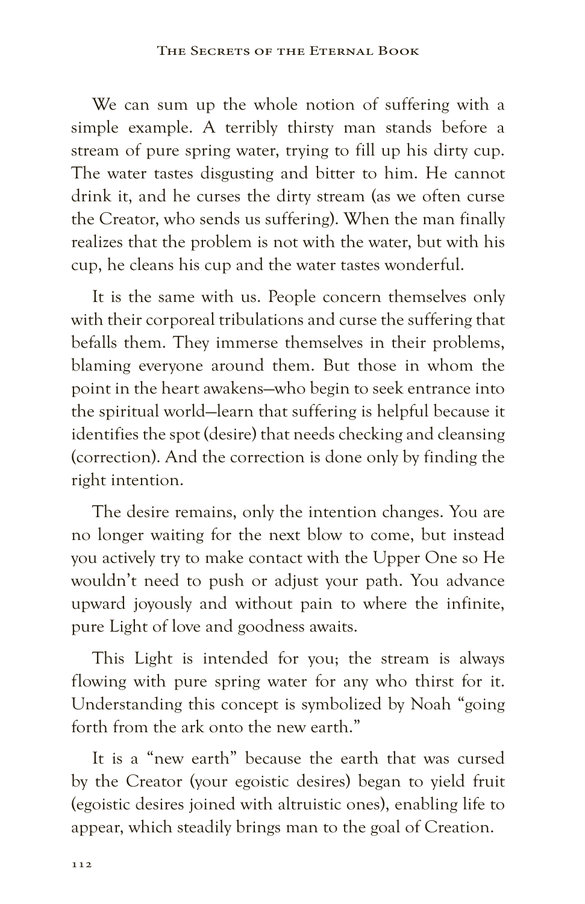We can sum up the whole notion of suffering with a simple example. A terribly thirsty man stands before a stream of pure spring water, trying to fill up his dirty cup. The water tastes disgusting and bitter to him. He cannot drink it, and he curses the dirty stream (as we often curse the Creator, who sends us suffering). When the man finally realizes that the problem is not with the water, but with his cup, he cleans his cup and the water tastes wonderful.

It is the same with us. People concern themselves only with their corporeal tribulations and curse the suffering that befalls them. They immerse themselves in their problems, blaming everyone around them. But those in whom the point in the heart awakens—who begin to seek entrance into the spiritual world—learn that suffering is helpful because it identifies the spot (desire) that needs checking and cleansing (correction). And the correction is done only by finding the right intention.

The desire remains, only the intention changes. You are no longer waiting for the next blow to come, but instead you actively try to make contact with the Upper One so He wouldn't need to push or adjust your path. You advance upward joyously and without pain to where the infinite, pure Light of love and goodness awaits.

This Light is intended for you; the stream is always flowing with pure spring water for any who thirst for it. Understanding this concept is symbolized by Noah "going forth from the ark onto the new earth."

It is a "new earth" because the earth that was cursed by the Creator (your egoistic desires) began to yield fruit (egoistic desires joined with altruistic ones), enabling life to appear, which steadily brings man to the goal of Creation.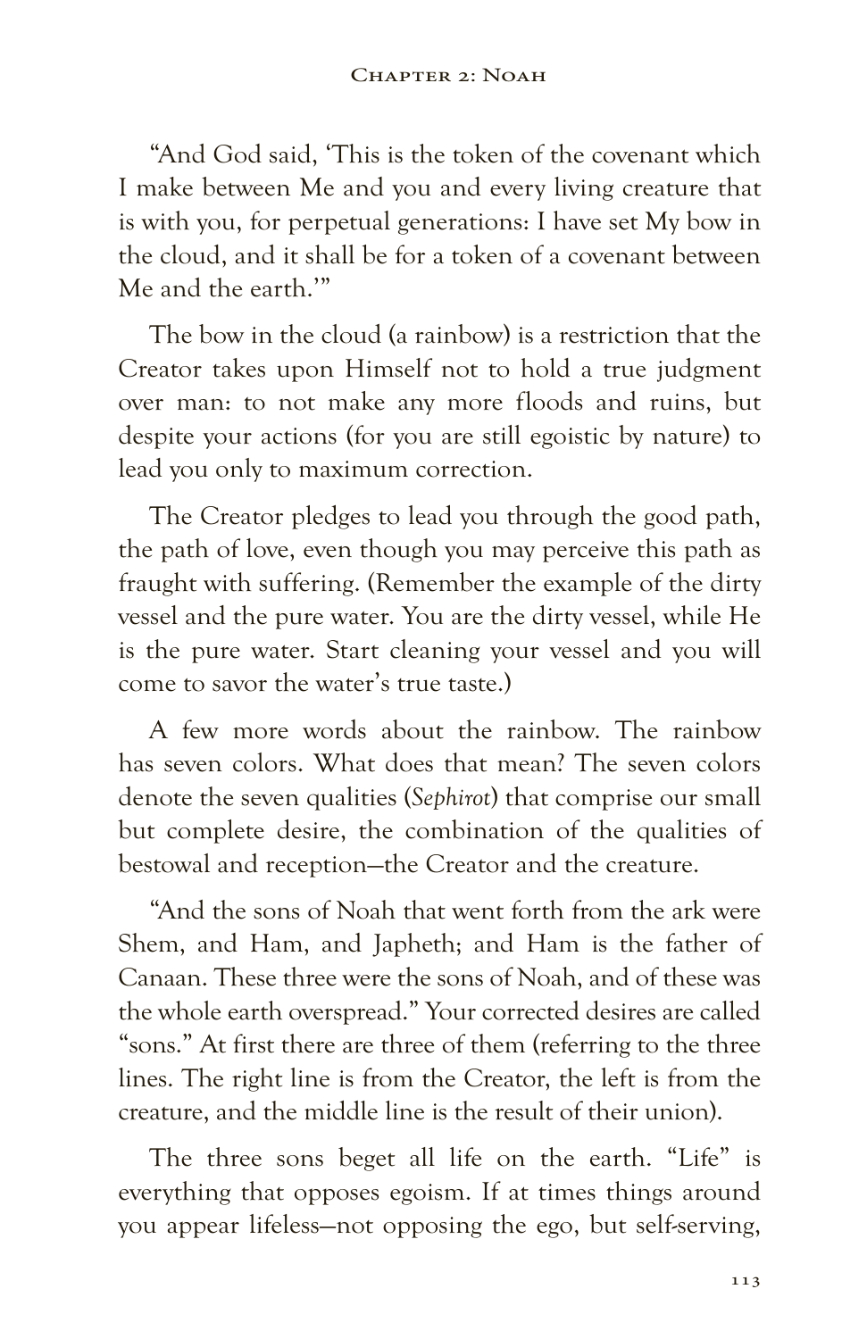"And God said, 'This is the token of the covenant which I make between Me and you and every living creature that is with you, for perpetual generations: I have set My bow in the cloud, and it shall be for a token of a covenant between Me and the earth.'"

The bow in the cloud (a rainbow) is a restriction that the Creator takes upon Himself not to hold a true judgment over man: to not make any more floods and ruins, but despite your actions (for you are still egoistic by nature) to lead you only to maximum correction.

The Creator pledges to lead you through the good path, the path of love, even though you may perceive this path as fraught with suffering. (Remember the example of the dirty vessel and the pure water. You are the dirty vessel, while He is the pure water. Start cleaning your vessel and you will come to savor the water's true taste.)

A few more words about the rainbow. The rainbow has seven colors. What does that mean? The seven colors denote the seven qualities (*Sephirot*) that comprise our small but complete desire, the combination of the qualities of bestowal and reception—the Creator and the creature.

"And the sons of Noah that went forth from the ark were Shem, and Ham, and Japheth; and Ham is the father of Canaan. These three were the sons of Noah, and of these was the whole earth overspread." Your corrected desires are called "sons." At first there are three of them (referring to the three lines. The right line is from the Creator, the left is from the creature, and the middle line is the result of their union).

The three sons beget all life on the earth. "Life" is everything that opposes egoism. If at times things around you appear lifeless—not opposing the ego, but self-serving,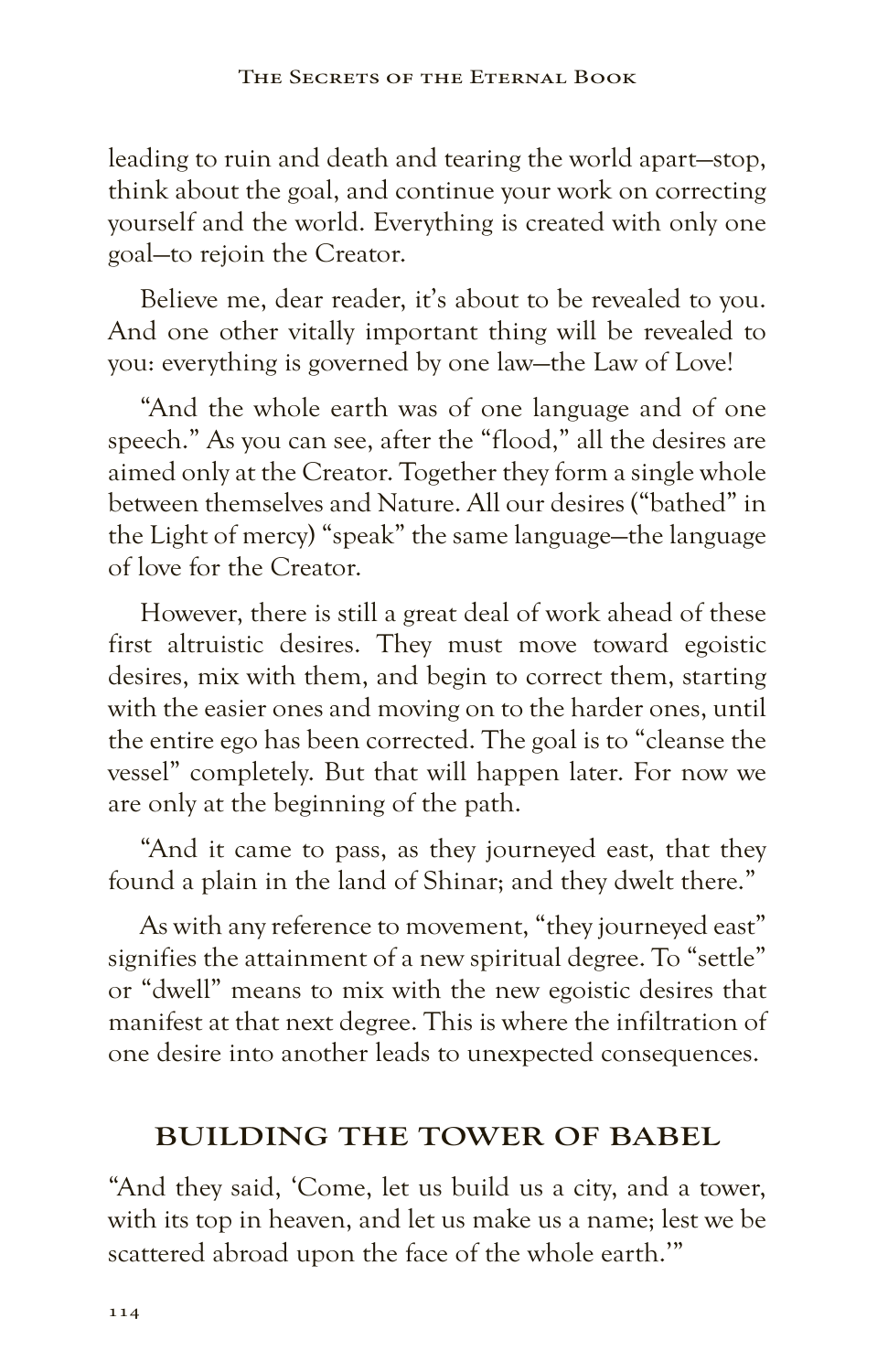leading to ruin and death and tearing the world apart—stop, think about the goal, and continue your work on correcting yourself and the world. Everything is created with only one goal—to rejoin the Creator.

Believe me, dear reader, it's about to be revealed to you. And one other vitally important thing will be revealed to you: everything is governed by one law—the Law of Love!

"And the whole earth was of one language and of one speech." As you can see, after the "flood," all the desires are aimed only at the Creator. Together they form a single whole between themselves and Nature. All our desires ("bathed" in the Light of mercy) "speak" the same language—the language of love for the Creator.

However, there is still a great deal of work ahead of these first altruistic desires. They must move toward egoistic desires, mix with them, and begin to correct them, starting with the easier ones and moving on to the harder ones, until the entire ego has been corrected. The goal is to "cleanse the vessel" completely. But that will happen later. For now we are only at the beginning of the path.

"And it came to pass, as they journeyed east, that they found a plain in the land of Shinar; and they dwelt there."

As with any reference to movement, "they journeyed east" signifies the attainment of a new spiritual degree. To "settle" or "dwell" means to mix with the new egoistic desires that manifest at that next degree. This is where the infiltration of one desire into another leads to unexpected consequences.

## BUILDING THE TOWER OF BABEL

"And they said, 'Come, let us build us a city, and a tower, with its top in heaven, and let us make us a name; lest we be scattered abroad upon the face of the whole earth.'"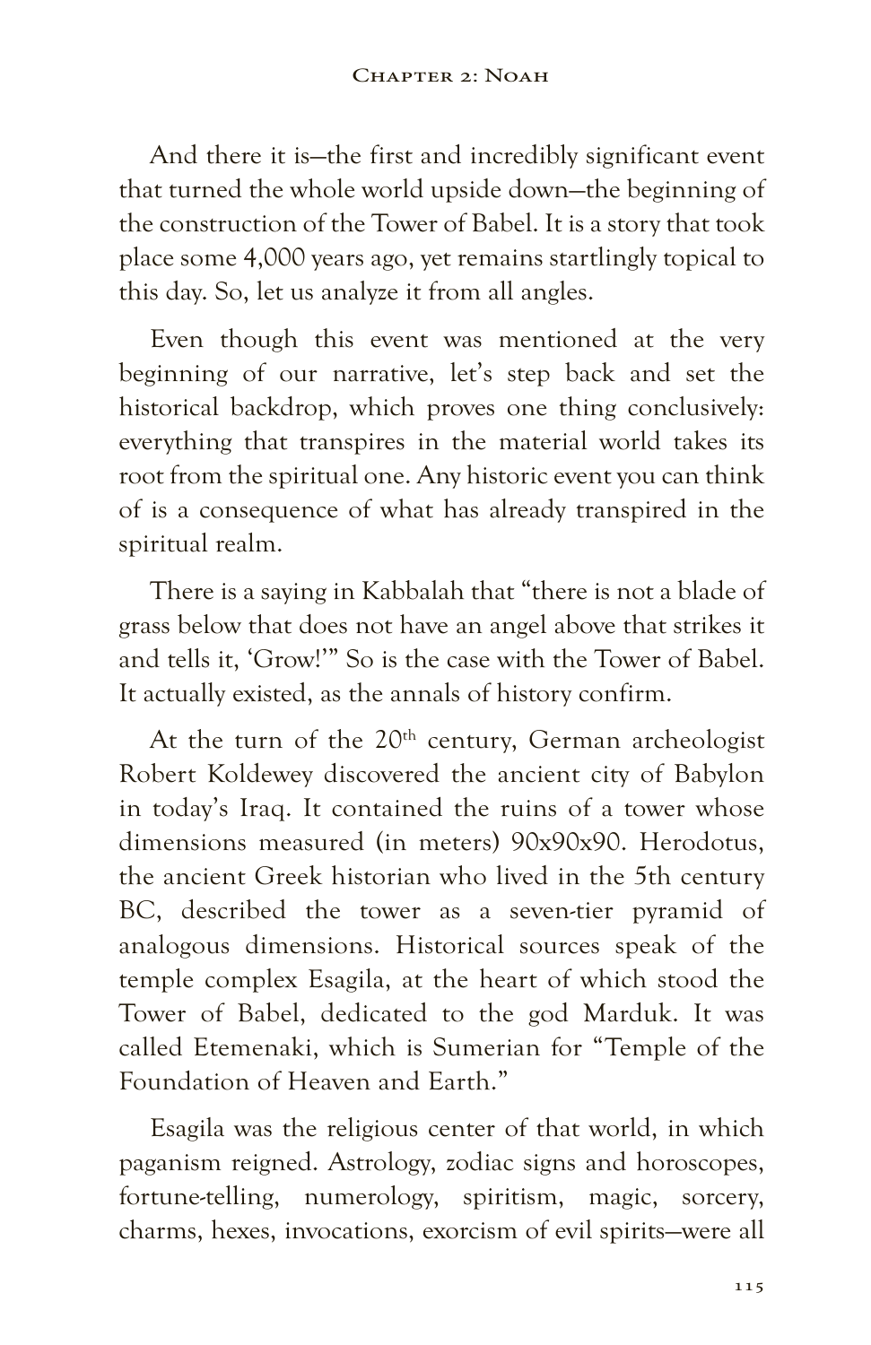And there it is—the first and incredibly significant event that turned the whole world upside down—the beginning of the construction of the Tower of Babel. It is a story that took place some 4,000 years ago, yet remains startlingly topical to this day. So, let us analyze it from all angles.

Even though this event was mentioned at the very beginning of our narrative, let's step back and set the historical backdrop, which proves one thing conclusively: everything that transpires in the material world takes its root from the spiritual one. Any historic event you can think of is a consequence of what has already transpired in the spiritual realm.

There is a saying in Kabbalah that "there is not a blade of grass below that does not have an angel above that strikes it and tells it, 'Grow!'" So is the case with the Tower of Babel. It actually existed, as the annals of history confirm.

At the turn of the 20th century, German archeologist Robert Koldewey discovered the ancient city of Babylon in today's Iraq. It contained the ruins of a tower whose dimensions measured (in meters) 90x90x90. Herodotus, the ancient Greek historian who lived in the 5th century BC, described the tower as a seven-tier pyramid of analogous dimensions. Historical sources speak of the temple complex Esagila, at the heart of which stood the Tower of Babel, dedicated to the god Marduk. It was called Etemenaki, which is Sumerian for "Temple of the Foundation of Heaven and Earth."

Esagila was the religious center of that world, in which paganism reigned. Astrology, zodiac signs and horoscopes, fortune-telling, numerology, spiritism, magic, sorcery, charms, hexes, invocations, exorcism of evil spirits—were all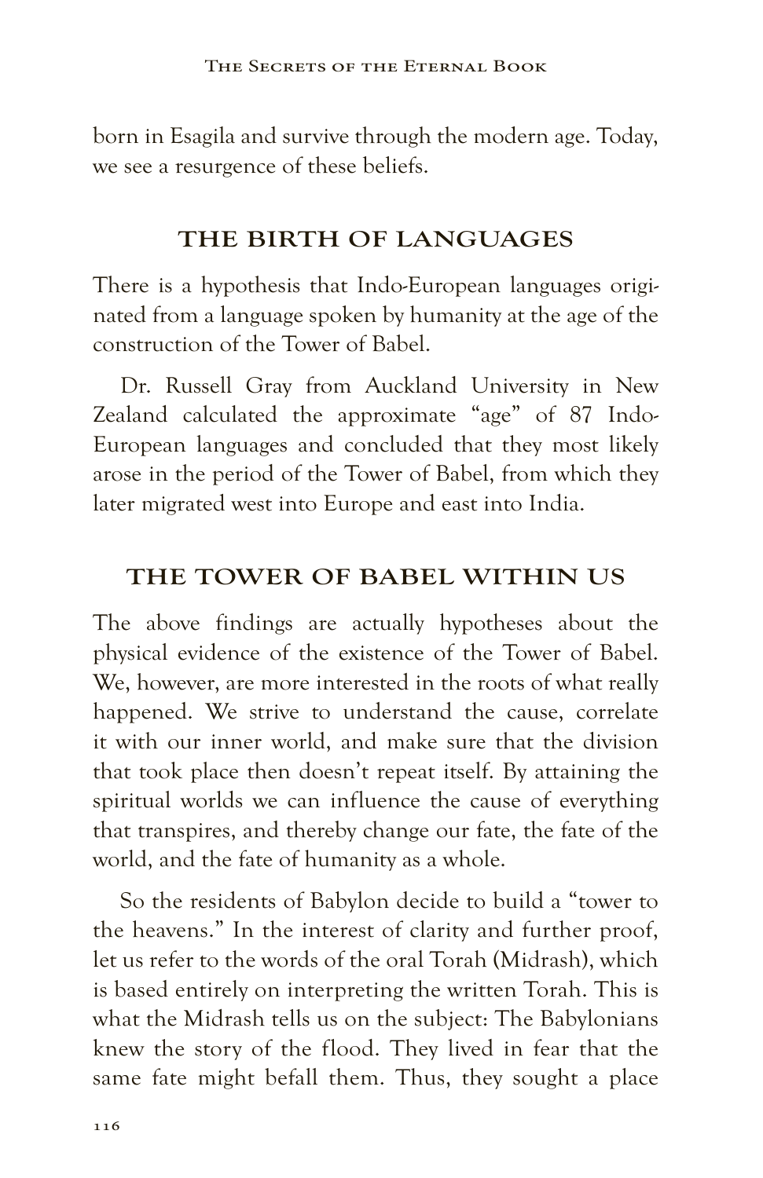born in Esagila and survive through the modern age. Today, we see a resurgence of these beliefs.

## THE BIRTH OF LANGUAGES

There is a hypothesis that Indo-European languages originated from a language spoken by humanity at the age of the construction of the Tower of Babel.

Dr. Russell Gray from Auckland University in New Zealand calculated the approximate "age" of 87 Indo-European languages and concluded that they most likely arose in the period of the Tower of Babel, from which they later migrated west into Europe and east into India.

## THE TOWER OF BABEL WITHIN US

The above findings are actually hypotheses about the physical evidence of the existence of the Tower of Babel. We, however, are more interested in the roots of what really happened. We strive to understand the cause, correlate it with our inner world, and make sure that the division that took place then doesn't repeat itself. By attaining the spiritual worlds we can influence the cause of everything that transpires, and thereby change our fate, the fate of the world, and the fate of humanity as a whole.

So the residents of Babylon decide to build a "tower to the heavens." In the interest of clarity and further proof, let us refer to the words of the oral Torah (Midrash), which is based entirely on interpreting the written Torah. This is what the Midrash tells us on the subject: The Babylonians knew the story of the flood. They lived in fear that the same fate might befall them. Thus, they sought a place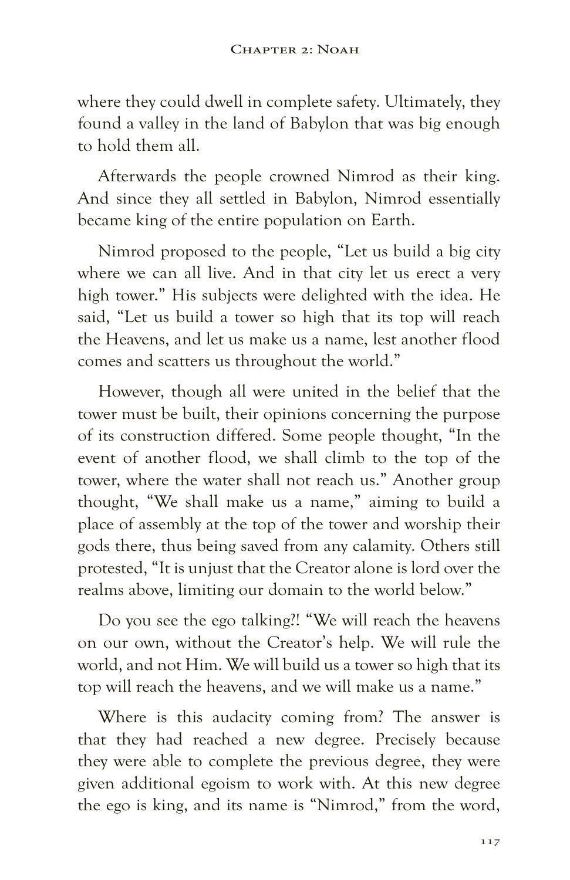where they could dwell in complete safety. Ultimately, they found a valley in the land of Babylon that was big enough to hold them all.

Afterwards the people crowned Nimrod as their king. And since they all settled in Babylon, Nimrod essentially became king of the entire population on Earth.

Nimrod proposed to the people, "Let us build a big city where we can all live. And in that city let us erect a very high tower." His subjects were delighted with the idea. He said, "Let us build a tower so high that its top will reach the Heavens, and let us make us a name, lest another flood comes and scatters us throughout the world."

However, though all were united in the belief that the tower must be built, their opinions concerning the purpose of its construction differed. Some people thought, "In the event of another flood, we shall climb to the top of the tower, where the water shall not reach us." Another group thought, "We shall make us a name," aiming to build a place of assembly at the top of the tower and worship their gods there, thus being saved from any calamity. Others still protested, "It is unjust that the Creator alone is lord over the realms above, limiting our domain to the world below."

Do you see the ego talking?! "We will reach the heavens on our own, without the Creator's help. We will rule the world, and not Him. We will build us a tower so high that its top will reach the heavens, and we will make us a name."

Where is this audacity coming from? The answer is that they had reached a new degree. Precisely because they were able to complete the previous degree, they were given additional egoism to work with. At this new degree the ego is king, and its name is "Nimrod," from the word,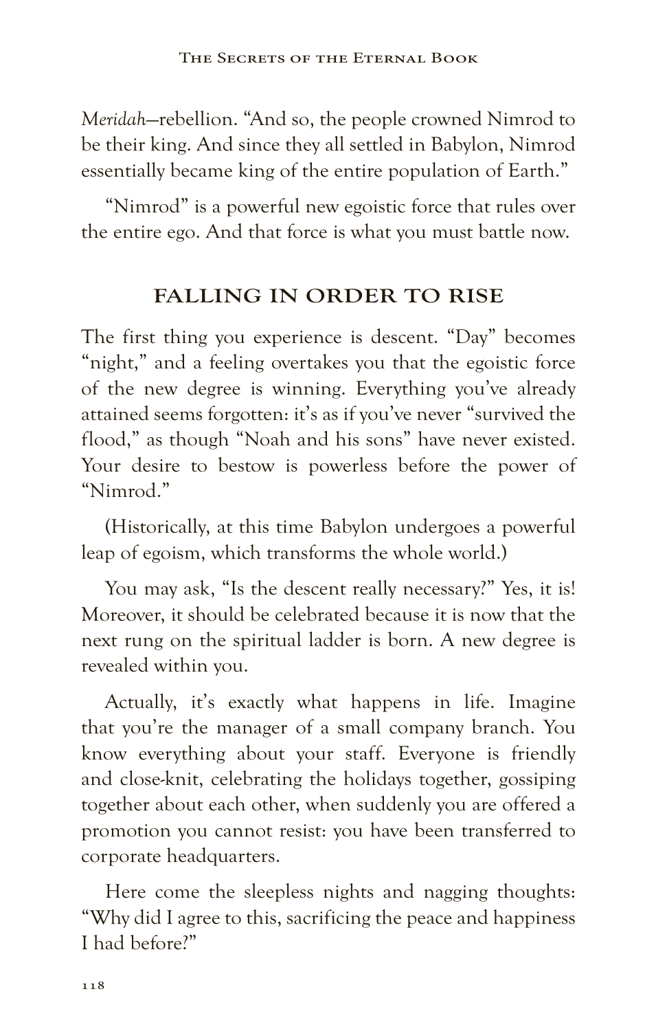*Meridah*—rebellion. "And so, the people crowned Nimrod to be their king. And since they all settled in Babylon, Nimrod essentially became king of the entire population of Earth."

"Nimrod" is a powerful new egoistic force that rules over the entire ego. And that force is what you must battle now.

## FALLING IN ORDER TO RISE

The first thing you experience is descent. "Day" becomes "night," and a feeling overtakes you that the egoistic force of the new degree is winning. Everything you've already attained seems forgotten: it's as if you've never "survived the flood," as though "Noah and his sons" have never existed. Your desire to bestow is powerless before the power of "Nimrod."

(Historically, at this time Babylon undergoes a powerful leap of egoism, which transforms the whole world.)

You may ask, "Is the descent really necessary?" Yes, it is! Moreover, it should be celebrated because it is now that the next rung on the spiritual ladder is born. A new degree is revealed within you.

Actually, it's exactly what happens in life. Imagine that you're the manager of a small company branch. You know everything about your staff. Everyone is friendly and close-knit, celebrating the holidays together, gossiping together about each other, when suddenly you are offered a promotion you cannot resist: you have been transferred to corporate headquarters.

Here come the sleepless nights and nagging thoughts: "Why did I agree to this, sacrificing the peace and happiness I had before?"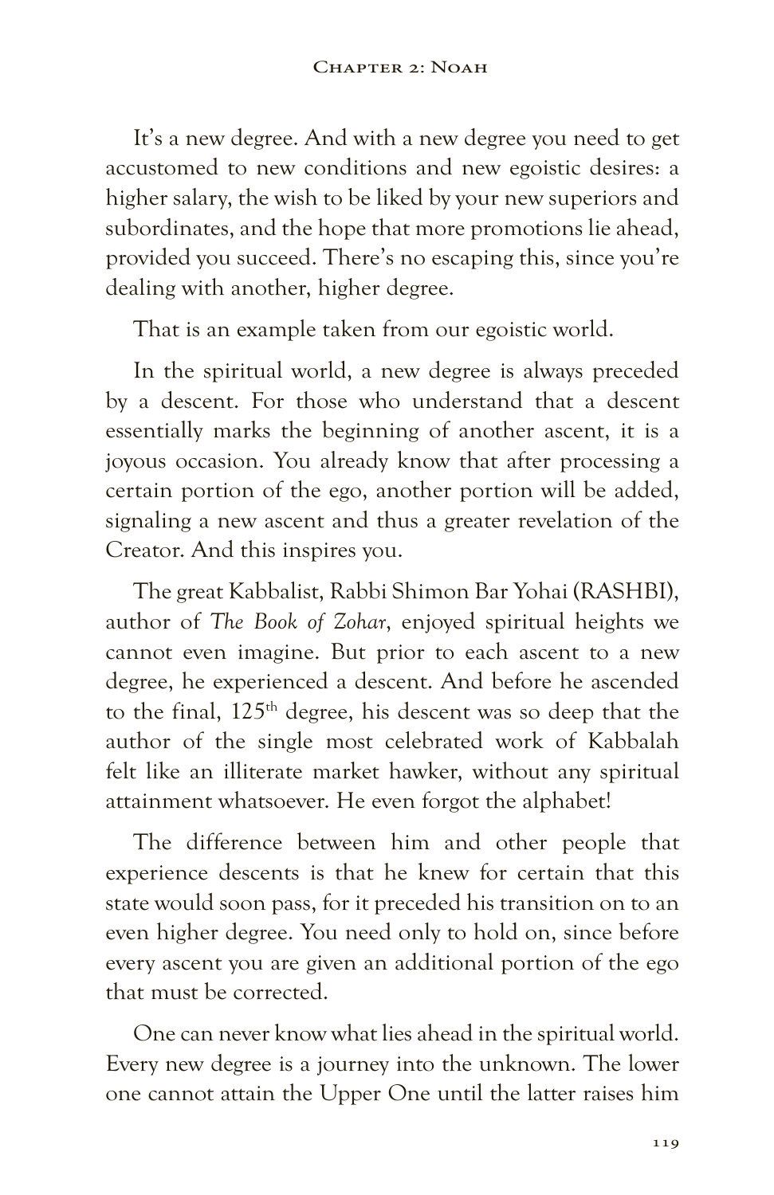It's a new degree. And with a new degree you need to get accustomed to new conditions and new egoistic desires: a higher salary, the wish to be liked by your new superiors and subordinates, and the hope that more promotions lie ahead, provided you succeed. There's no escaping this, since you're dealing with another, higher degree.

That is an example taken from our egoistic world.

In the spiritual world, a new degree is always preceded by a descent. For those who understand that a descent essentially marks the beginning of another ascent, it is a joyous occasion. You already know that after processing a certain portion of the ego, another portion will be added, signaling a new ascent and thus a greater revelation of the Creator. And this inspires you.

The great Kabbalist, Rabbi Shimon Bar Yohai (RASHBI), author of *The Book of Zohar*, enjoyed spiritual heights we cannot even imagine. But prior to each ascent to a new degree, he experienced a descent. And before he ascended to the final, 125th degree, his descent was so deep that the author of the single most celebrated work of Kabbalah felt like an illiterate market hawker, without any spiritual attainment whatsoever. He even forgot the alphabet!

The difference between him and other people that experience descents is that he knew for certain that this state would soon pass, for it preceded his transition on to an even higher degree. You need only to hold on, since before every ascent you are given an additional portion of the ego that must be corrected.

One can never know what lies ahead in the spiritual world. Every new degree is a journey into the unknown. The lower one cannot attain the Upper One until the latter raises him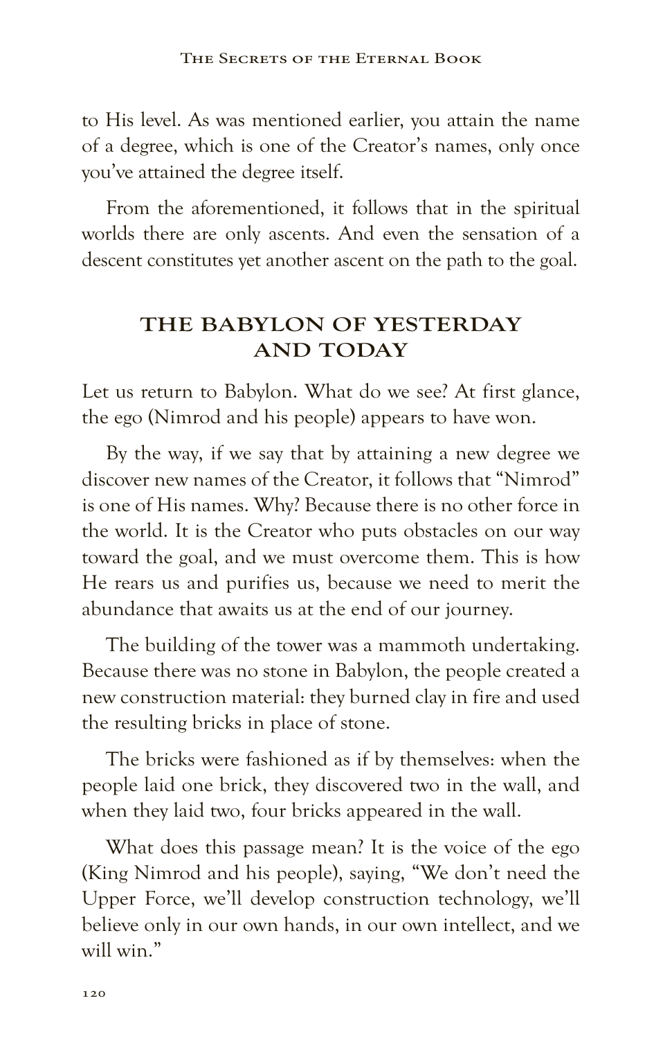to His level. As was mentioned earlier, you attain the name of a degree, which is one of the Creator's names, only once you've attained the degree itself.

From the aforementioned, it follows that in the spiritual worlds there are only ascents. And even the sensation of a descent constitutes yet another ascent on the path to the goal.

## THE BABYLON OF YESTERDAY AND TODAY

Let us return to Babylon. What do we see? At first glance, the ego (Nimrod and his people) appears to have won.

By the way, if we say that by attaining a new degree we discover new names of the Creator, it follows that "Nimrod" is one of His names. Why? Because there is no other force in the world. It is the Creator who puts obstacles on our way toward the goal, and we must overcome them. This is how He rears us and purifies us, because we need to merit the abundance that awaits us at the end of our journey.

The building of the tower was a mammoth undertaking. Because there was no stone in Babylon, the people created a new construction material: they burned clay in fire and used the resulting bricks in place of stone.

The bricks were fashioned as if by themselves: when the people laid one brick, they discovered two in the wall, and when they laid two, four bricks appeared in the wall.

What does this passage mean? It is the voice of the ego (King Nimrod and his people), saying, "We don't need the Upper Force, we'll develop construction technology, we'll believe only in our own hands, in our own intellect, and we will win."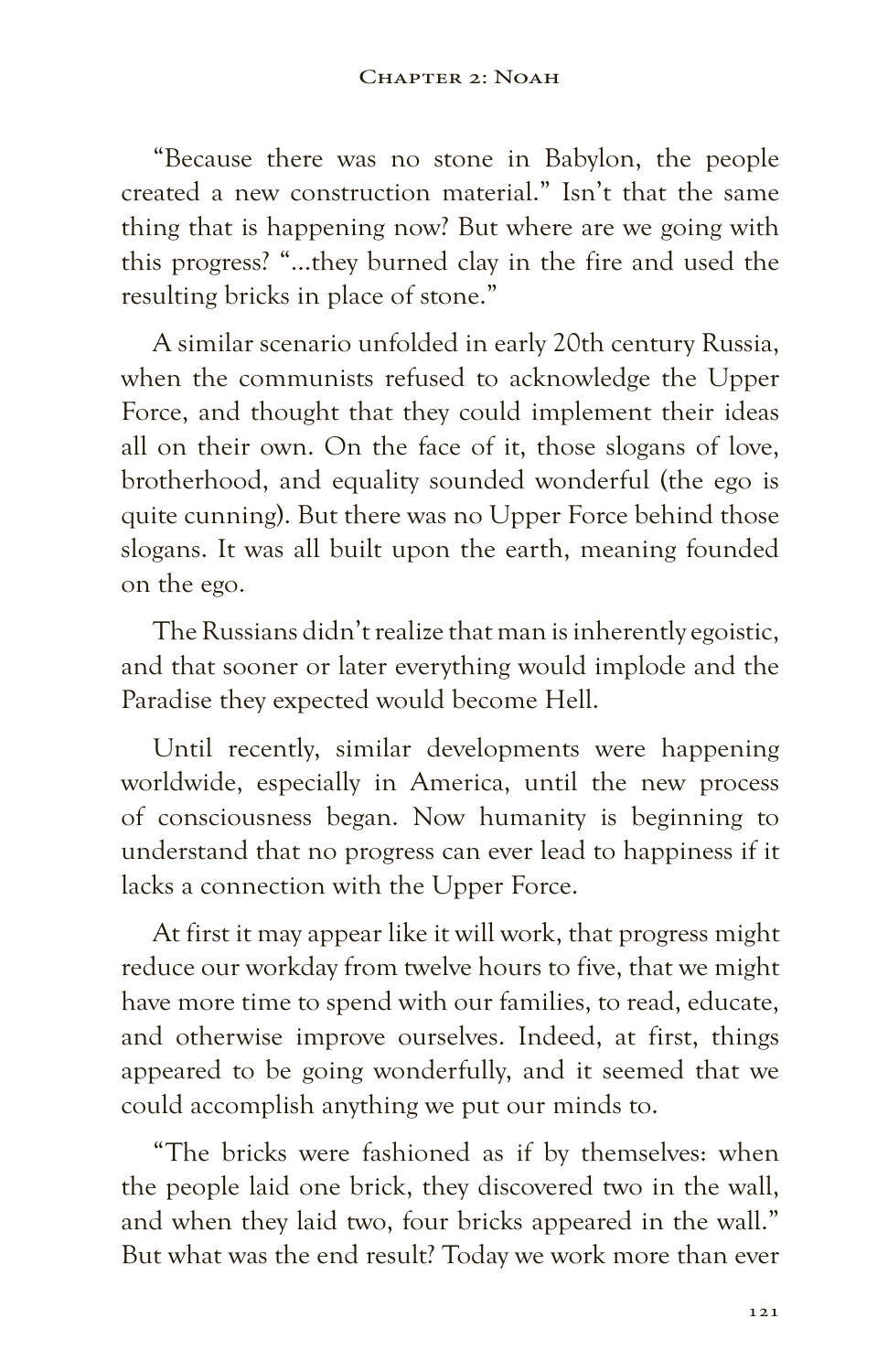"Because there was no stone in Babylon, the people created a new construction material." Isn't that the same thing that is happening now? But where are we going with this progress? "...they burned clay in the fire and used the resulting bricks in place of stone."

A similar scenario unfolded in early 20th century Russia, when the communists refused to acknowledge the Upper Force, and thought that they could implement their ideas all on their own. On the face of it, those slogans of love, brotherhood, and equality sounded wonderful (the ego is quite cunning). But there was no Upper Force behind those slogans. It was all built upon the earth, meaning founded on the ego.

The Russians didn't realize that man is inherently egoistic, and that sooner or later everything would implode and the Paradise they expected would become Hell.

Until recently, similar developments were happening worldwide, especially in America, until the new process of consciousness began. Now humanity is beginning to understand that no progress can ever lead to happiness if it lacks a connection with the Upper Force.

At first it may appear like it will work, that progress might reduce our workday from twelve hours to five, that we might have more time to spend with our families, to read, educate, and otherwise improve ourselves. Indeed, at first, things appeared to be going wonderfully, and it seemed that we could accomplish anything we put our minds to.

"The bricks were fashioned as if by themselves: when the people laid one brick, they discovered two in the wall, and when they laid two, four bricks appeared in the wall." But what was the end result? Today we work more than ever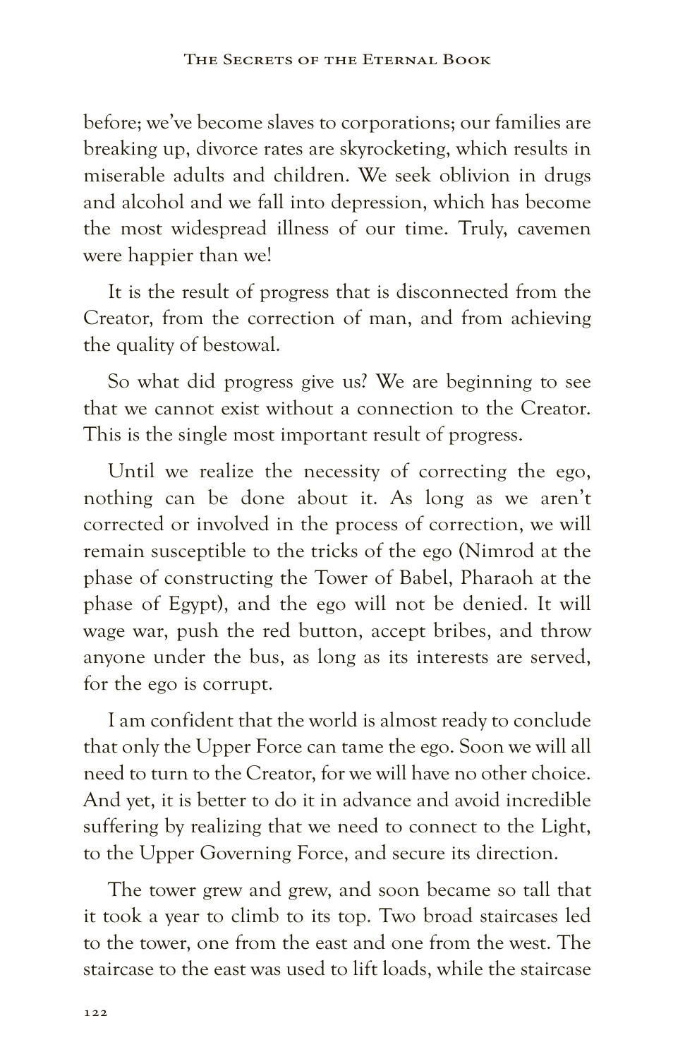before; we've become slaves to corporations; our families are breaking up, divorce rates are skyrocketing, which results in miserable adults and children. We seek oblivion in drugs and alcohol and we fall into depression, which has become the most widespread illness of our time. Truly, cavemen were happier than we!

It is the result of progress that is disconnected from the Creator, from the correction of man, and from achieving the quality of bestowal.

So what did progress give us? We are beginning to see that we cannot exist without a connection to the Creator. This is the single most important result of progress.

Until we realize the necessity of correcting the ego, nothing can be done about it. As long as we aren't corrected or involved in the process of correction, we will remain susceptible to the tricks of the ego (Nimrod at the phase of constructing the Tower of Babel, Pharaoh at the phase of Egypt), and the ego will not be denied. It will wage war, push the red button, accept bribes, and throw anyone under the bus, as long as its interests are served, for the ego is corrupt.

I am confident that the world is almost ready to conclude that only the Upper Force can tame the ego. Soon we will all need to turn to the Creator, for we will have no other choice. And yet, it is better to do it in advance and avoid incredible suffering by realizing that we need to connect to the Light, to the Upper Governing Force, and secure its direction.

The tower grew and grew, and soon became so tall that it took a year to climb to its top. Two broad staircases led to the tower, one from the east and one from the west. The staircase to the east was used to lift loads, while the staircase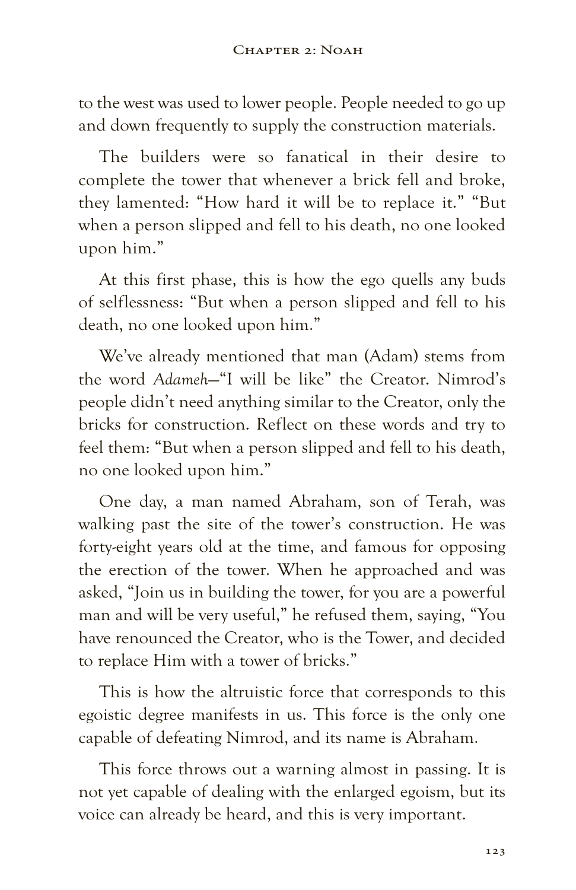to the west was used to lower people. People needed to go up and down frequently to supply the construction materials.

The builders were so fanatical in their desire to complete the tower that whenever a brick fell and broke, they lamented: "How hard it will be to replace it." "But when a person slipped and fell to his death, no one looked upon him."

At this first phase, this is how the ego quells any buds of selflessness: "But when a person slipped and fell to his death, no one looked upon him."

We've already mentioned that man (Adam) stems from the word *Adameh*—"I will be like" the Creator. Nimrod's people didn't need anything similar to the Creator, only the bricks for construction. Reflect on these words and try to feel them: "But when a person slipped and fell to his death, no one looked upon him."

One day, a man named Abraham, son of Terah, was walking past the site of the tower's construction. He was forty-eight years old at the time, and famous for opposing the erection of the tower. When he approached and was asked, "Join us in building the tower, for you are a powerful man and will be very useful," he refused them, saying, "You have renounced the Creator, who is the Tower, and decided to replace Him with a tower of bricks."

This is how the altruistic force that corresponds to this egoistic degree manifests in us. This force is the only one capable of defeating Nimrod, and its name is Abraham.

This force throws out a warning almost in passing. It is not yet capable of dealing with the enlarged egoism, but its voice can already be heard, and this is very important.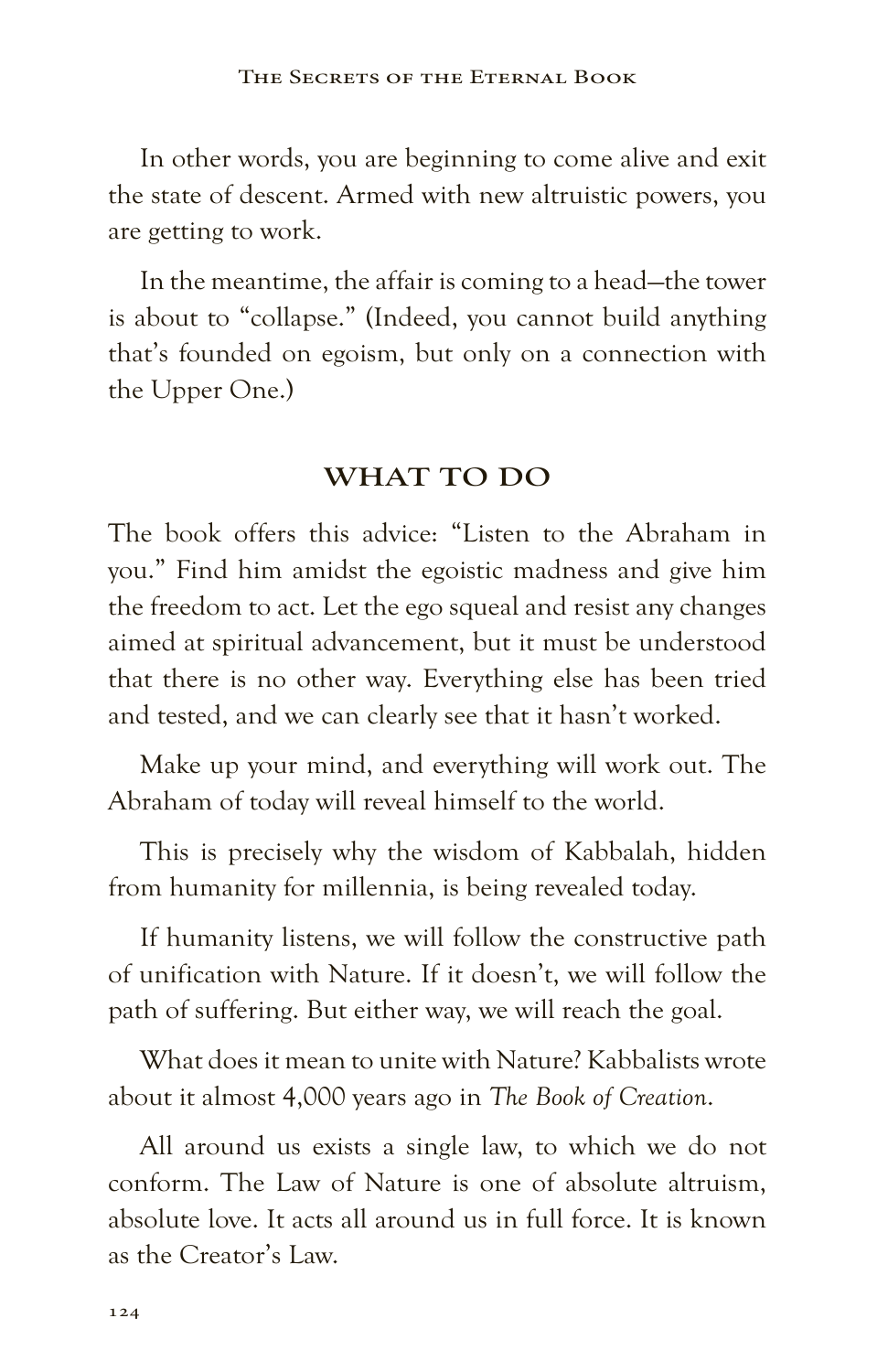In other words, you are beginning to come alive and exit the state of descent. Armed with new altruistic powers, you are getting to work.

In the meantime, the affair is coming to a head—the tower is about to "collapse." (Indeed, you cannot build anything that's founded on egoism, but only on a connection with the Upper One.)

## WHAT TO DO

The book offers this advice: "Listen to the Abraham in you." Find him amidst the egoistic madness and give him the freedom to act. Let the ego squeal and resist any changes aimed at spiritual advancement, but it must be understood that there is no other way. Everything else has been tried and tested, and we can clearly see that it hasn't worked.

Make up your mind, and everything will work out. The Abraham of today will reveal himself to the world.

This is precisely why the wisdom of Kabbalah, hidden from humanity for millennia, is being revealed today.

If humanity listens, we will follow the constructive path of unification with Nature. If it doesn't, we will follow the path of suffering. But either way, we will reach the goal.

What does it mean to unite with Nature? Kabbalists wrote about it almost 4,000 years ago in *The Book of Creation*.

All around us exists a single law, to which we do not conform. The Law of Nature is one of absolute altruism, absolute love. It acts all around us in full force. It is known as the Creator's Law.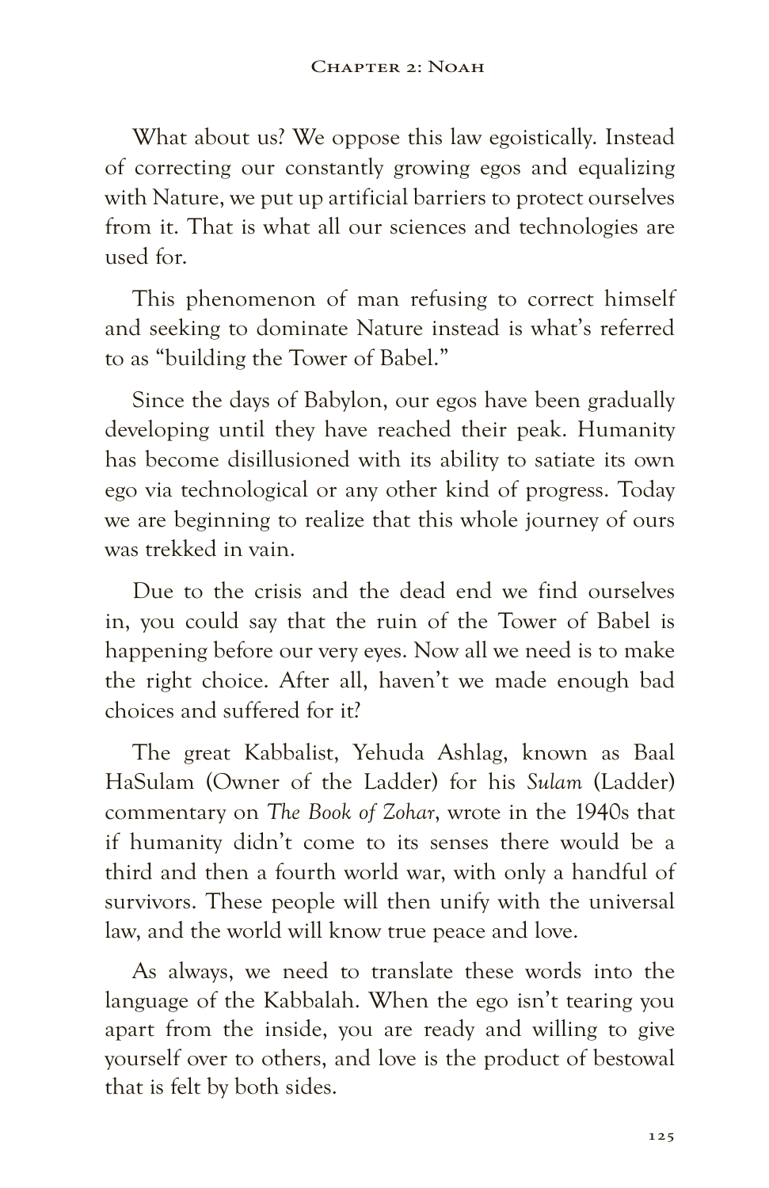What about us? We oppose this law egoistically. Instead of correcting our constantly growing egos and equalizing with Nature, we put up artificial barriers to protect ourselves from it. That is what all our sciences and technologies are used for.

This phenomenon of man refusing to correct himself and seeking to dominate Nature instead is what's referred to as "building the Tower of Babel."

Since the days of Babylon, our egos have been gradually developing until they have reached their peak. Humanity has become disillusioned with its ability to satiate its own ego via technological or any other kind of progress. Today we are beginning to realize that this whole journey of ours was trekked in vain.

Due to the crisis and the dead end we find ourselves in, you could say that the ruin of the Tower of Babel is happening before our very eyes. Now all we need is to make the right choice. After all, haven't we made enough bad choices and suffered for it?

The great Kabbalist, Yehuda Ashlag, known as Baal HaSulam (Owner of the Ladder) for his *Sulam* (Ladder) commentary on *The Book of Zohar*, wrote in the 1940s that if humanity didn't come to its senses there would be a third and then a fourth world war, with only a handful of survivors. These people will then unify with the universal law, and the world will know true peace and love.

As always, we need to translate these words into the language of the Kabbalah. When the ego isn't tearing you apart from the inside, you are ready and willing to give yourself over to others, and love is the product of bestowal that is felt by both sides.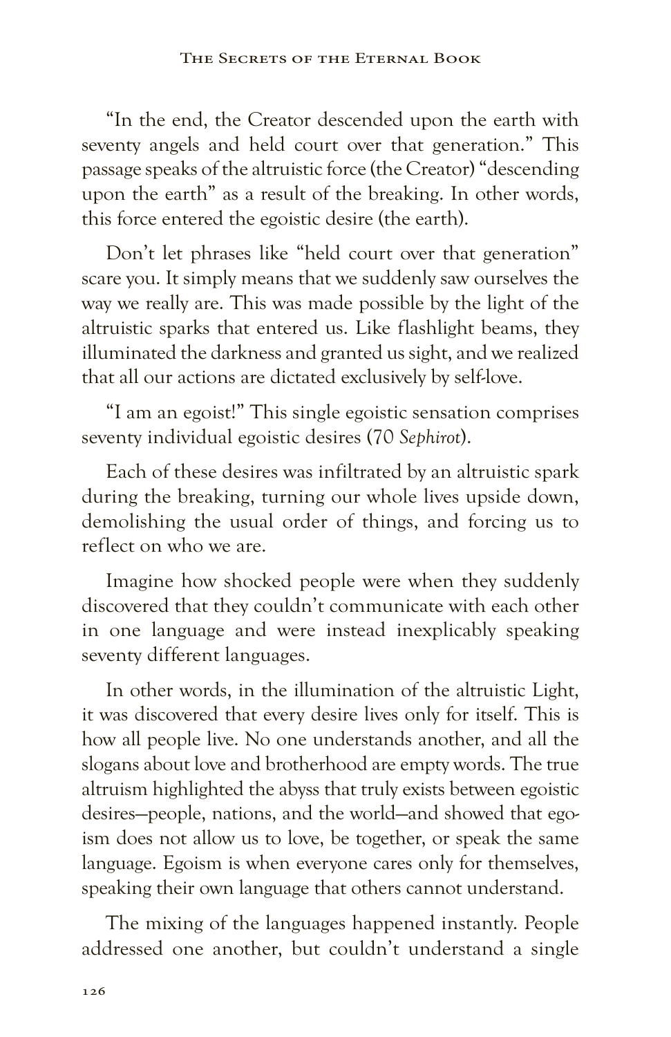"In the end, the Creator descended upon the earth with seventy angels and held court over that generation." This passage speaks of the altruistic force (the Creator) "descending upon the earth" as a result of the breaking. In other words, this force entered the egoistic desire (the earth).

Don't let phrases like "held court over that generation" scare you. It simply means that we suddenly saw ourselves the way we really are. This was made possible by the light of the altruistic sparks that entered us. Like flashlight beams, they illuminated the darkness and granted us sight, and we realized that all our actions are dictated exclusively by self-love.

"I am an egoist!" This single egoistic sensation comprises seventy individual egoistic desires (70 *Sephirot*).

Each of these desires was infiltrated by an altruistic spark during the breaking, turning our whole lives upside down, demolishing the usual order of things, and forcing us to reflect on who we are.

Imagine how shocked people were when they suddenly discovered that they couldn't communicate with each other in one language and were instead inexplicably speaking seventy different languages.

In other words, in the illumination of the altruistic Light, it was discovered that every desire lives only for itself. This is how all people live. No one understands another, and all the slogans about love and brotherhood are empty words. The true altruism highlighted the abyss that truly exists between egoistic desires—people, nations, and the world—and showed that egoism does not allow us to love, be together, or speak the same language. Egoism is when everyone cares only for themselves, speaking their own language that others cannot understand.

The mixing of the languages happened instantly. People addressed one another, but couldn't understand a single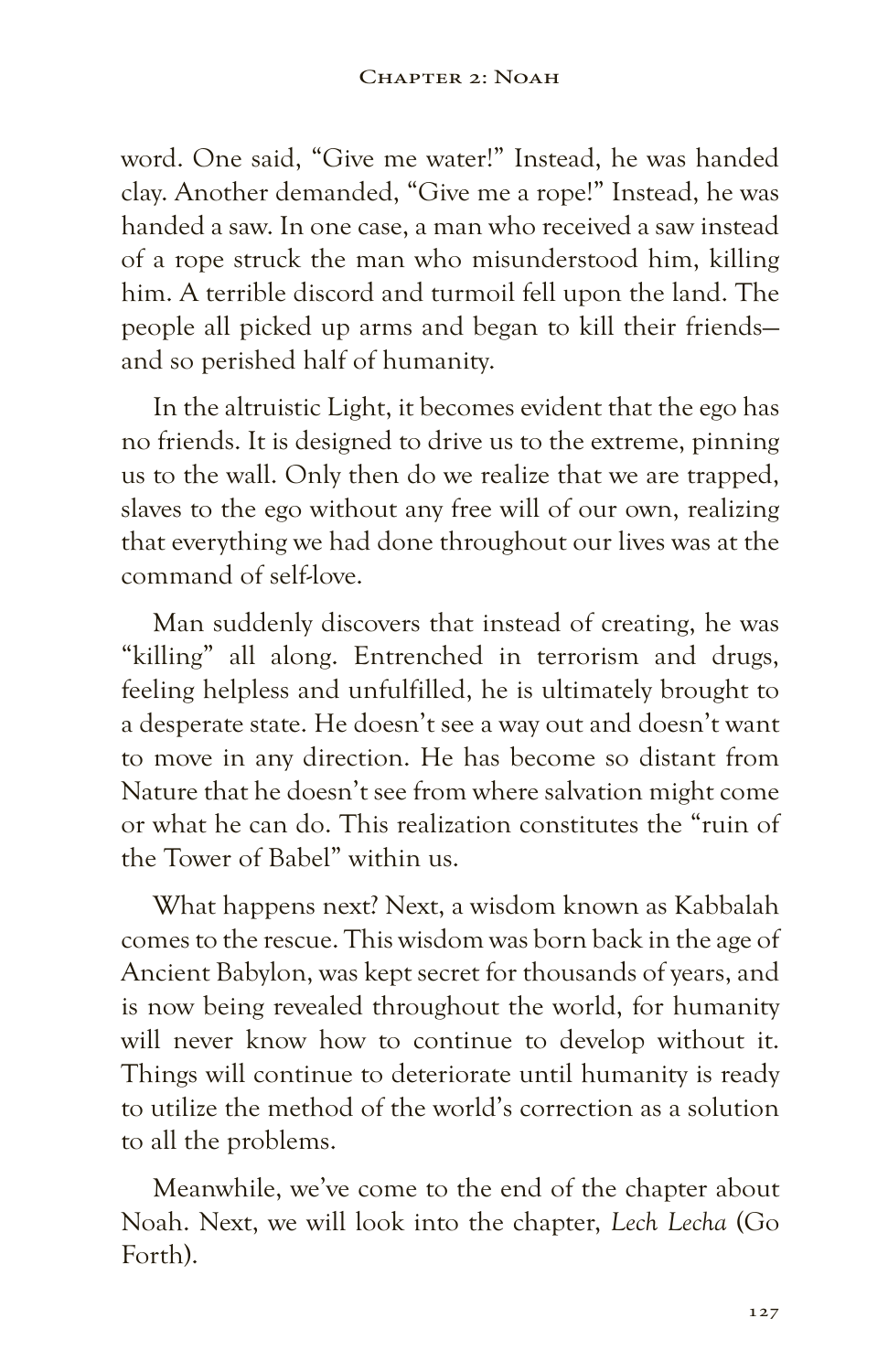word. One said, "Give me water!" Instead, he was handed clay. Another demanded, "Give me a rope!" Instead, he was handed a saw. In one case, a man who received a saw instead of a rope struck the man who misunderstood him, killing him. A terrible discord and turmoil fell upon the land. The people all picked up arms and began to kill their friends—and so perished half of humanity.

In the altruistic Light, it becomes evident that the ego has no friends. It is designed to drive us to the extreme, pinning us to the wall. Only then do we realize that we are trapped, slaves to the ego without any free will of our own, realizing that everything we had done throughout our lives was at the command of self-love.

Man suddenly discovers that instead of creating, he was "killing" all along. Entrenched in terrorism and drugs, feeling helpless and unfulfilled, he is ultimately brought to a desperate state. He doesn't see a way out and doesn't want to move in any direction. He has become so distant from Nature that he doesn't see from where salvation might come or what he can do. This realization constitutes the "ruin of the Tower of Babel" within us.

What happens next? Next, a wisdom known as Kabbalah comes to the rescue. This wisdom was born back in the age of Ancient Babylon, was kept secret for thousands of years, and is now being revealed throughout the world, for humanity will never know how to continue to develop without it. Things will continue to deteriorate until humanity is ready to utilize the method of the world's correction as a solution to all the problems.

Meanwhile, we've come to the end of the chapter about Noah. Next, we will look into the chapter, *Lech Lecha* (Go Forth).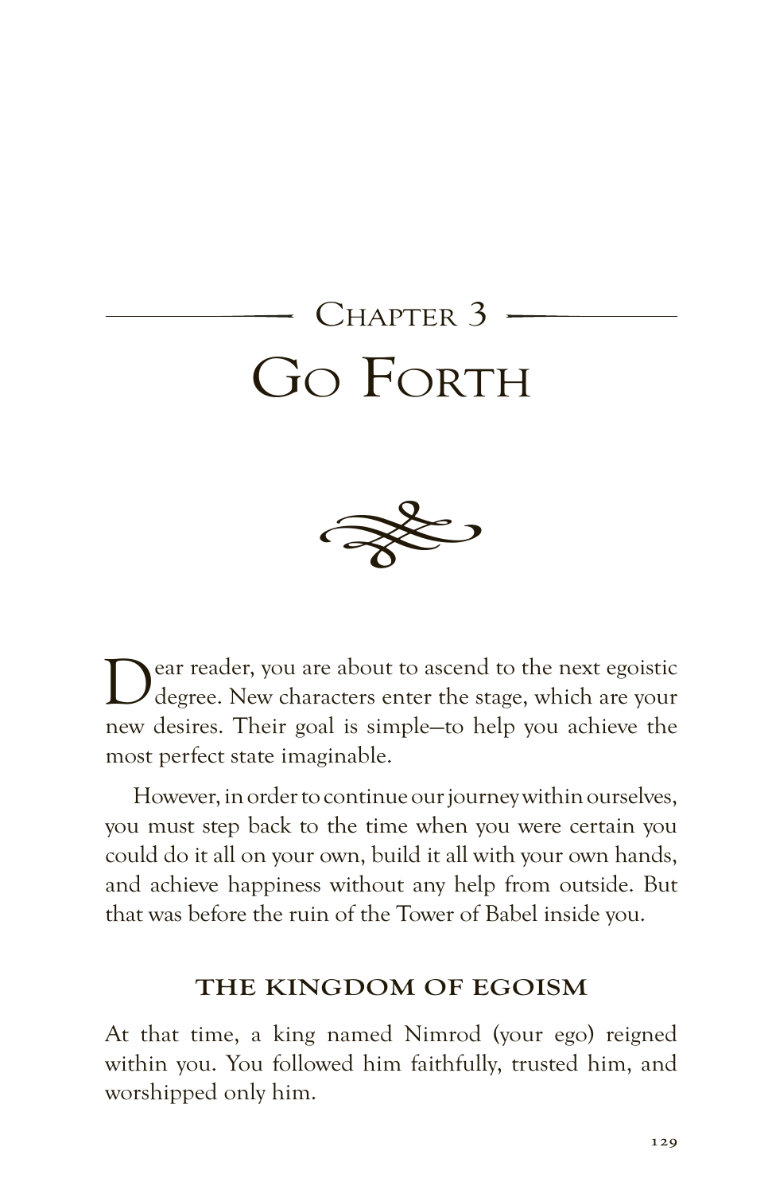# Chapter 3

# Go Forth

Dear reader, you are about to ascend to the next egoistic degree. New characters enter the stage, which are your new desires. Their goal is simple—to help you achieve the most perfect state imaginable.

However, in order to continue our journey within ourselves, you must step back to the time when you were certain you could do it all on your own, build it all with your own hands, and achieve happiness without any help from outside. But that was before the ruin of the Tower of Babel inside you.

## THE KINGDOM OF EGOISM

At that time, a king named Nimrod (your ego) reigned within you. You followed him faithfully, trusted him, and worshipped only him.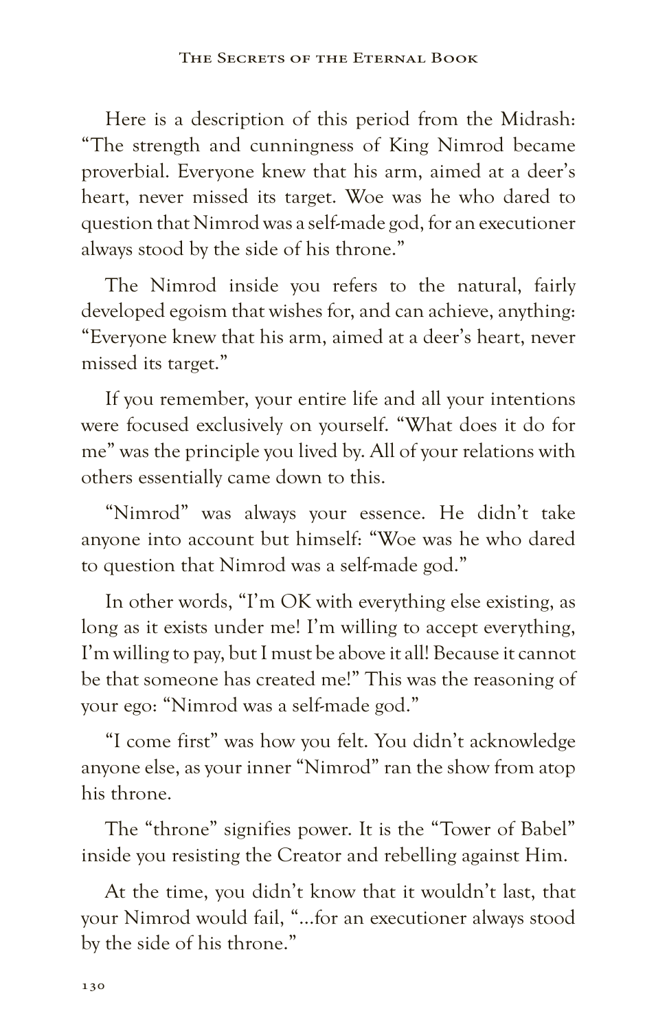Here is a description of this period from the Midrash: "The strength and cunningness of King Nimrod became proverbial. Everyone knew that his arm, aimed at a deer's heart, never missed its target. Woe was he who dared to question that Nimrod was a self-made god, for an executioner always stood by the side of his throne."

The Nimrod inside you refers to the natural, fairly developed egoism that wishes for, and can achieve, anything: "Everyone knew that his arm, aimed at a deer's heart, never missed its target."

If you remember, your entire life and all your intentions were focused exclusively on yourself. "What does it do for me" was the principle you lived by. All of your relations with others essentially came down to this.

"Nimrod" was always your essence. He didn't take anyone into account but himself: "Woe was he who dared to question that Nimrod was a self-made god."

In other words, "I'm OK with everything else existing, as long as it exists under me! I'm willing to accept everything, I'm willing to pay, but I must be above it all! Because it cannot be that someone has created me!" This was the reasoning of your ego: "Nimrod was a self-made god."

"I come first" was how you felt. You didn't acknowledge anyone else, as your inner "Nimrod" ran the show from atop his throne.

The "throne" signifies power. It is the "Tower of Babel" inside you resisting the Creator and rebelling against Him.

At the time, you didn't know that it wouldn't last, that your Nimrod would fail, "...for an executioner always stood by the side of his throne."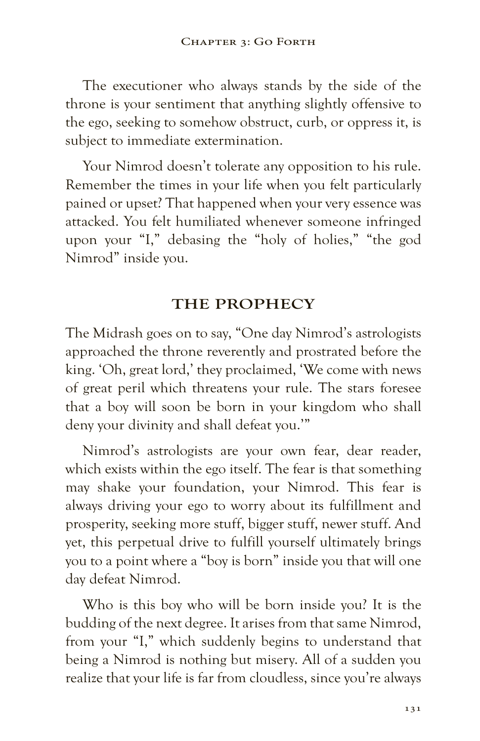The executioner who always stands by the side of the throne is your sentiment that anything slightly offensive to the ego, seeking to somehow obstruct, curb, or oppress it, is subject to immediate extermination.

Your Nimrod doesn't tolerate any opposition to his rule. Remember the times in your life when you felt particularly pained or upset? That happened when your very essence was attacked. You felt humiliated whenever someone infringed upon your "I," debasing the "holy of holies," "the god Nimrod" inside you.

## THE PROPHECY

The Midrash goes on to say, "One day Nimrod's astrologists approached the throne reverently and prostrated before the king. 'Oh, great lord,' they proclaimed, 'We come with news of great peril which threatens your rule. The stars foresee that a boy will soon be born in your kingdom who shall deny your divinity and shall defeat you.'"

Nimrod's astrologists are your own fear, dear reader, which exists within the ego itself. The fear is that something may shake your foundation, your Nimrod. This fear is always driving your ego to worry about its fulfillment and prosperity, seeking more stuff, bigger stuff, newer stuff. And yet, this perpetual drive to fulfill yourself ultimately brings you to a point where a "boy is born" inside you that will one day defeat Nimrod.

Who is this boy who will be born inside you? It is the budding of the next degree. It arises from that same Nimrod, from your "I," which suddenly begins to understand that being a Nimrod is nothing but misery. All of a sudden you realize that your life is far from cloudless, since you're always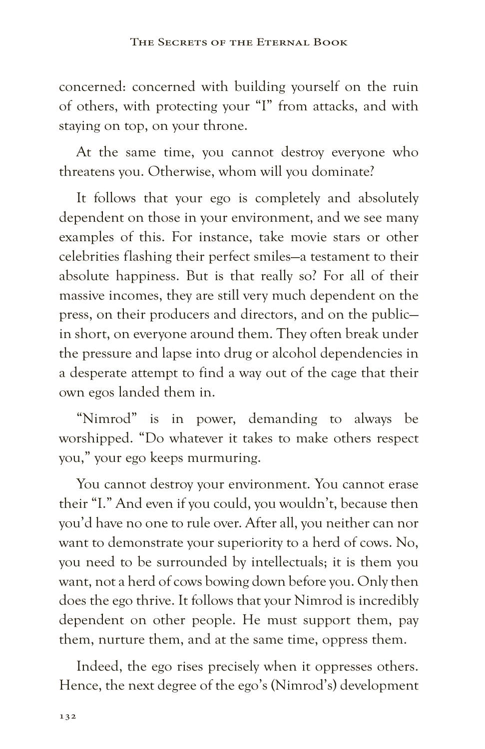concerned: concerned with building yourself on the ruin of others, with protecting your "I" from attacks, and with staying on top, on your throne.

At the same time, you cannot destroy everyone who threatens you. Otherwise, whom will you dominate?

It follows that your ego is completely and absolutely dependent on those in your environment, and we see many examples of this. For instance, take movie stars or other celebrities flashing their perfect smiles—a testament to their absolute happiness. But is that really so? For all of their massive incomes, they are still very much dependent on the press, on their producers and directors, and on the public—in short, on everyone around them. They often break under the pressure and lapse into drug or alcohol dependencies in a desperate attempt to find a way out of the cage that their own egos landed them in.

"Nimrod" is in power, demanding to always be worshipped. "Do whatever it takes to make others respect you," your ego keeps murmuring.

You cannot destroy your environment. You cannot erase their "I." And even if you could, you wouldn't, because then you'd have no one to rule over. After all, you neither can nor want to demonstrate your superiority to a herd of cows. No, you need to be surrounded by intellectuals; it is them you want, not a herd of cows bowing down before you. Only then does the ego thrive. It follows that your Nimrod is incredibly dependent on other people. He must support them, pay them, nurture them, and at the same time, oppress them.

Indeed, the ego rises precisely when it oppresses others. Hence, the next degree of the ego's (Nimrod's) development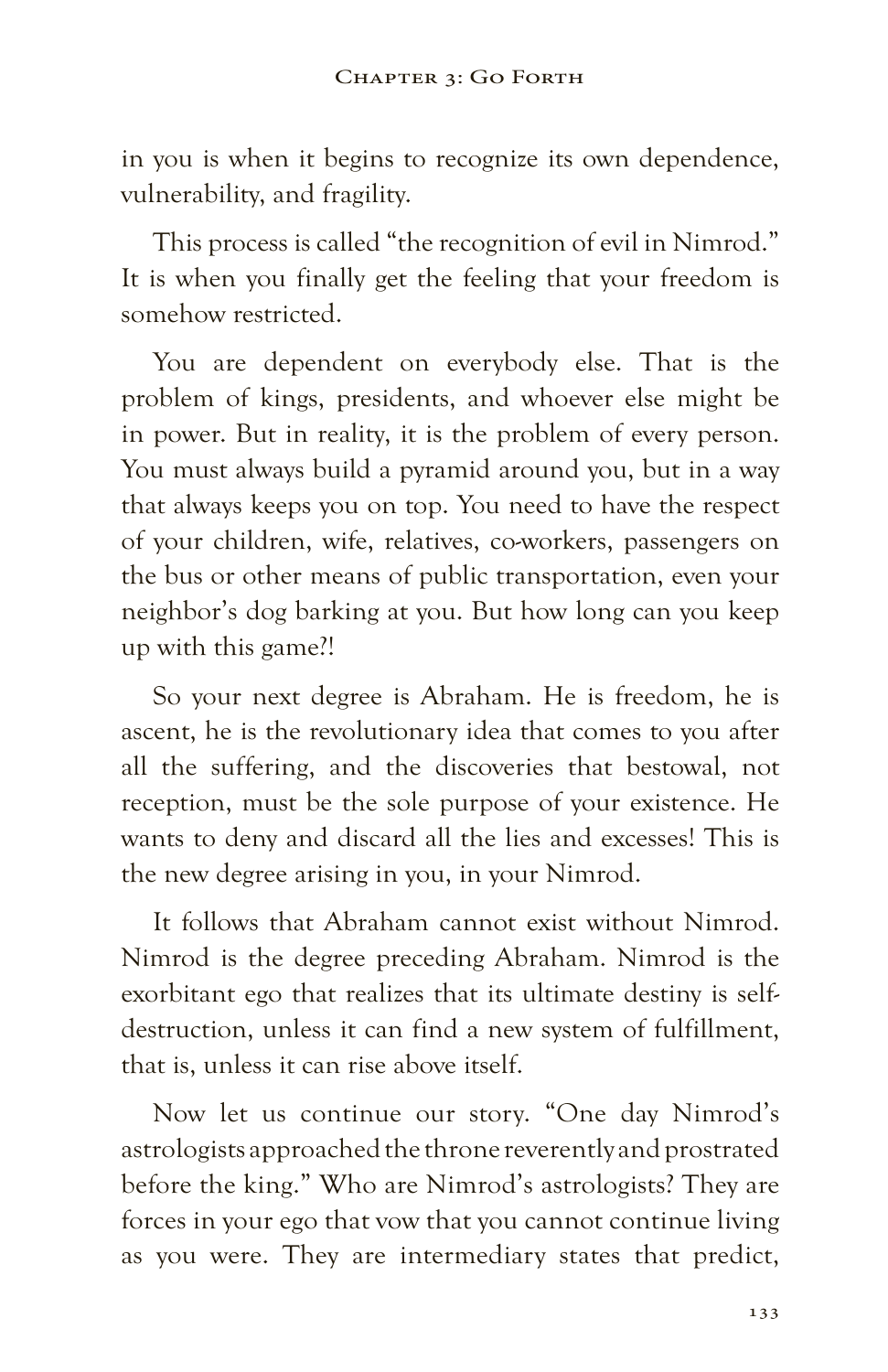in you is when it begins to recognize its own dependence, vulnerability, and fragility.

This process is called "the recognition of evil in Nimrod." It is when you finally get the feeling that your freedom is somehow restricted.

You are dependent on everybody else. That is the problem of kings, presidents, and whoever else might be in power. But in reality, it is the problem of every person. You must always build a pyramid around you, but in a way that always keeps you on top. You need to have the respect of your children, wife, relatives, co-workers, passengers on the bus or other means of public transportation, even your neighbor's dog barking at you. But how long can you keep up with this game?!

So your next degree is Abraham. He is freedom, he is ascent, he is the revolutionary idea that comes to you after all the suffering, and the discoveries that bestowal, not reception, must be the sole purpose of your existence. He wants to deny and discard all the lies and excesses! This is the new degree arising in you, in your Nimrod.

It follows that Abraham cannot exist without Nimrod. Nimrod is the degree preceding Abraham. Nimrod is the exorbitant ego that realizes that its ultimate destiny is self-destruction, unless it can find a new system of fulfillment, that is, unless it can rise above itself.

Now let us continue our story. "One day Nimrod's astrologists approached the throne reverently and prostrated before the king." Who are Nimrod's astrologists? They are forces in your ego that vow that you cannot continue living as you were. They are intermediary states that predict,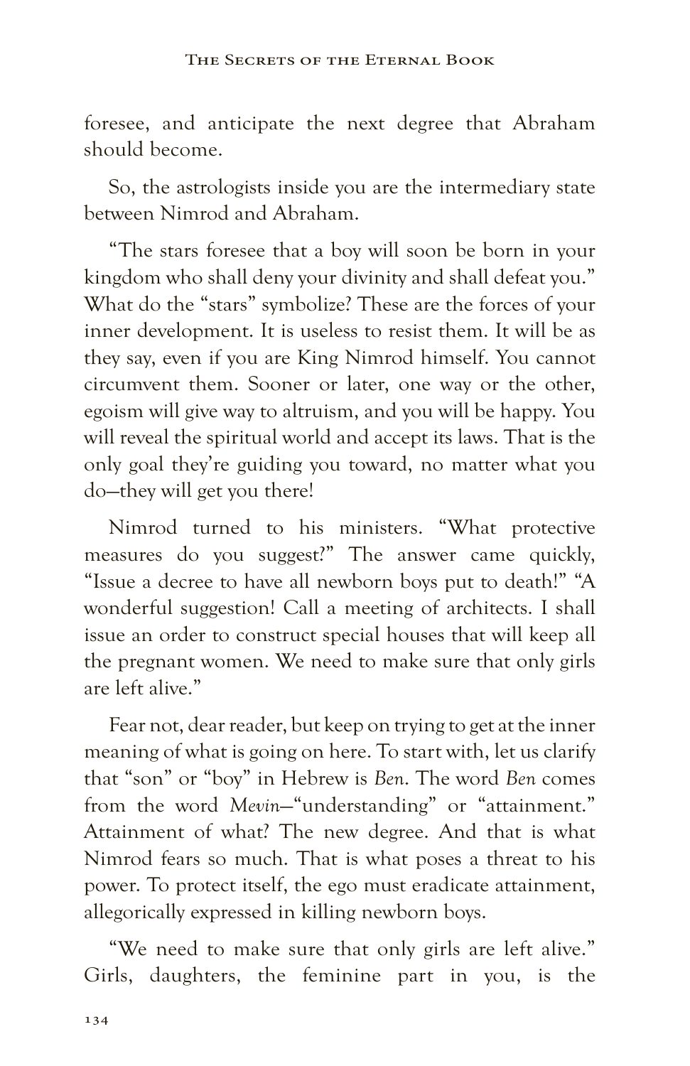foresee, and anticipate the next degree that Abraham should become.

So, the astrologists inside you are the intermediary state between Nimrod and Abraham.

"The stars foresee that a boy will soon be born in your kingdom who shall deny your divinity and shall defeat you." What do the "stars" symbolize? These are the forces of your inner development. It is useless to resist them. It will be as they say, even if you are King Nimrod himself. You cannot circumvent them. Sooner or later, one way or the other, egoism will give way to altruism, and you will be happy. You will reveal the spiritual world and accept its laws. That is the only goal they're guiding you toward, no matter what you do—they will get you there!

Nimrod turned to his ministers. "What protective measures do you suggest?" The answer came quickly, "Issue a decree to have all newborn boys put to death!" "A wonderful suggestion! Call a meeting of architects. I shall issue an order to construct special houses that will keep all the pregnant women. We need to make sure that only girls are left alive."

Fear not, dear reader, but keep on trying to get at the inner meaning of what is going on here. To start with, let us clarify that "son" or "boy" in Hebrew is *Ben*. The word *Ben* comes from the word *Mevin*—"understanding" or "attainment." Attainment of what? The new degree. And that is what Nimrod fears so much. That is what poses a threat to his power. To protect itself, the ego must eradicate attainment, allegorically expressed in killing newborn boys.

"We need to make sure that only girls are left alive." Girls, daughters, the feminine part in you, is the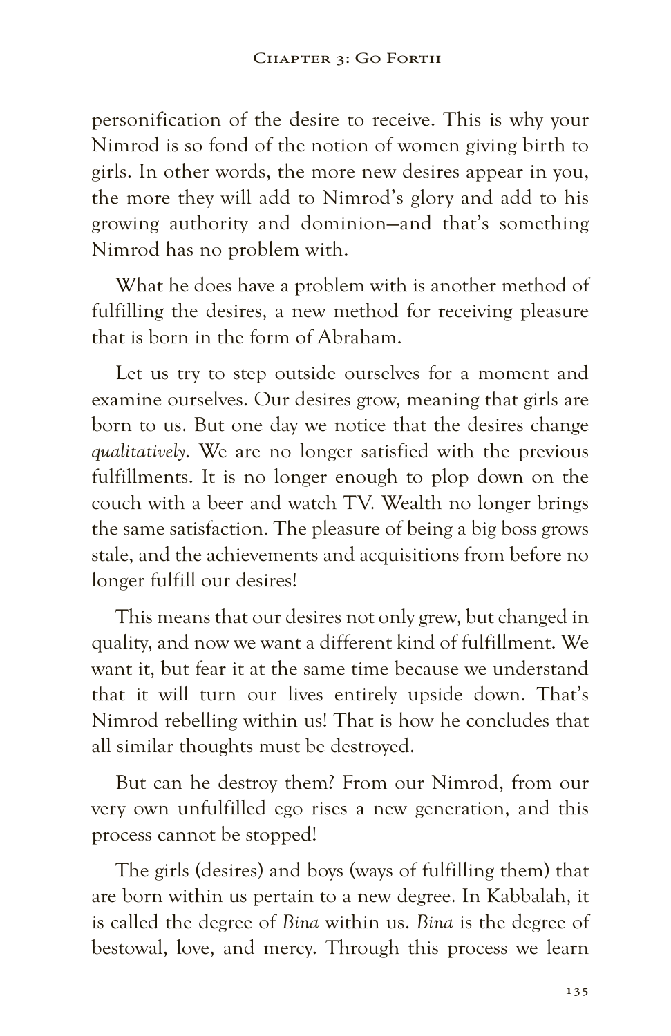personification of the desire to receive. This is why your Nimrod is so fond of the notion of women giving birth to girls. In other words, the more new desires appear in you, the more they will add to Nimrod's glory and add to his growing authority and dominion—and that's something Nimrod has no problem with.

What he does have a problem with is another method of fulfilling the desires, a new method for receiving pleasure that is born in the form of Abraham.

Let us try to step outside ourselves for a moment and examine ourselves. Our desires grow, meaning that girls are born to us. But one day we notice that the desires change *qualitatively*. We are no longer satisfied with the previous fulfillments. It is no longer enough to plop down on the couch with a beer and watch TV. Wealth no longer brings the same satisfaction. The pleasure of being a big boss grows stale, and the achievements and acquisitions from before no longer fulfill our desires!

This means that our desires not only grew, but changed in quality, and now we want a different kind of fulfillment. We want it, but fear it at the same time because we understand that it will turn our lives entirely upside down. That's Nimrod rebelling within us! That is how he concludes that all similar thoughts must be destroyed.

But can he destroy them? From our Nimrod, from our very own unfulfilled ego rises a new generation, and this process cannot be stopped!

The girls (desires) and boys (ways of fulfilling them) that are born within us pertain to a new degree. In Kabbalah, it is called the degree of *Bina* within us. *Bina* is the degree of bestowal, love, and mercy. Through this process we learn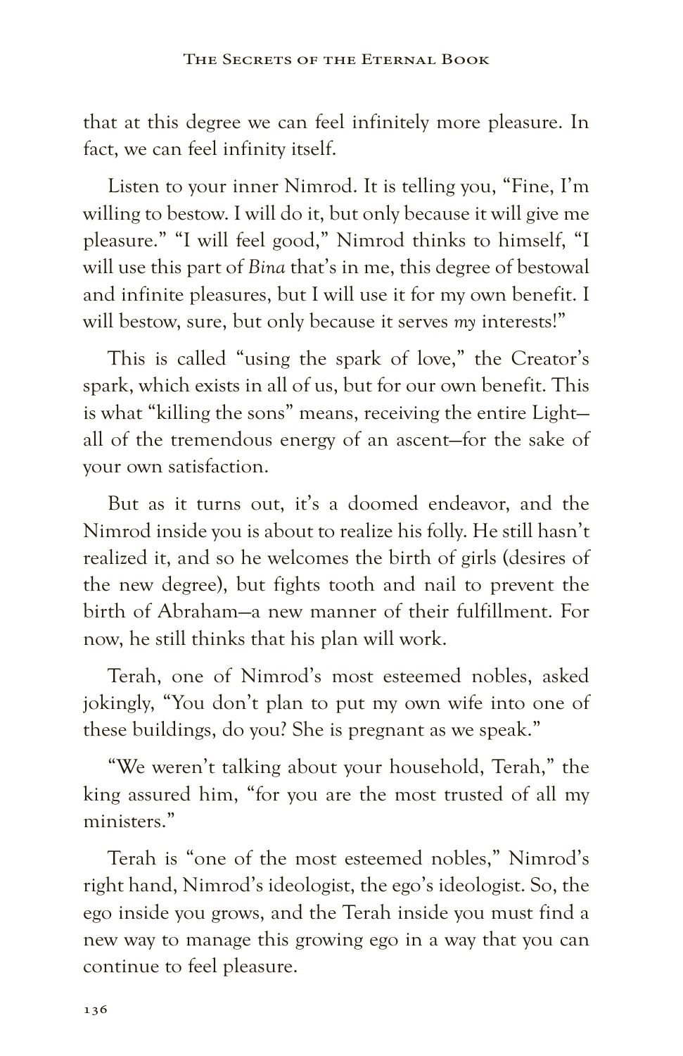that at this degree we can feel infinitely more pleasure. In fact, we can feel infinity itself.

Listen to your inner Nimrod. It is telling you, "Fine, I'm willing to bestow. I will do it, but only because it will give me pleasure." "I will feel good," Nimrod thinks to himself, "I will use this part of *Bina* that's in me, this degree of bestowal and infinite pleasures, but I will use it for my own benefit. I will bestow, sure, but only because it serves *my* interests!"

This is called "using the spark of love," the Creator's spark, which exists in all of us, but for our own benefit. This is what "killing the sons" means, receiving the entire Light—all of the tremendous energy of an ascent—for the sake of your own satisfaction.

But as it turns out, it's a doomed endeavor, and the Nimrod inside you is about to realize his folly. He still hasn't realized it, and so he welcomes the birth of girls (desires of the new degree), but fights tooth and nail to prevent the birth of Abraham—a new manner of their fulfillment. For now, he still thinks that his plan will work.

Terah, one of Nimrod's most esteemed nobles, asked jokingly, "You don't plan to put my own wife into one of these buildings, do you? She is pregnant as we speak."

"We weren't talking about your household, Terah," the king assured him, "for you are the most trusted of all my ministers."

Terah is "one of the most esteemed nobles," Nimrod's right hand, Nimrod's ideologist, the ego's ideologist. So, the ego inside you grows, and the Terah inside you must find a new way to manage this growing ego in a way that you can continue to feel pleasure.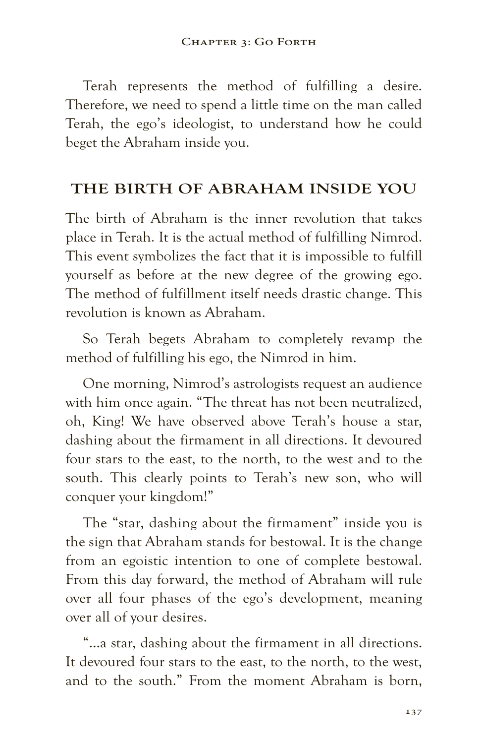Terah represents the method of fulfilling a desire. Therefore, we need to spend a little time on the man called Terah, the ego's ideologist, to understand how he could beget the Abraham inside you.

## THE BIRTH OF ABRAHAM INSIDE YOU

The birth of Abraham is the inner revolution that takes place in Terah. It is the actual method of fulfilling Nimrod. This event symbolizes the fact that it is impossible to fulfill yourself as before at the new degree of the growing ego. The method of fulfillment itself needs drastic change. This revolution is known as Abraham.

So Terah begets Abraham to completely revamp the method of fulfilling his ego, the Nimrod in him.

One morning, Nimrod's astrologists request an audience with him once again. "The threat has not been neutralized, oh, King! We have observed above Terah's house a star, dashing about the firmament in all directions. It devoured four stars to the east, to the north, to the west and to the south. This clearly points to Terah's new son, who will conquer your kingdom!"

The "star, dashing about the firmament" inside you is the sign that Abraham stands for bestowal. It is the change from an egoistic intention to one of complete bestowal. From this day forward, the method of Abraham will rule over all four phases of the ego's development, meaning over all of your desires.

"…a star, dashing about the firmament in all directions. It devoured four stars to the east, to the north, to the west, and to the south." From the moment Abraham is born,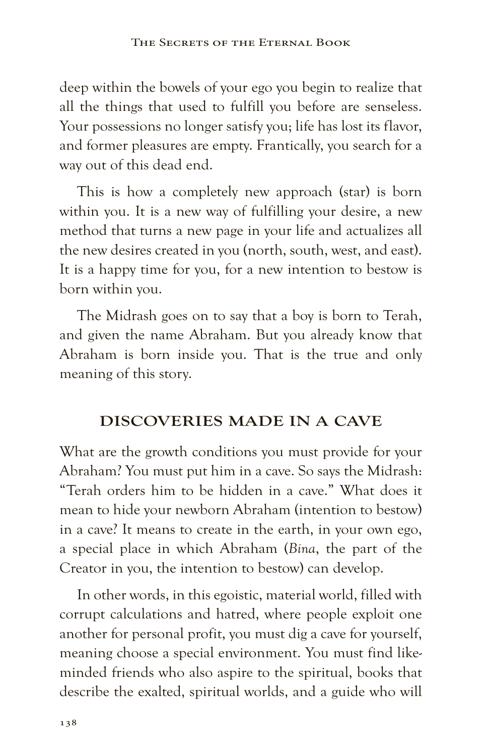deep within the bowels of your ego you begin to realize that all the things that used to fulfill you before are senseless. Your possessions no longer satisfy you; life has lost its flavor, and former pleasures are empty. Frantically, you search for a way out of this dead end.

This is how a completely new approach (star) is born within you. It is a new way of fulfilling your desire, a new method that turns a new page in your life and actualizes all the new desires created in you (north, south, west, and east). It is a happy time for you, for a new intention to bestow is born within you.

The Midrash goes on to say that a boy is born to Terah, and given the name Abraham. But you already know that Abraham is born inside you. That is the true and only meaning of this story.

## DISCOVERIES MADE IN A CAVE

What are the growth conditions you must provide for your Abraham? You must put him in a cave. So says the Midrash: "Terah orders him to be hidden in a cave." What does it mean to hide your newborn Abraham (intention to bestow) in a cave? It means to create in the earth, in your own ego, a special place in which Abraham (*Bina*, the part of the Creator in you, the intention to bestow) can develop.

In other words, in this egoistic, material world, filled with corrupt calculations and hatred, where people exploit one another for personal profit, you must dig a cave for yourself, meaning choose a special environment. You must find like-minded friends who also aspire to the spiritual, books that describe the exalted, spiritual worlds, and a guide who will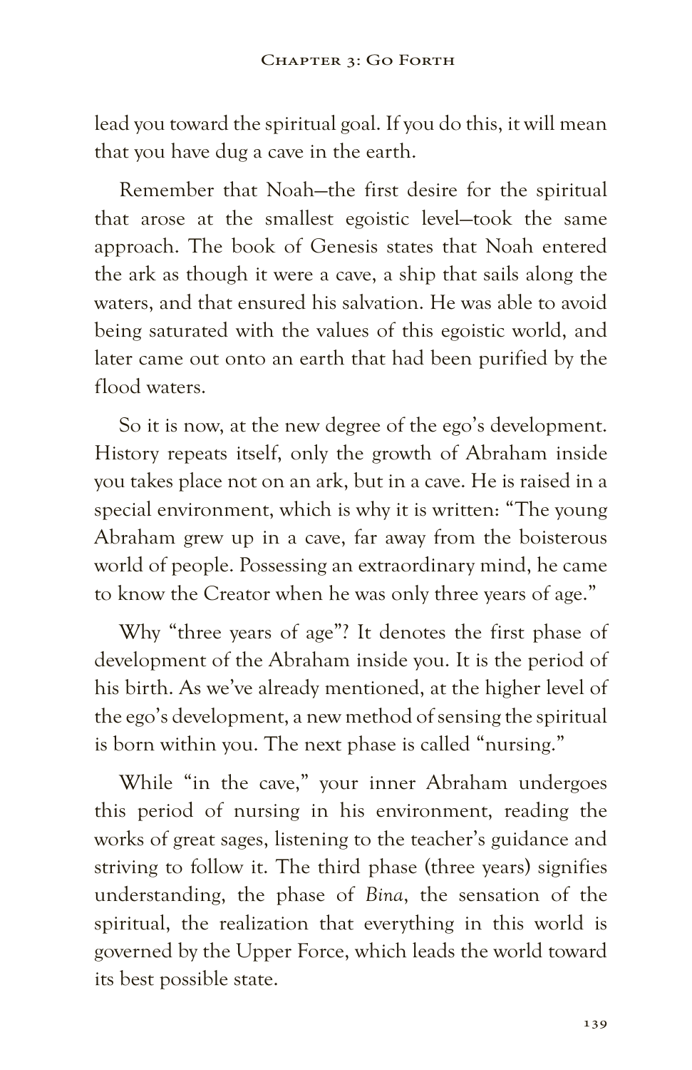lead you toward the spiritual goal. If you do this, it will mean that you have dug a cave in the earth.

Remember that Noah—the first desire for the spiritual that arose at the smallest egoistic level—took the same approach. The book of Genesis states that Noah entered the ark as though it were a cave, a ship that sails along the waters, and that ensured his salvation. He was able to avoid being saturated with the values of this egoistic world, and later came out onto an earth that had been purified by the flood waters.

So it is now, at the new degree of the ego's development. History repeats itself, only the growth of Abraham inside you takes place not on an ark, but in a cave. He is raised in a special environment, which is why it is written: "The young Abraham grew up in a cave, far away from the boisterous world of people. Possessing an extraordinary mind, he came to know the Creator when he was only three years of age."

Why "three years of age"? It denotes the first phase of development of the Abraham inside you. It is the period of his birth. As we've already mentioned, at the higher level of the ego's development, a new method of sensing the spiritual is born within you. The next phase is called "nursing."

While "in the cave," your inner Abraham undergoes this period of nursing in his environment, reading the works of great sages, listening to the teacher's guidance and striving to follow it. The third phase (three years) signifies understanding, the phase of *Bina*, the sensation of the spiritual, the realization that everything in this world is governed by the Upper Force, which leads the world toward its best possible state.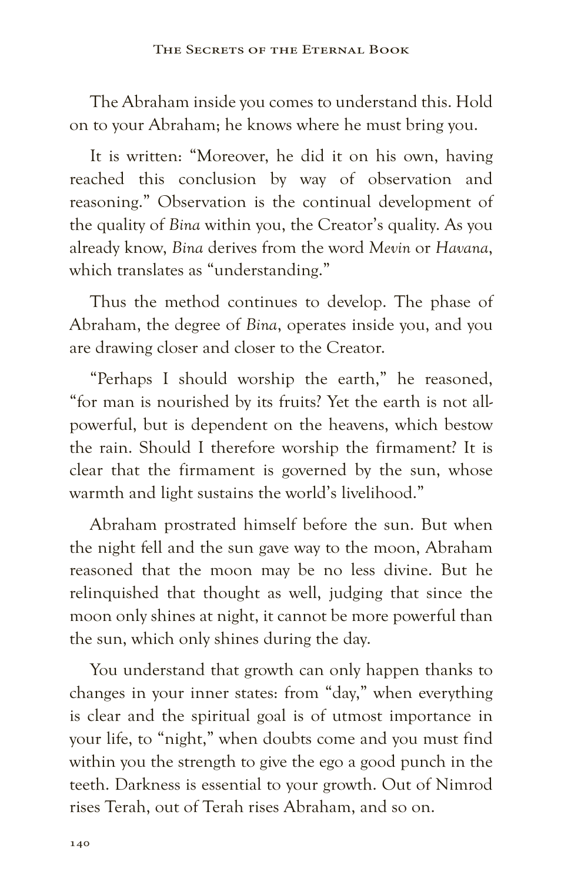The Abraham inside you comes to understand this. Hold on to your Abraham; he knows where he must bring you.

It is written: "Moreover, he did it on his own, having reached this conclusion by way of observation and reasoning." Observation is the continual development of the quality of *Bina* within you, the Creator's quality. As you already know, *Bina* derives from the word *Mevin* or *Havana*, which translates as "understanding."

Thus the method continues to develop. The phase of Abraham, the degree of *Bina*, operates inside you, and you are drawing closer and closer to the Creator.

"Perhaps I should worship the earth," he reasoned, "for man is nourished by its fruits? Yet the earth is not all-powerful, but is dependent on the heavens, which bestow the rain. Should I therefore worship the firmament? It is clear that the firmament is governed by the sun, whose warmth and light sustains the world's livelihood."

Abraham prostrated himself before the sun. But when the night fell and the sun gave way to the moon, Abraham reasoned that the moon may be no less divine. But he relinquished that thought as well, judging that since the moon only shines at night, it cannot be more powerful than the sun, which only shines during the day.

You understand that growth can only happen thanks to changes in your inner states: from "day," when everything is clear and the spiritual goal is of utmost importance in your life, to "night," when doubts come and you must find within you the strength to give the ego a good punch in the teeth. Darkness is essential to your growth. Out of Nimrod rises Terah, out of Terah rises Abraham, and so on.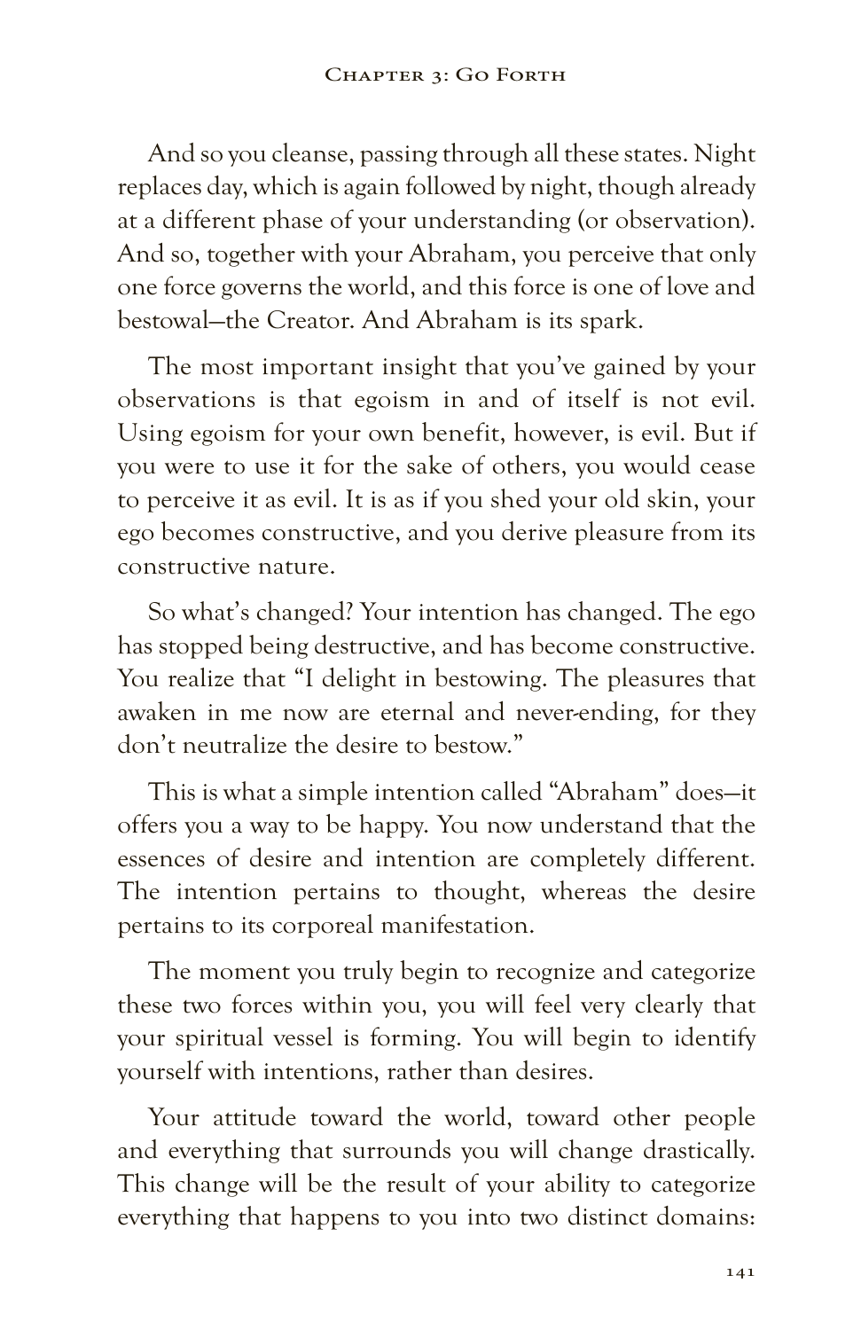And so you cleanse, passing through all these states. Night replaces day, which is again followed by night, though already at a different phase of your understanding (or observation). And so, together with your Abraham, you perceive that only one force governs the world, and this force is one of love and bestowal—the Creator. And Abraham is its spark.

The most important insight that you've gained by your observations is that egoism in and of itself is not evil. Using egoism for your own benefit, however, is evil. But if you were to use it for the sake of others, you would cease to perceive it as evil. It is as if you shed your old skin, your ego becomes constructive, and you derive pleasure from its constructive nature.

So what's changed? Your intention has changed. The ego has stopped being destructive, and has become constructive. You realize that "I delight in bestowing. The pleasures that awaken in me now are eternal and never-ending, for they don't neutralize the desire to bestow."

This is what a simple intention called "Abraham" does—it offers you a way to be happy. You now understand that the essences of desire and intention are completely different. The intention pertains to thought, whereas the desire pertains to its corporeal manifestation.

The moment you truly begin to recognize and categorize these two forces within you, you will feel very clearly that your spiritual vessel is forming. You will begin to identify yourself with intentions, rather than desires.

Your attitude toward the world, toward other people and everything that surrounds you will change drastically. This change will be the result of your ability to categorize everything that happens to you into two distinct domains: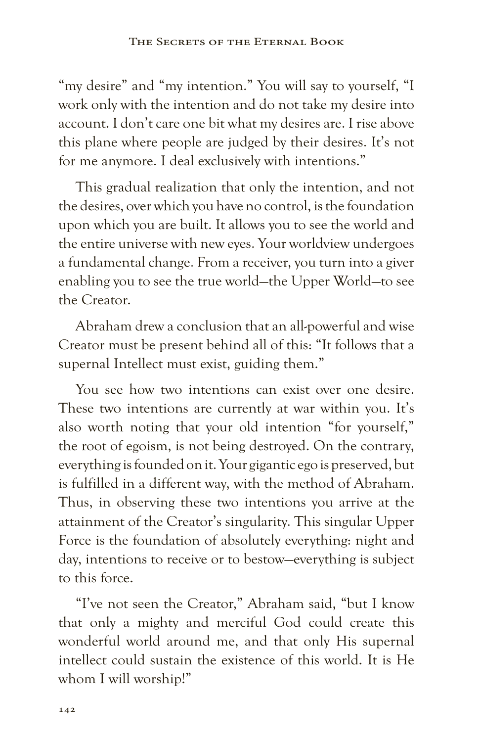"my desire" and "my intention." You will say to yourself, "I work only with the intention and do not take my desire into account. I don't care one bit what my desires are. I rise above this plane where people are judged by their desires. It's not for me anymore. I deal exclusively with intentions."

This gradual realization that only the intention, and not the desires, over which you have no control, is the foundation upon which you are built. It allows you to see the world and the entire universe with new eyes. Your worldview undergoes a fundamental change. From a receiver, you turn into a giver enabling you to see the true world—the Upper World—to see the Creator.

Abraham drew a conclusion that an all-powerful and wise Creator must be present behind all of this: "It follows that a supernal Intellect must exist, guiding them."

You see how two intentions can exist over one desire. These two intentions are currently at war within you. It's also worth noting that your old intention "for yourself," the root of egoism, is not being destroyed. On the contrary, everything is founded on it. Your gigantic ego is preserved, but is fulfilled in a different way, with the method of Abraham. Thus, in observing these two intentions you arrive at the attainment of the Creator's singularity. This singular Upper Force is the foundation of absolutely everything: night and day, intentions to receive or to bestow—everything is subject to this force.

"I've not seen the Creator," Abraham said, "but I know that only a mighty and merciful God could create this wonderful world around me, and that only His supernal intellect could sustain the existence of this world. It is He whom I will worship!"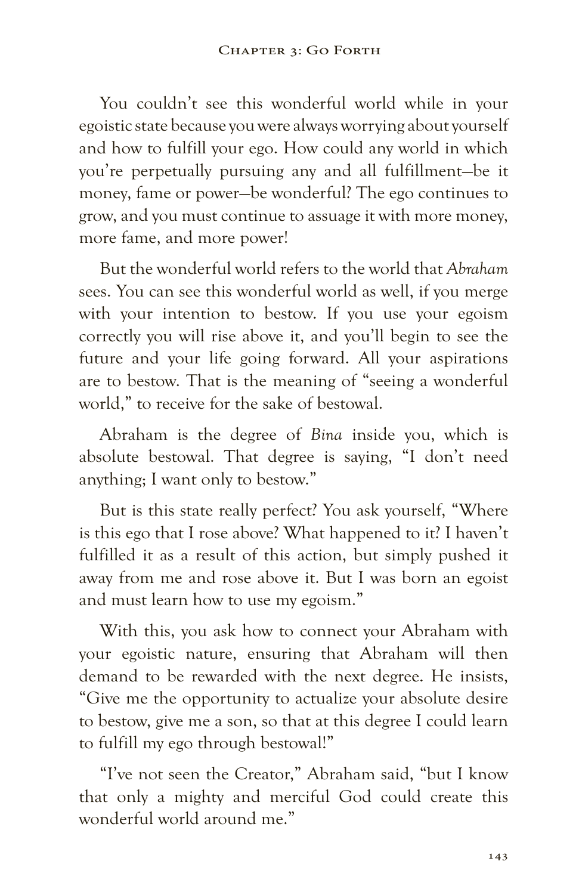You couldn't see this wonderful world while in your egoistic state because you were always worrying about yourself and how to fulfill your ego. How could any world in which you're perpetually pursuing any and all fulfillment—be it money, fame or power—be wonderful? The ego continues to grow, and you must continue to assuage it with more money, more fame, and more power!

But the wonderful world refers to the world that *Abraham* sees. You can see this wonderful world as well, if you merge with your intention to bestow. If you use your egoism correctly you will rise above it, and you'll begin to see the future and your life going forward. All your aspirations are to bestow. That is the meaning of "seeing a wonderful world," to receive for the sake of bestowal.

Abraham is the degree of *Bina* inside you, which is absolute bestowal. That degree is saying, "I don't need anything; I want only to bestow."

But is this state really perfect? You ask yourself, "Where is this ego that I rose above? What happened to it? I haven't fulfilled it as a result of this action, but simply pushed it away from me and rose above it. But I was born an egoist and must learn how to use my egoism."

With this, you ask how to connect your Abraham with your egoistic nature, ensuring that Abraham will then demand to be rewarded with the next degree. He insists, "Give me the opportunity to actualize your absolute desire to bestow, give me a son, so that at this degree I could learn to fulfill my ego through bestowal!"

"I've not seen the Creator," Abraham said, "but I know that only a mighty and merciful God could create this wonderful world around me."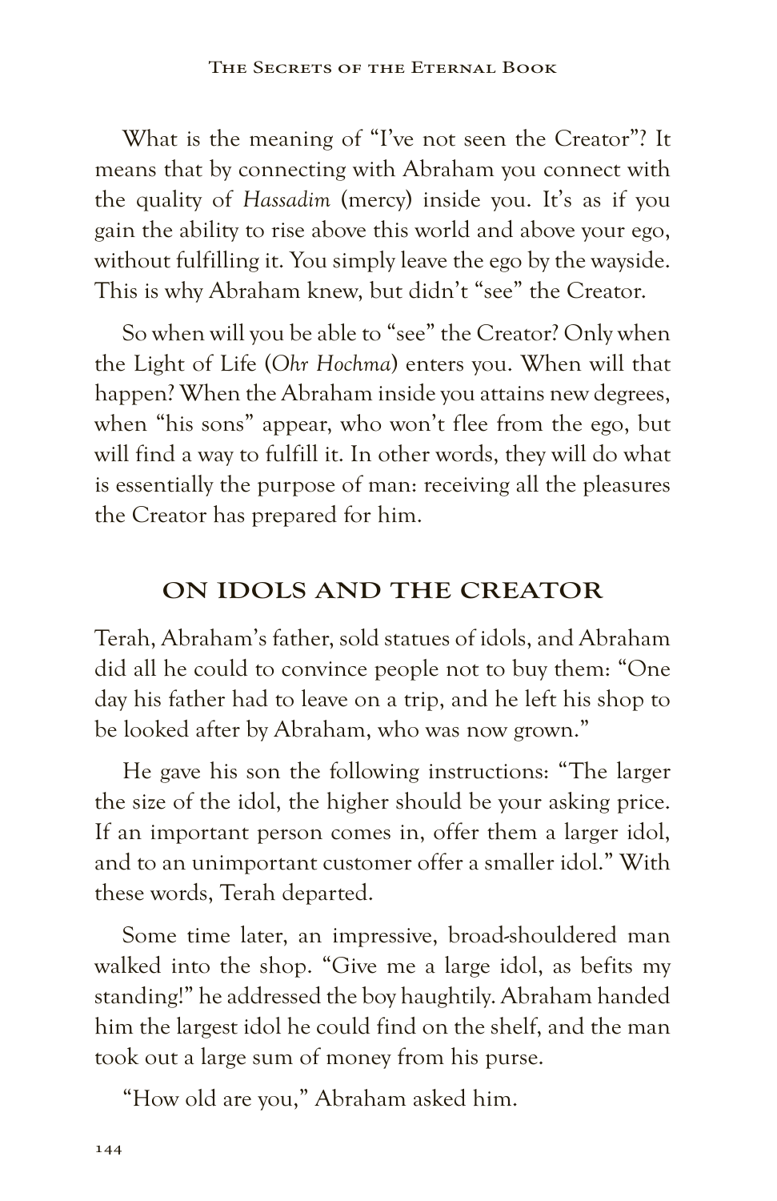What is the meaning of "I've not seen the Creator"? It means that by connecting with Abraham you connect with the quality of *Hassadim* (mercy) inside you. It's as if you gain the ability to rise above this world and above your ego, without fulfilling it. You simply leave the ego by the wayside. This is why Abraham knew, but didn't "see" the Creator.

So when will you be able to "see" the Creator? Only when the Light of Life (*Ohr Hochma*) enters you. When will that happen? When the Abraham inside you attains new degrees, when "his sons" appear, who won't flee from the ego, but will find a way to fulfill it. In other words, they will do what is essentially the purpose of man: receiving all the pleasures the Creator has prepared for him.

## ON IDOLS AND THE CREATOR

Terah, Abraham's father, sold statues of idols, and Abraham did all he could to convince people not to buy them: "One day his father had to leave on a trip, and he left his shop to be looked after by Abraham, who was now grown."

He gave his son the following instructions: "The larger the size of the idol, the higher should be your asking price. If an important person comes in, offer them a larger idol, and to an unimportant customer offer a smaller idol." With these words, Terah departed.

Some time later, an impressive, broad-shouldered man walked into the shop. "Give me a large idol, as befits my standing!" he addressed the boy haughtily. Abraham handed him the largest idol he could find on the shelf, and the man took out a large sum of money from his purse.

"How old are you," Abraham asked him.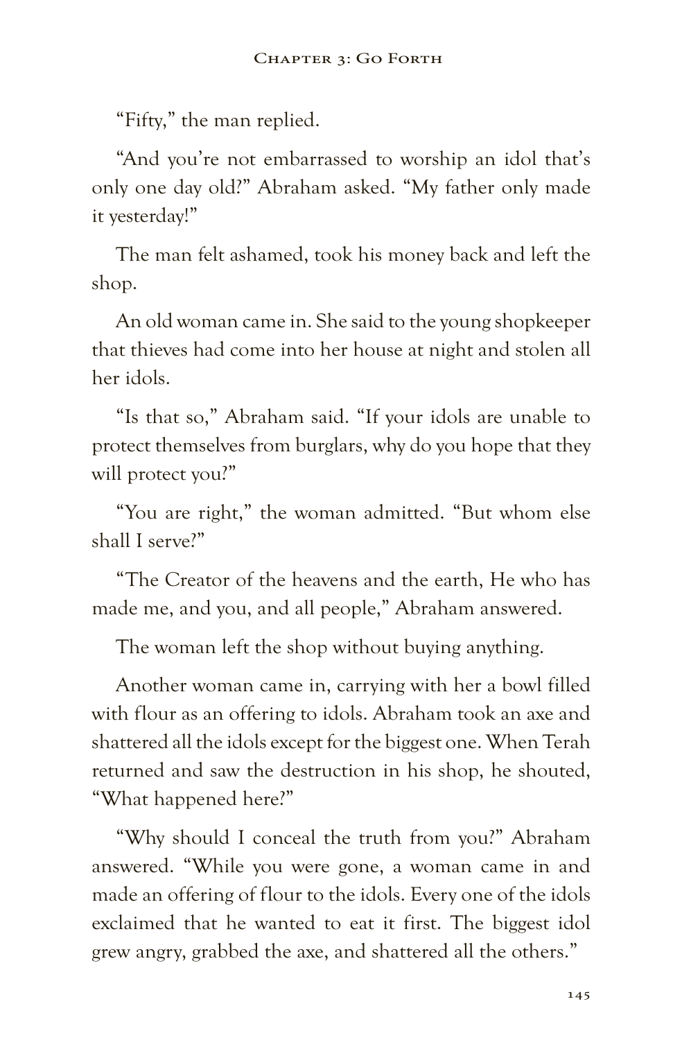"Fifty," the man replied.

"And you're not embarrassed to worship an idol that's only one day old?" Abraham asked. "My father only made it yesterday!"

The man felt ashamed, took his money back and left the shop.

An old woman came in. She said to the young shopkeeper that thieves had come into her house at night and stolen all her idols.

"Is that so," Abraham said. "If your idols are unable to protect themselves from burglars, why do you hope that they will protect you?"

"You are right," the woman admitted. "But whom else shall I serve?"

"The Creator of the heavens and the earth, He who has made me, and you, and all people," Abraham answered.

The woman left the shop without buying anything.

Another woman came in, carrying with her a bowl filled with flour as an offering to idols. Abraham took an axe and shattered all the idols except for the biggest one. When Terah returned and saw the destruction in his shop, he shouted, "What happened here?"

"Why should I conceal the truth from you?" Abraham answered. "While you were gone, a woman came in and made an offering of flour to the idols. Every one of the idols exclaimed that he wanted to eat it first. The biggest idol grew angry, grabbed the axe, and shattered all the others."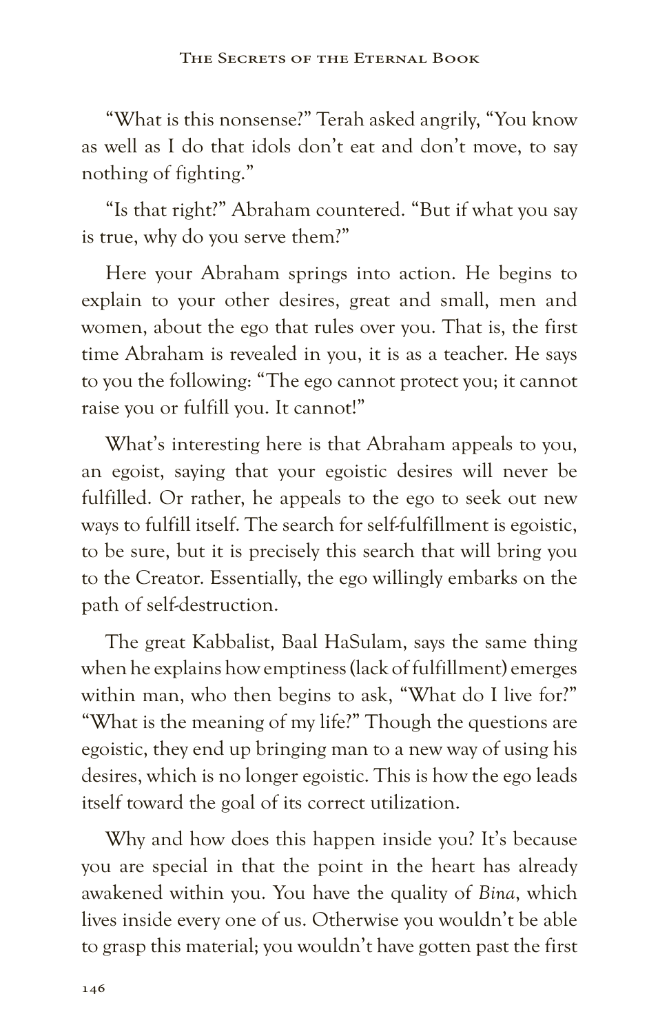"What is this nonsense?" Terah asked angrily, "You know as well as I do that idols don't eat and don't move, to say nothing of fighting."

"Is that right?" Abraham countered. "But if what you say is true, why do you serve them?"

Here your Abraham springs into action. He begins to explain to your other desires, great and small, men and women, about the ego that rules over you. That is, the first time Abraham is revealed in you, it is as a teacher. He says to you the following: "The ego cannot protect you; it cannot raise you or fulfill you. It cannot!"

What's interesting here is that Abraham appeals to you, an egoist, saying that your egoistic desires will never be fulfilled. Or rather, he appeals to the ego to seek out new ways to fulfill itself. The search for self-fulfillment is egoistic, to be sure, but it is precisely this search that will bring you to the Creator. Essentially, the ego willingly embarks on the path of self-destruction.

The great Kabbalist, Baal HaSulam, says the same thing when he explains how emptiness (lack of fulfillment) emerges within man, who then begins to ask, "What do I live for?" "What is the meaning of my life?" Though the questions are egoistic, they end up bringing man to a new way of using his desires, which is no longer egoistic. This is how the ego leads itself toward the goal of its correct utilization.

Why and how does this happen inside you? It's because you are special in that the point in the heart has already awakened within you. You have the quality of *Bina*, which lives inside every one of us. Otherwise you wouldn't be able to grasp this material; you wouldn't have gotten past the first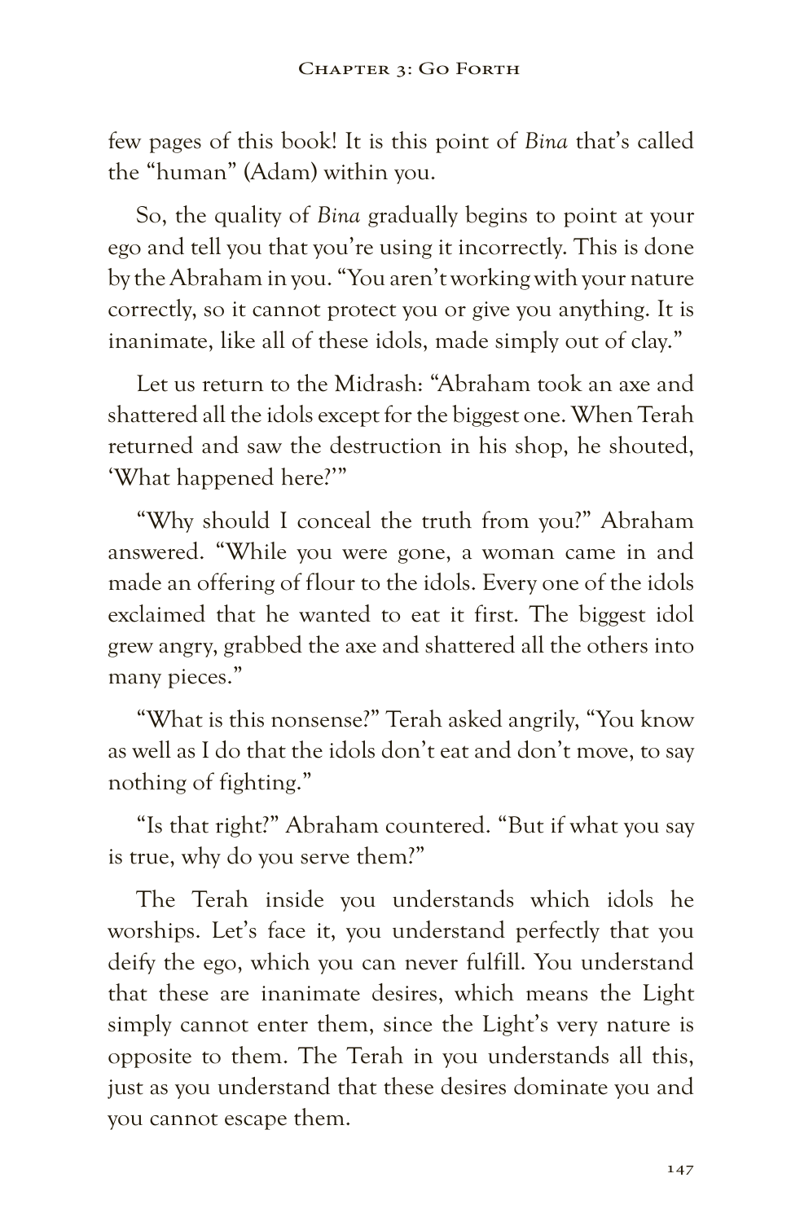few pages of this book! It is this point of *Bina* that's called the "human" (Adam) within you.

So, the quality of *Bina* gradually begins to point at your ego and tell you that you're using it incorrectly. This is done by the Abraham in you. "You aren't working with your nature correctly, so it cannot protect you or give you anything. It is inanimate, like all of these idols, made simply out of clay."

Let us return to the Midrash: "Abraham took an axe and shattered all the idols except for the biggest one. When Terah returned and saw the destruction in his shop, he shouted, 'What happened here?'"

"Why should I conceal the truth from you?" Abraham answered. "While you were gone, a woman came in and made an offering of flour to the idols. Every one of the idols exclaimed that he wanted to eat it first. The biggest idol grew angry, grabbed the axe and shattered all the others into many pieces."

"What is this nonsense?" Terah asked angrily, "You know as well as I do that the idols don't eat and don't move, to say nothing of fighting."

"Is that right?" Abraham countered. "But if what you say is true, why do you serve them?"

The Terah inside you understands which idols he worships. Let's face it, you understand perfectly that you deify the ego, which you can never fulfill. You understand that these are inanimate desires, which means the Light simply cannot enter them, since the Light's very nature is opposite to them. The Terah in you understands all this, just as you understand that these desires dominate you and you cannot escape them.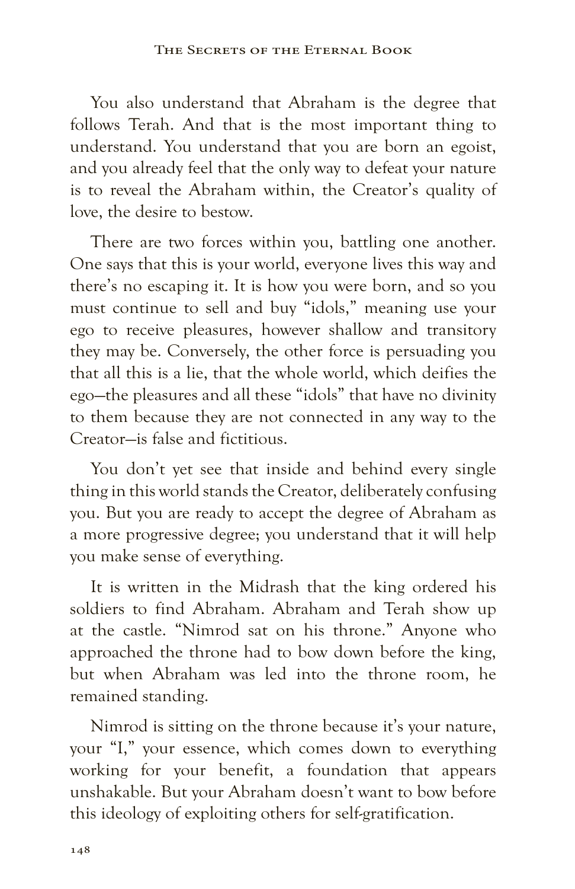You also understand that Abraham is the degree that follows Terah. And that is the most important thing to understand. You understand that you are born an egoist, and you already feel that the only way to defeat your nature is to reveal the Abraham within, the Creator's quality of love, the desire to bestow.

There are two forces within you, battling one another. One says that this is your world, everyone lives this way and there's no escaping it. It is how you were born, and so you must continue to sell and buy "idols," meaning use your ego to receive pleasures, however shallow and transitory they may be. Conversely, the other force is persuading you that all this is a lie, that the whole world, which deifies the ego—the pleasures and all these "idols" that have no divinity to them because they are not connected in any way to the Creator—is false and fictitious.

You don't yet see that inside and behind every single thing in this world stands the Creator, deliberately confusing you. But you are ready to accept the degree of Abraham as a more progressive degree; you understand that it will help you make sense of everything.

It is written in the Midrash that the king ordered his soldiers to find Abraham. Abraham and Terah show up at the castle. "Nimrod sat on his throne." Anyone who approached the throne had to bow down before the king, but when Abraham was led into the throne room, he remained standing.

Nimrod is sitting on the throne because it's your nature, your "I," your essence, which comes down to everything working for your benefit, a foundation that appears unshakable. But your Abraham doesn't want to bow before this ideology of exploiting others for self-gratification.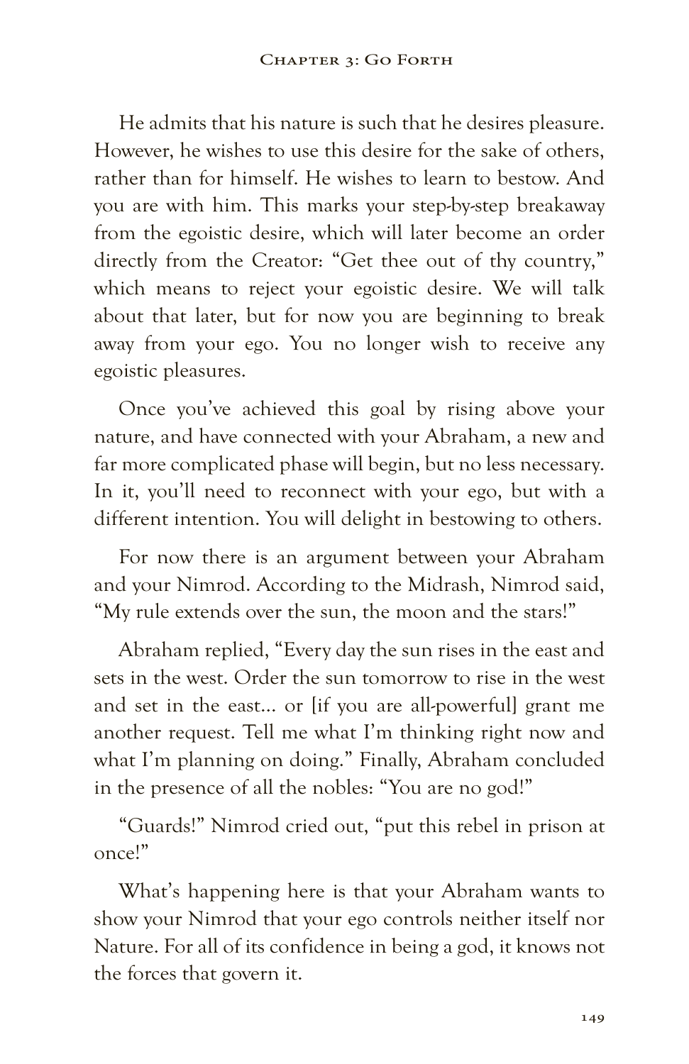He admits that his nature is such that he desires pleasure. However, he wishes to use this desire for the sake of others, rather than for himself. He wishes to learn to bestow. And you are with him. This marks your step-by-step breakaway from the egoistic desire, which will later become an order directly from the Creator: "Get thee out of thy country," which means to reject your egoistic desire. We will talk about that later, but for now you are beginning to break away from your ego. You no longer wish to receive any egoistic pleasures.

Once you've achieved this goal by rising above your nature, and have connected with your Abraham, a new and far more complicated phase will begin, but no less necessary. In it, you'll need to reconnect with your ego, but with a different intention. You will delight in bestowing to others.

For now there is an argument between your Abraham and your Nimrod. According to the Midrash, Nimrod said, "My rule extends over the sun, the moon and the stars!"

Abraham replied, "Every day the sun rises in the east and sets in the west. Order the sun tomorrow to rise in the west and set in the east… or [if you are all-powerful] grant me another request. Tell me what I'm thinking right now and what I'm planning on doing." Finally, Abraham concluded in the presence of all the nobles: "You are no god!"

"Guards!" Nimrod cried out, "put this rebel in prison at once!"

What's happening here is that your Abraham wants to show your Nimrod that your ego controls neither itself nor Nature. For all of its confidence in being a god, it knows not the forces that govern it.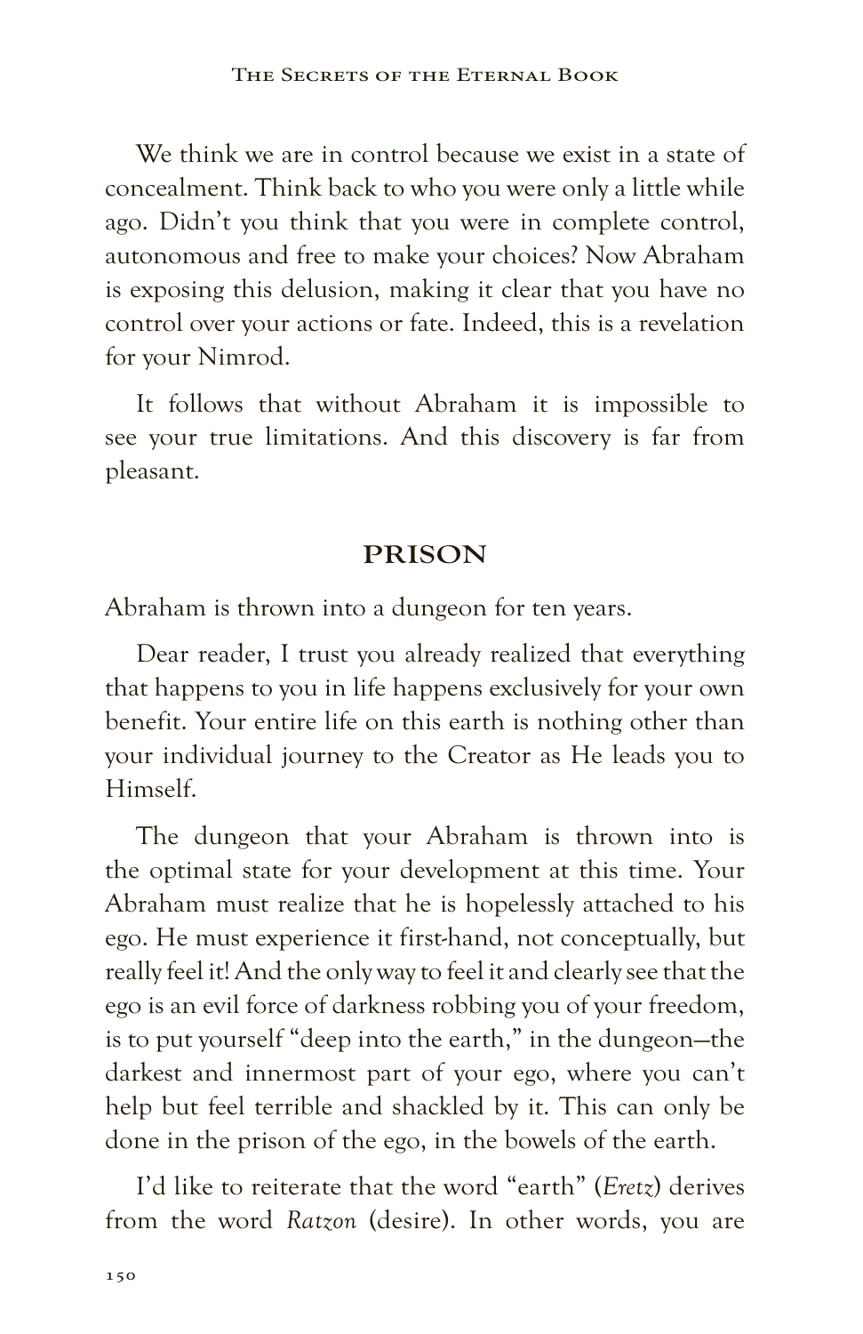We think we are in control because we exist in a state of concealment. Think back to who you were only a little while ago. Didn't you think that you were in complete control, autonomous and free to make your choices? Now Abraham is exposing this delusion, making it clear that you have no control over your actions or fate. Indeed, this is a revelation for your Nimrod.

It follows that without Abraham it is impossible to see your true limitations. And this discovery is far from pleasant.

## PRISON

Abraham is thrown into a dungeon for ten years.

Dear reader, I trust you already realized that everything that happens to you in life happens exclusively for your own benefit. Your entire life on this earth is nothing other than your individual journey to the Creator as He leads you to Himself.

The dungeon that your Abraham is thrown into is the optimal state for your development at this time. Your Abraham must realize that he is hopelessly attached to his ego. He must experience it first-hand, not conceptually, but really feel it! And the only way to feel it and clearly see that the ego is an evil force of darkness robbing you of your freedom, is to put yourself "deep into the earth," in the dungeon—the darkest and innermost part of your ego, where you can't help but feel terrible and shackled by it. This can only be done in the prison of the ego, in the bowels of the earth.

I'd like to reiterate that the word "earth" (*Eretz*) derives from the word *Ratzon* (desire). In other words, you are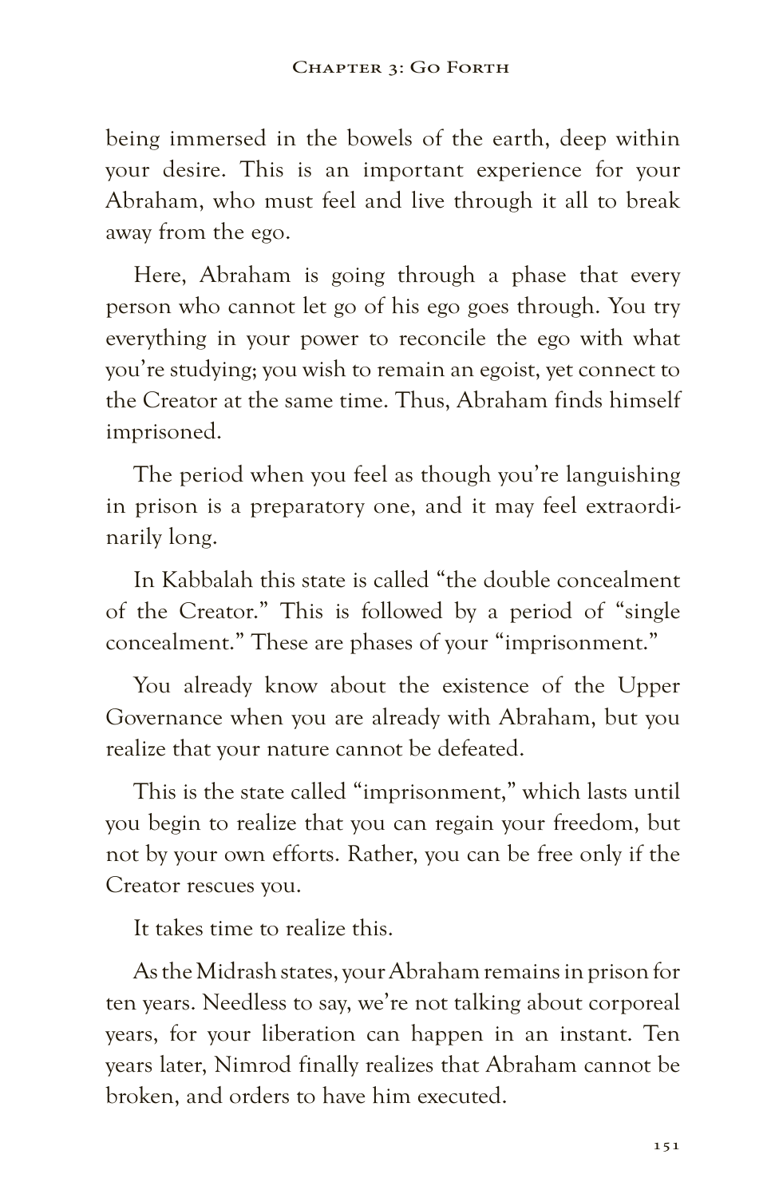being immersed in the bowels of the earth, deep within your desire. This is an important experience for your Abraham, who must feel and live through it all to break away from the ego.

Here, Abraham is going through a phase that every person who cannot let go of his ego goes through. You try everything in your power to reconcile the ego with what you're studying; you wish to remain an egoist, yet connect to the Creator at the same time. Thus, Abraham finds himself imprisoned.

The period when you feel as though you're languishing in prison is a preparatory one, and it may feel extraordinarily long.

In Kabbalah this state is called "the double concealment of the Creator." This is followed by a period of "single concealment." These are phases of your "imprisonment."

You already know about the existence of the Upper Governance when you are already with Abraham, but you realize that your nature cannot be defeated.

This is the state called "imprisonment," which lasts until you begin to realize that you can regain your freedom, but not by your own efforts. Rather, you can be free only if the Creator rescues you.

It takes time to realize this.

As the Midrash states, your Abraham remains in prison for ten years. Needless to say, we're not talking about corporeal years, for your liberation can happen in an instant. Ten years later, Nimrod finally realizes that Abraham cannot be broken, and orders to have him executed.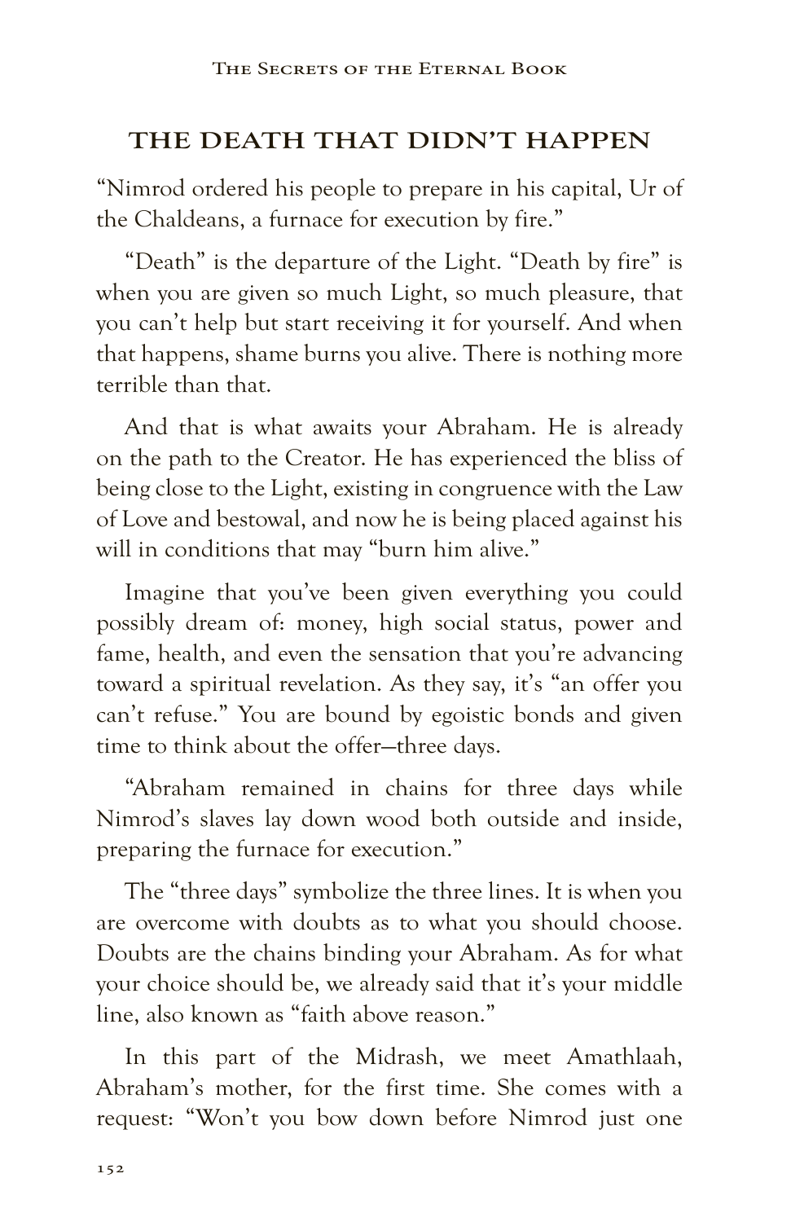## THE DEATH THAT DIDN'T HAPPEN

"Nimrod ordered his people to prepare in his capital, Ur of the Chaldeans, a furnace for execution by fire."

"Death" is the departure of the Light. "Death by fire" is when you are given so much Light, so much pleasure, that you can't help but start receiving it for yourself. And when that happens, shame burns you alive. There is nothing more terrible than that.

And that is what awaits your Abraham. He is already on the path to the Creator. He has experienced the bliss of being close to the Light, existing in congruence with the Law of Love and bestowal, and now he is being placed against his will in conditions that may "burn him alive."

Imagine that you've been given everything you could possibly dream of: money, high social status, power and fame, health, and even the sensation that you're advancing toward a spiritual revelation. As they say, it's "an offer you can't refuse." You are bound by egoistic bonds and given time to think about the offer—three days.

"Abraham remained in chains for three days while Nimrod's slaves lay down wood both outside and inside, preparing the furnace for execution."

The "three days" symbolize the three lines. It is when you are overcome with doubts as to what you should choose. Doubts are the chains binding your Abraham. As for what your choice should be, we already said that it's your middle line, also known as "faith above reason."

In this part of the Midrash, we meet Amathlaah, Abraham's mother, for the first time. She comes with a request: "Won't you bow down before Nimrod just one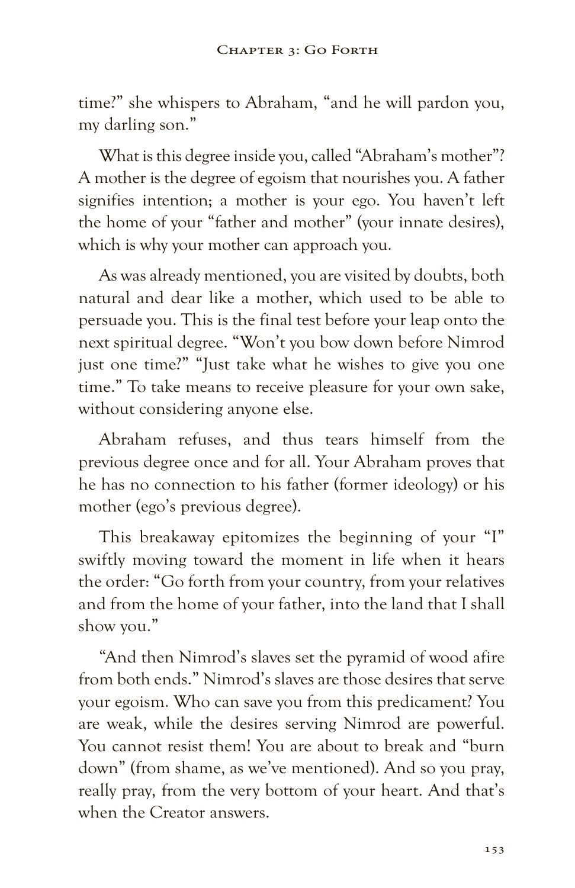time?" she whispers to Abraham, "and he will pardon you, my darling son."

What is this degree inside you, called "Abraham's mother"? A mother is the degree of egoism that nourishes you. A father signifies intention; a mother is your ego. You haven't left the home of your "father and mother" (your innate desires), which is why your mother can approach you.

As was already mentioned, you are visited by doubts, both natural and dear like a mother, which used to be able to persuade you. This is the final test before your leap onto the next spiritual degree. "Won't you bow down before Nimrod just one time?" "Just take what he wishes to give you one time." To take means to receive pleasure for your own sake, without considering anyone else.

Abraham refuses, and thus tears himself from the previous degree once and for all. Your Abraham proves that he has no connection to his father (former ideology) or his mother (ego's previous degree).

This breakaway epitomizes the beginning of your "I" swiftly moving toward the moment in life when it hears the order: "Go forth from your country, from your relatives and from the home of your father, into the land that I shall show you."

"And then Nimrod's slaves set the pyramid of wood afire from both ends." Nimrod's slaves are those desires that serve your egoism. Who can save you from this predicament? You are weak, while the desires serving Nimrod are powerful. You cannot resist them! You are about to break and "burn down" (from shame, as we've mentioned). And so you pray, really pray, from the very bottom of your heart. And that's when the Creator answers.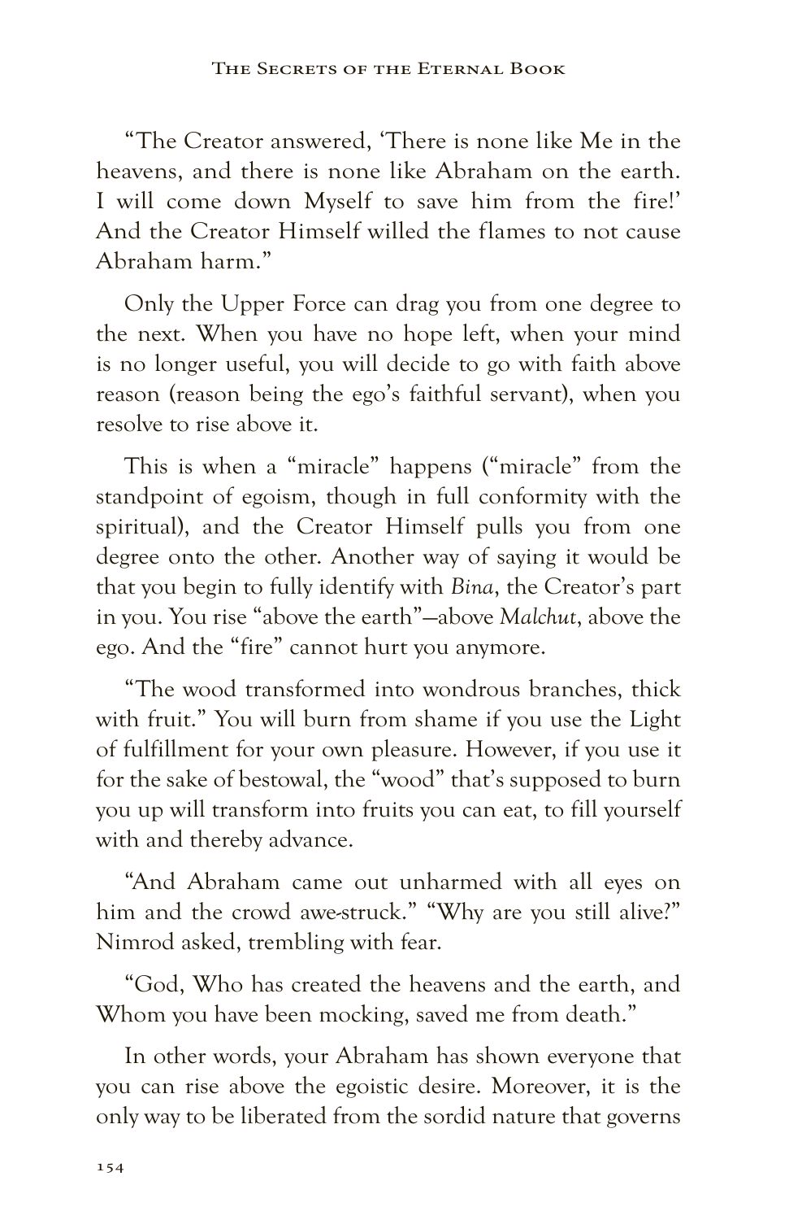"The Creator answered, 'There is none like Me in the heavens, and there is none like Abraham on the earth. I will come down Myself to save him from the fire!' And the Creator Himself willed the flames to not cause Abraham harm."

Only the Upper Force can drag you from one degree to the next. When you have no hope left, when your mind is no longer useful, you will decide to go with faith above reason (reason being the ego's faithful servant), when you resolve to rise above it.

This is when a "miracle" happens ("miracle" from the standpoint of egoism, though in full conformity with the spiritual), and the Creator Himself pulls you from one degree onto the other. Another way of saying it would be that you begin to fully identify with *Bina*, the Creator's part in you. You rise "above the earth"—above *Malchut*, above the ego. And the "fire" cannot hurt you anymore.

"The wood transformed into wondrous branches, thick with fruit." You will burn from shame if you use the Light of fulfillment for your own pleasure. However, if you use it for the sake of bestowal, the "wood" that's supposed to burn you up will transform into fruits you can eat, to fill yourself with and thereby advance.

"And Abraham came out unharmed with all eyes on him and the crowd awe-struck." "Why are you still alive?" Nimrod asked, trembling with fear.

"God, Who has created the heavens and the earth, and Whom you have been mocking, saved me from death."

In other words, your Abraham has shown everyone that you can rise above the egoistic desire. Moreover, it is the only way to be liberated from the sordid nature that governs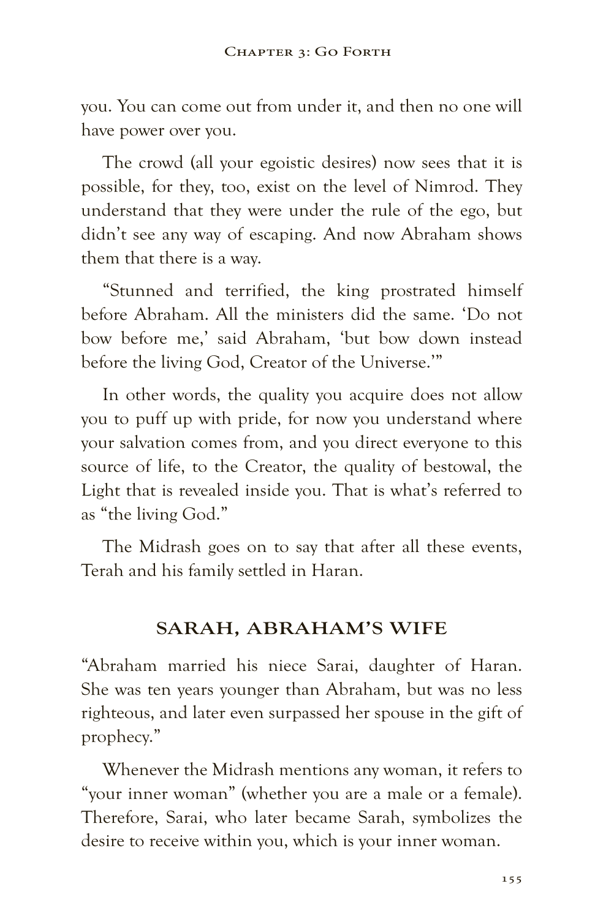you. You can come out from under it, and then no one will have power over you.

The crowd (all your egoistic desires) now sees that it is possible, for they, too, exist on the level of Nimrod. They understand that they were under the rule of the ego, but didn't see any way of escaping. And now Abraham shows them that there is a way.

"Stunned and terrified, the king prostrated himself before Abraham. All the ministers did the same. 'Do not bow before me,' said Abraham, 'but bow down instead before the living God, Creator of the Universe.'"

In other words, the quality you acquire does not allow you to puff up with pride, for now you understand where your salvation comes from, and you direct everyone to this source of life, to the Creator, the quality of bestowal, the Light that is revealed inside you. That is what's referred to as "the living God."

The Midrash goes on to say that after all these events, Terah and his family settled in Haran.

## SARAH, ABRAHAM'S WIFE

"Abraham married his niece Sarai, daughter of Haran. She was ten years younger than Abraham, but was no less righteous, and later even surpassed her spouse in the gift of prophecy."

Whenever the Midrash mentions any woman, it refers to "your inner woman" (whether you are a male or a female). Therefore, Sarai, who later became Sarah, symbolizes the desire to receive within you, which is your inner woman.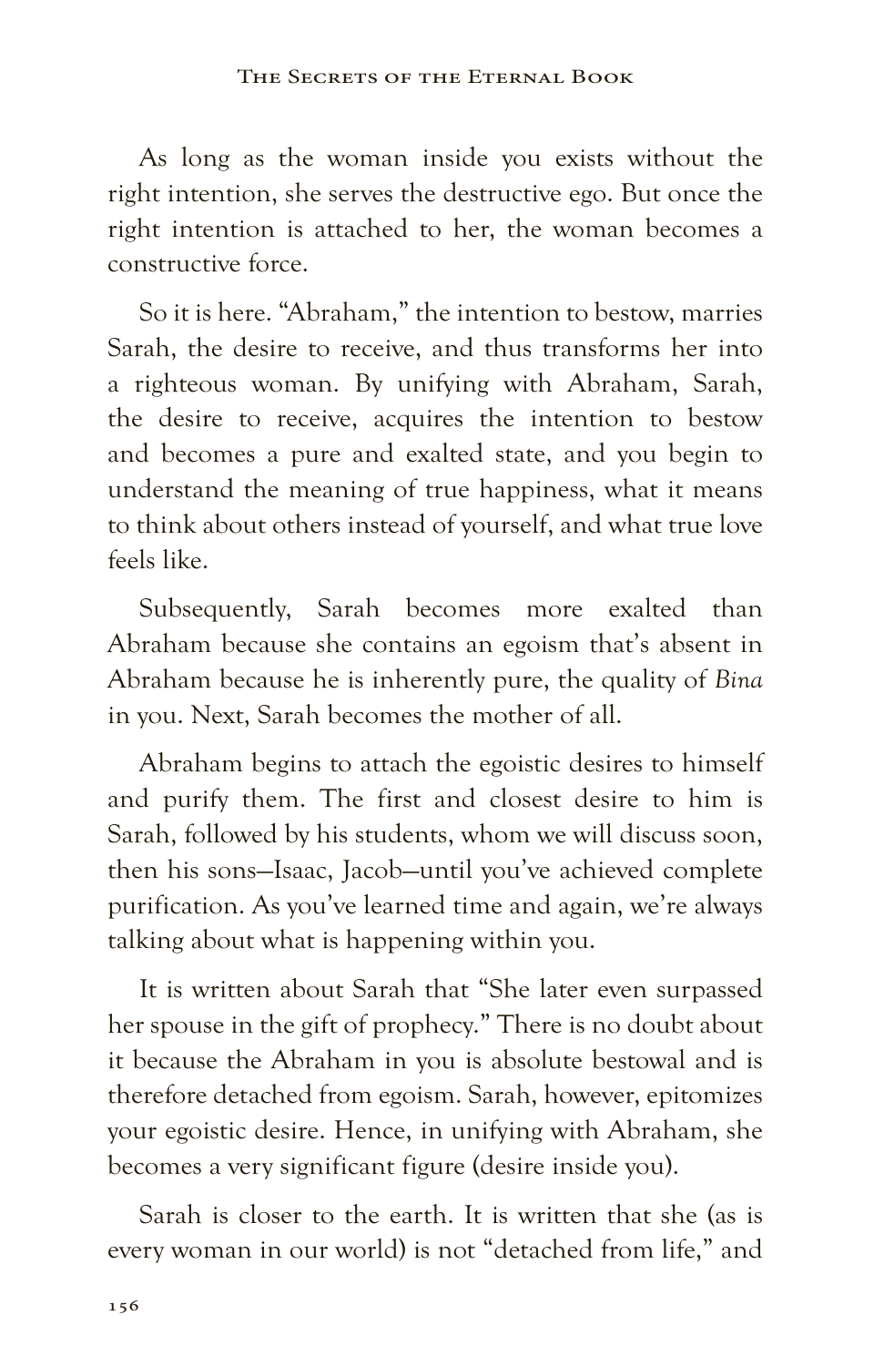As long as the woman inside you exists without the right intention, she serves the destructive ego. But once the right intention is attached to her, the woman becomes a constructive force.

So it is here. "Abraham," the intention to bestow, marries Sarah, the desire to receive, and thus transforms her into a righteous woman. By unifying with Abraham, Sarah, the desire to receive, acquires the intention to bestow and becomes a pure and exalted state, and you begin to understand the meaning of true happiness, what it means to think about others instead of yourself, and what true love feels like.

Subsequently, Sarah becomes more exalted than Abraham because she contains an egoism that's absent in Abraham because he is inherently pure, the quality of *Bina* in you. Next, Sarah becomes the mother of all.

Abraham begins to attach the egoistic desires to himself and purify them. The first and closest desire to him is Sarah, followed by his students, whom we will discuss soon, then his sons—Isaac, Jacob—until you've achieved complete purification. As you've learned time and again, we're always talking about what is happening within you.

It is written about Sarah that "She later even surpassed her spouse in the gift of prophecy." There is no doubt about it because the Abraham in you is absolute bestowal and is therefore detached from egoism. Sarah, however, epitomizes your egoistic desire. Hence, in unifying with Abraham, she becomes a very significant figure (desire inside you).

Sarah is closer to the earth. It is written that she (as is every woman in our world) is not "detached from life," and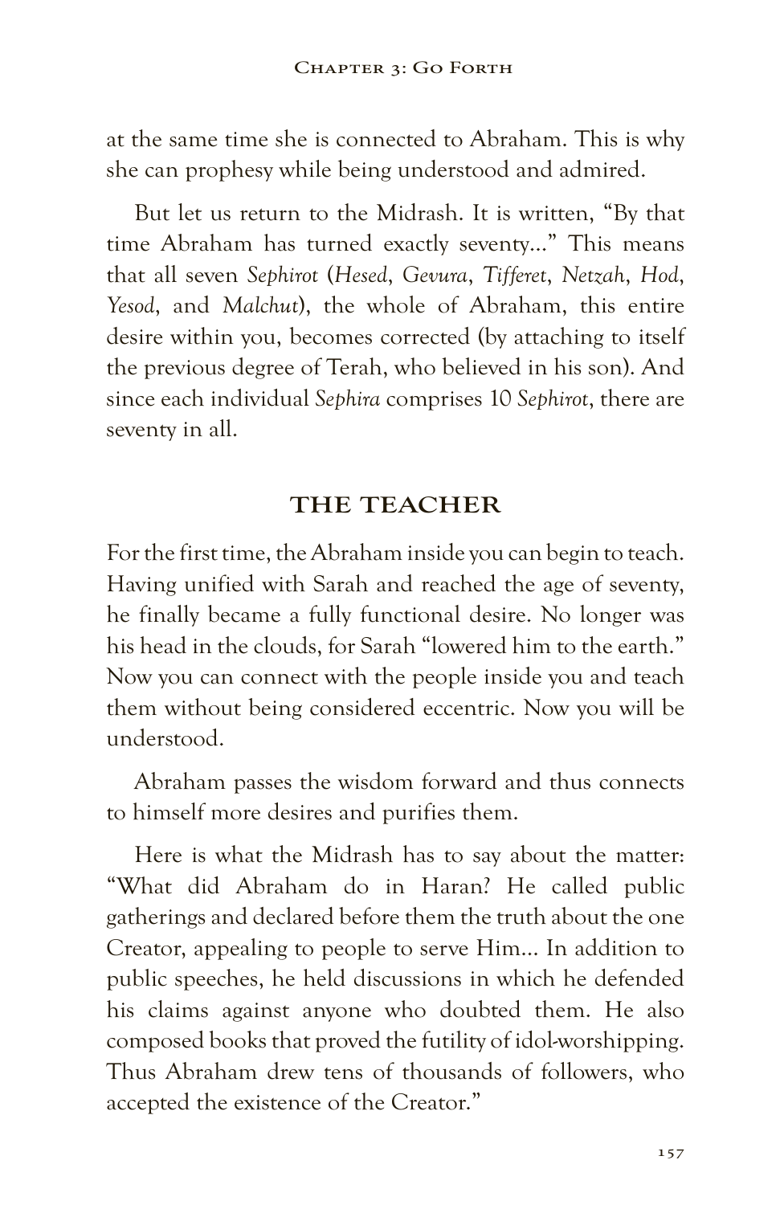at the same time she is connected to Abraham. This is why she can prophesy while being understood and admired.

But let us return to the Midrash. It is written, "By that time Abraham has turned exactly seventy..." This means that all seven *Sephirot* (*Hesed*, *Gevura*, *Tifferet*, *Netzah*, *Hod*, *Yesod*, and *Malchut*), the whole of Abraham, this entire desire within you, becomes corrected (by attaching to itself the previous degree of Terah, who believed in his son). And since each individual *Sephira* comprises 10 *Sephirot*, there are seventy in all.

## THE TEACHER

For the first time, the Abraham inside you can begin to teach. Having unified with Sarah and reached the age of seventy, he finally became a fully functional desire. No longer was his head in the clouds, for Sarah "lowered him to the earth." Now you can connect with the people inside you and teach them without being considered eccentric. Now you will be understood.

Abraham passes the wisdom forward and thus connects to himself more desires and purifies them.

Here is what the Midrash has to say about the matter: "What did Abraham do in Haran? He called public gatherings and declared before them the truth about the one Creator, appealing to people to serve Him... In addition to public speeches, he held discussions in which he defended his claims against anyone who doubted them. He also composed books that proved the futility of idol-worshipping. Thus Abraham drew tens of thousands of followers, who accepted the existence of the Creator."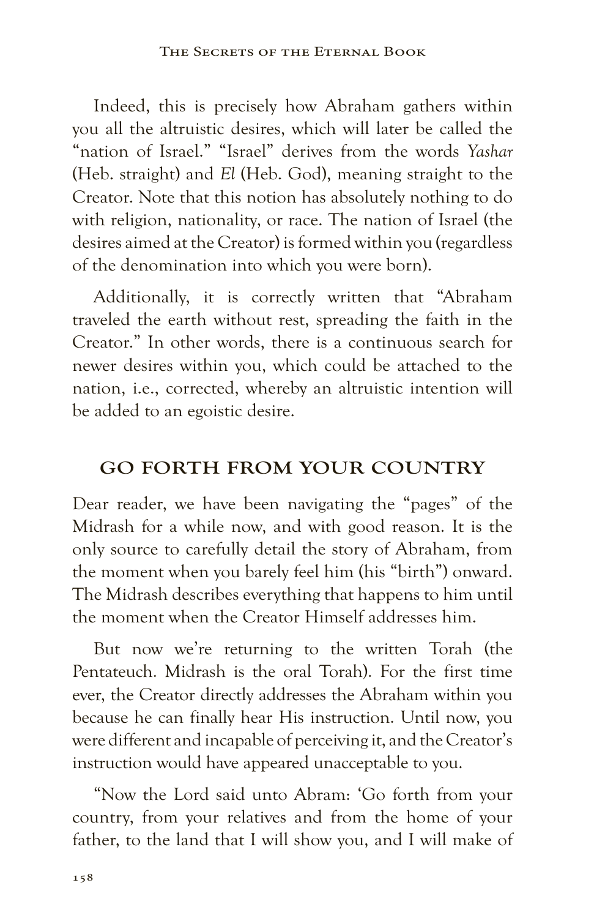Indeed, this is precisely how Abraham gathers within you all the altruistic desires, which will later be called the "nation of Israel." "Israel" derives from the words *Yashar* (Heb. straight) and *El* (Heb. God), meaning straight to the Creator. Note that this notion has absolutely nothing to do with religion, nationality, or race. The nation of Israel (the desires aimed at the Creator) is formed within you (regardless of the denomination into which you were born).

Additionally, it is correctly written that "Abraham traveled the earth without rest, spreading the faith in the Creator." In other words, there is a continuous search for newer desires within you, which could be attached to the nation, i.e., corrected, whereby an altruistic intention will be added to an egoistic desire.

## GO FORTH FROM YOUR COUNTRY

Dear reader, we have been navigating the "pages" of the Midrash for a while now, and with good reason. It is the only source to carefully detail the story of Abraham, from the moment when you barely feel him (his "birth") onward. The Midrash describes everything that happens to him until the moment when the Creator Himself addresses him.

But now we're returning to the written Torah (the Pentateuch. Midrash is the oral Torah). For the first time ever, the Creator directly addresses the Abraham within you because he can finally hear His instruction. Until now, you were different and incapable of perceiving it, and the Creator's instruction would have appeared unacceptable to you.

"Now the Lord said unto Abram: 'Go forth from your country, from your relatives and from the home of your father, to the land that I will show you, and I will make of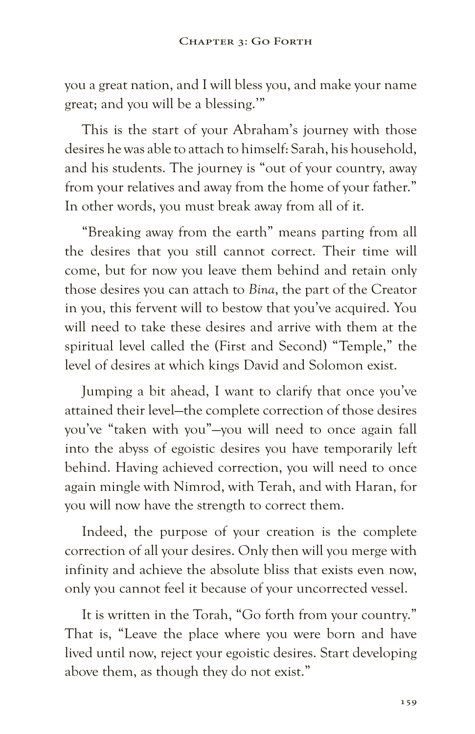you a great nation, and I will bless you, and make your name great; and you will be a blessing.'"

This is the start of your Abraham's journey with those desires he was able to attach to himself: Sarah, his household, and his students. The journey is "out of your country, away from your relatives and away from the home of your father." In other words, you must break away from all of it.

"Breaking away from the earth" means parting from all the desires that you still cannot correct. Their time will come, but for now you leave them behind and retain only those desires you can attach to *Bina*, the part of the Creator in you, this fervent will to bestow that you've acquired. You will need to take these desires and arrive with them at the spiritual level called the (First and Second) "Temple," the level of desires at which kings David and Solomon exist.

Jumping a bit ahead, I want to clarify that once you've attained their level—the complete correction of those desires you've "taken with you"—you will need to once again fall into the abyss of egoistic desires you have temporarily left behind. Having achieved correction, you will need to once again mingle with Nimrod, with Terah, and with Haran, for you will now have the strength to correct them.

Indeed, the purpose of your creation is the complete correction of all your desires. Only then will you merge with infinity and achieve the absolute bliss that exists even now, only you cannot feel it because of your uncorrected vessel.

It is written in the Torah, "Go forth from your country." That is, "Leave the place where you were born and have lived until now, reject your egoistic desires. Start developing above them, as though they do not exist."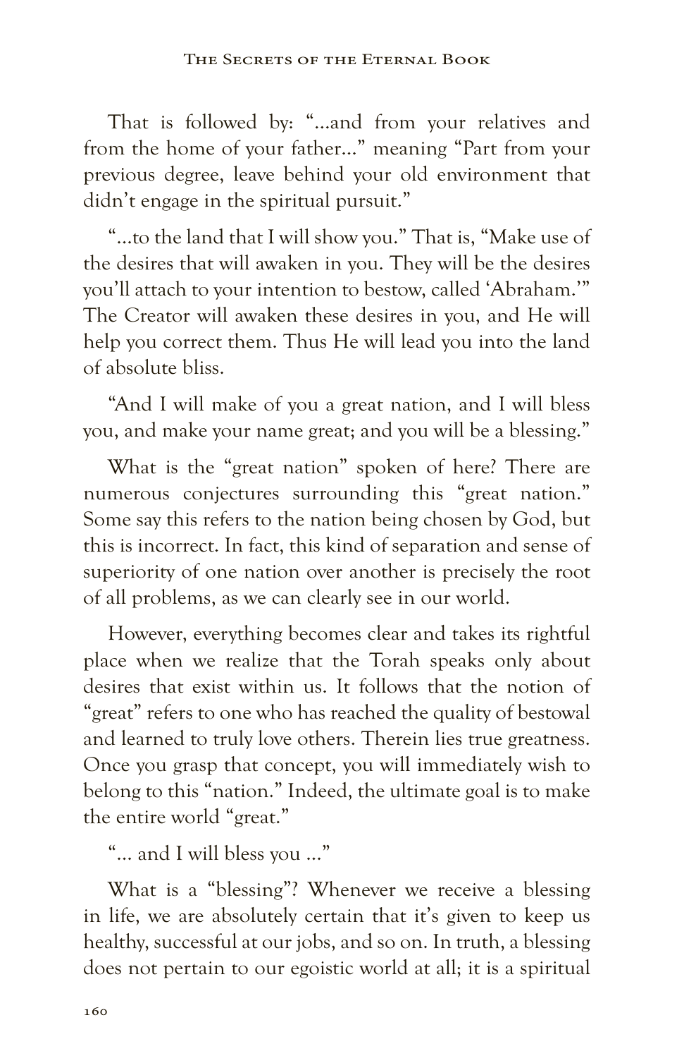That is followed by: "...and from your relatives and from the home of your father..." meaning "Part from your previous degree, leave behind your old environment that didn't engage in the spiritual pursuit."

"...to the land that I will show you." That is, "Make use of the desires that will awaken in you. They will be the desires you'll attach to your intention to bestow, called 'Abraham.'" The Creator will awaken these desires in you, and He will help you correct them. Thus He will lead you into the land of absolute bliss.

"And I will make of you a great nation, and I will bless you, and make your name great; and you will be a blessing."

What is the "great nation" spoken of here? There are numerous conjectures surrounding this "great nation." Some say this refers to the nation being chosen by God, but this is incorrect. In fact, this kind of separation and sense of superiority of one nation over another is precisely the root of all problems, as we can clearly see in our world.

However, everything becomes clear and takes its rightful place when we realize that the Torah speaks only about desires that exist within us. It follows that the notion of "great" refers to one who has reached the quality of bestowal and learned to truly love others. Therein lies true greatness. Once you grasp that concept, you will immediately wish to belong to this "nation." Indeed, the ultimate goal is to make the entire world "great."

"... and I will bless you ..."

What is a "blessing"? Whenever we receive a blessing in life, we are absolutely certain that it's given to keep us healthy, successful at our jobs, and so on. In truth, a blessing does not pertain to our egoistic world at all; it is a spiritual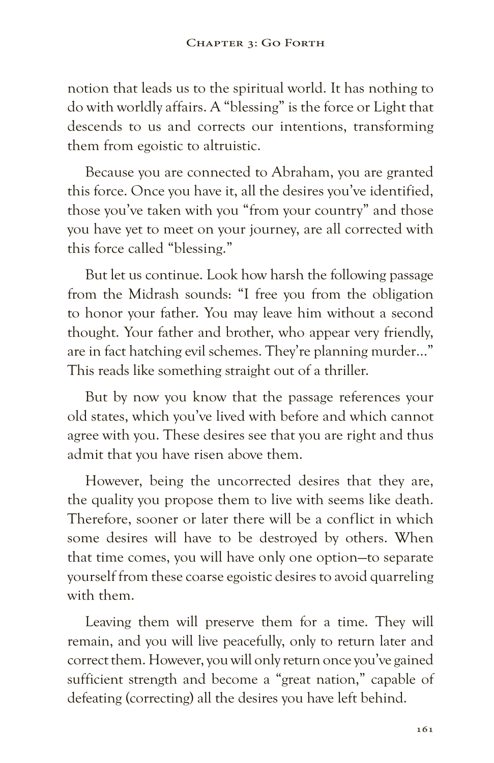notion that leads us to the spiritual world. It has nothing to do with worldly affairs. A "blessing" is the force or Light that descends to us and corrects our intentions, transforming them from egoistic to altruistic.

Because you are connected to Abraham, you are granted this force. Once you have it, all the desires you've identified, those you've taken with you "from your country" and those you have yet to meet on your journey, are all corrected with this force called "blessing."

But let us continue. Look how harsh the following passage from the Midrash sounds: "I free you from the obligation to honor your father. You may leave him without a second thought. Your father and brother, who appear very friendly, are in fact hatching evil schemes. They're planning murder..." This reads like something straight out of a thriller.

But by now you know that the passage references your old states, which you've lived with before and which cannot agree with you. These desires see that you are right and thus admit that you have risen above them.

However, being the uncorrected desires that they are, the quality you propose them to live with seems like death. Therefore, sooner or later there will be a conflict in which some desires will have to be destroyed by others. When that time comes, you will have only one option—to separate yourself from these coarse egoistic desires to avoid quarreling with them.

Leaving them will preserve them for a time. They will remain, and you will live peacefully, only to return later and correct them. However, you will only return once you've gained sufficient strength and become a "great nation," capable of defeating (correcting) all the desires you have left behind.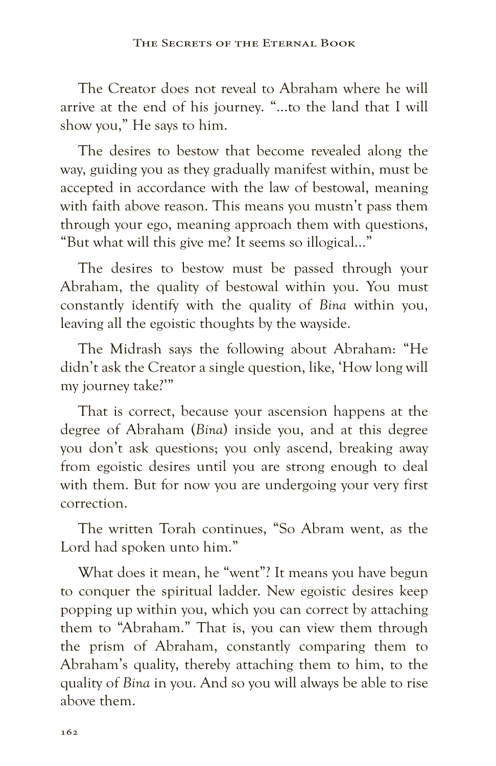The Creator does not reveal to Abraham where he will arrive at the end of his journey. "…to the land that I will show you," He says to him.

The desires to bestow that become revealed along the way, guiding you as they gradually manifest within, must be accepted in accordance with the law of bestowal, meaning with faith above reason. This means you mustn't pass them through your ego, meaning approach them with questions, "But what will this give me? It seems so illogical…"

The desires to bestow must be passed through your Abraham, the quality of bestowal within you. You must constantly identify with the quality of *Bina* within you, leaving all the egoistic thoughts by the wayside.

The Midrash says the following about Abraham: "He didn't ask the Creator a single question, like, 'How long will my journey take?'"

That is correct, because your ascension happens at the degree of Abraham (*Bina*) inside you, and at this degree you don't ask questions; you only ascend, breaking away from egoistic desires until you are strong enough to deal with them. But for now you are undergoing your very first correction.

The written Torah continues, "So Abram went, as the Lord had spoken unto him."

What does it mean, he "went"? It means you have begun to conquer the spiritual ladder. New egoistic desires keep popping up within you, which you can correct by attaching them to "Abraham." That is, you can view them through the prism of Abraham, constantly comparing them to Abraham's quality, thereby attaching them to him, to the quality of *Bina* in you. And so you will always be able to rise above them.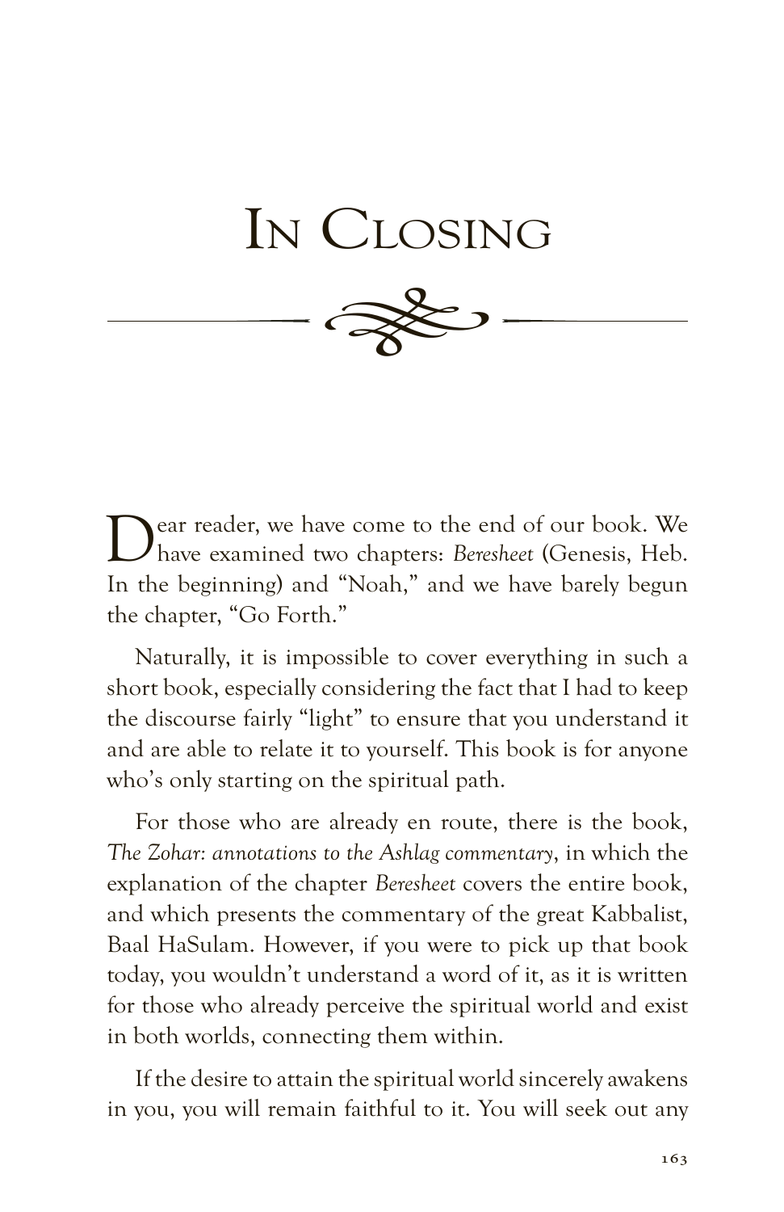# In Closing

Dear reader, we have come to the end of our book. We have examined two chapters: *Beresheet* (Genesis, Heb. In the beginning) and "Noah," and we have barely begun the chapter, "Go Forth."

Naturally, it is impossible to cover everything in such a short book, especially considering the fact that I had to keep the discourse fairly "light" to ensure that you understand it and are able to relate it to yourself. This book is for anyone who's only starting on the spiritual path.

For those who are already en route, there is the book, *The Zohar: annotations to the Ashlag commentary*, in which the explanation of the chapter *Beresheet* covers the entire book, and which presents the commentary of the great Kabbalist, Baal HaSulam. However, if you were to pick up that book today, you wouldn't understand a word of it, as it is written for those who already perceive the spiritual world and exist in both worlds, connecting them within.

If the desire to attain the spiritual world sincerely awakens in you, you will remain faithful to it. You will seek out any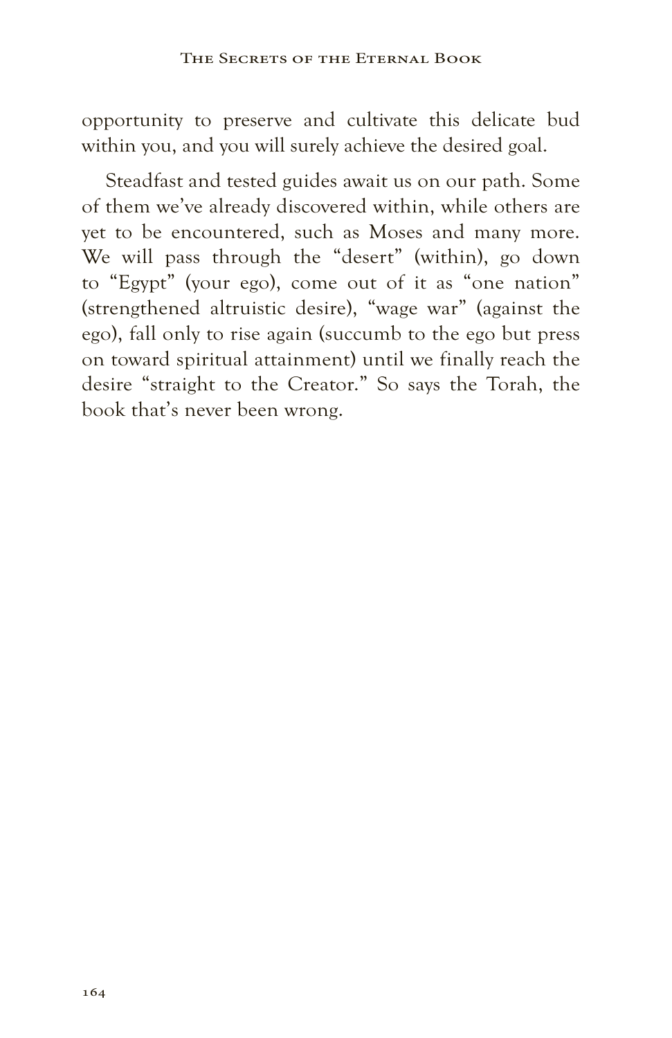opportunity to preserve and cultivate this delicate bud within you, and you will surely achieve the desired goal.

Steadfast and tested guides await us on our path. Some of them we've already discovered within, while others are yet to be encountered, such as Moses and many more. We will pass through the "desert" (within), go down to "Egypt" (your ego), come out of it as "one nation" (strengthened altruistic desire), "wage war" (against the ego), fall only to rise again (succumb to the ego but press on toward spiritual attainment) until we finally reach the desire "straight to the Creator." So says the Torah, the book that's never been wrong.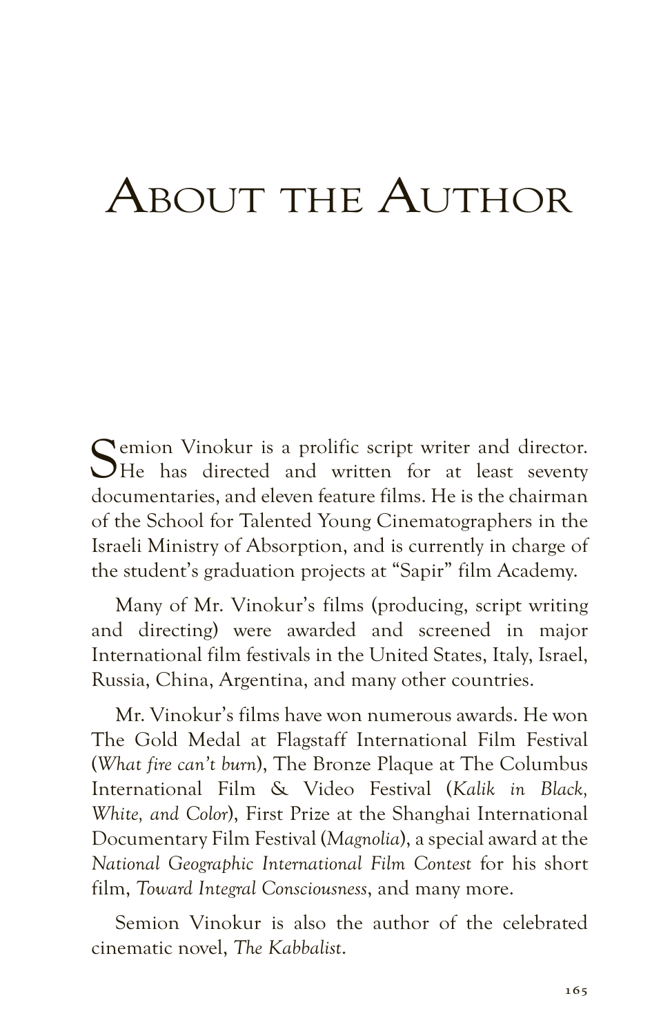# About the Author

Semion Vinokur is a prolific script writer and director. He has directed and written for at least seventy documentaries, and eleven feature films. He is the chairman of the School for Talented Young Cinematographers in the Israeli Ministry of Absorption, and is currently in charge of the student's graduation projects at "Sapir" film Academy.

Many of Mr. Vinokur's films (producing, script writing and directing) were awarded and screened in major International film festivals in the United States, Italy, Israel, Russia, China, Argentina, and many other countries.

Mr. Vinokur's films have won numerous awards. He won The Gold Medal at Flagstaff International Film Festival (*What fire can't burn*), The Bronze Plaque at The Columbus International Film & Video Festival (*Kalik in Black, White, and Color*), First Prize at the Shanghai International Documentary Film Festival (*Magnolia*), a special award at the *National Geographic International Film Contest* for his short film, *Toward Integral Consciousness*, and many more.

Semion Vinokur is also the author of the celebrated cinematic novel, *The Kabbalist*.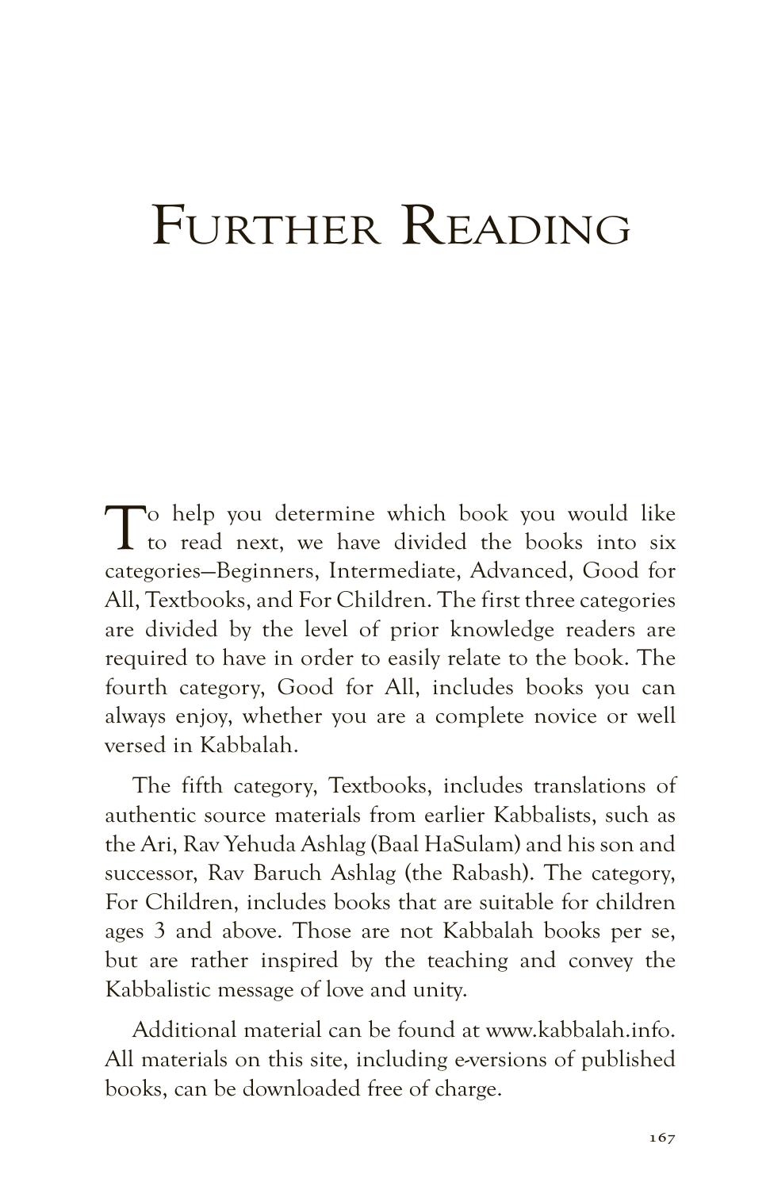# Further Reading

To help you determine which book you would like to read next, we have divided the books into six categories—Beginners, Intermediate, Advanced, Good for All, Textbooks, and For Children. The first three categories are divided by the level of prior knowledge readers are required to have in order to easily relate to the book. The fourth category, Good for All, includes books you can always enjoy, whether you are a complete novice or well versed in Kabbalah.

The fifth category, Textbooks, includes translations of authentic source materials from earlier Kabbalists, such as the Ari, Rav Yehuda Ashlag (Baal HaSulam) and his son and successor, Rav Baruch Ashlag (the Rabash). The category, For Children, includes books that are suitable for children ages 3 and above. Those are not Kabbalah books per se, but are rather inspired by the teaching and convey the Kabbalistic message of love and unity.

Additional material can be found at www.kabbalah.info. All materials on this site, including e-versions of published books, can be downloaded free of charge.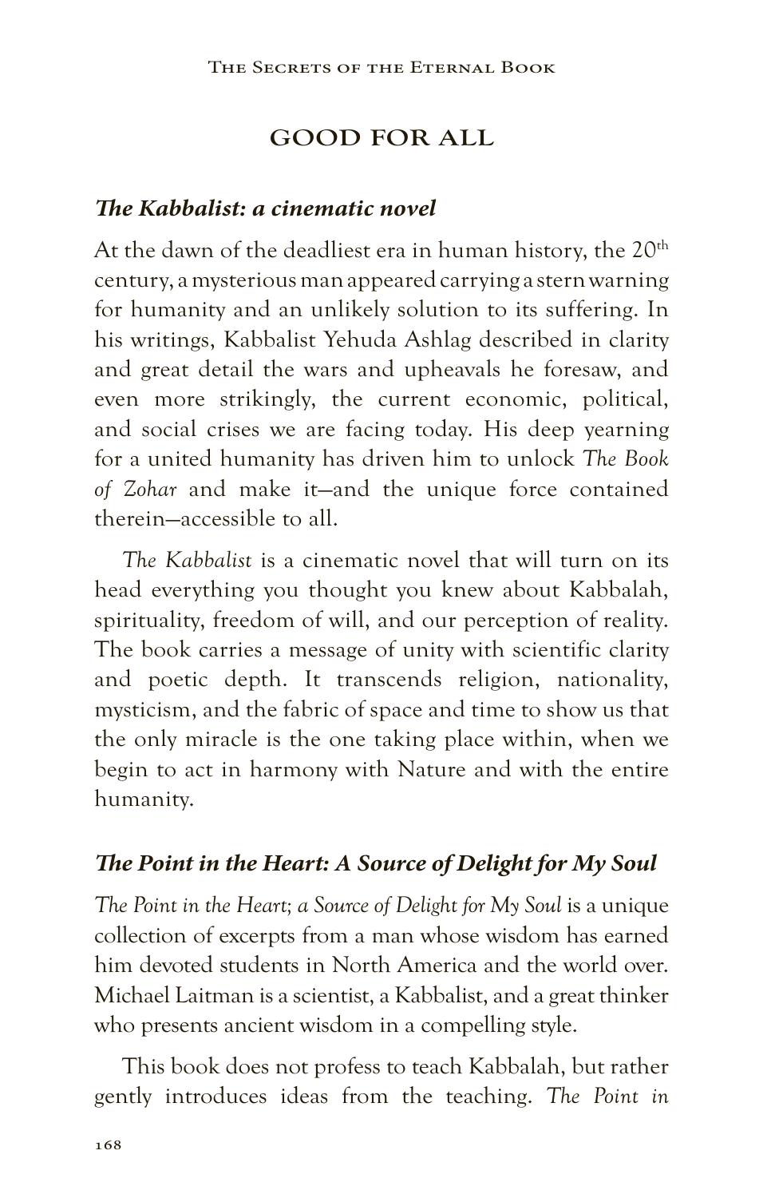## GOOD FOR ALL

### *The Kabbalist: a cinematic novel*

At the dawn of the deadliest era in human history, the 20th century, a mysterious man appeared carrying a stern warning for humanity and an unlikely solution to its suffering. In his writings, Kabbalist Yehuda Ashlag described in clarity and great detail the wars and upheavals he foresaw, and even more strikingly, the current economic, political, and social crises we are facing today. His deep yearning for a united humanity has driven him to unlock *The Book of Zohar* and make it—and the unique force contained therein—accessible to all.

*The Kabbalist* is a cinematic novel that will turn on its head everything you thought you knew about Kabbalah, spirituality, freedom of will, and our perception of reality. The book carries a message of unity with scientific clarity and poetic depth. It transcends religion, nationality, mysticism, and the fabric of space and time to show us that the only miracle is the one taking place within, when we begin to act in harmony with Nature and with the entire humanity.

### *The Point in the Heart: A Source of Delight for My Soul*

*The Point in the Heart; a Source of Delight for My Soul* is a unique collection of excerpts from a man whose wisdom has earned him devoted students in North America and the world over. Michael Laitman is a scientist, a Kabbalist, and a great thinker who presents ancient wisdom in a compelling style.

This book does not profess to teach Kabbalah, but rather gently introduces ideas from the teaching. *The Point in*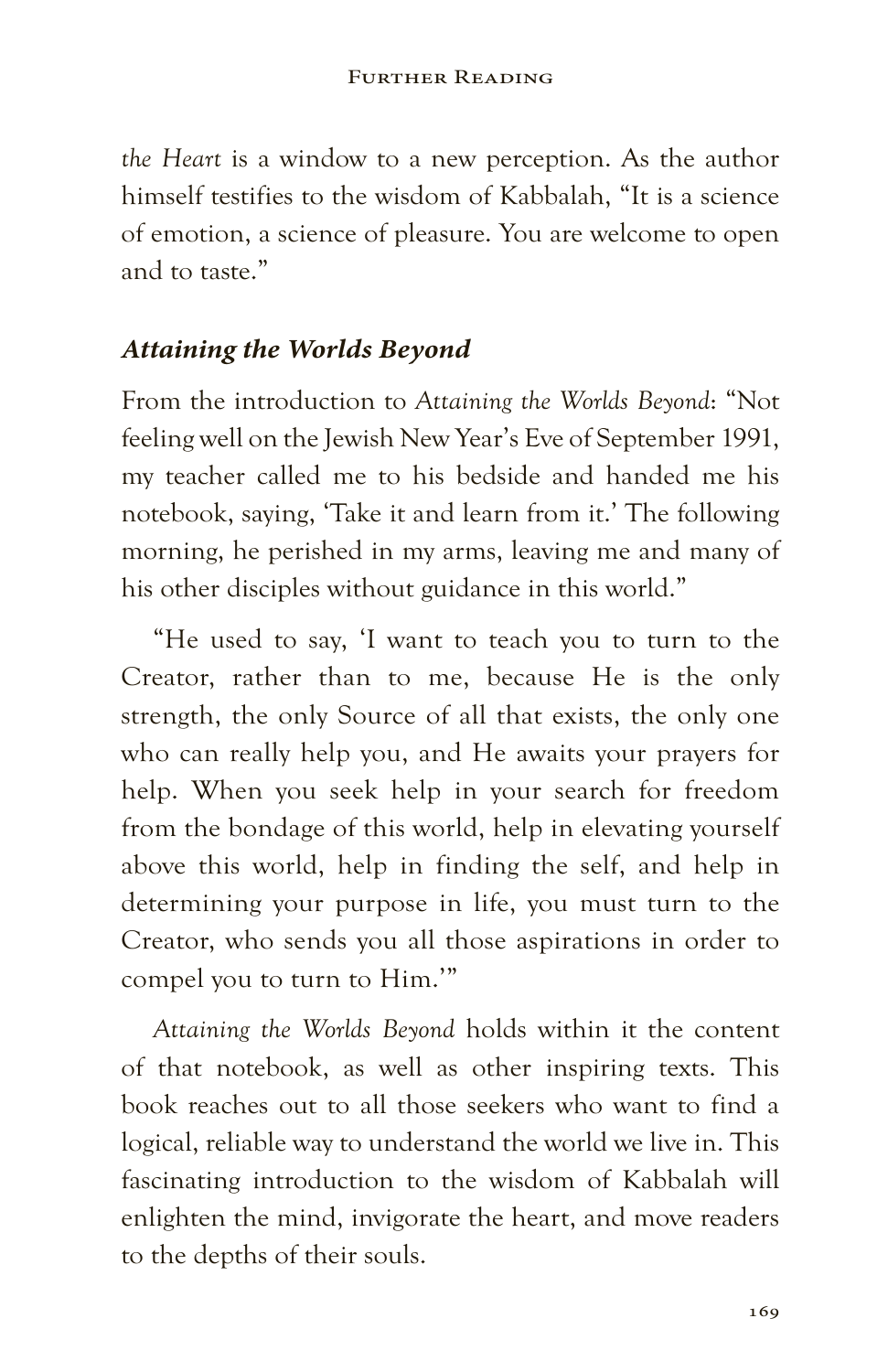*the Heart* is a window to a new perception. As the author himself testifies to the wisdom of Kabbalah, "It is a science of emotion, a science of pleasure. You are welcome to open and to taste."

### *Attaining the Worlds Beyond*

From the introduction to *Attaining the Worlds Beyond*: "Not feeling well on the Jewish New Year's Eve of September 1991, my teacher called me to his bedside and handed me his notebook, saying, 'Take it and learn from it.' The following morning, he perished in my arms, leaving me and many of his other disciples without guidance in this world."

"He used to say, 'I want to teach you to turn to the Creator, rather than to me, because He is the only strength, the only Source of all that exists, the only one who can really help you, and He awaits your prayers for help. When you seek help in your search for freedom from the bondage of this world, help in elevating yourself above this world, help in finding the self, and help in determining your purpose in life, you must turn to the Creator, who sends you all those aspirations in order to compel you to turn to Him.'"

*Attaining the Worlds Beyond* holds within it the content of that notebook, as well as other inspiring texts. This book reaches out to all those seekers who want to find a logical, reliable way to understand the world we live in. This fascinating introduction to the wisdom of Kabbalah will enlighten the mind, invigorate the heart, and move readers to the depths of their souls.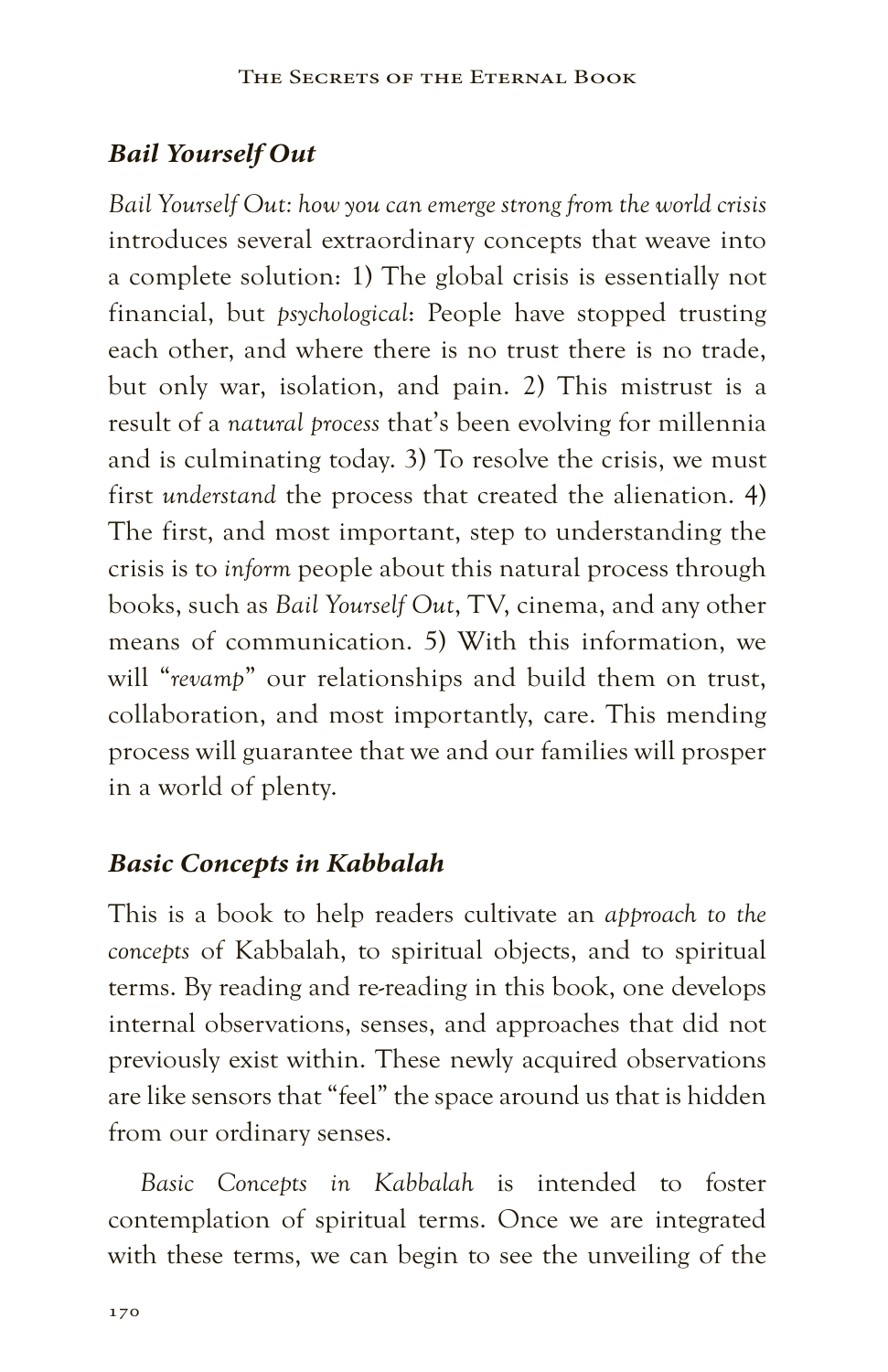### *Bail Yourself Out*

*Bail Yourself Out: how you can emerge strong from the world crisis* introduces several extraordinary concepts that weave into a complete solution: 1) The global crisis is essentially not financial, but *psychological*: People have stopped trusting each other, and where there is no trust there is no trade, but only war, isolation, and pain. 2) This mistrust is a result of a *natural process* that's been evolving for millennia and is culminating today. 3) To resolve the crisis, we must first *understand* the process that created the alienation. 4) The first, and most important, step to understanding the crisis is to *inform* people about this natural process through books, such as *Bail Yourself Out*, TV, cinema, and any other means of communication. 5) With this information, we will "*revamp*" our relationships and build them on trust, collaboration, and most importantly, care. This mending process will guarantee that we and our families will prosper in a world of plenty.

### *Basic Concepts in Kabbalah*

This is a book to help readers cultivate an *approach to the concepts* of Kabbalah, to spiritual objects, and to spiritual terms. By reading and re-reading in this book, one develops internal observations, senses, and approaches that did not previously exist within. These newly acquired observations are like sensors that "feel" the space around us that is hidden from our ordinary senses.

*Basic Concepts in Kabbalah* is intended to foster contemplation of spiritual terms. Once we are integrated with these terms, we can begin to see the unveiling of the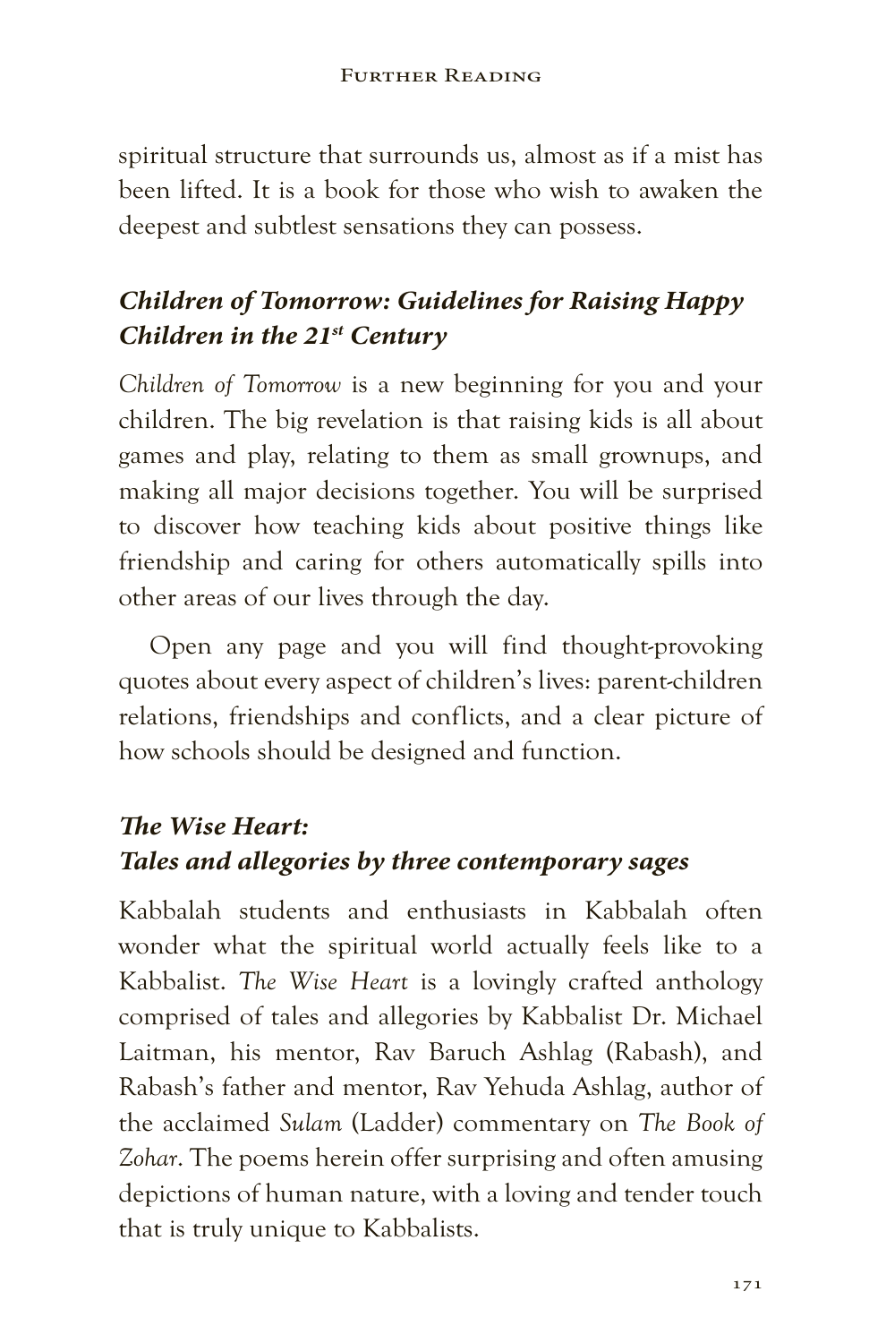spiritual structure that surrounds us, almost as if a mist has been lifted. It is a book for those who wish to awaken the deepest and subtlest sensations they can possess.

### *Children of Tomorrow: Guidelines for Raising Happy Children in the 21st Century*

*Children of Tomorrow* is a new beginning for you and your children. The big revelation is that raising kids is all about games and play, relating to them as small grownups, and making all major decisions together. You will be surprised to discover how teaching kids about positive things like friendship and caring for others automatically spills into other areas of our lives through the day.

Open any page and you will find thought-provoking quotes about every aspect of children's lives: parent-children relations, friendships and conflicts, and a clear picture of how schools should be designed and function.

### *The Wise Heart: Tales and allegories by three contemporary sages*

Kabbalah students and enthusiasts in Kabbalah often wonder what the spiritual world actually feels like to a Kabbalist. *The Wise Heart* is a lovingly crafted anthology comprised of tales and allegories by Kabbalist Dr. Michael Laitman, his mentor, Rav Baruch Ashlag (Rabash), and Rabash's father and mentor, Rav Yehuda Ashlag, author of the acclaimed *Sulam* (Ladder) commentary on *The Book of Zohar*. The poems herein offer surprising and often amusing depictions of human nature, with a loving and tender touch that is truly unique to Kabbalists.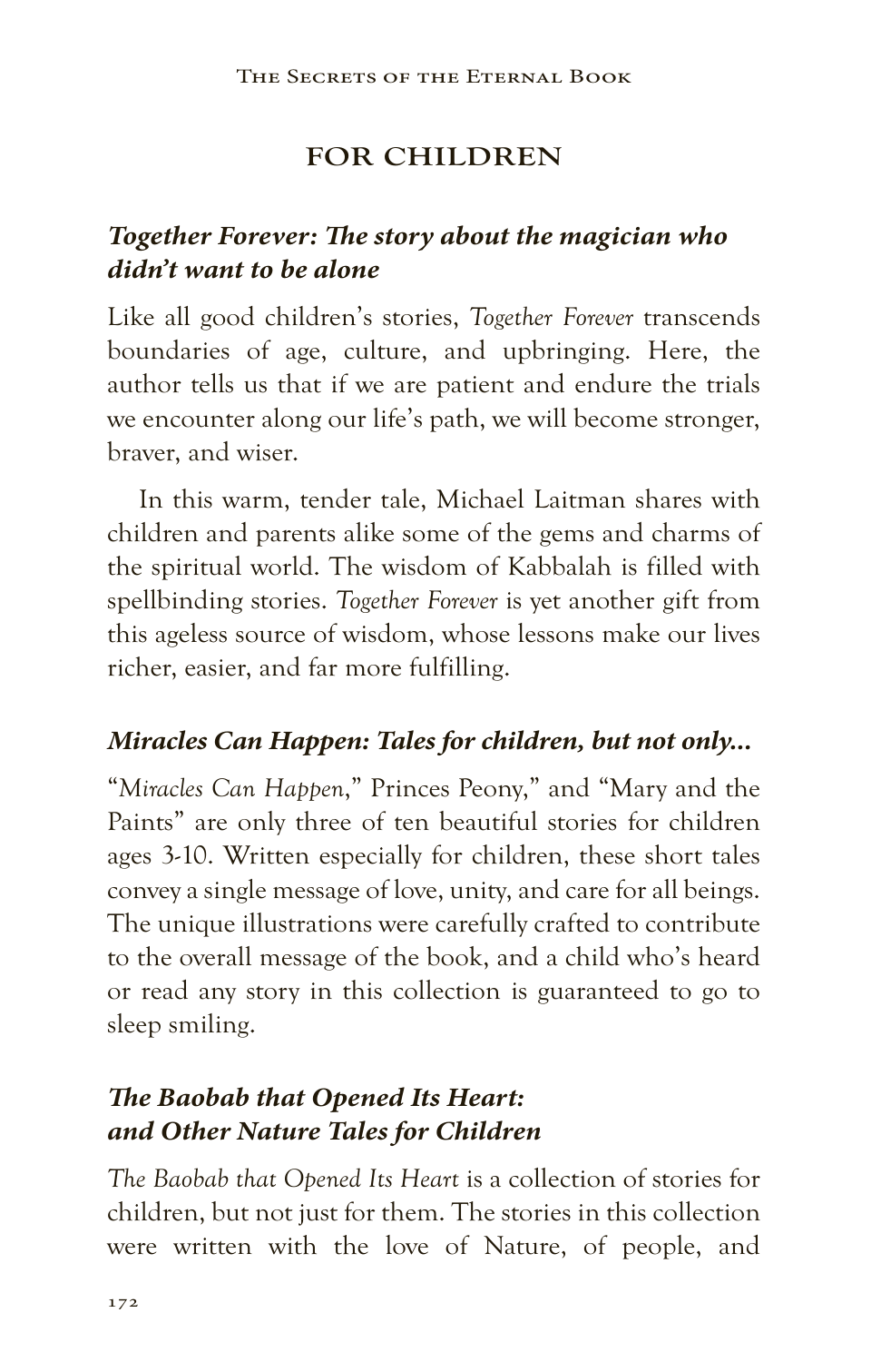## FOR CHILDREN

### *Together Forever: The story about the magician who didn't want to be alone*

Like all good children's stories, *Together Forever* transcends boundaries of age, culture, and upbringing. Here, the author tells us that if we are patient and endure the trials we encounter along our life's path, we will become stronger, braver, and wiser.

In this warm, tender tale, Michael Laitman shares with children and parents alike some of the gems and charms of the spiritual world. The wisdom of Kabbalah is filled with spellbinding stories. *Together Forever* is yet another gift from this ageless source of wisdom, whose lessons make our lives richer, easier, and far more fulfilling.

### *Miracles Can Happen: Tales for children, but not only...*

"*Miracles Can Happen*," Princes Peony," and "Mary and the Paints" are only three of ten beautiful stories for children ages 3-10. Written especially for children, these short tales convey a single message of love, unity, and care for all beings. The unique illustrations were carefully crafted to contribute to the overall message of the book, and a child who's heard or read any story in this collection is guaranteed to go to sleep smiling.

### *The Baobab that Opened Its Heart: and Other Nature Tales for Children*

*The Baobab that Opened Its Heart* is a collection of stories for children, but not just for them. The stories in this collection were written with the love of Nature, of people, and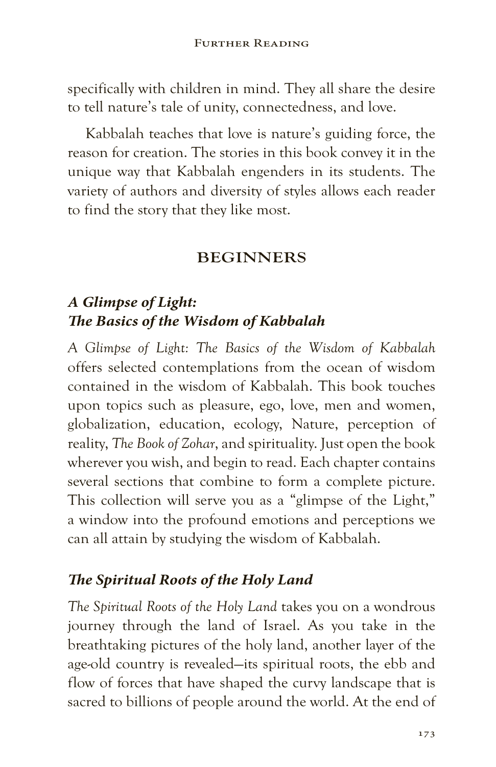specifically with children in mind. They all share the desire to tell nature's tale of unity, connectedness, and love.

Kabbalah teaches that love is nature's guiding force, the reason for creation. The stories in this book convey it in the unique way that Kabbalah engenders in its students. The variety of authors and diversity of styles allows each reader to find the story that they like most.

## BEGINNERS

### *A Glimpse of Light: The Basics of the Wisdom of Kabbalah*

*A Glimpse of Light: The Basics of the Wisdom of Kabbalah* offers selected contemplations from the ocean of wisdom contained in the wisdom of Kabbalah. This book touches upon topics such as pleasure, ego, love, men and women, globalization, education, ecology, Nature, perception of reality, *The Book of Zohar*, and spirituality. Just open the book wherever you wish, and begin to read. Each chapter contains several sections that combine to form a complete picture. This collection will serve you as a "glimpse of the Light," a window into the profound emotions and perceptions we can all attain by studying the wisdom of Kabbalah.

### *The Spiritual Roots of the Holy Land*

*The Spiritual Roots of the Holy Land* takes you on a wondrous journey through the land of Israel. As you take in the breathtaking pictures of the holy land, another layer of the age-old country is revealed—its spiritual roots, the ebb and flow of forces that have shaped the curvy landscape that is sacred to billions of people around the world. At the end of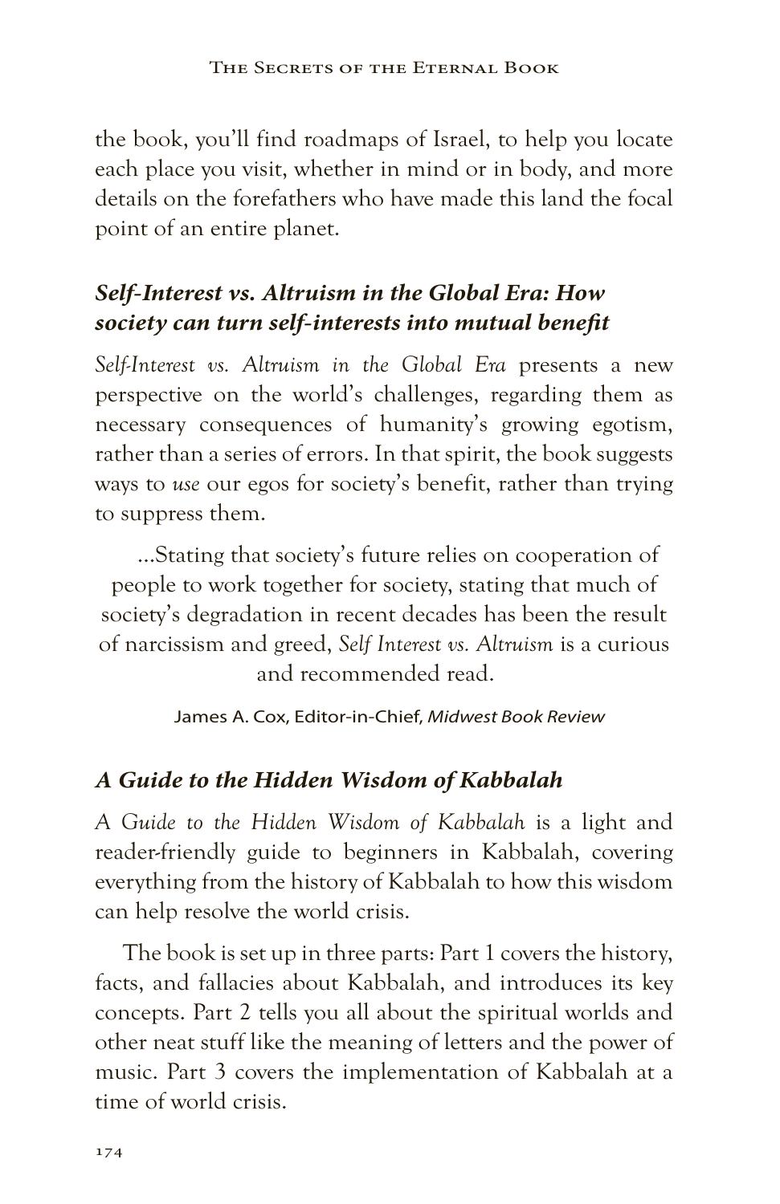the book, you'll find roadmaps of Israel, to help you locate each place you visit, whether in mind or in body, and more details on the forefathers who have made this land the focal point of an entire planet.

### *Self-Interest vs. Altruism in the Global Era: How society can turn self-interests into mutual benefit*

*Self-Interest vs. Altruism in the Global Era* presents a new perspective on the world's challenges, regarding them as necessary consequences of humanity's growing egotism, rather than a series of errors. In that spirit, the book suggests ways to *use* our egos for society's benefit, rather than trying to suppress them.

> …Stating that society's future relies on cooperation of people to work together for society, stating that much of society's degradation in recent decades has been the result of narcissism and greed, *Self Interest vs. Altruism* is a curious and recommended read.
>
> James A. Cox, Editor-in-Chief, *Midwest Book Review*

### *A Guide to the Hidden Wisdom of Kabbalah*

*A Guide to the Hidden Wisdom of Kabbalah* is a light and reader-friendly guide to beginners in Kabbalah, covering everything from the history of Kabbalah to how this wisdom can help resolve the world crisis.

The book is set up in three parts: Part 1 covers the history, facts, and fallacies about Kabbalah, and introduces its key concepts. Part 2 tells you all about the spiritual worlds and other neat stuff like the meaning of letters and the power of music. Part 3 covers the implementation of Kabbalah at a time of world crisis.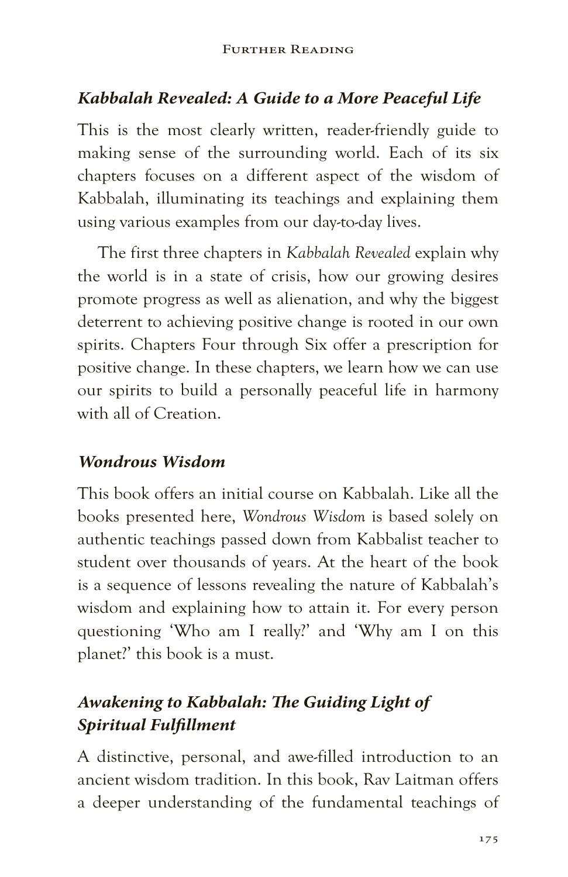### *Kabbalah Revealed: A Guide to a More Peaceful Life*

This is the most clearly written, reader-friendly guide to making sense of the surrounding world. Each of its six chapters focuses on a different aspect of the wisdom of Kabbalah, illuminating its teachings and explaining them using various examples from our day-to-day lives.

The first three chapters in *Kabbalah Revealed* explain why the world is in a state of crisis, how our growing desires promote progress as well as alienation, and why the biggest deterrent to achieving positive change is rooted in our own spirits. Chapters Four through Six offer a prescription for positive change. In these chapters, we learn how we can use our spirits to build a personally peaceful life in harmony with all of Creation.

### *Wondrous Wisdom*

This book offers an initial course on Kabbalah. Like all the books presented here, *Wondrous Wisdom* is based solely on authentic teachings passed down from Kabbalist teacher to student over thousands of years. At the heart of the book is a sequence of lessons revealing the nature of Kabbalah's wisdom and explaining how to attain it. For every person questioning 'Who am I really?' and 'Why am I on this planet?' this book is a must.

### *Awakening to Kabbalah: The Guiding Light of Spiritual Fulfillment*

A distinctive, personal, and awe-filled introduction to an ancient wisdom tradition. In this book, Rav Laitman offers a deeper understanding of the fundamental teachings of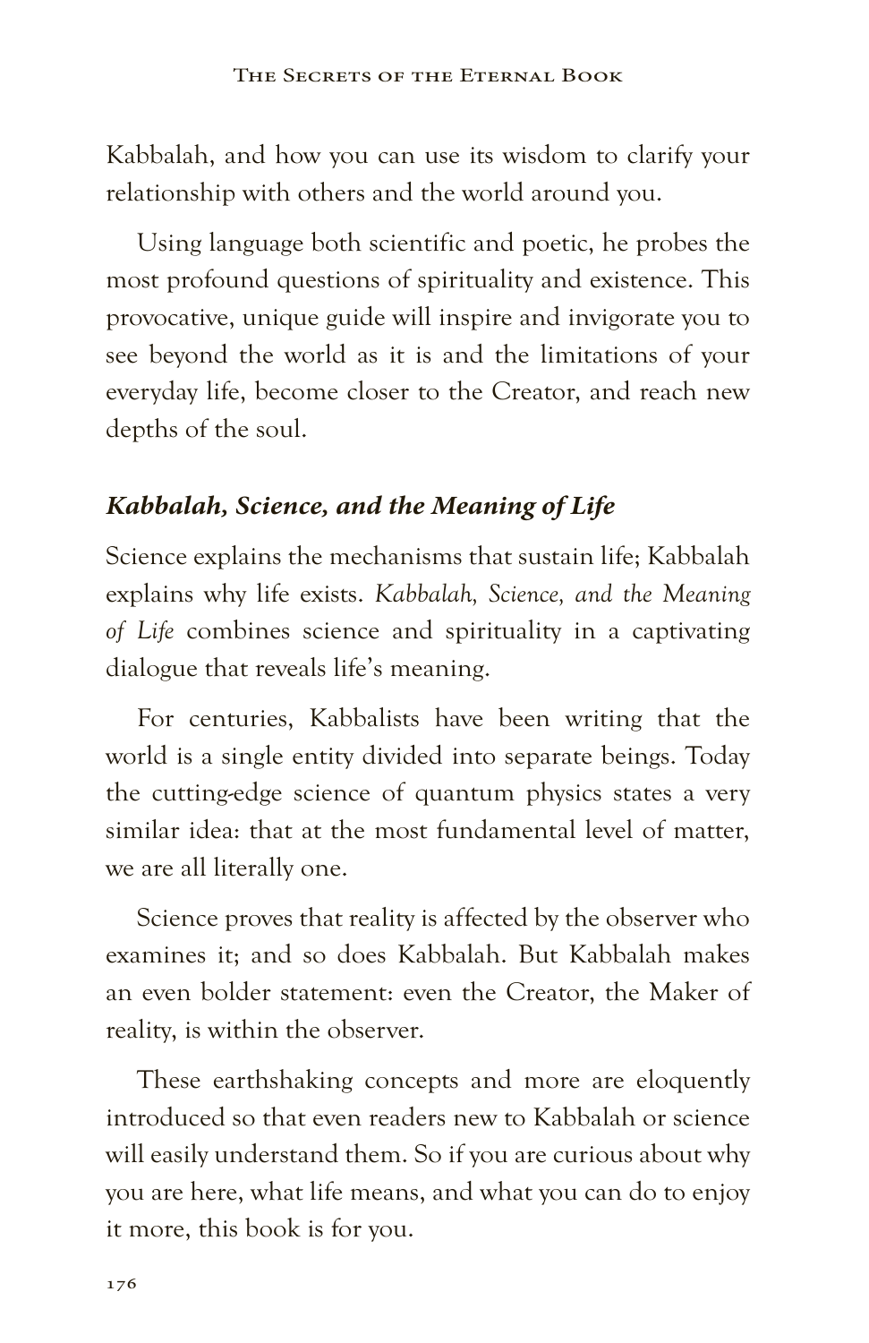Kabbalah, and how you can use its wisdom to clarify your relationship with others and the world around you.

Using language both scientific and poetic, he probes the most profound questions of spirituality and existence. This provocative, unique guide will inspire and invigorate you to see beyond the world as it is and the limitations of your everyday life, become closer to the Creator, and reach new depths of the soul.

### *Kabbalah, Science, and the Meaning of Life*

Science explains the mechanisms that sustain life; Kabbalah explains why life exists. *Kabbalah, Science, and the Meaning of Life* combines science and spirituality in a captivating dialogue that reveals life's meaning.

For centuries, Kabbalists have been writing that the world is a single entity divided into separate beings. Today the cutting-edge science of quantum physics states a very similar idea: that at the most fundamental level of matter, we are all literally one.

Science proves that reality is affected by the observer who examines it; and so does Kabbalah. But Kabbalah makes an even bolder statement: even the Creator, the Maker of reality, is within the observer.

These earthshaking concepts and more are eloquently introduced so that even readers new to Kabbalah or science will easily understand them. So if you are curious about why you are here, what life means, and what you can do to enjoy it more, this book is for you.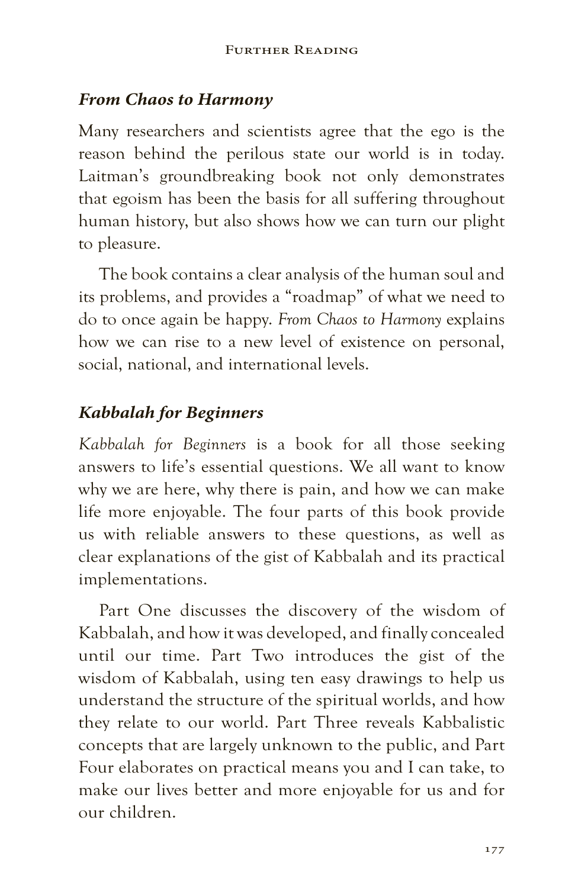### *From Chaos to Harmony*

Many researchers and scientists agree that the ego is the reason behind the perilous state our world is in today. Laitman's groundbreaking book not only demonstrates that egoism has been the basis for all suffering throughout human history, but also shows how we can turn our plight to pleasure.

The book contains a clear analysis of the human soul and its problems, and provides a "roadmap" of what we need to do to once again be happy. *From Chaos to Harmony* explains how we can rise to a new level of existence on personal, social, national, and international levels.

### *Kabbalah for Beginners*

*Kabbalah for Beginners* is a book for all those seeking answers to life's essential questions. We all want to know why we are here, why there is pain, and how we can make life more enjoyable. The four parts of this book provide us with reliable answers to these questions, as well as clear explanations of the gist of Kabbalah and its practical implementations.

Part One discusses the discovery of the wisdom of Kabbalah, and how it was developed, and finally concealed until our time. Part Two introduces the gist of the wisdom of Kabbalah, using ten easy drawings to help us understand the structure of the spiritual worlds, and how they relate to our world. Part Three reveals Kabbalistic concepts that are largely unknown to the public, and Part Four elaborates on practical means you and I can take, to make our lives better and more enjoyable for us and for our children.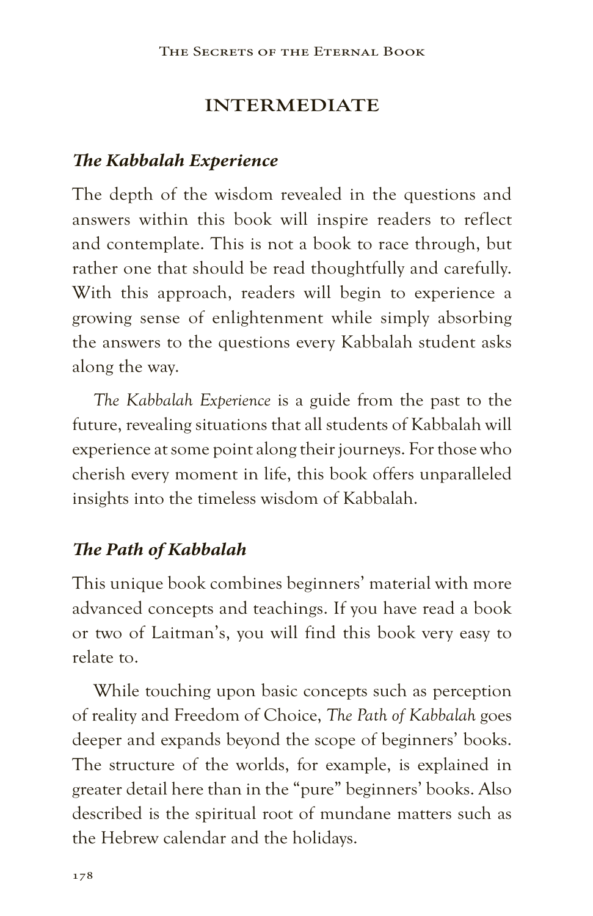## INTERMEDIATE

### *The Kabbalah Experience*

The depth of the wisdom revealed in the questions and answers within this book will inspire readers to reflect and contemplate. This is not a book to race through, but rather one that should be read thoughtfully and carefully. With this approach, readers will begin to experience a growing sense of enlightenment while simply absorbing the answers to the questions every Kabbalah student asks along the way.

*The Kabbalah Experience* is a guide from the past to the future, revealing situations that all students of Kabbalah will experience at some point along their journeys. For those who cherish every moment in life, this book offers unparalleled insights into the timeless wisdom of Kabbalah.

### *The Path of Kabbalah*

This unique book combines beginners' material with more advanced concepts and teachings. If you have read a book or two of Laitman's, you will find this book very easy to relate to.

While touching upon basic concepts such as perception of reality and Freedom of Choice, *The Path of Kabbalah* goes deeper and expands beyond the scope of beginners' books. The structure of the worlds, for example, is explained in greater detail here than in the "pure" beginners' books. Also described is the spiritual root of mundane matters such as the Hebrew calendar and the holidays.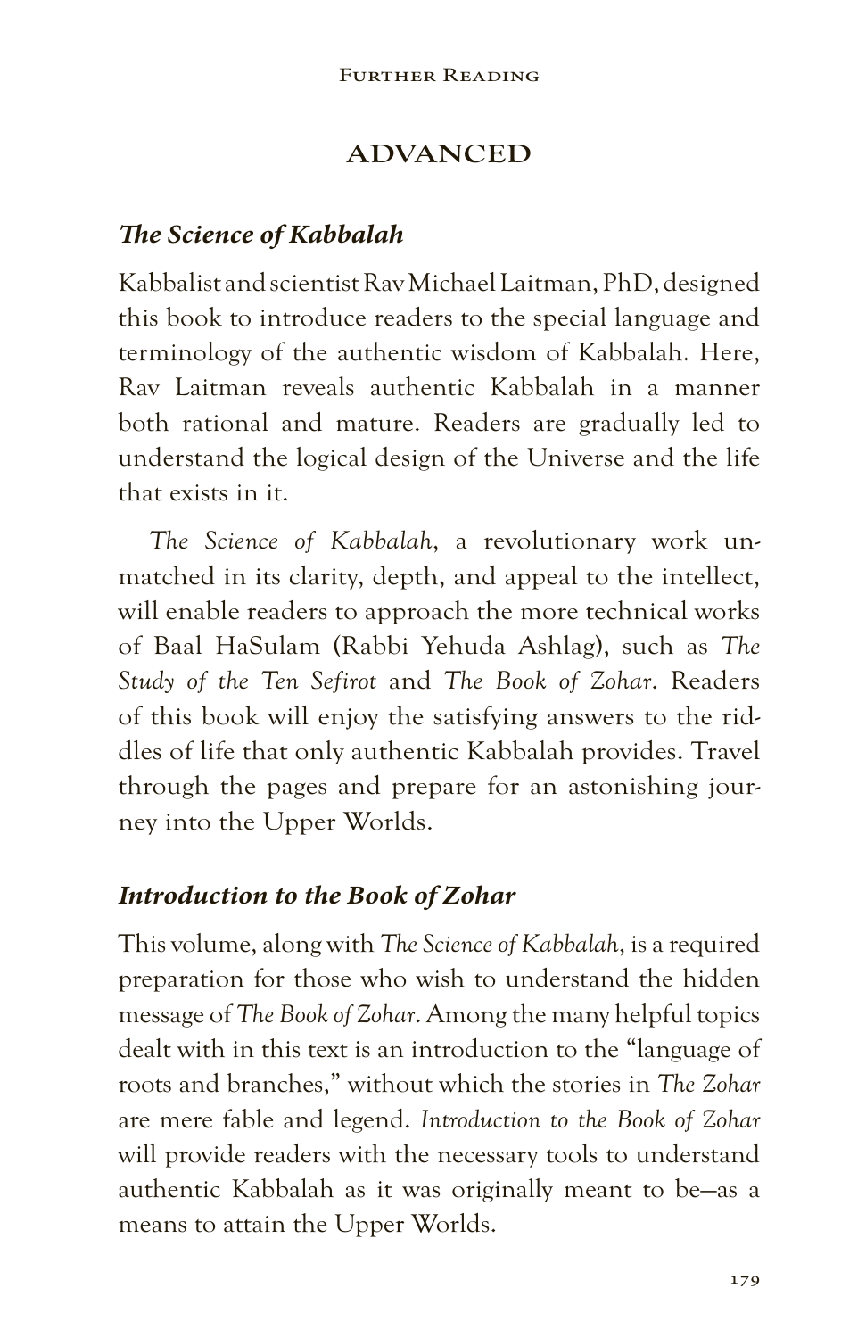## ADVANCED

### *The Science of Kabbalah*

Kabbalist and scientist Rav Michael Laitman, PhD, designed this book to introduce readers to the special language and terminology of the authentic wisdom of Kabbalah. Here, Rav Laitman reveals authentic Kabbalah in a manner both rational and mature. Readers are gradually led to understand the logical design of the Universe and the life that exists in it.

*The Science of Kabbalah*, a revolutionary work unmatched in its clarity, depth, and appeal to the intellect, will enable readers to approach the more technical works of Baal HaSulam (Rabbi Yehuda Ashlag), such as *The Study of the Ten Sefirot* and *The Book of Zohar*. Readers of this book will enjoy the satisfying answers to the riddles of life that only authentic Kabbalah provides. Travel through the pages and prepare for an astonishing journey into the Upper Worlds.

### *Introduction to the Book of Zohar*

This volume, along with *The Science of Kabbalah*, is a required preparation for those who wish to understand the hidden message of *The Book of Zohar*. Among the many helpful topics dealt with in this text is an introduction to the "language of roots and branches," without which the stories in *The Zohar* are mere fable and legend. *Introduction to the Book of Zohar* will provide readers with the necessary tools to understand authentic Kabbalah as it was originally meant to be—as a means to attain the Upper Worlds.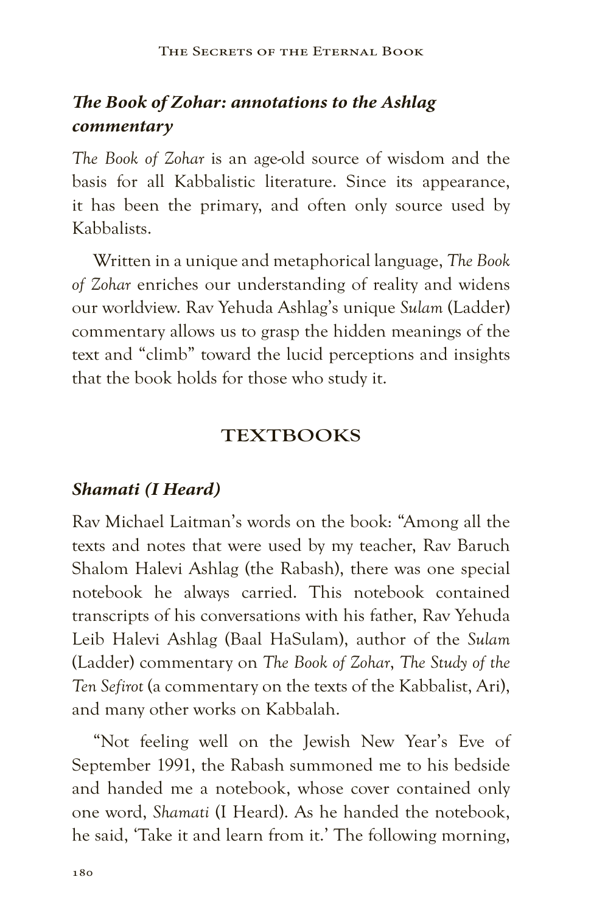### *The Book of Zohar: annotations to the Ashlag commentary*

*The Book of Zohar* is an age-old source of wisdom and the basis for all Kabbalistic literature. Since its appearance, it has been the primary, and often only source used by Kabbalists.

Written in a unique and metaphorical language, *The Book of Zohar* enriches our understanding of reality and widens our worldview. Rav Yehuda Ashlag's unique *Sulam* (Ladder) commentary allows us to grasp the hidden meanings of the text and "climb" toward the lucid perceptions and insights that the book holds for those who study it.

## TEXTBOOKS

### *Shamati (I Heard)*

Rav Michael Laitman's words on the book: "Among all the texts and notes that were used by my teacher, Rav Baruch Shalom Halevi Ashlag (the Rabash), there was one special notebook he always carried. This notebook contained transcripts of his conversations with his father, Rav Yehuda Leib Halevi Ashlag (Baal HaSulam), author of the *Sulam* (Ladder) commentary on *The Book of Zohar*, *The Study of the Ten Sefirot* (a commentary on the texts of the Kabbalist, Ari), and many other works on Kabbalah.

"Not feeling well on the Jewish New Year's Eve of September 1991, the Rabash summoned me to his bedside and handed me a notebook, whose cover contained only one word, *Shamati* (I Heard). As he handed the notebook, he said, 'Take it and learn from it.' The following morning,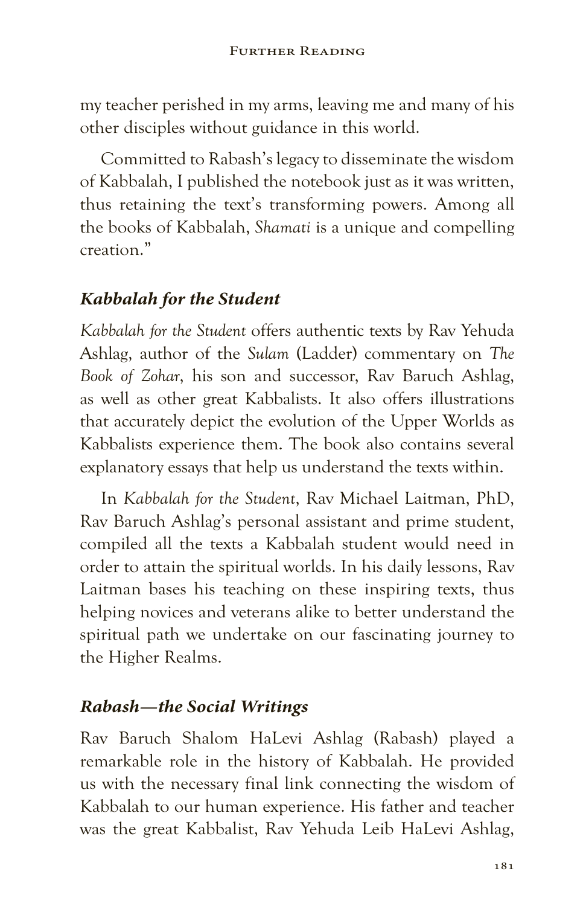my teacher perished in my arms, leaving me and many of his other disciples without guidance in this world.

Committed to Rabash's legacy to disseminate the wisdom of Kabbalah, I published the notebook just as it was written, thus retaining the text's transforming powers. Among all the books of Kabbalah, *Shamati* is a unique and compelling creation."

### *Kabbalah for the Student*

*Kabbalah for the Student* offers authentic texts by Rav Yehuda Ashlag, author of the *Sulam* (Ladder) commentary on *The Book of Zohar*, his son and successor, Rav Baruch Ashlag, as well as other great Kabbalists. It also offers illustrations that accurately depict the evolution of the Upper Worlds as Kabbalists experience them. The book also contains several explanatory essays that help us understand the texts within.

In *Kabbalah for the Student*, Rav Michael Laitman, PhD, Rav Baruch Ashlag's personal assistant and prime student, compiled all the texts a Kabbalah student would need in order to attain the spiritual worlds. In his daily lessons, Rav Laitman bases his teaching on these inspiring texts, thus helping novices and veterans alike to better understand the spiritual path we undertake on our fascinating journey to the Higher Realms.

### *Rabash—the Social Writings*

Rav Baruch Shalom HaLevi Ashlag (Rabash) played a remarkable role in the history of Kabbalah. He provided us with the necessary final link connecting the wisdom of Kabbalah to our human experience. His father and teacher was the great Kabbalist, Rav Yehuda Leib HaLevi Ashlag,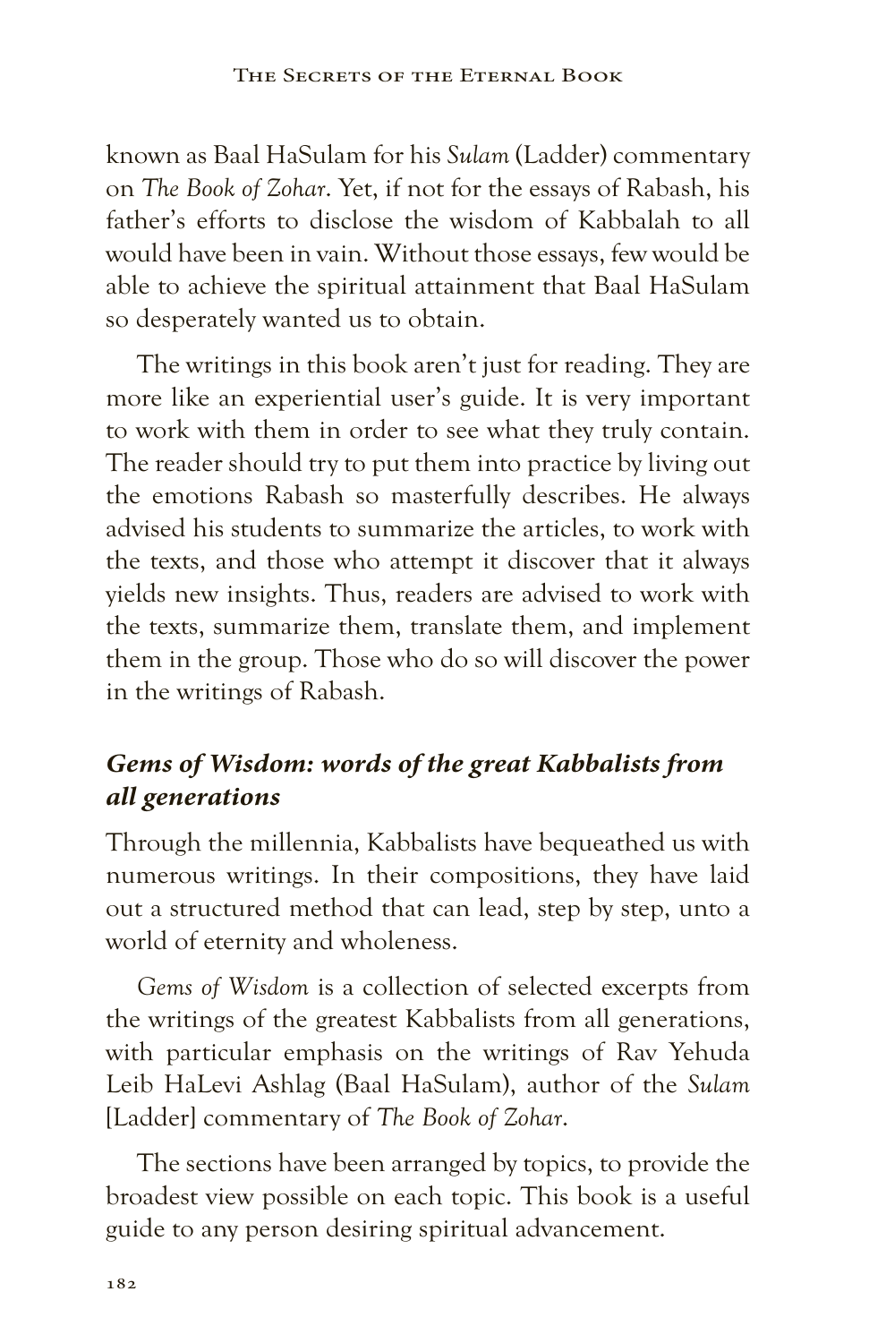known as Baal HaSulam for his *Sulam* (Ladder) commentary on *The Book of Zohar*. Yet, if not for the essays of Rabash, his father's efforts to disclose the wisdom of Kabbalah to all would have been in vain. Without those essays, few would be able to achieve the spiritual attainment that Baal HaSulam so desperately wanted us to obtain.

The writings in this book aren't just for reading. They are more like an experiential user's guide. It is very important to work with them in order to see what they truly contain. The reader should try to put them into practice by living out the emotions Rabash so masterfully describes. He always advised his students to summarize the articles, to work with the texts, and those who attempt it discover that it always yields new insights. Thus, readers are advised to work with the texts, summarize them, translate them, and implement them in the group. Those who do so will discover the power in the writings of Rabash.

### *Gems of Wisdom: words of the great Kabbalists from all generations*

Through the millennia, Kabbalists have bequeathed us with numerous writings. In their compositions, they have laid out a structured method that can lead, step by step, unto a world of eternity and wholeness.

*Gems of Wisdom* is a collection of selected excerpts from the writings of the greatest Kabbalists from all generations, with particular emphasis on the writings of Rav Yehuda Leib HaLevi Ashlag (Baal HaSulam), author of the *Sulam* [Ladder] commentary of *The Book of Zohar*.

The sections have been arranged by topics, to provide the broadest view possible on each topic. This book is a useful guide to any person desiring spiritual advancement.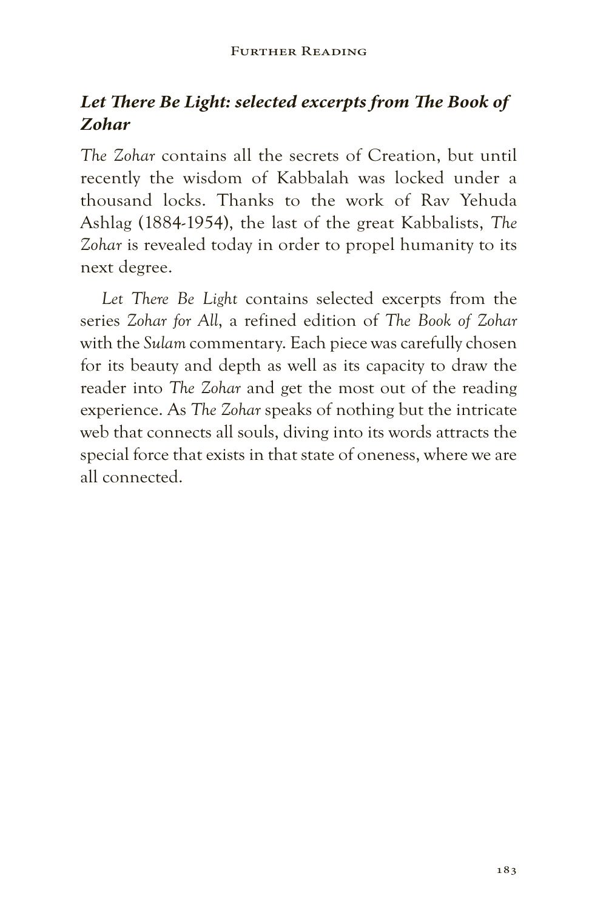### *Let There Be Light: selected excerpts from The Book of Zohar*

*The Zohar* contains all the secrets of Creation, but until recently the wisdom of Kabbalah was locked under a thousand locks. Thanks to the work of Rav Yehuda Ashlag (1884-1954), the last of the great Kabbalists, *The Zohar* is revealed today in order to propel humanity to its next degree.

*Let There Be Light* contains selected excerpts from the series *Zohar for All*, a refined edition of *The Book of Zohar* with the *Sulam* commentary. Each piece was carefully chosen for its beauty and depth as well as its capacity to draw the reader into *The Zohar* and get the most out of the reading experience. As *The Zohar* speaks of nothing but the intricate web that connects all souls, diving into its words attracts the special force that exists in that state of oneness, where we are all connected.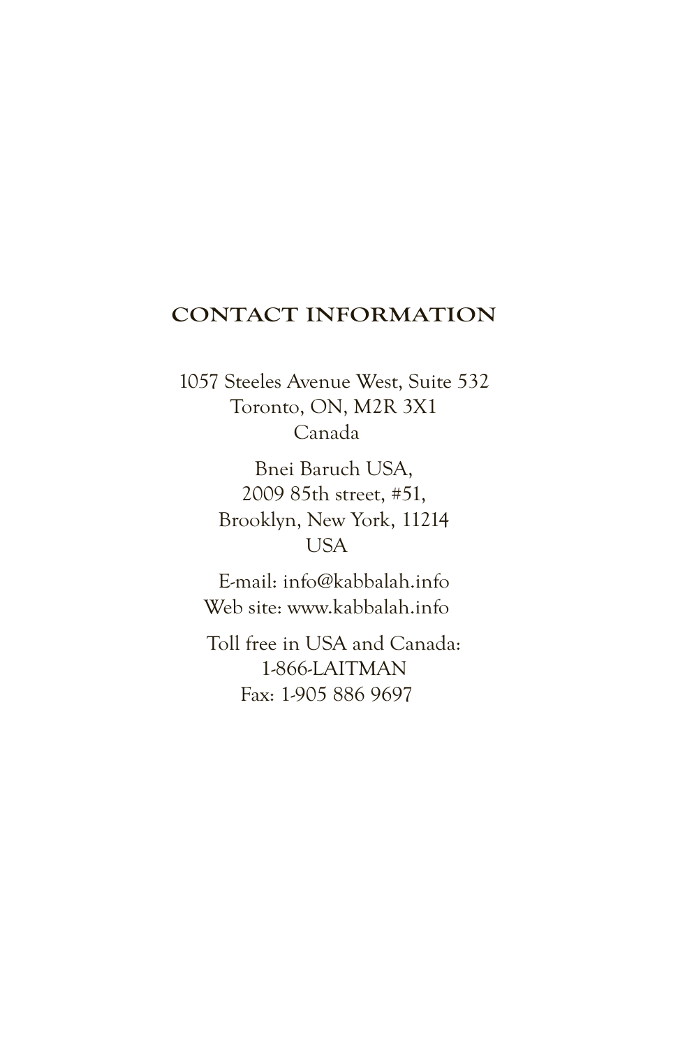## CONTACT INFORMATION

1057 Steeles Avenue West, Suite 532
Toronto, ON, M2R 3X1
Canada

Bnei Baruch USA,
2009 85th street, #51,
Brooklyn, New York, 11214
USA

E-mail: info@kabbalah.info
Web site: www.kabbalah.info

Toll free in USA and Canada:
1-866-LAITMAN
Fax: 1-905 886 9697